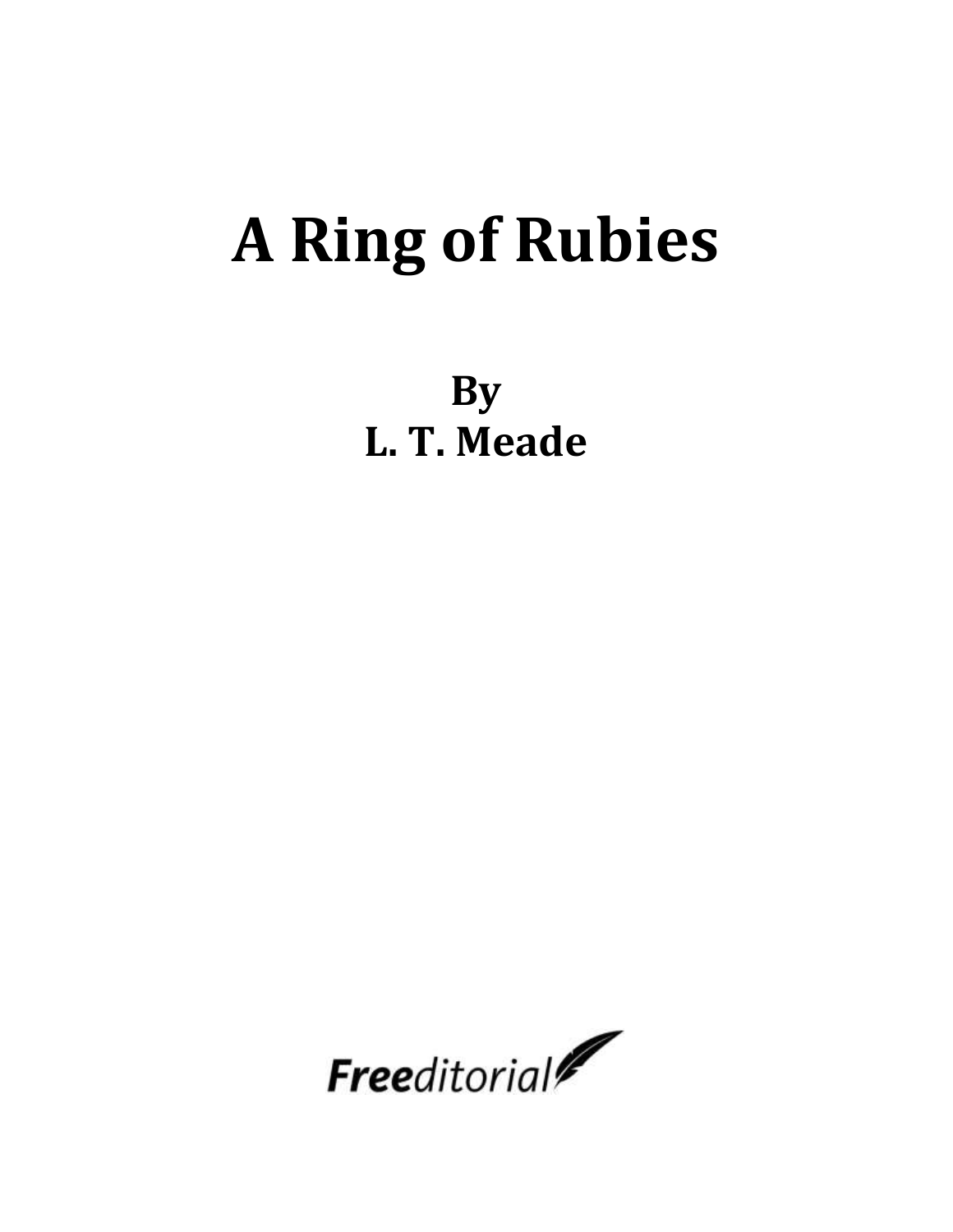# A Ring of Rubies

**By**
**L. T. Meade**

Freeditorial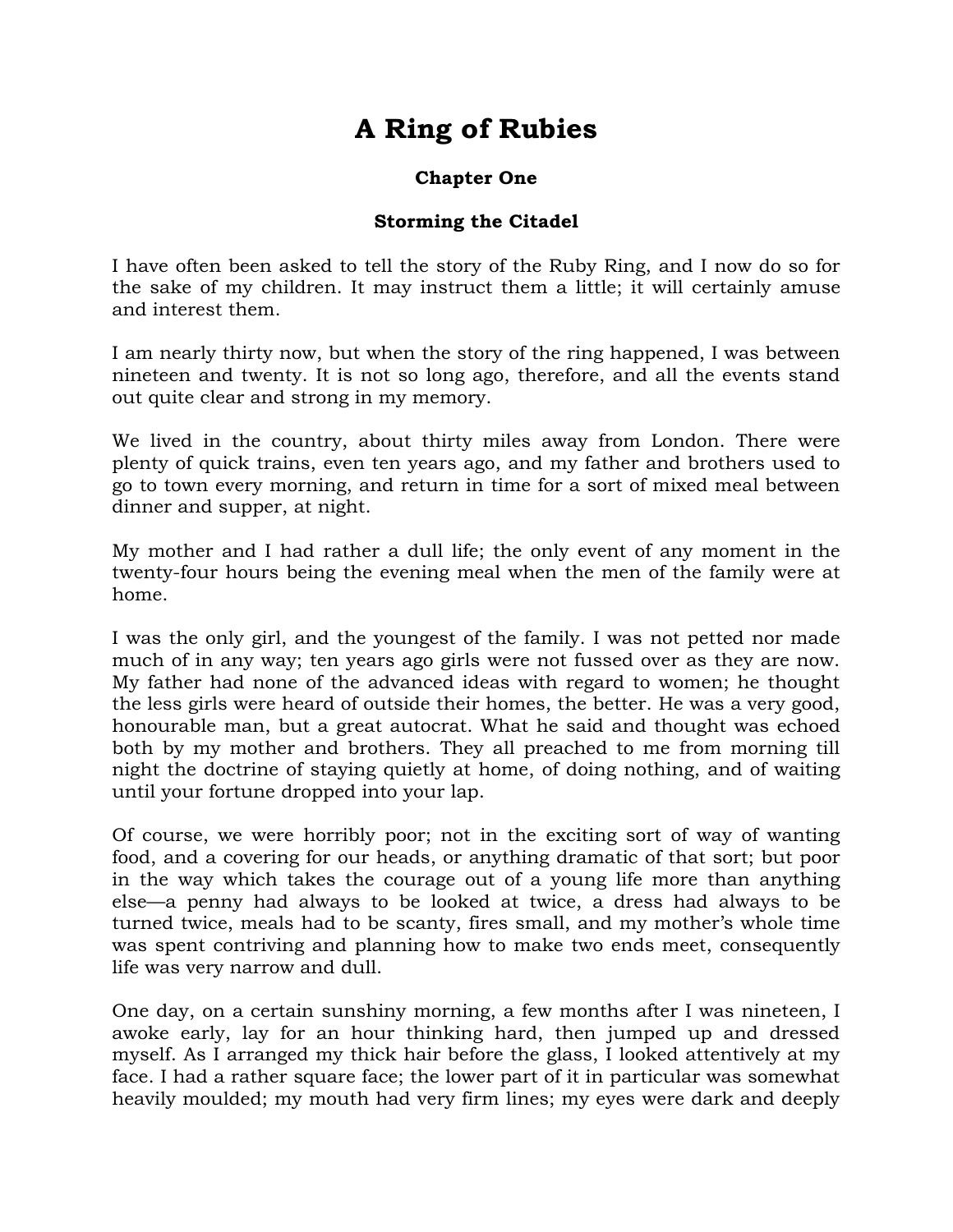# A Ring of Rubies

## Chapter One

### Storming the Citadel

I have often been asked to tell the story of the Ruby Ring, and I now do so for the sake of my children. It may instruct them a little; it will certainly amuse and interest them.

I am nearly thirty now, but when the story of the ring happened, I was between nineteen and twenty. It is not so long ago, therefore, and all the events stand out quite clear and strong in my memory.

We lived in the country, about thirty miles away from London. There were plenty of quick trains, even ten years ago, and my father and brothers used to go to town every morning, and return in time for a sort of mixed meal between dinner and supper, at night.

My mother and I had rather a dull life; the only event of any moment in the twenty-four hours being the evening meal when the men of the family were at home.

I was the only girl, and the youngest of the family. I was not petted nor made much of in any way; ten years ago girls were not fussed over as they are now. My father had none of the advanced ideas with regard to women; he thought the less girls were heard of outside their homes, the better. He was a very good, honourable man, but a great autocrat. What he said and thought was echoed both by my mother and brothers. They all preached to me from morning till night the doctrine of staying quietly at home, of doing nothing, and of waiting until your fortune dropped into your lap.

Of course, we were horribly poor; not in the exciting sort of way of wanting food, and a covering for our heads, or anything dramatic of that sort; but poor in the way which takes the courage out of a young life more than anything else—a penny had always to be looked at twice, a dress had always to be turned twice, meals had to be scanty, fires small, and my mother's whole time was spent contriving and planning how to make two ends meet, consequently life was very narrow and dull.

One day, on a certain sunshiny morning, a few months after I was nineteen, I awoke early, lay for an hour thinking hard, then jumped up and dressed myself. As I arranged my thick hair before the glass, I looked attentively at my face. I had a rather square face; the lower part of it in particular was somewhat heavily moulded; my mouth had very firm lines; my eyes were dark and deeply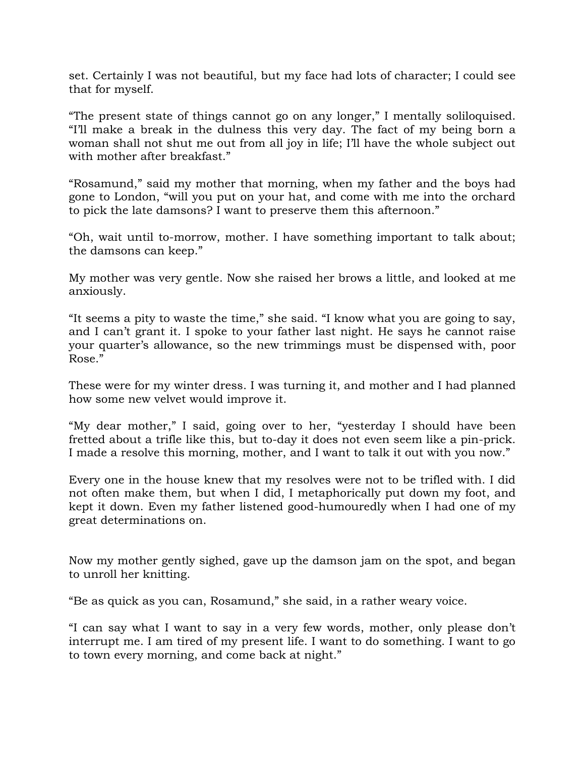set. Certainly I was not beautiful, but my face had lots of character; I could see that for myself.

"The present state of things cannot go on any longer," I mentally soliloquised. "I'll make a break in the dulness this very day. The fact of my being born a woman shall not shut me out from all joy in life; I'll have the whole subject out with mother after breakfast."

"Rosamund," said my mother that morning, when my father and the boys had gone to London, "will you put on your hat, and come with me into the orchard to pick the late damsons? I want to preserve them this afternoon."

"Oh, wait until to-morrow, mother. I have something important to talk about; the damsons can keep."

My mother was very gentle. Now she raised her brows a little, and looked at me anxiously.

"It seems a pity to waste the time," she said. "I know what you are going to say, and I can't grant it. I spoke to your father last night. He says he cannot raise your quarter's allowance, so the new trimmings must be dispensed with, poor Rose."

These were for my winter dress. I was turning it, and mother and I had planned how some new velvet would improve it.

"My dear mother," I said, going over to her, "yesterday I should have been fretted about a trifle like this, but to-day it does not even seem like a pin-prick. I made a resolve this morning, mother, and I want to talk it out with you now."

Every one in the house knew that my resolves were not to be trifled with. I did not often make them, but when I did, I metaphorically put down my foot, and kept it down. Even my father listened good-humouredly when I had one of my great determinations on.

Now my mother gently sighed, gave up the damson jam on the spot, and began to unroll her knitting.

"Be as quick as you can, Rosamund," she said, in a rather weary voice.

"I can say what I want to say in a very few words, mother, only please don't interrupt me. I am tired of my present life. I want to do something. I want to go to town every morning, and come back at night."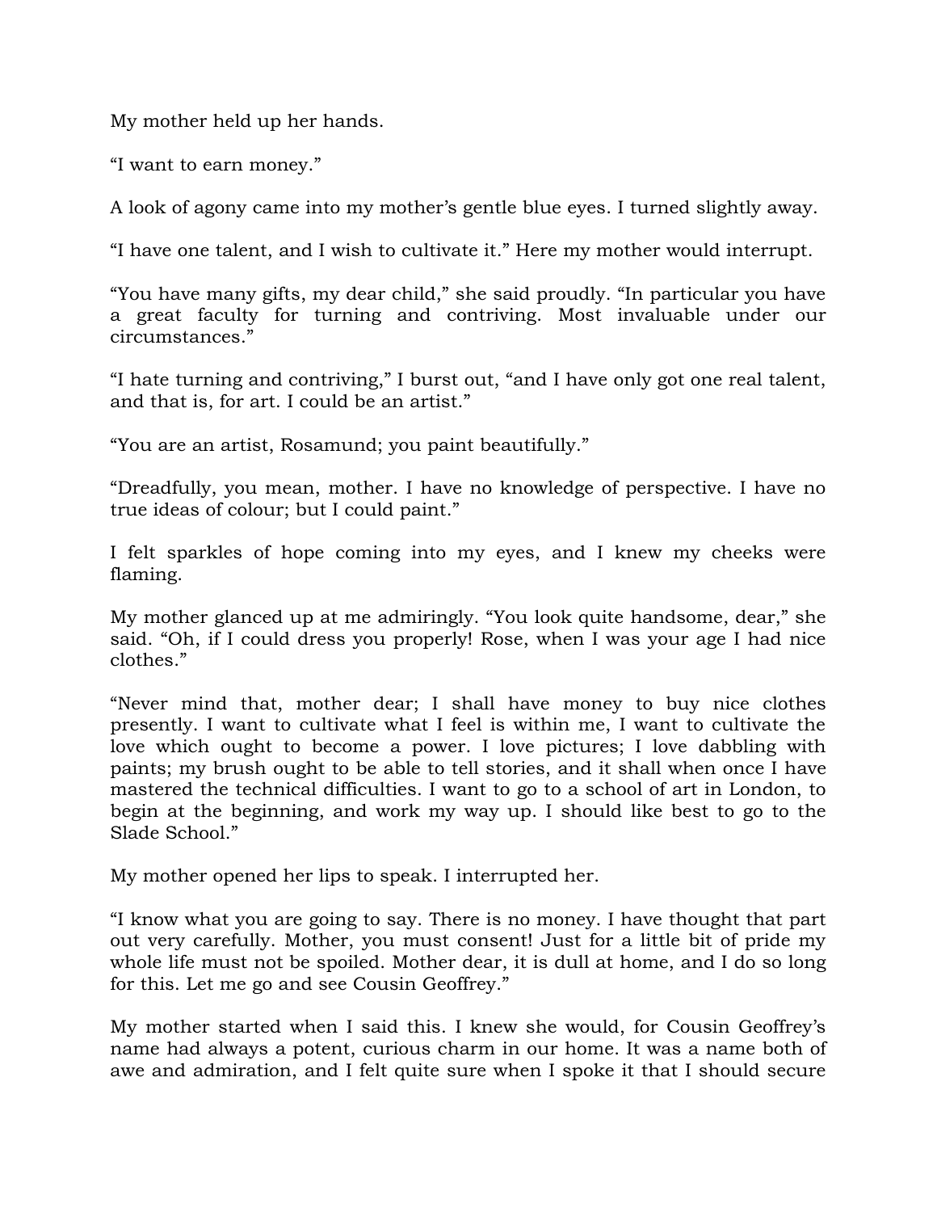My mother held up her hands.

“I want to earn money.”

A look of agony came into my mother’s gentle blue eyes. I turned slightly away.

“I have one talent, and I wish to cultivate it.” Here my mother would interrupt.

“You have many gifts, my dear child,” she said proudly. “In particular you have a great faculty for turning and contriving. Most invaluable under our circumstances.”

“I hate turning and contriving,” I burst out, “and I have only got one real talent, and that is, for art. I could be an artist.”

“You are an artist, Rosamund; you paint beautifully.”

“Dreadfully, you mean, mother. I have no knowledge of perspective. I have no true ideas of colour; but I could paint.”

I felt sparkles of hope coming into my eyes, and I knew my cheeks were flaming.

My mother glanced up at me admiringly. “You look quite handsome, dear,” she said. “Oh, if I could dress you properly! Rose, when I was your age I had nice clothes.”

“Never mind that, mother dear; I shall have money to buy nice clothes presently. I want to cultivate what I feel is within me, I want to cultivate the love which ought to become a power. I love pictures; I love dabbling with paints; my brush ought to be able to tell stories, and it shall when once I have mastered the technical difficulties. I want to go to a school of art in London, to begin at the beginning, and work my way up. I should like best to go to the Slade School.”

My mother opened her lips to speak. I interrupted her.

“I know what you are going to say. There is no money. I have thought that part out very carefully. Mother, you must consent! Just for a little bit of pride my whole life must not be spoiled. Mother dear, it is dull at home, and I do so long for this. Let me go and see Cousin Geoffrey.”

My mother started when I said this. I knew she would, for Cousin Geoffrey’s name had always a potent, curious charm in our home. It was a name both of awe and admiration, and I felt quite sure when I spoke it that I should secure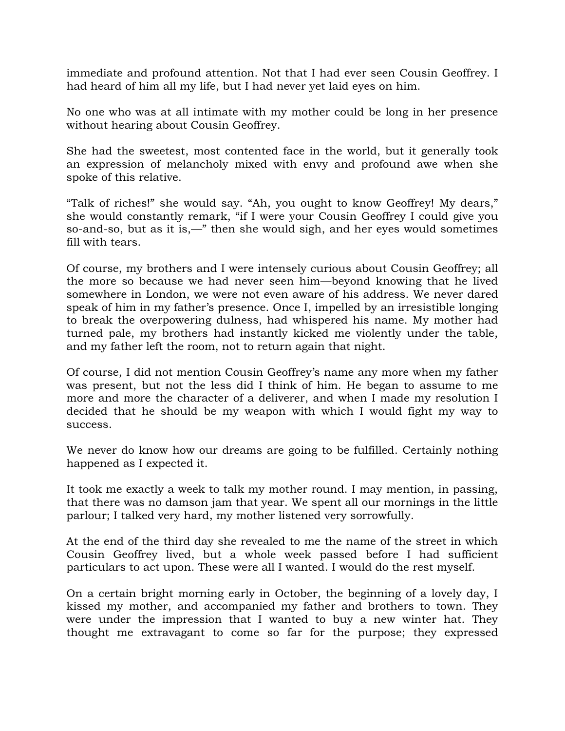immediate and profound attention. Not that I had ever seen Cousin Geoffrey. I had heard of him all my life, but I had never yet laid eyes on him.

No one who was at all intimate with my mother could be long in her presence without hearing about Cousin Geoffrey.

She had the sweetest, most contented face in the world, but it generally took an expression of melancholy mixed with envy and profound awe when she spoke of this relative.

“Talk of riches!” she would say. “Ah, you ought to know Geoffrey! My dears,” she would constantly remark, “if I were your Cousin Geoffrey I could give you so-and-so, but as it is,—” then she would sigh, and her eyes would sometimes fill with tears.

Of course, my brothers and I were intensely curious about Cousin Geoffrey; all the more so because we had never seen him—beyond knowing that he lived somewhere in London, we were not even aware of his address. We never dared speak of him in my father’s presence. Once I, impelled by an irresistible longing to break the overpowering dulness, had whispered his name. My mother had turned pale, my brothers had instantly kicked me violently under the table, and my father left the room, not to return again that night.

Of course, I did not mention Cousin Geoffrey’s name any more when my father was present, but not the less did I think of him. He began to assume to me more and more the character of a deliverer, and when I made my resolution I decided that he should be my weapon with which I would fight my way to success.

We never do know how our dreams are going to be fulfilled. Certainly nothing happened as I expected it.

It took me exactly a week to talk my mother round. I may mention, in passing, that there was no damson jam that year. We spent all our mornings in the little parlour; I talked very hard, my mother listened very sorrowfully.

At the end of the third day she revealed to me the name of the street in which Cousin Geoffrey lived, but a whole week passed before I had sufficient particulars to act upon. These were all I wanted. I would do the rest myself.

On a certain bright morning early in October, the beginning of a lovely day, I kissed my mother, and accompanied my father and brothers to town. They were under the impression that I wanted to buy a new winter hat. They thought me extravagant to come so far for the purpose; they expressed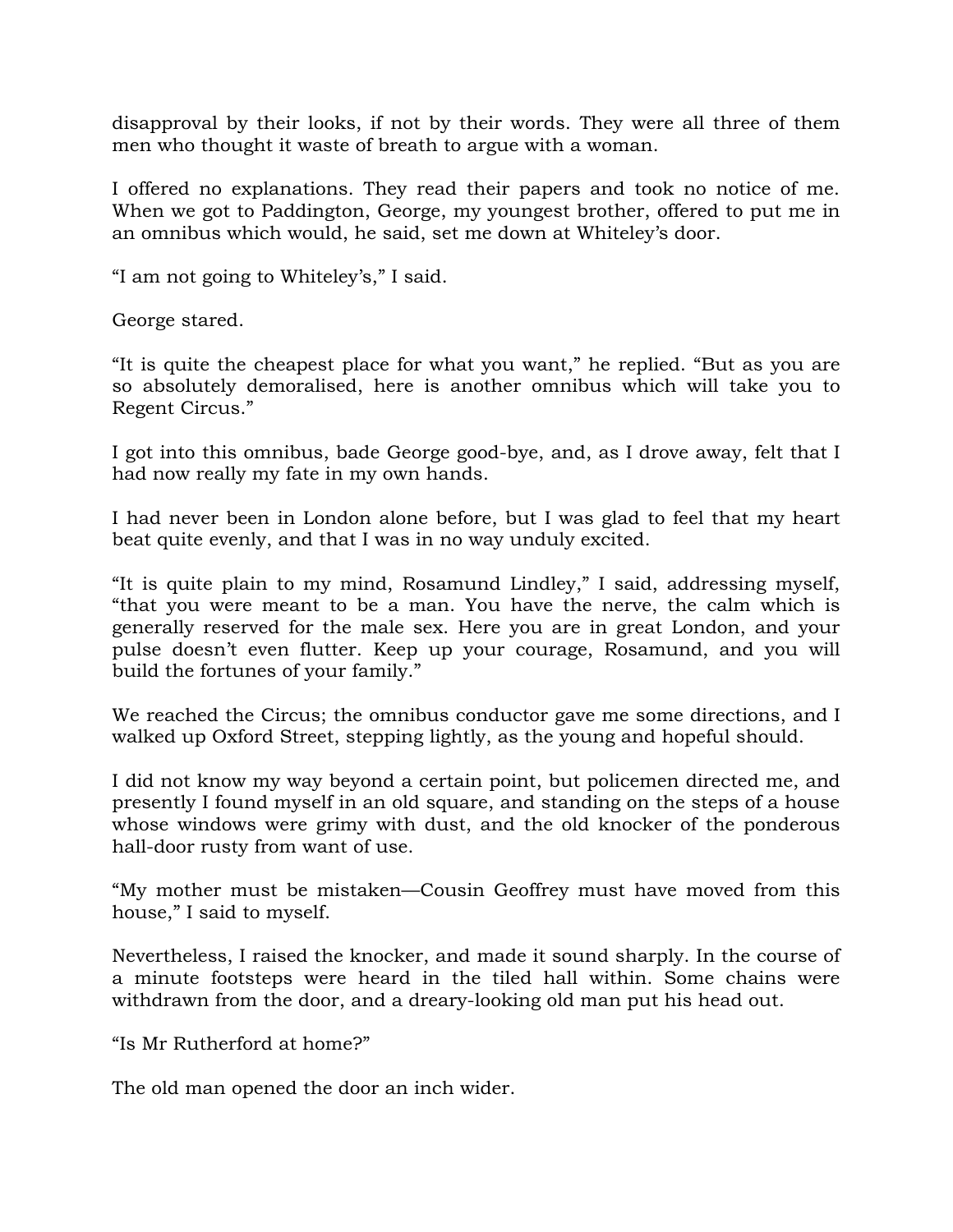disapproval by their looks, if not by their words. They were all three of them men who thought it waste of breath to argue with a woman.

I offered no explanations. They read their papers and took no notice of me. When we got to Paddington, George, my youngest brother, offered to put me in an omnibus which would, he said, set me down at Whiteley's door.

"I am not going to Whiteley's," I said.

George stared.

"It is quite the cheapest place for what you want," he replied. "But as you are so absolutely demoralised, here is another omnibus which will take you to Regent Circus."

I got into this omnibus, bade George good-bye, and, as I drove away, felt that I had now really my fate in my own hands.

I had never been in London alone before, but I was glad to feel that my heart beat quite evenly, and that I was in no way unduly excited.

"It is quite plain to my mind, Rosamund Lindley," I said, addressing myself, "that you were meant to be a man. You have the nerve, the calm which is generally reserved for the male sex. Here you are in great London, and your pulse doesn't even flutter. Keep up your courage, Rosamund, and you will build the fortunes of your family."

We reached the Circus; the omnibus conductor gave me some directions, and I walked up Oxford Street, stepping lightly, as the young and hopeful should.

I did not know my way beyond a certain point, but policemen directed me, and presently I found myself in an old square, and standing on the steps of a house whose windows were grimy with dust, and the old knocker of the ponderous hall-door rusty from want of use.

"My mother must be mistaken—Cousin Geoffrey must have moved from this house," I said to myself.

Nevertheless, I raised the knocker, and made it sound sharply. In the course of a minute footsteps were heard in the tiled hall within. Some chains were withdrawn from the door, and a dreary-looking old man put his head out.

"Is Mr Rutherford at home?"

The old man opened the door an inch wider.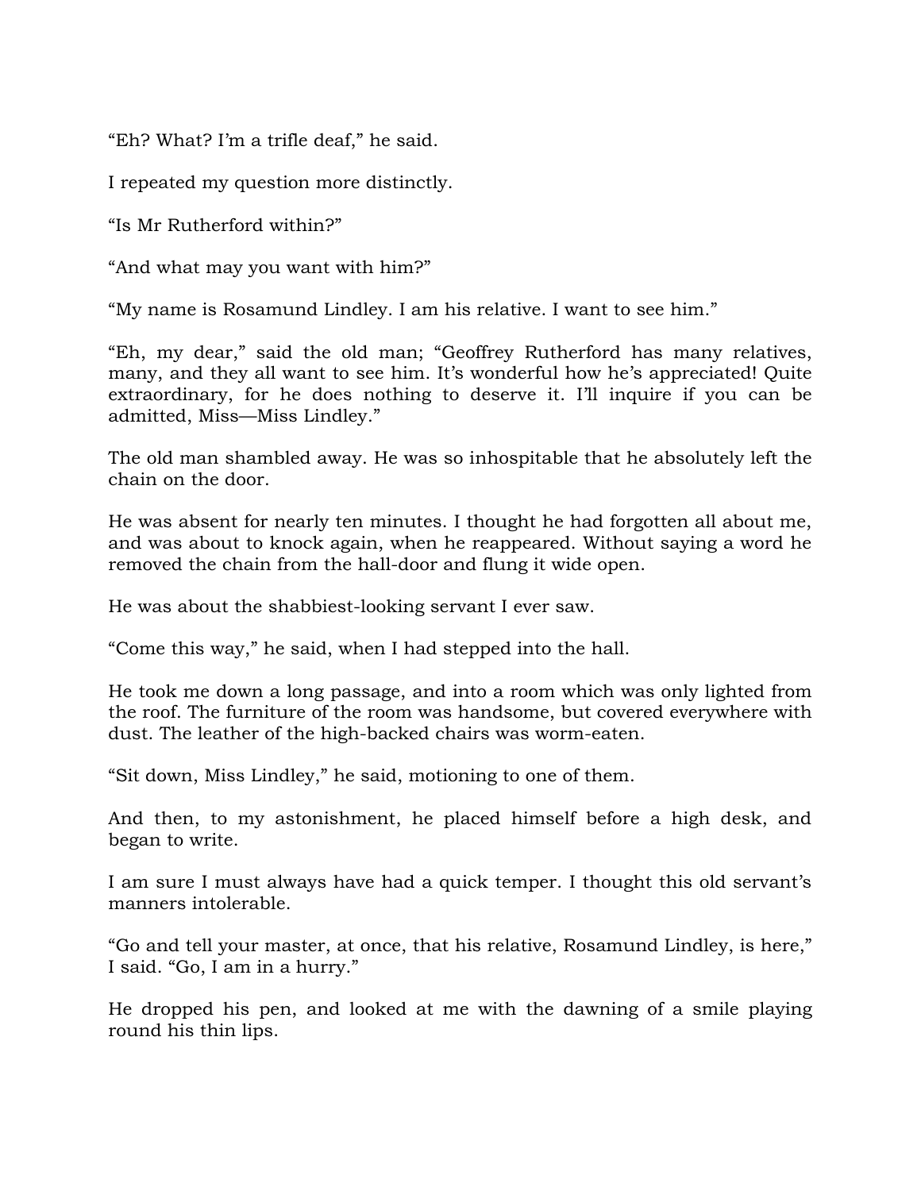“Eh? What? I’m a trifle deaf,” he said.

I repeated my question more distinctly.

“Is Mr Rutherford within?”

“And what may you want with him?”

“My name is Rosamund Lindley. I am his relative. I want to see him.”

“Eh, my dear,” said the old man; “Geoffrey Rutherford has many relatives, many, and they all want to see him. It’s wonderful how he’s appreciated! Quite extraordinary, for he does nothing to deserve it. I’ll inquire if you can be admitted, Miss—Miss Lindley.”

The old man shambled away. He was so inhospitable that he absolutely left the chain on the door.

He was absent for nearly ten minutes. I thought he had forgotten all about me, and was about to knock again, when he reappeared. Without saying a word he removed the chain from the hall-door and flung it wide open.

He was about the shabbiest-looking servant I ever saw.

“Come this way,” he said, when I had stepped into the hall.

He took me down a long passage, and into a room which was only lighted from the roof. The furniture of the room was handsome, but covered everywhere with dust. The leather of the high-backed chairs was worm-eaten.

“Sit down, Miss Lindley,” he said, motioning to one of them.

And then, to my astonishment, he placed himself before a high desk, and began to write.

I am sure I must always have had a quick temper. I thought this old servant’s manners intolerable.

“Go and tell your master, at once, that his relative, Rosamund Lindley, is here,” I said. “Go, I am in a hurry.”

He dropped his pen, and looked at me with the dawning of a smile playing round his thin lips.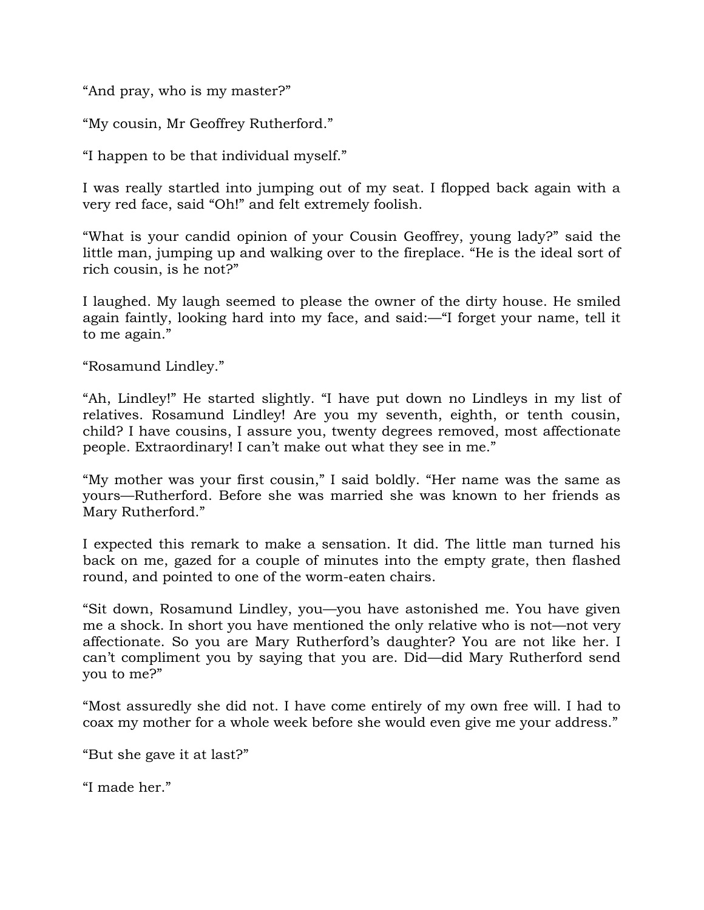"And pray, who is my master?"

"My cousin, Mr Geoffrey Rutherford."

"I happen to be that individual myself."

I was really startled into jumping out of my seat. I flopped back again with a very red face, said "Oh!" and felt extremely foolish.

"What is your candid opinion of your Cousin Geoffrey, young lady?" said the little man, jumping up and walking over to the fireplace. "He is the ideal sort of rich cousin, is he not?"

I laughed. My laugh seemed to please the owner of the dirty house. He smiled again faintly, looking hard into my face, and said:—"I forget your name, tell it to me again."

"Rosamund Lindley."

"Ah, Lindley!" He started slightly. "I have put down no Lindleys in my list of relatives. Rosamund Lindley! Are you my seventh, eighth, or tenth cousin, child? I have cousins, I assure you, twenty degrees removed, most affectionate people. Extraordinary! I can't make out what they see in me."

"My mother was your first cousin," I said boldly. "Her name was the same as yours—Rutherford. Before she was married she was known to her friends as Mary Rutherford."

I expected this remark to make a sensation. It did. The little man turned his back on me, gazed for a couple of minutes into the empty grate, then flashed round, and pointed to one of the worm-eaten chairs.

"Sit down, Rosamund Lindley, you—you have astonished me. You have given me a shock. In short you have mentioned the only relative who is not—not very affectionate. So you are Mary Rutherford's daughter? You are not like her. I can't compliment you by saying that you are. Did—did Mary Rutherford send you to me?"

"Most assuredly she did not. I have come entirely of my own free will. I had to coax my mother for a whole week before she would even give me your address."

"But she gave it at last?"

"I made her."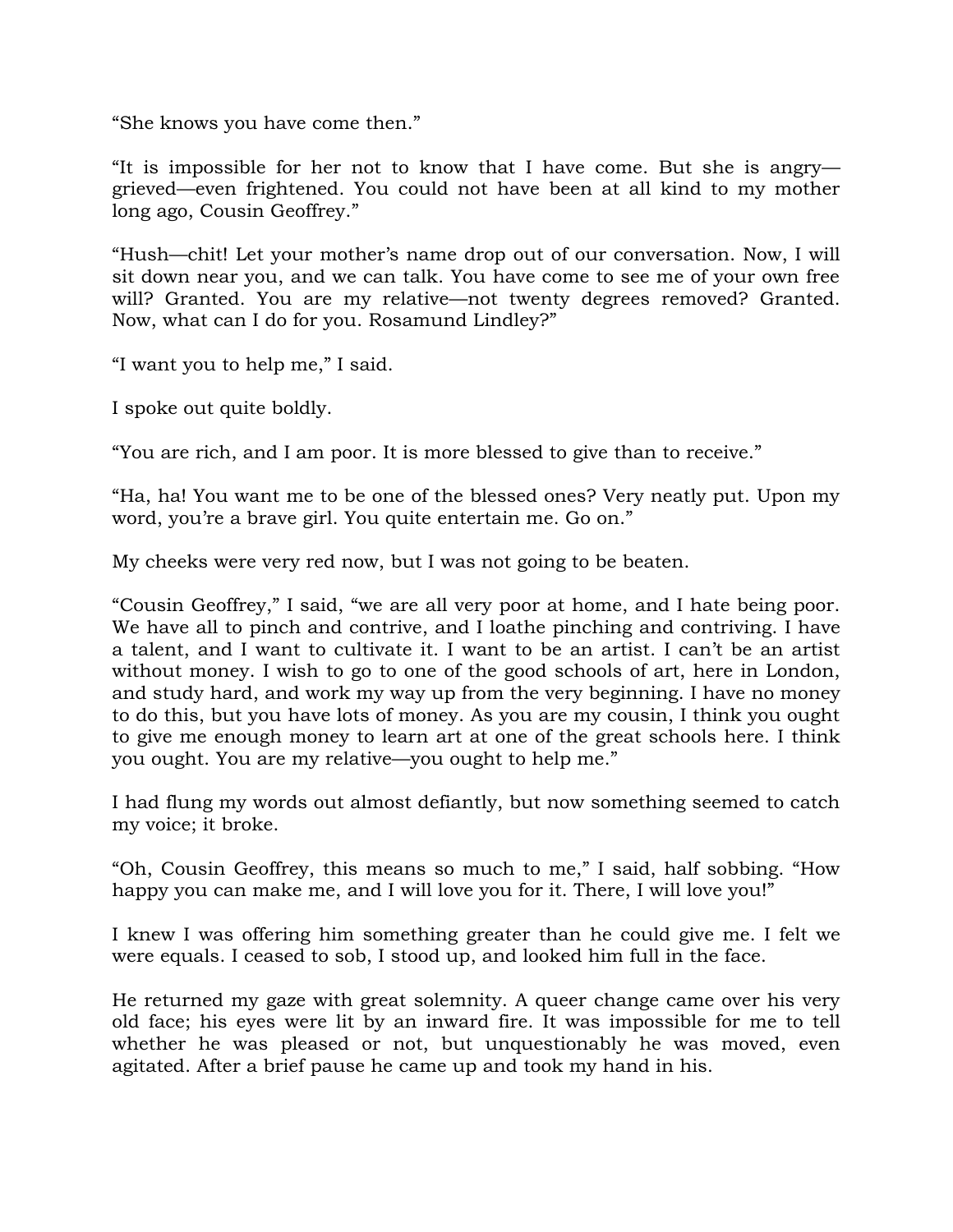"She knows you have come then."

"It is impossible for her not to know that I have come. But she is angry—grieved—even frightened. You could not have been at all kind to my mother long ago, Cousin Geoffrey."

"Hush—chit! Let your mother's name drop out of our conversation. Now, I will sit down near you, and we can talk. You have come to see me of your own free will? Granted. You are my relative—not twenty degrees removed? Granted. Now, what can I do for you. Rosamund Lindley?"

"I want you to help me," I said.

I spoke out quite boldly.

"You are rich, and I am poor. It is more blessed to give than to receive."

"Ha, ha! You want me to be one of the blessed ones? Very neatly put. Upon my word, you're a brave girl. You quite entertain me. Go on."

My cheeks were very red now, but I was not going to be beaten.

"Cousin Geoffrey," I said, "we are all very poor at home, and I hate being poor. We have all to pinch and contrive, and I loathe pinching and contriving. I have a talent, and I want to cultivate it. I want to be an artist. I can't be an artist without money. I wish to go to one of the good schools of art, here in London, and study hard, and work my way up from the very beginning. I have no money to do this, but you have lots of money. As you are my cousin, I think you ought to give me enough money to learn art at one of the great schools here. I think you ought. You are my relative—you ought to help me."

I had flung my words out almost defiantly, but now something seemed to catch my voice; it broke.

"Oh, Cousin Geoffrey, this means so much to me," I said, half sobbing. "How happy you can make me, and I will love you for it. There, I will love you!"

I knew I was offering him something greater than he could give me. I felt we were equals. I ceased to sob, I stood up, and looked him full in the face.

He returned my gaze with great solemnity. A queer change came over his very old face; his eyes were lit by an inward fire. It was impossible for me to tell whether he was pleased or not, but unquestionably he was moved, even agitated. After a brief pause he came up and took my hand in his.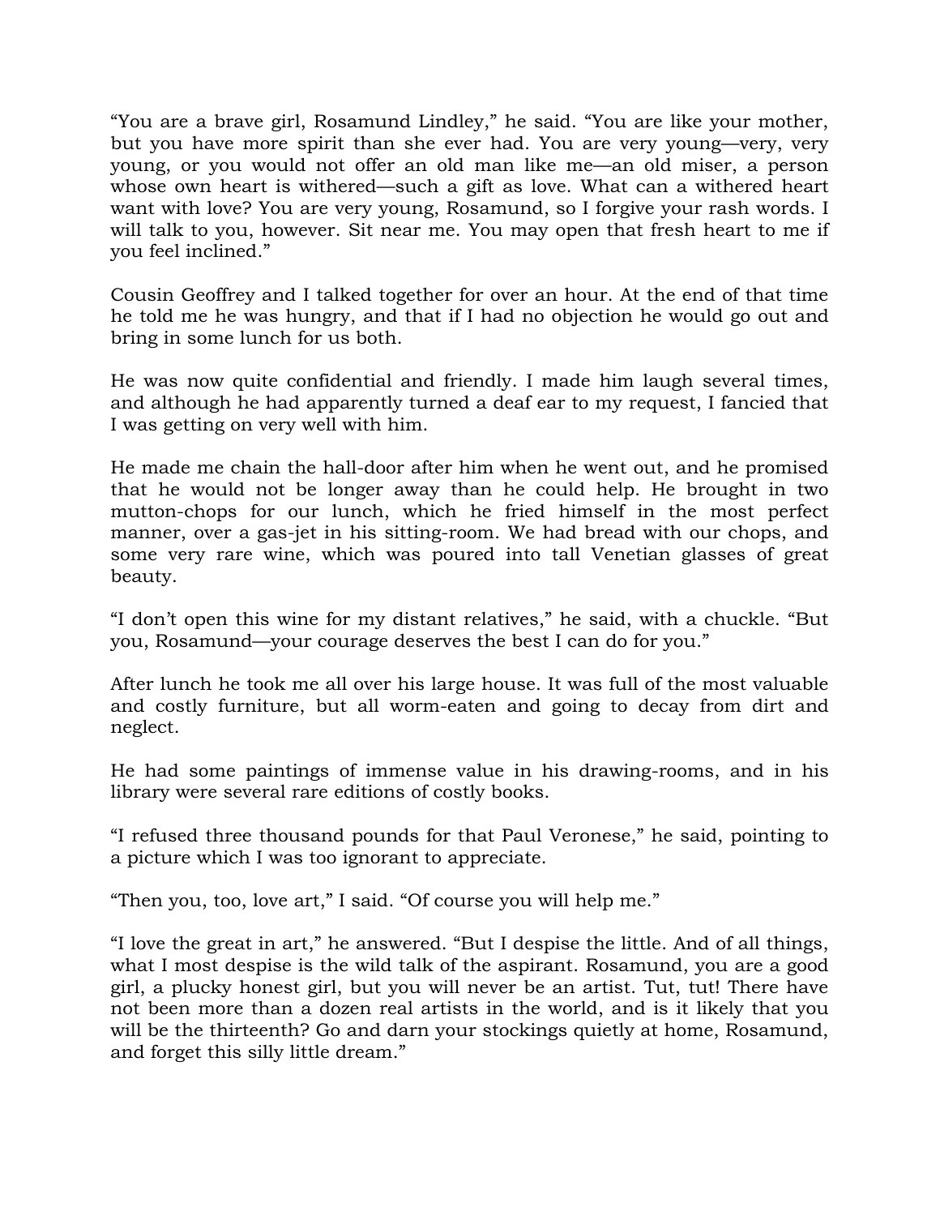"You are a brave girl, Rosamund Lindley," he said. "You are like your mother, but you have more spirit than she ever had. You are very young—very, very young, or you would not offer an old man like me—an old miser, a person whose own heart is withered—such a gift as love. What can a withered heart want with love? You are very young, Rosamund, so I forgive your rash words. I will talk to you, however. Sit near me. You may open that fresh heart to me if you feel inclined."

Cousin Geoffrey and I talked together for over an hour. At the end of that time he told me he was hungry, and that if I had no objection he would go out and bring in some lunch for us both.

He was now quite confidential and friendly. I made him laugh several times, and although he had apparently turned a deaf ear to my request, I fancied that I was getting on very well with him.

He made me chain the hall-door after him when he went out, and he promised that he would not be longer away than he could help. He brought in two mutton-chops for our lunch, which he fried himself in the most perfect manner, over a gas-jet in his sitting-room. We had bread with our chops, and some very rare wine, which was poured into tall Venetian glasses of great beauty.

"I don't open this wine for my distant relatives," he said, with a chuckle. "But you, Rosamund—your courage deserves the best I can do for you."

After lunch he took me all over his large house. It was full of the most valuable and costly furniture, but all worm-eaten and going to decay from dirt and neglect.

He had some paintings of immense value in his drawing-rooms, and in his library were several rare editions of costly books.

"I refused three thousand pounds for that Paul Veronese," he said, pointing to a picture which I was too ignorant to appreciate.

"Then you, too, love art," I said. "Of course you will help me."

"I love the great in art," he answered. "But I despise the little. And of all things, what I most despise is the wild talk of the aspirant. Rosamund, you are a good girl, a plucky honest girl, but you will never be an artist. Tut, tut! There have not been more than a dozen real artists in the world, and is it likely that you will be the thirteenth? Go and darn your stockings quietly at home, Rosamund, and forget this silly little dream."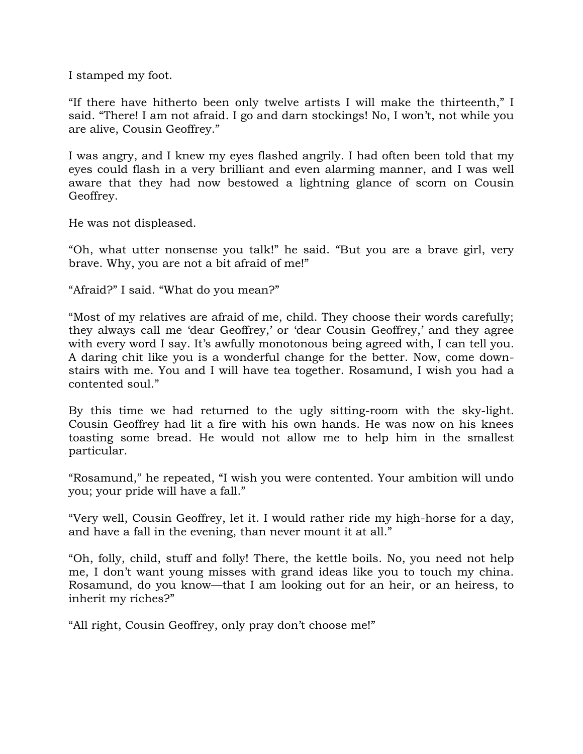I stamped my foot.

“If there have hitherto been only twelve artists I will make the thirteenth,” I said. “There! I am not afraid. I go and darn stockings! No, I won’t, not while you are alive, Cousin Geoffrey.”

I was angry, and I knew my eyes flashed angrily. I had often been told that my eyes could flash in a very brilliant and even alarming manner, and I was well aware that they had now bestowed a lightning glance of scorn on Cousin Geoffrey.

He was not displeased.

“Oh, what utter nonsense you talk!” he said. “But you are a brave girl, very brave. Why, you are not a bit afraid of me!”

“Afraid?” I said. “What do you mean?”

“Most of my relatives are afraid of me, child. They choose their words carefully; they always call me ‘dear Geoffrey,’ or ‘dear Cousin Geoffrey,’ and they agree with every word I say. It’s awfully monotonous being agreed with, I can tell you. A daring chit like you is a wonderful change for the better. Now, come down-stairs with me. You and I will have tea together. Rosamund, I wish you had a contented soul.”

By this time we had returned to the ugly sitting-room with the sky-light. Cousin Geoffrey had lit a fire with his own hands. He was now on his knees toasting some bread. He would not allow me to help him in the smallest particular.

“Rosamund,” he repeated, “I wish you were contented. Your ambition will undo you; your pride will have a fall.”

“Very well, Cousin Geoffrey, let it. I would rather ride my high-horse for a day, and have a fall in the evening, than never mount it at all.”

“Oh, folly, child, stuff and folly! There, the kettle boils. No, you need not help me, I don’t want young misses with grand ideas like you to touch my china. Rosamund, do you know—that I am looking out for an heir, or an heiress, to inherit my riches?”

“All right, Cousin Geoffrey, only pray don’t choose me!”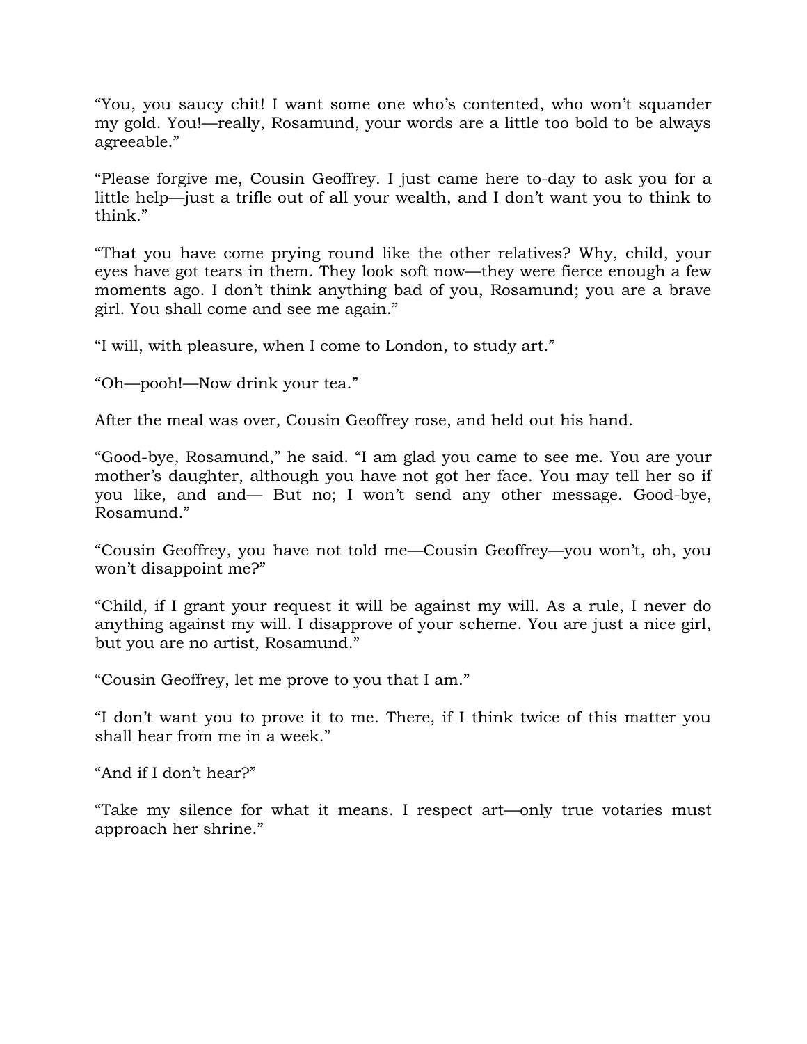“You, you saucy chit! I want some one who’s contented, who won’t squander my gold. You!—really, Rosamund, your words are a little too bold to be always agreeable.”

“Please forgive me, Cousin Geoffrey. I just came here to-day to ask you for a little help—just a trifle out of all your wealth, and I don’t want you to think to think.”

“That you have come prying round like the other relatives? Why, child, your eyes have got tears in them. They look soft now—they were fierce enough a few moments ago. I don’t think anything bad of you, Rosamund; you are a brave girl. You shall come and see me again.”

“I will, with pleasure, when I come to London, to study art.”

“Oh—pooh!—Now drink your tea.”

After the meal was over, Cousin Geoffrey rose, and held out his hand.

“Good-bye, Rosamund,” he said. “I am glad you came to see me. You are your mother’s daughter, although you have not got her face. You may tell her so if you like, and and— But no; I won’t send any other message. Good-bye, Rosamund.”

“Cousin Geoffrey, you have not told me—Cousin Geoffrey—you won’t, oh, you won’t disappoint me?”

“Child, if I grant your request it will be against my will. As a rule, I never do anything against my will. I disapprove of your scheme. You are just a nice girl, but you are no artist, Rosamund.”

“Cousin Geoffrey, let me prove to you that I am.”

“I don’t want you to prove it to me. There, if I think twice of this matter you shall hear from me in a week.”

“And if I don’t hear?”

“Take my silence for what it means. I respect art—only true votaries must approach her shrine.”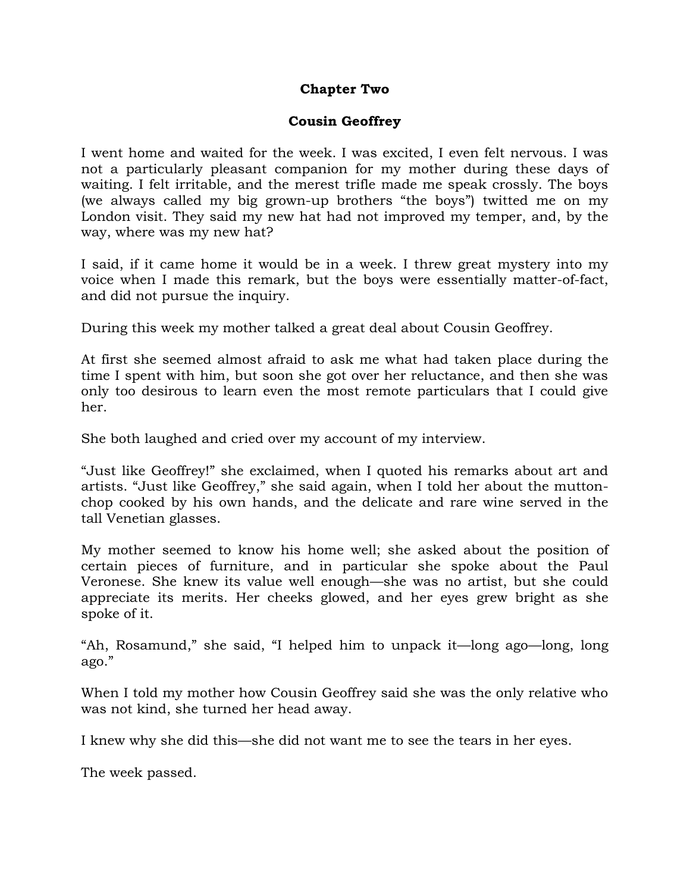## Chapter Two

## Cousin Geoffrey

I went home and waited for the week. I was excited, I even felt nervous. I was not a particularly pleasant companion for my mother during these days of waiting. I felt irritable, and the merest trifle made me speak crossly. The boys (we always called my big grown-up brothers "the boys") twitted me on my London visit. They said my new hat had not improved my temper, and, by the way, where was my new hat?

I said, if it came home it would be in a week. I threw great mystery into my voice when I made this remark, but the boys were essentially matter-of-fact, and did not pursue the inquiry.

During this week my mother talked a great deal about Cousin Geoffrey.

At first she seemed almost afraid to ask me what had taken place during the time I spent with him, but soon she got over her reluctance, and then she was only too desirous to learn even the most remote particulars that I could give her.

She both laughed and cried over my account of my interview.

"Just like Geoffrey!" she exclaimed, when I quoted his remarks about art and artists. "Just like Geoffrey," she said again, when I told her about the mutton-chop cooked by his own hands, and the delicate and rare wine served in the tall Venetian glasses.

My mother seemed to know his home well; she asked about the position of certain pieces of furniture, and in particular she spoke about the Paul Veronese. She knew its value well enough—she was no artist, but she could appreciate its merits. Her cheeks glowed, and her eyes grew bright as she spoke of it.

"Ah, Rosamund," she said, "I helped him to unpack it—long ago—long, long ago."

When I told my mother how Cousin Geoffrey said she was the only relative who was not kind, she turned her head away.

I knew why she did this—she did not want me to see the tears in her eyes.

The week passed.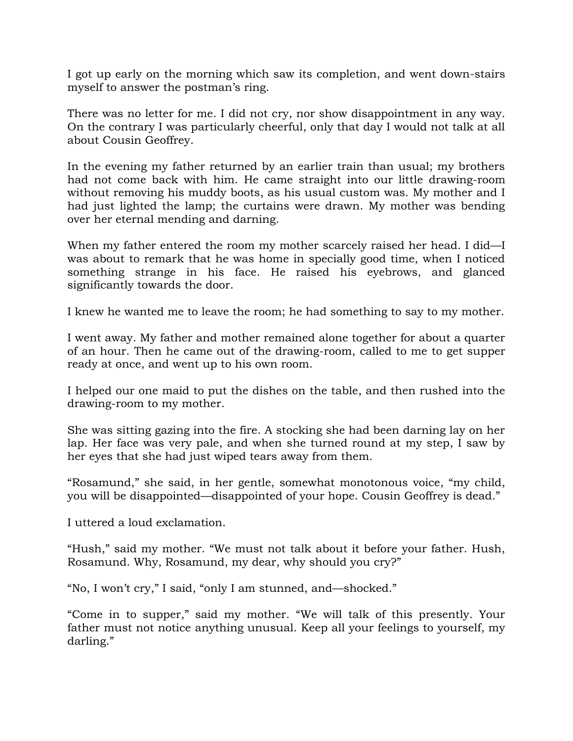I got up early on the morning which saw its completion, and went down-stairs myself to answer the postman's ring.

There was no letter for me. I did not cry, nor show disappointment in any way. On the contrary I was particularly cheerful, only that day I would not talk at all about Cousin Geoffrey.

In the evening my father returned by an earlier train than usual; my brothers had not come back with him. He came straight into our little drawing-room without removing his muddy boots, as his usual custom was. My mother and I had just lighted the lamp; the curtains were drawn. My mother was bending over her eternal mending and darning.

When my father entered the room my mother scarcely raised her head. I did—I was about to remark that he was home in specially good time, when I noticed something strange in his face. He raised his eyebrows, and glanced significantly towards the door.

I knew he wanted me to leave the room; he had something to say to my mother.

I went away. My father and mother remained alone together for about a quarter of an hour. Then he came out of the drawing-room, called to me to get supper ready at once, and went up to his own room.

I helped our one maid to put the dishes on the table, and then rushed into the drawing-room to my mother.

She was sitting gazing into the fire. A stocking she had been darning lay on her lap. Her face was very pale, and when she turned round at my step, I saw by her eyes that she had just wiped tears away from them.

"Rosamund," she said, in her gentle, somewhat monotonous voice, "my child, you will be disappointed—disappointed of your hope. Cousin Geoffrey is dead."

I uttered a loud exclamation.

"Hush," said my mother. "We must not talk about it before your father. Hush, Rosamund. Why, Rosamund, my dear, why should you cry?"

"No, I won't cry," I said, "only I am stunned, and—shocked."

"Come in to supper," said my mother. "We will talk of this presently. Your father must not notice anything unusual. Keep all your feelings to yourself, my darling."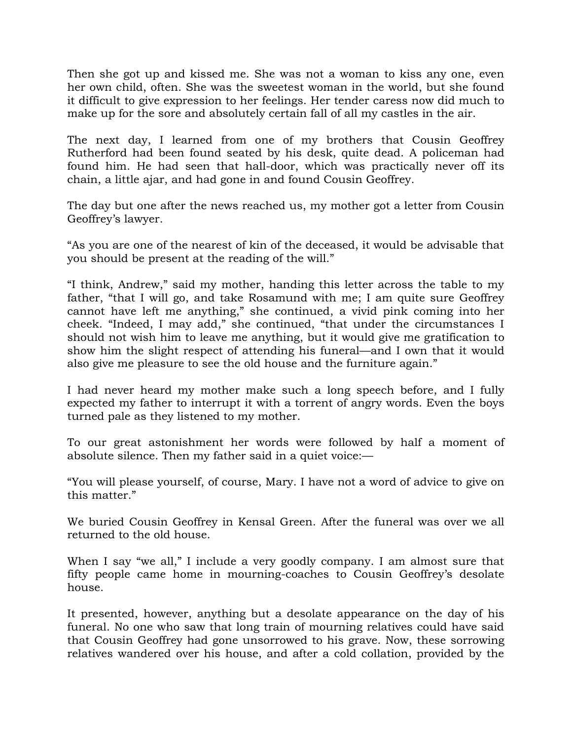Then she got up and kissed me. She was not a woman to kiss any one, even her own child, often. She was the sweetest woman in the world, but she found it difficult to give expression to her feelings. Her tender caress now did much to make up for the sore and absolutely certain fall of all my castles in the air.

The next day, I learned from one of my brothers that Cousin Geoffrey Rutherford had been found seated by his desk, quite dead. A policeman had found him. He had seen that hall-door, which was practically never off its chain, a little ajar, and had gone in and found Cousin Geoffrey.

The day but one after the news reached us, my mother got a letter from Cousin Geoffrey's lawyer.

"As you are one of the nearest of kin of the deceased, it would be advisable that you should be present at the reading of the will."

"I think, Andrew," said my mother, handing this letter across the table to my father, "that I will go, and take Rosamund with me; I am quite sure Geoffrey cannot have left me anything," she continued, a vivid pink coming into her cheek. "Indeed, I may add," she continued, "that under the circumstances I should not wish him to leave me anything, but it would give me gratification to show him the slight respect of attending his funeral—and I own that it would also give me pleasure to see the old house and the furniture again."

I had never heard my mother make such a long speech before, and I fully expected my father to interrupt it with a torrent of angry words. Even the boys turned pale as they listened to my mother.

To our great astonishment her words were followed by half a moment of absolute silence. Then my father said in a quiet voice:—

"You will please yourself, of course, Mary. I have not a word of advice to give on this matter."

We buried Cousin Geoffrey in Kensal Green. After the funeral was over we all returned to the old house.

When I say "we all," I include a very goodly company. I am almost sure that fifty people came home in mourning-coaches to Cousin Geoffrey's desolate house.

It presented, however, anything but a desolate appearance on the day of his funeral. No one who saw that long train of mourning relatives could have said that Cousin Geoffrey had gone unsorrowed to his grave. Now, these sorrowing relatives wandered over his house, and after a cold collation, provided by the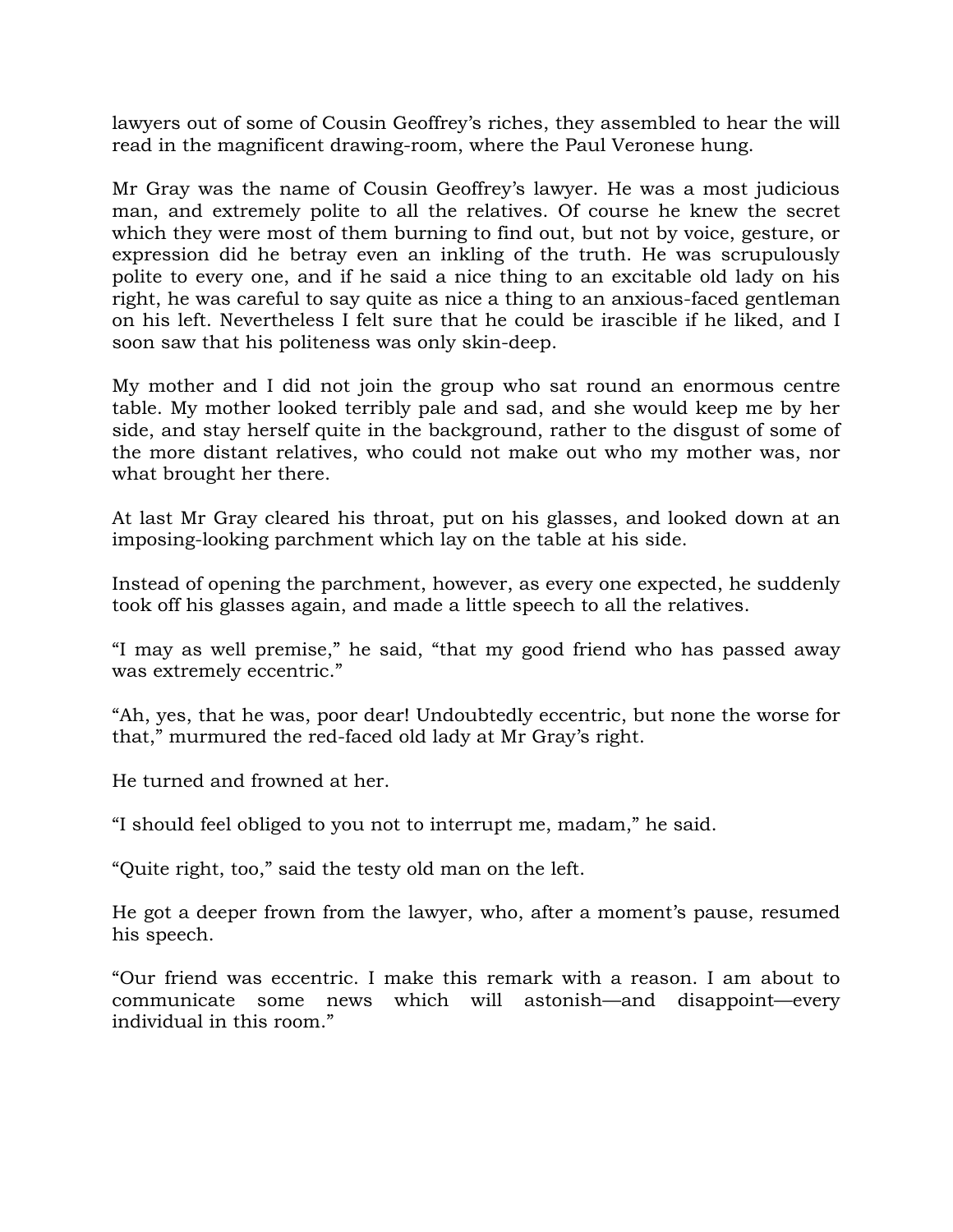lawyers out of some of Cousin Geoffrey's riches, they assembled to hear the will read in the magnificent drawing-room, where the Paul Veronese hung.

Mr Gray was the name of Cousin Geoffrey's lawyer. He was a most judicious man, and extremely polite to all the relatives. Of course he knew the secret which they were most of them burning to find out, but not by voice, gesture, or expression did he betray even an inkling of the truth. He was scrupulously polite to every one, and if he said a nice thing to an excitable old lady on his right, he was careful to say quite as nice a thing to an anxious-faced gentleman on his left. Nevertheless I felt sure that he could be irascible if he liked, and I soon saw that his politeness was only skin-deep.

My mother and I did not join the group who sat round an enormous centre table. My mother looked terribly pale and sad, and she would keep me by her side, and stay herself quite in the background, rather to the disgust of some of the more distant relatives, who could not make out who my mother was, nor what brought her there.

At last Mr Gray cleared his throat, put on his glasses, and looked down at an imposing-looking parchment which lay on the table at his side.

Instead of opening the parchment, however, as every one expected, he suddenly took off his glasses again, and made a little speech to all the relatives.

"I may as well premise," he said, "that my good friend who has passed away was extremely eccentric."

"Ah, yes, that he was, poor dear! Undoubtedly eccentric, but none the worse for that," murmured the red-faced old lady at Mr Gray's right.

He turned and frowned at her.

"I should feel obliged to you not to interrupt me, madam," he said.

"Quite right, too," said the testy old man on the left.

He got a deeper frown from the lawyer, who, after a moment's pause, resumed his speech.

"Our friend was eccentric. I make this remark with a reason. I am about to communicate some news which will astonish—and disappoint—every individual in this room."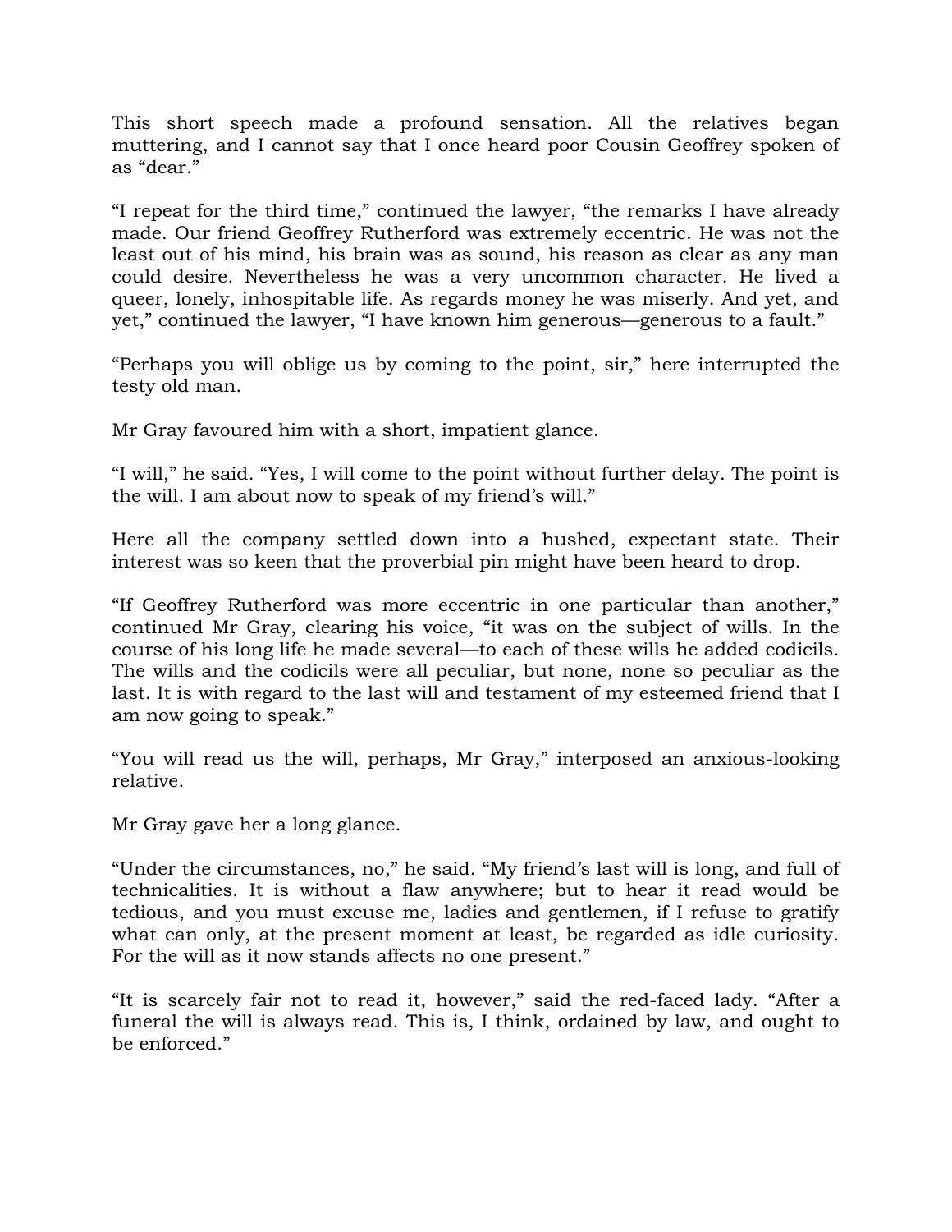This short speech made a profound sensation. All the relatives began muttering, and I cannot say that I once heard poor Cousin Geoffrey spoken of as "dear."

"I repeat for the third time," continued the lawyer, "the remarks I have already made. Our friend Geoffrey Rutherford was extremely eccentric. He was not the least out of his mind, his brain was as sound, his reason as clear as any man could desire. Nevertheless he was a very uncommon character. He lived a queer, lonely, inhospitable life. As regards money he was miserly. And yet, and yet," continued the lawyer, "I have known him generous—generous to a fault."

"Perhaps you will oblige us by coming to the point, sir," here interrupted the testy old man.

Mr Gray favoured him with a short, impatient glance.

"I will," he said. "Yes, I will come to the point without further delay. The point is the will. I am about now to speak of my friend's will."

Here all the company settled down into a hushed, expectant state. Their interest was so keen that the proverbial pin might have been heard to drop.

"If Geoffrey Rutherford was more eccentric in one particular than another," continued Mr Gray, clearing his voice, "it was on the subject of wills. In the course of his long life he made several—to each of these wills he added codicils. The wills and the codicils were all peculiar, but none, none so peculiar as the last. It is with regard to the last will and testament of my esteemed friend that I am now going to speak."

"You will read us the will, perhaps, Mr Gray," interposed an anxious-looking relative.

Mr Gray gave her a long glance.

"Under the circumstances, no," he said. "My friend's last will is long, and full of technicalities. It is without a flaw anywhere; but to hear it read would be tedious, and you must excuse me, ladies and gentlemen, if I refuse to gratify what can only, at the present moment at least, be regarded as idle curiosity. For the will as it now stands affects no one present."

"It is scarcely fair not to read it, however," said the red-faced lady. "After a funeral the will is always read. This is, I think, ordained by law, and ought to be enforced."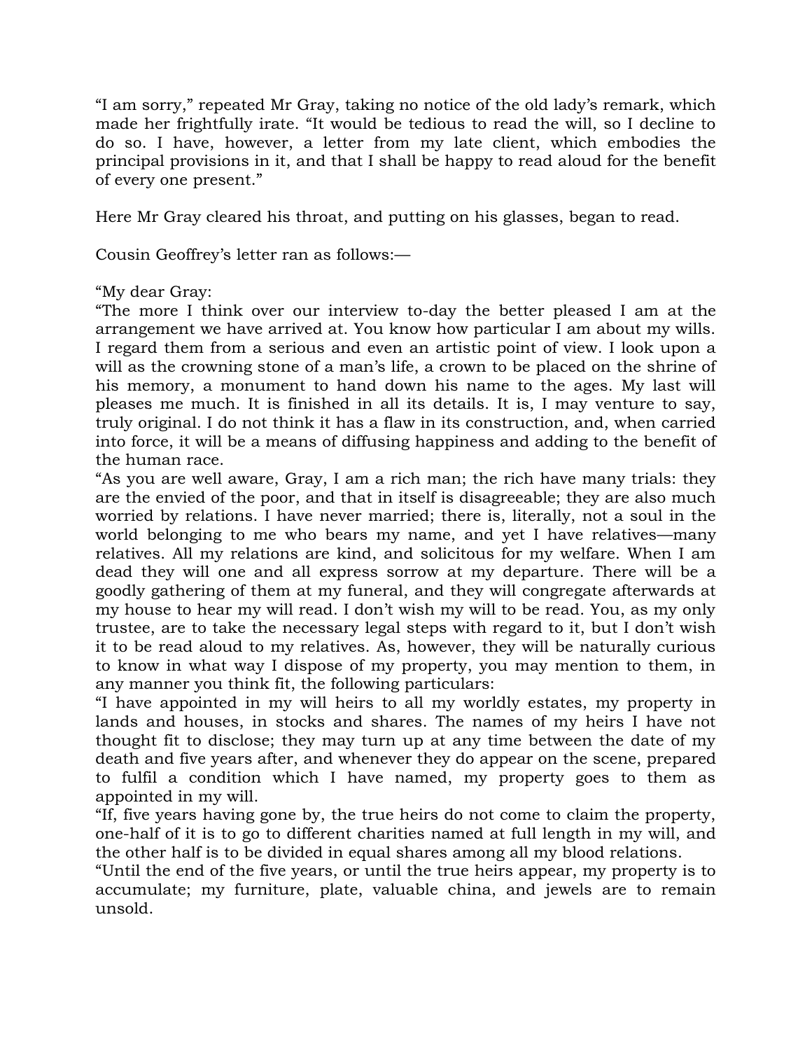"I am sorry," repeated Mr Gray, taking no notice of the old lady's remark, which made her frightfully irate. "It would be tedious to read the will, so I decline to do so. I have, however, a letter from my late client, which embodies the principal provisions in it, and that I shall be happy to read aloud for the benefit of every one present."

Here Mr Gray cleared his throat, and putting on his glasses, began to read.

Cousin Geoffrey's letter ran as follows:—

"My dear Gray:

"The more I think over our interview to-day the better pleased I am at the arrangement we have arrived at. You know how particular I am about my wills. I regard them from a serious and even an artistic point of view. I look upon a will as the crowning stone of a man's life, a crown to be placed on the shrine of his memory, a monument to hand down his name to the ages. My last will pleases me much. It is finished in all its details. It is, I may venture to say, truly original. I do not think it has a flaw in its construction, and, when carried into force, it will be a means of diffusing happiness and adding to the benefit of the human race.

"As you are well aware, Gray, I am a rich man; the rich have many trials: they are the envied of the poor, and that in itself is disagreeable; they are also much worried by relations. I have never married; there is, literally, not a soul in the world belonging to me who bears my name, and yet I have relatives—many relatives. All my relations are kind, and solicitous for my welfare. When I am dead they will one and all express sorrow at my departure. There will be a goodly gathering of them at my funeral, and they will congregate afterwards at my house to hear my will read. I don't wish my will to be read. You, as my only trustee, are to take the necessary legal steps with regard to it, but I don't wish it to be read aloud to my relatives. As, however, they will be naturally curious to know in what way I dispose of my property, you may mention to them, in any manner you think fit, the following particulars:

"I have appointed in my will heirs to all my worldly estates, my property in lands and houses, in stocks and shares. The names of my heirs I have not thought fit to disclose; they may turn up at any time between the date of my death and five years after, and whenever they do appear on the scene, prepared to fulfil a condition which I have named, my property goes to them as appointed in my will.

"If, five years having gone by, the true heirs do not come to claim the property, one-half of it is to go to different charities named at full length in my will, and the other half is to be divided in equal shares among all my blood relations.

"Until the end of the five years, or until the true heirs appear, my property is to accumulate; my furniture, plate, valuable china, and jewels are to remain unsold.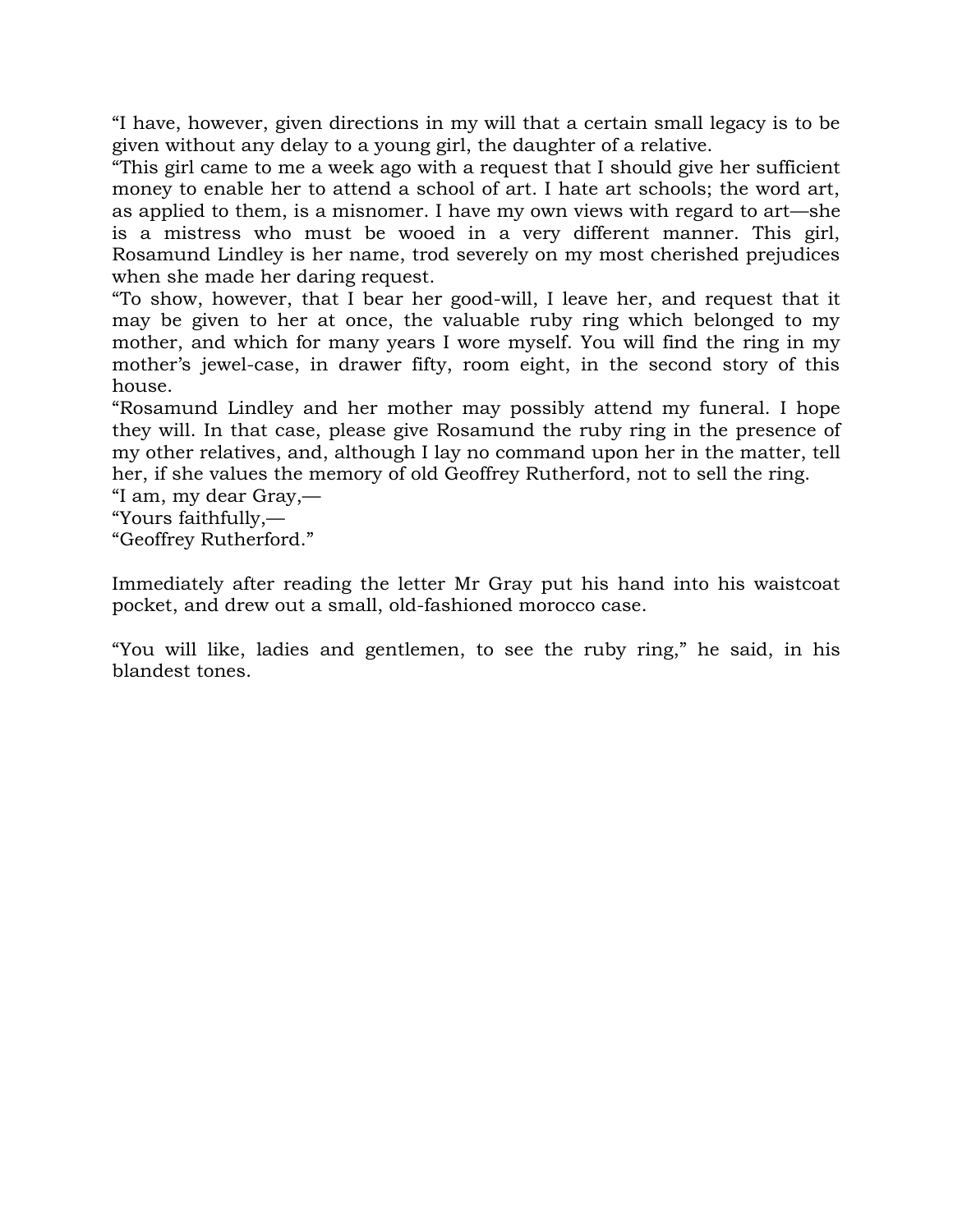"I have, however, given directions in my will that a certain small legacy is to be given without any delay to a young girl, the daughter of a relative.

"This girl came to me a week ago with a request that I should give her sufficient money to enable her to attend a school of art. I hate art schools; the word art, as applied to them, is a misnomer. I have my own views with regard to art—she is a mistress who must be wooed in a very different manner. This girl, Rosamund Lindley is her name, trod severely on my most cherished prejudices when she made her daring request.

"To show, however, that I bear her good-will, I leave her, and request that it may be given to her at once, the valuable ruby ring which belonged to my mother, and which for many years I wore myself. You will find the ring in my mother's jewel-case, in drawer fifty, room eight, in the second story of this house.

"Rosamund Lindley and her mother may possibly attend my funeral. I hope they will. In that case, please give Rosamund the ruby ring in the presence of my other relatives, and, although I lay no command upon her in the matter, tell her, if she values the memory of old Geoffrey Rutherford, not to sell the ring.

"I am, my dear Gray,—

"Yours faithfully,—

"Geoffrey Rutherford."

Immediately after reading the letter Mr Gray put his hand into his waistcoat pocket, and drew out a small, old-fashioned morocco case.

"You will like, ladies and gentlemen, to see the ruby ring," he said, in his blandest tones.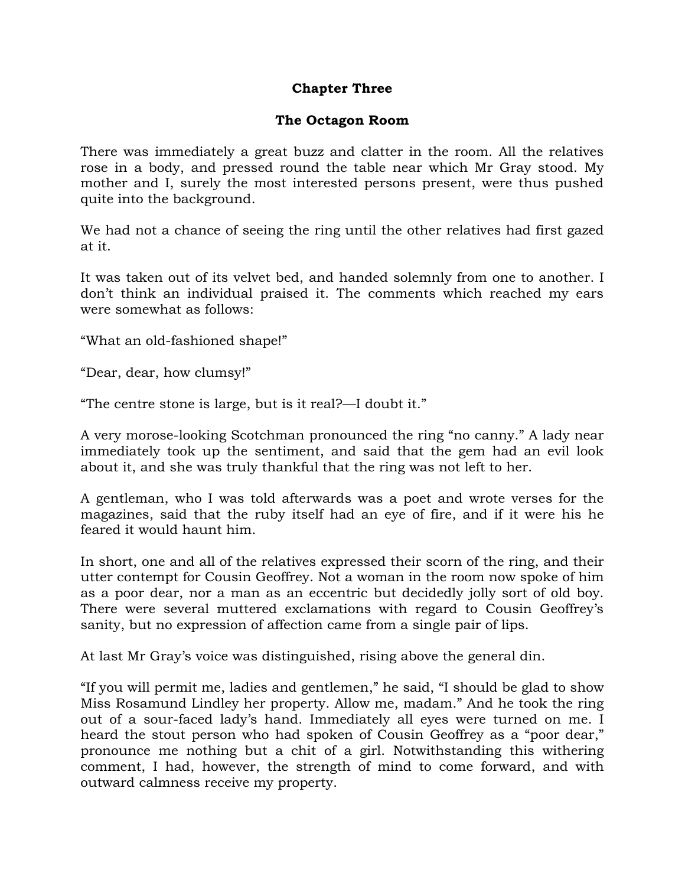## Chapter Three

## The Octagon Room

There was immediately a great buzz and clatter in the room. All the relatives rose in a body, and pressed round the table near which Mr Gray stood. My mother and I, surely the most interested persons present, were thus pushed quite into the background.

We had not a chance of seeing the ring until the other relatives had first gazed at it.

It was taken out of its velvet bed, and handed solemnly from one to another. I don't think an individual praised it. The comments which reached my ears were somewhat as follows:

"What an old-fashioned shape!"

"Dear, dear, how clumsy!"

"The centre stone is large, but is it real?—I doubt it."

A very morose-looking Scotchman pronounced the ring "no canny." A lady near immediately took up the sentiment, and said that the gem had an evil look about it, and she was truly thankful that the ring was not left to her.

A gentleman, who I was told afterwards was a poet and wrote verses for the magazines, said that the ruby itself had an eye of fire, and if it were his he feared it would haunt him.

In short, one and all of the relatives expressed their scorn of the ring, and their utter contempt for Cousin Geoffrey. Not a woman in the room now spoke of him as a poor dear, nor a man as an eccentric but decidedly jolly sort of old boy. There were several muttered exclamations with regard to Cousin Geoffrey's sanity, but no expression of affection came from a single pair of lips.

At last Mr Gray's voice was distinguished, rising above the general din.

"If you will permit me, ladies and gentlemen," he said, "I should be glad to show Miss Rosamund Lindley her property. Allow me, madam." And he took the ring out of a sour-faced lady's hand. Immediately all eyes were turned on me. I heard the stout person who had spoken of Cousin Geoffrey as a "poor dear," pronounce me nothing but a chit of a girl. Notwithstanding this withering comment, I had, however, the strength of mind to come forward, and with outward calmness receive my property.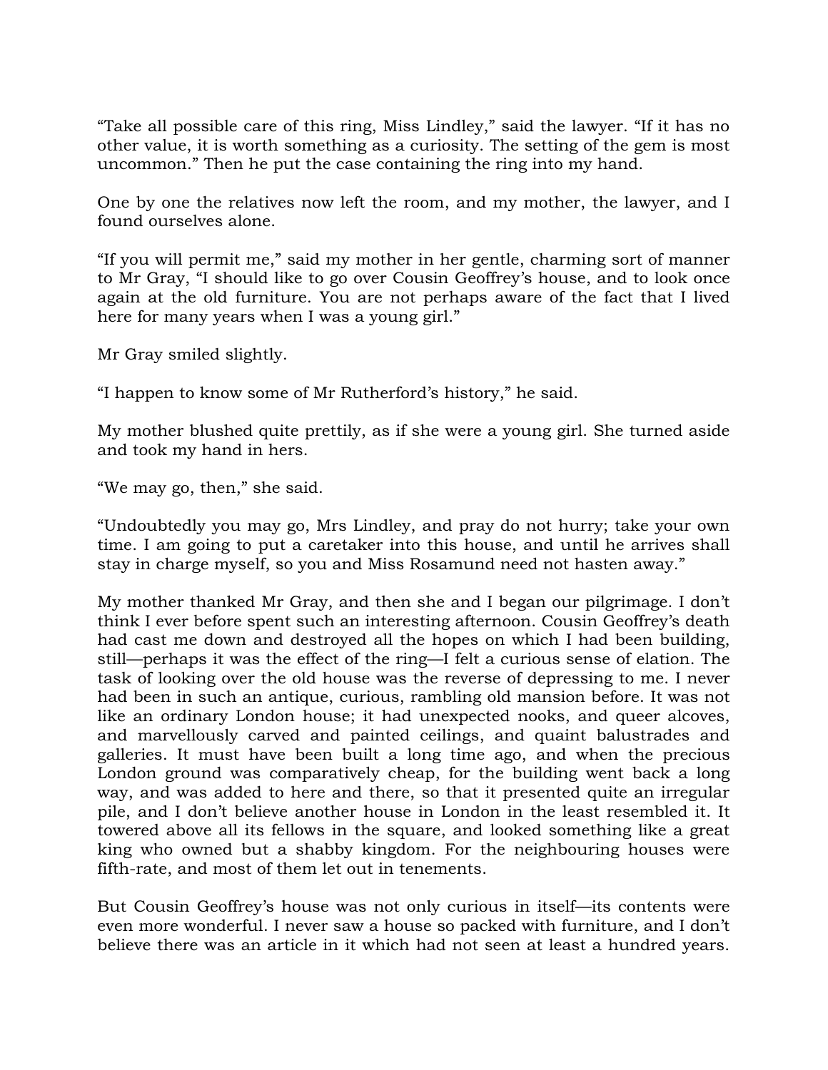“Take all possible care of this ring, Miss Lindley,” said the lawyer. “If it has no other value, it is worth something as a curiosity. The setting of the gem is most uncommon.” Then he put the case containing the ring into my hand.

One by one the relatives now left the room, and my mother, the lawyer, and I found ourselves alone.

“If you will permit me,” said my mother in her gentle, charming sort of manner to Mr Gray, “I should like to go over Cousin Geoffrey’s house, and to look once again at the old furniture. You are not perhaps aware of the fact that I lived here for many years when I was a young girl.”

Mr Gray smiled slightly.

“I happen to know some of Mr Rutherford’s history,” he said.

My mother blushed quite prettily, as if she were a young girl. She turned aside and took my hand in hers.

“We may go, then,” she said.

“Undoubtedly you may go, Mrs Lindley, and pray do not hurry; take your own time. I am going to put a caretaker into this house, and until he arrives shall stay in charge myself, so you and Miss Rosamund need not hasten away.”

My mother thanked Mr Gray, and then she and I began our pilgrimage. I don’t think I ever before spent such an interesting afternoon. Cousin Geoffrey’s death had cast me down and destroyed all the hopes on which I had been building, still—perhaps it was the effect of the ring—I felt a curious sense of elation. The task of looking over the old house was the reverse of depressing to me. I never had been in such an antique, curious, rambling old mansion before. It was not like an ordinary London house; it had unexpected nooks, and queer alcoves, and marvellously carved and painted ceilings, and quaint balustrades and galleries. It must have been built a long time ago, and when the precious London ground was comparatively cheap, for the building went back a long way, and was added to here and there, so that it presented quite an irregular pile, and I don’t believe another house in London in the least resembled it. It towered above all its fellows in the square, and looked something like a great king who owned but a shabby kingdom. For the neighbouring houses were fifth-rate, and most of them let out in tenements.

But Cousin Geoffrey’s house was not only curious in itself—its contents were even more wonderful. I never saw a house so packed with furniture, and I don’t believe there was an article in it which had not seen at least a hundred years.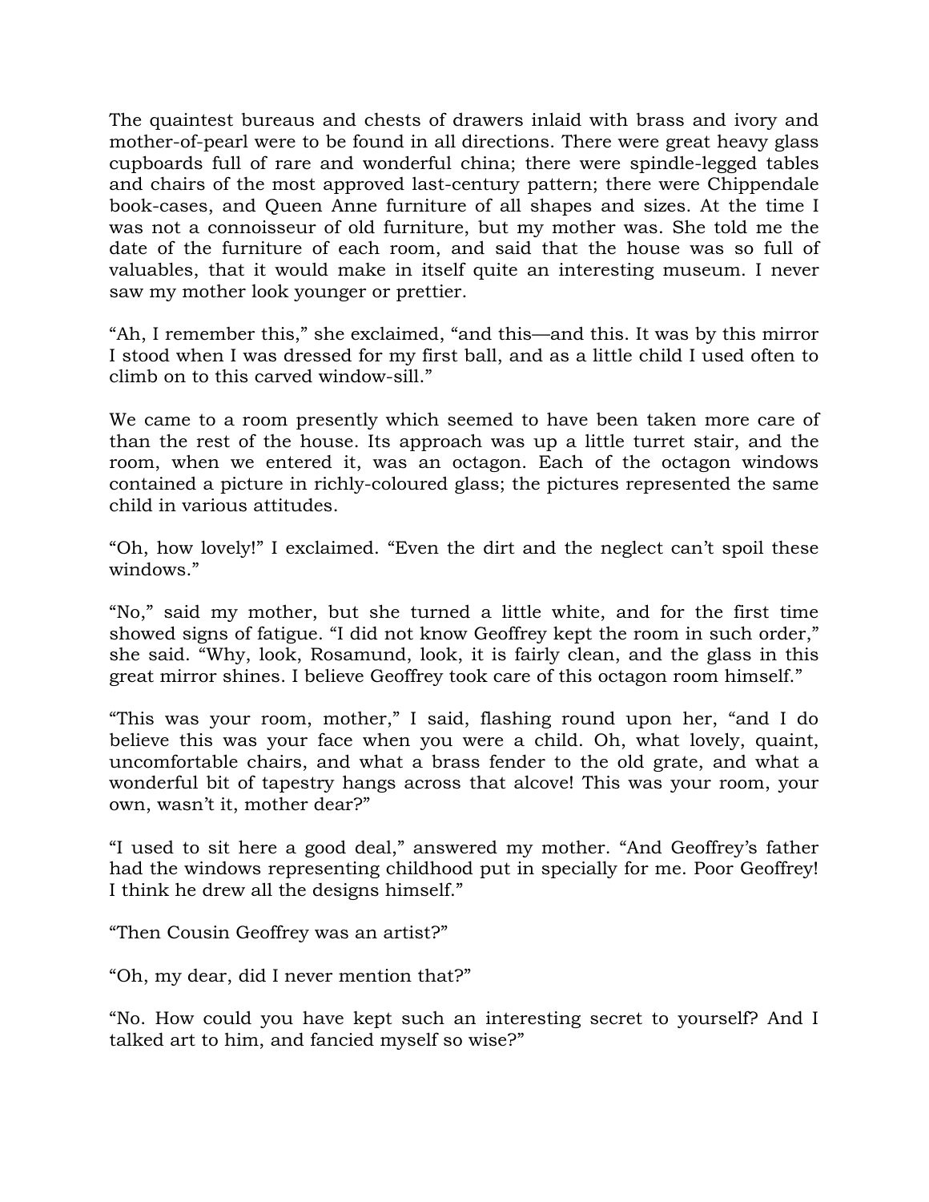The quaintest bureaus and chests of drawers inlaid with brass and ivory and mother-of-pearl were to be found in all directions. There were great heavy glass cupboards full of rare and wonderful china; there were spindle-legged tables and chairs of the most approved last-century pattern; there were Chippendale book-cases, and Queen Anne furniture of all shapes and sizes. At the time I was not a connoisseur of old furniture, but my mother was. She told me the date of the furniture of each room, and said that the house was so full of valuables, that it would make in itself quite an interesting museum. I never saw my mother look younger or prettier.

"Ah, I remember this," she exclaimed, "and this—and this. It was by this mirror I stood when I was dressed for my first ball, and as a little child I used often to climb on to this carved window-sill."

We came to a room presently which seemed to have been taken more care of than the rest of the house. Its approach was up a little turret stair, and the room, when we entered it, was an octagon. Each of the octagon windows contained a picture in richly-coloured glass; the pictures represented the same child in various attitudes.

"Oh, how lovely!" I exclaimed. "Even the dirt and the neglect can't spoil these windows."

"No," said my mother, but she turned a little white, and for the first time showed signs of fatigue. "I did not know Geoffrey kept the room in such order," she said. "Why, look, Rosamund, look, it is fairly clean, and the glass in this great mirror shines. I believe Geoffrey took care of this octagon room himself."

"This was your room, mother," I said, flashing round upon her, "and I do believe this was your face when you were a child. Oh, what lovely, quaint, uncomfortable chairs, and what a brass fender to the old grate, and what a wonderful bit of tapestry hangs across that alcove! This was your room, your own, wasn't it, mother dear?"

"I used to sit here a good deal," answered my mother. "And Geoffrey's father had the windows representing childhood put in specially for me. Poor Geoffrey! I think he drew all the designs himself."

"Then Cousin Geoffrey was an artist?"

"Oh, my dear, did I never mention that?"

"No. How could you have kept such an interesting secret to yourself? And I talked art to him, and fancied myself so wise?"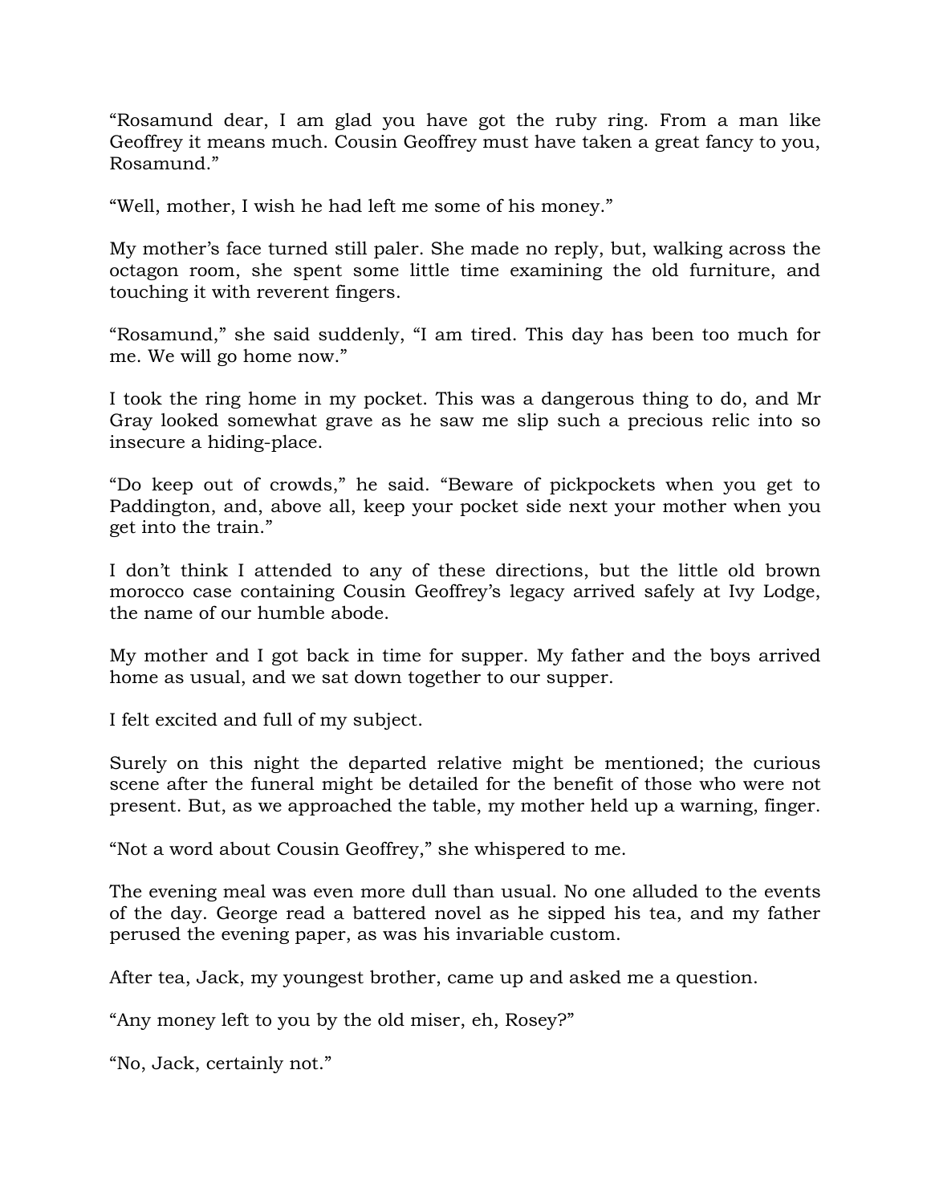“Rosamund dear, I am glad you have got the ruby ring. From a man like Geoffrey it means much. Cousin Geoffrey must have taken a great fancy to you, Rosamund.”

“Well, mother, I wish he had left me some of his money.”

My mother’s face turned still paler. She made no reply, but, walking across the octagon room, she spent some little time examining the old furniture, and touching it with reverent fingers.

“Rosamund,” she said suddenly, “I am tired. This day has been too much for me. We will go home now.”

I took the ring home in my pocket. This was a dangerous thing to do, and Mr Gray looked somewhat grave as he saw me slip such a precious relic into so insecure a hiding-place.

“Do keep out of crowds,” he said. “Beware of pickpockets when you get to Paddington, and, above all, keep your pocket side next your mother when you get into the train.”

I don’t think I attended to any of these directions, but the little old brown morocco case containing Cousin Geoffrey’s legacy arrived safely at Ivy Lodge, the name of our humble abode.

My mother and I got back in time for supper. My father and the boys arrived home as usual, and we sat down together to our supper.

I felt excited and full of my subject.

Surely on this night the departed relative might be mentioned; the curious scene after the funeral might be detailed for the benefit of those who were not present. But, as we approached the table, my mother held up a warning, finger.

“Not a word about Cousin Geoffrey,” she whispered to me.

The evening meal was even more dull than usual. No one alluded to the events of the day. George read a battered novel as he sipped his tea, and my father perused the evening paper, as was his invariable custom.

After tea, Jack, my youngest brother, came up and asked me a question.

“Any money left to you by the old miser, eh, Rosey?”

“No, Jack, certainly not.”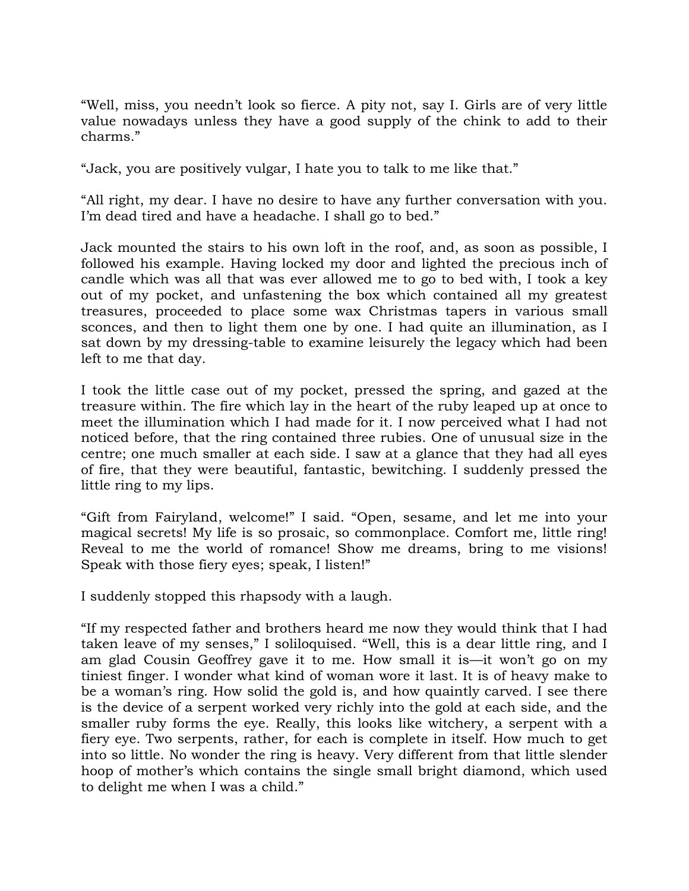"Well, miss, you needn't look so fierce. A pity not, say I. Girls are of very little value nowadays unless they have a good supply of the chink to add to their charms."

"Jack, you are positively vulgar, I hate you to talk to me like that."

"All right, my dear. I have no desire to have any further conversation with you. I'm dead tired and have a headache. I shall go to bed."

Jack mounted the stairs to his own loft in the roof, and, as soon as possible, I followed his example. Having locked my door and lighted the precious inch of candle which was all that was ever allowed me to go to bed with, I took a key out of my pocket, and unfastening the box which contained all my greatest treasures, proceeded to place some wax Christmas tapers in various small sconces, and then to light them one by one. I had quite an illumination, as I sat down by my dressing-table to examine leisurely the legacy which had been left to me that day.

I took the little case out of my pocket, pressed the spring, and gazed at the treasure within. The fire which lay in the heart of the ruby leaped up at once to meet the illumination which I had made for it. I now perceived what I had not noticed before, that the ring contained three rubies. One of unusual size in the centre; one much smaller at each side. I saw at a glance that they had all eyes of fire, that they were beautiful, fantastic, bewitching. I suddenly pressed the little ring to my lips.

"Gift from Fairyland, welcome!" I said. "Open, sesame, and let me into your magical secrets! My life is so prosaic, so commonplace. Comfort me, little ring! Reveal to me the world of romance! Show me dreams, bring to me visions! Speak with those fiery eyes; speak, I listen!"

I suddenly stopped this rhapsody with a laugh.

"If my respected father and brothers heard me now they would think that I had taken leave of my senses," I soliloquised. "Well, this is a dear little ring, and I am glad Cousin Geoffrey gave it to me. How small it is—it won't go on my tiniest finger. I wonder what kind of woman wore it last. It is of heavy make to be a woman's ring. How solid the gold is, and how quaintly carved. I see there is the device of a serpent worked very richly into the gold at each side, and the smaller ruby forms the eye. Really, this looks like witchery, a serpent with a fiery eye. Two serpents, rather, for each is complete in itself. How much to get into so little. No wonder the ring is heavy. Very different from that little slender hoop of mother's which contains the single small bright diamond, which used to delight me when I was a child."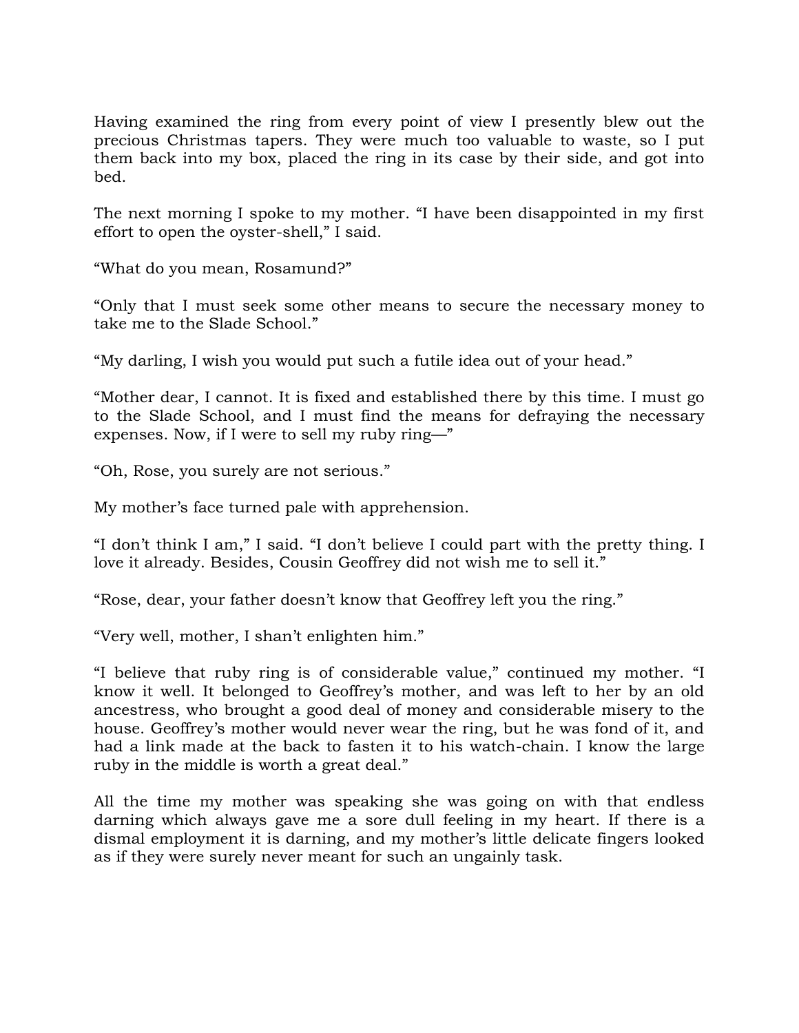Having examined the ring from every point of view I presently blew out the precious Christmas tapers. They were much too valuable to waste, so I put them back into my box, placed the ring in its case by their side, and got into bed.

The next morning I spoke to my mother. “I have been disappointed in my first effort to open the oyster-shell,” I said.

“What do you mean, Rosamund?”

“Only that I must seek some other means to secure the necessary money to take me to the Slade School.”

“My darling, I wish you would put such a futile idea out of your head.”

“Mother dear, I cannot. It is fixed and established there by this time. I must go to the Slade School, and I must find the means for defraying the necessary expenses. Now, if I were to sell my ruby ring—”

“Oh, Rose, you surely are not serious.”

My mother’s face turned pale with apprehension.

“I don’t think I am,” I said. “I don’t believe I could part with the pretty thing. I love it already. Besides, Cousin Geoffrey did not wish me to sell it.”

“Rose, dear, your father doesn’t know that Geoffrey left you the ring.”

“Very well, mother, I shan’t enlighten him.”

“I believe that ruby ring is of considerable value,” continued my mother. “I know it well. It belonged to Geoffrey’s mother, and was left to her by an old ancestress, who brought a good deal of money and considerable misery to the house. Geoffrey’s mother would never wear the ring, but he was fond of it, and had a link made at the back to fasten it to his watch-chain. I know the large ruby in the middle is worth a great deal.”

All the time my mother was speaking she was going on with that endless darning which always gave me a sore dull feeling in my heart. If there is a dismal employment it is darning, and my mother’s little delicate fingers looked as if they were surely never meant for such an ungainly task.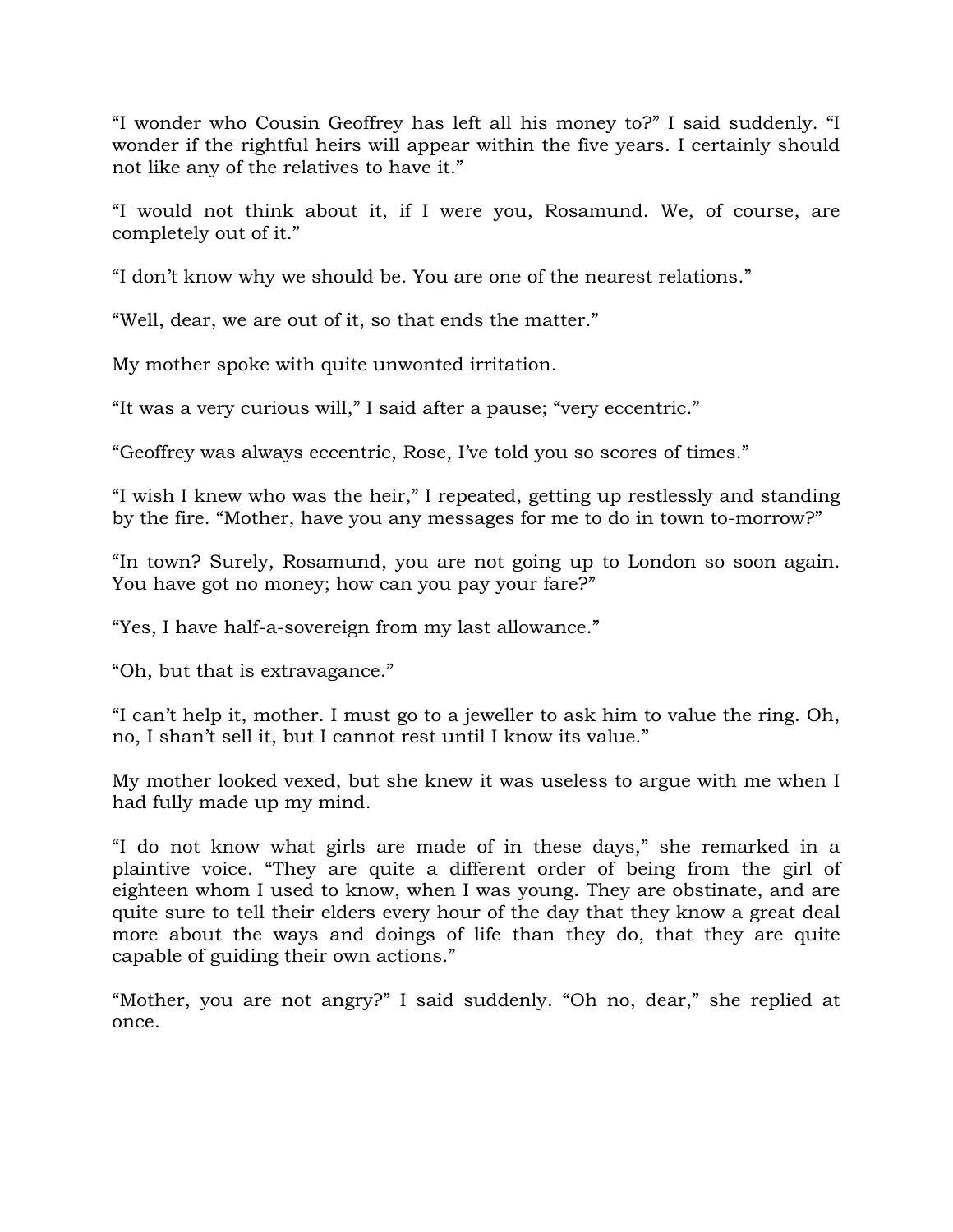"I wonder who Cousin Geoffrey has left all his money to?" I said suddenly. "I wonder if the rightful heirs will appear within the five years. I certainly should not like any of the relatives to have it."

"I would not think about it, if I were you, Rosamund. We, of course, are completely out of it."

"I don't know why we should be. You are one of the nearest relations."

"Well, dear, we are out of it, so that ends the matter."

My mother spoke with quite unwonted irritation.

"It was a very curious will," I said after a pause; "very eccentric."

"Geoffrey was always eccentric, Rose, I've told you so scores of times."

"I wish I knew who was the heir," I repeated, getting up restlessly and standing by the fire. "Mother, have you any messages for me to do in town to-morrow?"

"In town? Surely, Rosamund, you are not going up to London so soon again. You have got no money; how can you pay your fare?"

"Yes, I have half-a-sovereign from my last allowance."

"Oh, but that is extravagance."

"I can't help it, mother. I must go to a jeweller to ask him to value the ring. Oh, no, I shan't sell it, but I cannot rest until I know its value."

My mother looked vexed, but she knew it was useless to argue with me when I had fully made up my mind.

"I do not know what girls are made of in these days," she remarked in a plaintive voice. "They are quite a different order of being from the girl of eighteen whom I used to know, when I was young. They are obstinate, and are quite sure to tell their elders every hour of the day that they know a great deal more about the ways and doings of life than they do, that they are quite capable of guiding their own actions."

"Mother, you are not angry?" I said suddenly. "Oh no, dear," she replied at once.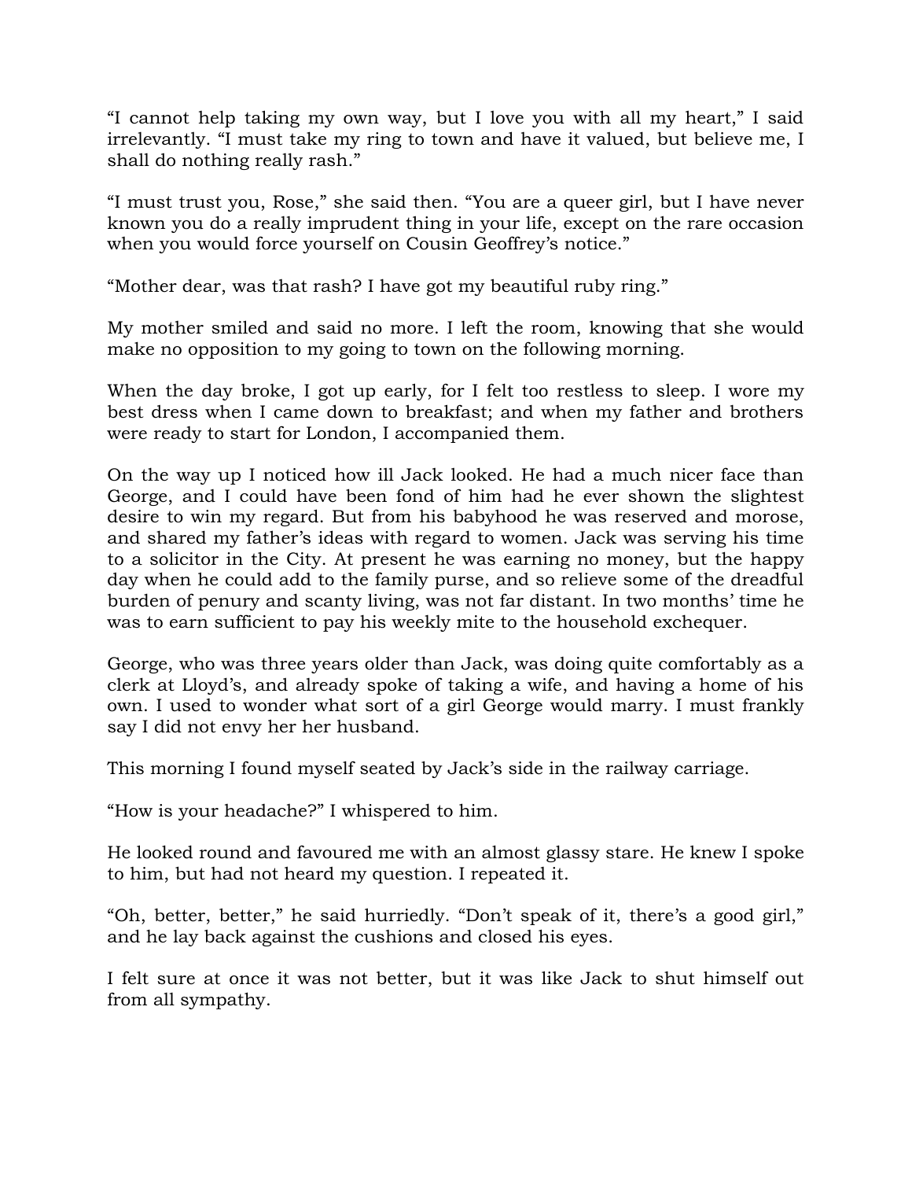“I cannot help taking my own way, but I love you with all my heart,” I said irrelevantly. “I must take my ring to town and have it valued, but believe me, I shall do nothing really rash.”

“I must trust you, Rose,” she said then. “You are a queer girl, but I have never known you do a really imprudent thing in your life, except on the rare occasion when you would force yourself on Cousin Geoffrey’s notice.”

“Mother dear, was that rash? I have got my beautiful ruby ring.”

My mother smiled and said no more. I left the room, knowing that she would make no opposition to my going to town on the following morning.

When the day broke, I got up early, for I felt too restless to sleep. I wore my best dress when I came down to breakfast; and when my father and brothers were ready to start for London, I accompanied them.

On the way up I noticed how ill Jack looked. He had a much nicer face than George, and I could have been fond of him had he ever shown the slightest desire to win my regard. But from his babyhood he was reserved and morose, and shared my father’s ideas with regard to women. Jack was serving his time to a solicitor in the City. At present he was earning no money, but the happy day when he could add to the family purse, and so relieve some of the dreadful burden of penury and scanty living, was not far distant. In two months’ time he was to earn sufficient to pay his weekly mite to the household exchequer.

George, who was three years older than Jack, was doing quite comfortably as a clerk at Lloyd’s, and already spoke of taking a wife, and having a home of his own. I used to wonder what sort of a girl George would marry. I must frankly say I did not envy her her husband.

This morning I found myself seated by Jack’s side in the railway carriage.

“How is your headache?” I whispered to him.

He looked round and favoured me with an almost glassy stare. He knew I spoke to him, but had not heard my question. I repeated it.

“Oh, better, better,” he said hurriedly. “Don’t speak of it, there’s a good girl,” and he lay back against the cushions and closed his eyes.

I felt sure at once it was not better, but it was like Jack to shut himself out from all sympathy.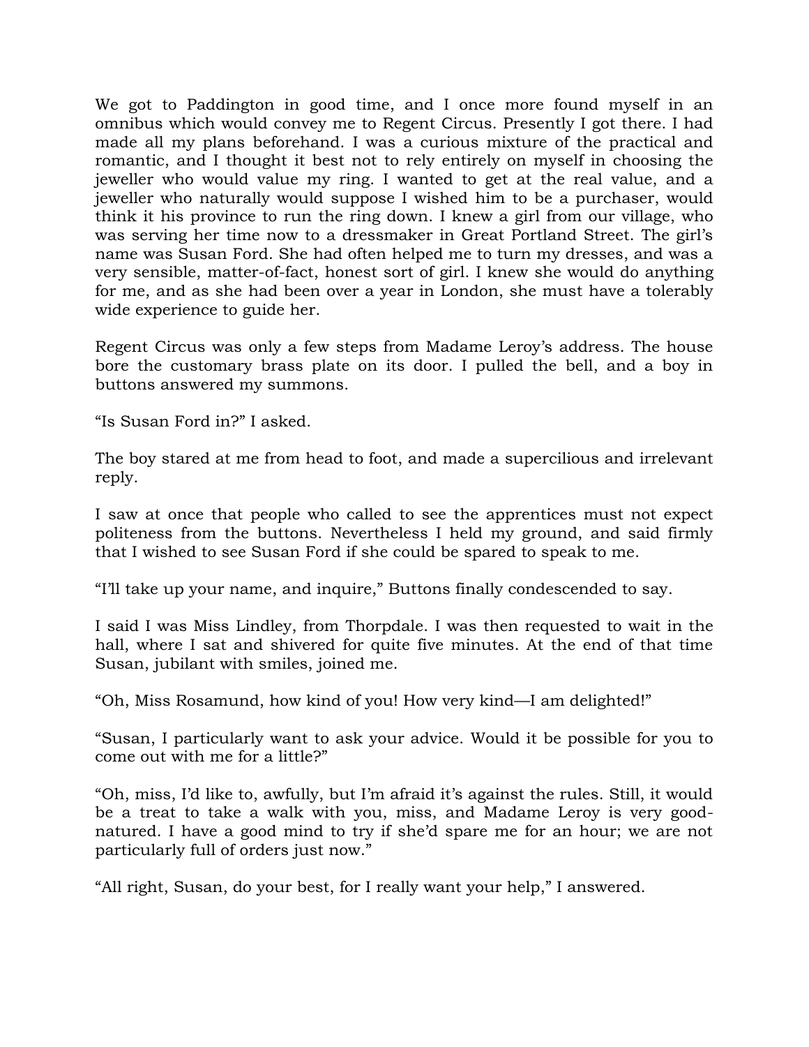We got to Paddington in good time, and I once more found myself in an omnibus which would convey me to Regent Circus. Presently I got there. I had made all my plans beforehand. I was a curious mixture of the practical and romantic, and I thought it best not to rely entirely on myself in choosing the jeweller who would value my ring. I wanted to get at the real value, and a jeweller who naturally would suppose I wished him to be a purchaser, would think it his province to run the ring down. I knew a girl from our village, who was serving her time now to a dressmaker in Great Portland Street. The girl's name was Susan Ford. She had often helped me to turn my dresses, and was a very sensible, matter-of-fact, honest sort of girl. I knew she would do anything for me, and as she had been over a year in London, she must have a tolerably wide experience to guide her.

Regent Circus was only a few steps from Madame Leroy's address. The house bore the customary brass plate on its door. I pulled the bell, and a boy in buttons answered my summons.

"Is Susan Ford in?" I asked.

The boy stared at me from head to foot, and made a supercilious and irrelevant reply.

I saw at once that people who called to see the apprentices must not expect politeness from the buttons. Nevertheless I held my ground, and said firmly that I wished to see Susan Ford if she could be spared to speak to me.

"I'll take up your name, and inquire," Buttons finally condescended to say.

I said I was Miss Lindley, from Thorpdale. I was then requested to wait in the hall, where I sat and shivered for quite five minutes. At the end of that time Susan, jubilant with smiles, joined me.

"Oh, Miss Rosamund, how kind of you! How very kind—I am delighted!"

"Susan, I particularly want to ask your advice. Would it be possible for you to come out with me for a little?"

"Oh, miss, I'd like to, awfully, but I'm afraid it's against the rules. Still, it would be a treat to take a walk with you, miss, and Madame Leroy is very good-natured. I have a good mind to try if she'd spare me for an hour; we are not particularly full of orders just now."

"All right, Susan, do your best, for I really want your help," I answered.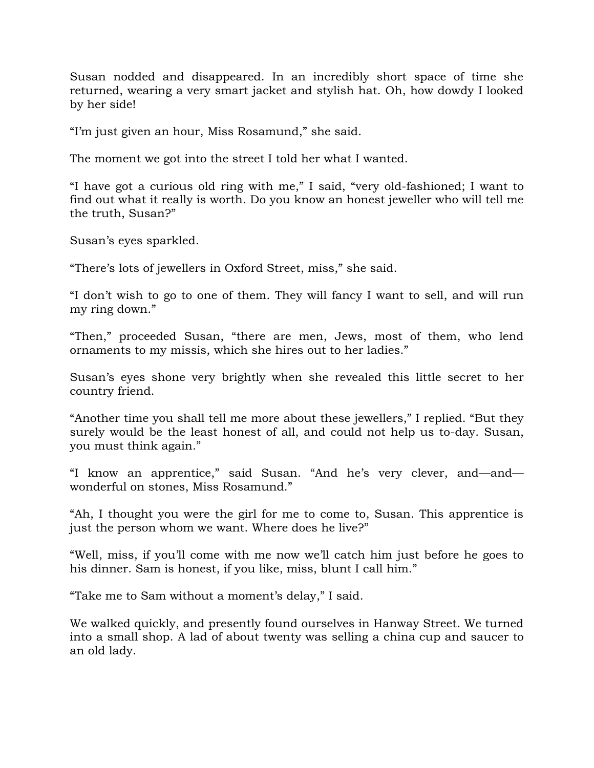Susan nodded and disappeared. In an incredibly short space of time she returned, wearing a very smart jacket and stylish hat. Oh, how dowdy I looked by her side!

“I’m just given an hour, Miss Rosamund,” she said.

The moment we got into the street I told her what I wanted.

“I have got a curious old ring with me,” I said, “very old-fashioned; I want to find out what it really is worth. Do you know an honest jeweller who will tell me the truth, Susan?”

Susan’s eyes sparkled.

“There’s lots of jewellers in Oxford Street, miss,” she said.

“I don’t wish to go to one of them. They will fancy I want to sell, and will run my ring down.”

“Then,” proceeded Susan, “there are men, Jews, most of them, who lend ornaments to my missis, which she hires out to her ladies.”

Susan’s eyes shone very brightly when she revealed this little secret to her country friend.

“Another time you shall tell me more about these jewellers,” I replied. “But they surely would be the least honest of all, and could not help us to-day. Susan, you must think again.”

“I know an apprentice,” said Susan. “And he’s very clever, and—and—wonderful on stones, Miss Rosamund.”

“Ah, I thought you were the girl for me to come to, Susan. This apprentice is just the person whom we want. Where does he live?”

“Well, miss, if you’ll come with me now we’ll catch him just before he goes to his dinner. Sam is honest, if you like, miss, blunt I call him.”

“Take me to Sam without a moment’s delay,” I said.

We walked quickly, and presently found ourselves in Hanway Street. We turned into a small shop. A lad of about twenty was selling a china cup and saucer to an old lady.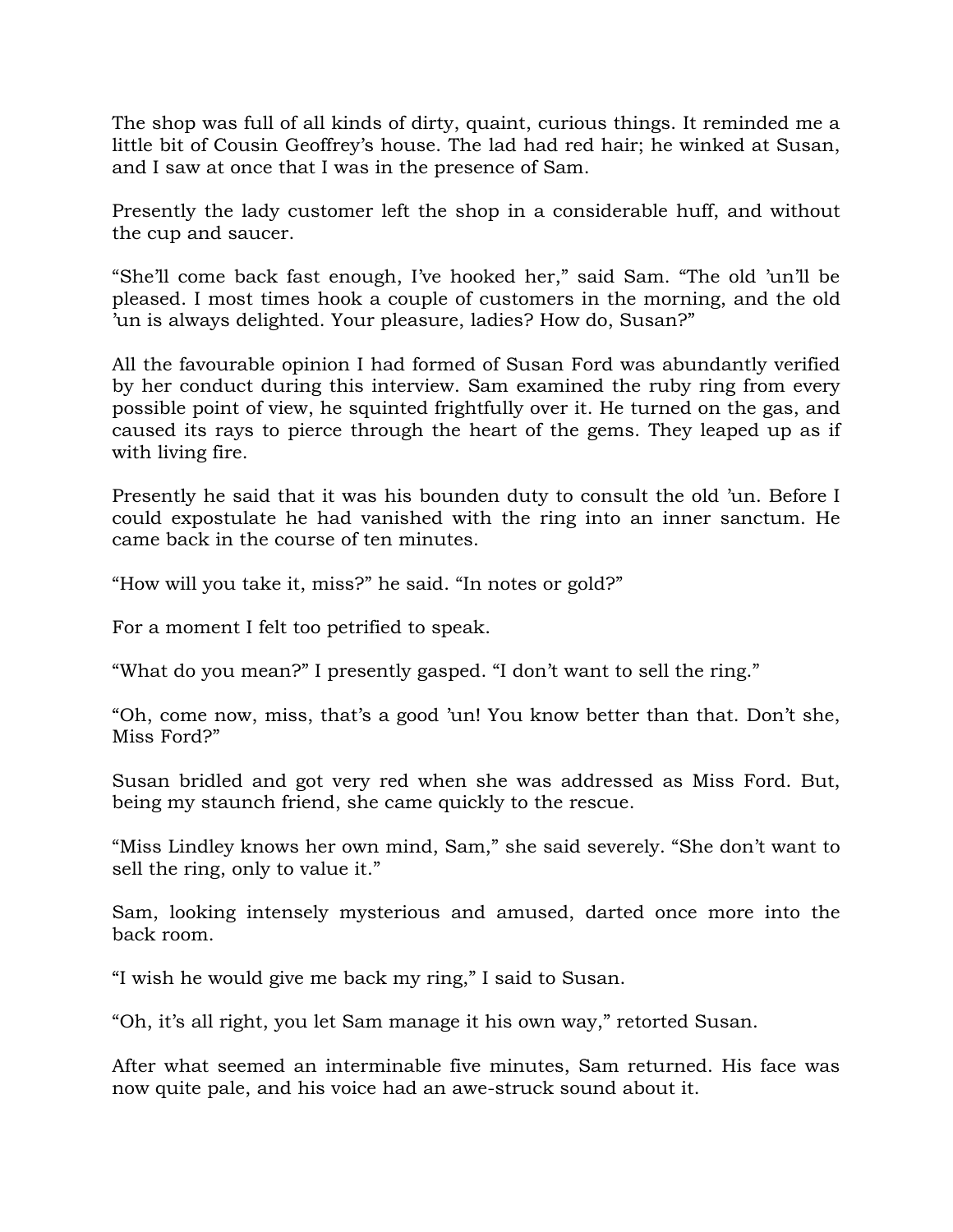The shop was full of all kinds of dirty, quaint, curious things. It reminded me a little bit of Cousin Geoffrey's house. The lad had red hair; he winked at Susan, and I saw at once that I was in the presence of Sam.

Presently the lady customer left the shop in a considerable huff, and without the cup and saucer.

"She'll come back fast enough, I've hooked her," said Sam. "The old 'un'll be pleased. I most times hook a couple of customers in the morning, and the old 'un is always delighted. Your pleasure, ladies? How do, Susan?"

All the favourable opinion I had formed of Susan Ford was abundantly verified by her conduct during this interview. Sam examined the ruby ring from every possible point of view, he squinted frightfully over it. He turned on the gas, and caused its rays to pierce through the heart of the gems. They leaped up as if with living fire.

Presently he said that it was his bounden duty to consult the old 'un. Before I could expostulate he had vanished with the ring into an inner sanctum. He came back in the course of ten minutes.

"How will you take it, miss?" he said. "In notes or gold?"

For a moment I felt too petrified to speak.

"What do you mean?" I presently gasped. "I don't want to sell the ring."

"Oh, come now, miss, that's a good 'un! You know better than that. Don't she, Miss Ford?"

Susan bridled and got very red when she was addressed as Miss Ford. But, being my staunch friend, she came quickly to the rescue.

"Miss Lindley knows her own mind, Sam," she said severely. "She don't want to sell the ring, only to value it."

Sam, looking intensely mysterious and amused, darted once more into the back room.

"I wish he would give me back my ring," I said to Susan.

"Oh, it's all right, you let Sam manage it his own way," retorted Susan.

After what seemed an interminable five minutes, Sam returned. His face was now quite pale, and his voice had an awe-struck sound about it.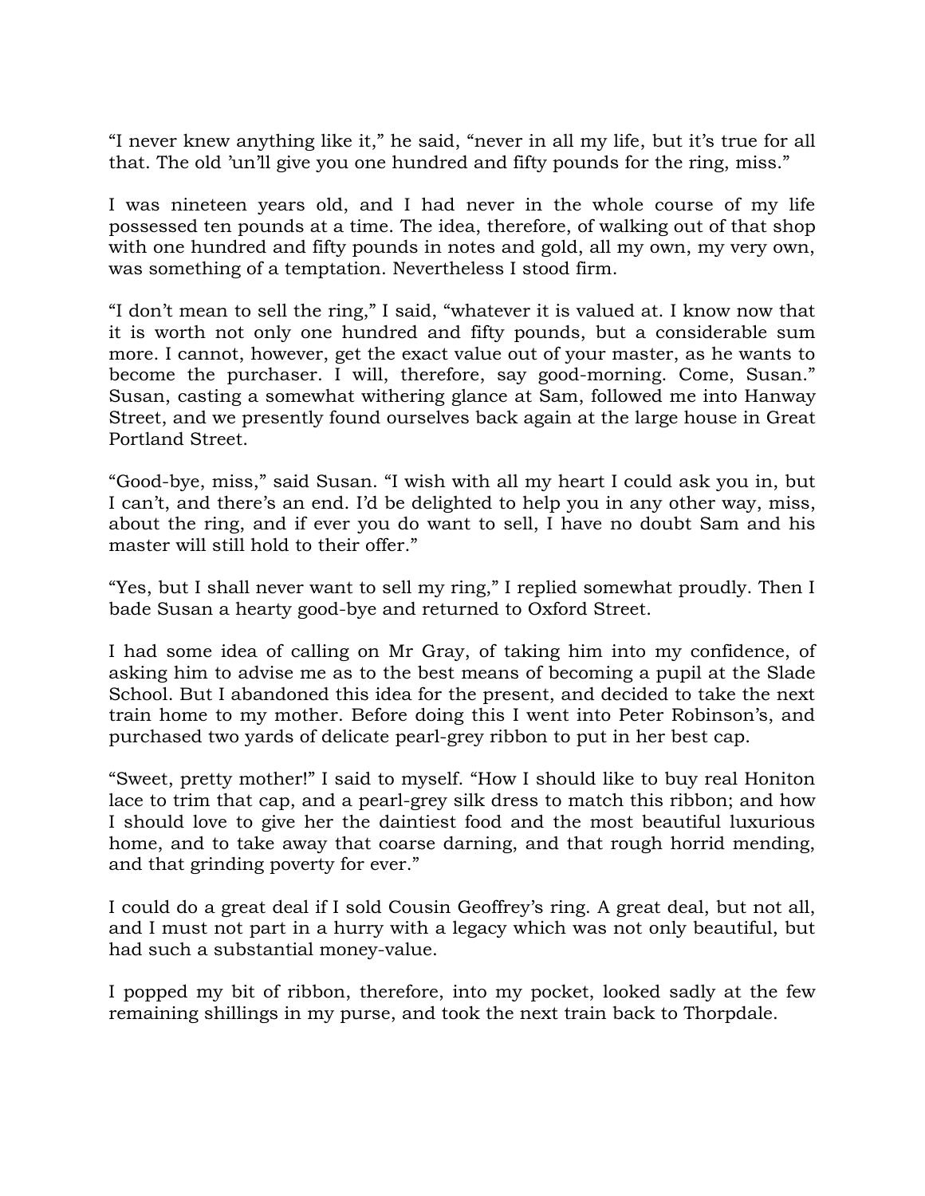"I never knew anything like it," he said, "never in all my life, but it's true for all that. The old 'un'll give you one hundred and fifty pounds for the ring, miss."

I was nineteen years old, and I had never in the whole course of my life possessed ten pounds at a time. The idea, therefore, of walking out of that shop with one hundred and fifty pounds in notes and gold, all my own, my very own, was something of a temptation. Nevertheless I stood firm.

"I don't mean to sell the ring," I said, "whatever it is valued at. I know now that it is worth not only one hundred and fifty pounds, but a considerable sum more. I cannot, however, get the exact value out of your master, as he wants to become the purchaser. I will, therefore, say good-morning. Come, Susan." Susan, casting a somewhat withering glance at Sam, followed me into Hanway Street, and we presently found ourselves back again at the large house in Great Portland Street.

"Good-bye, miss," said Susan. "I wish with all my heart I could ask you in, but I can't, and there's an end. I'd be delighted to help you in any other way, miss, about the ring, and if ever you do want to sell, I have no doubt Sam and his master will still hold to their offer."

"Yes, but I shall never want to sell my ring," I replied somewhat proudly. Then I bade Susan a hearty good-bye and returned to Oxford Street.

I had some idea of calling on Mr Gray, of taking him into my confidence, of asking him to advise me as to the best means of becoming a pupil at the Slade School. But I abandoned this idea for the present, and decided to take the next train home to my mother. Before doing this I went into Peter Robinson's, and purchased two yards of delicate pearl-grey ribbon to put in her best cap.

"Sweet, pretty mother!" I said to myself. "How I should like to buy real Honiton lace to trim that cap, and a pearl-grey silk dress to match this ribbon; and how I should love to give her the daintiest food and the most beautiful luxurious home, and to take away that coarse darning, and that rough horrid mending, and that grinding poverty for ever."

I could do a great deal if I sold Cousin Geoffrey's ring. A great deal, but not all, and I must not part in a hurry with a legacy which was not only beautiful, but had such a substantial money-value.

I popped my bit of ribbon, therefore, into my pocket, looked sadly at the few remaining shillings in my purse, and took the next train back to Thorpdale.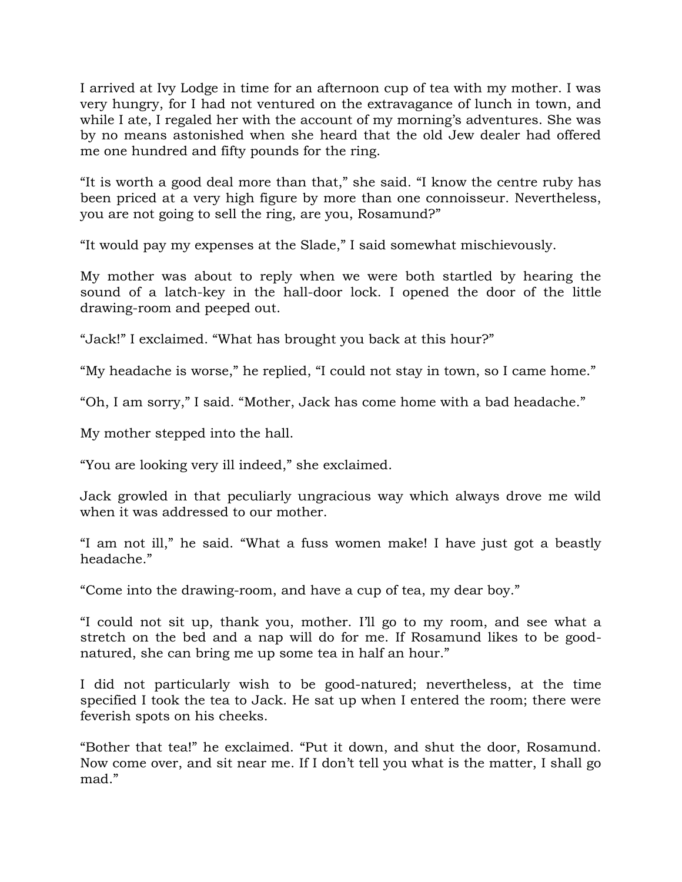I arrived at Ivy Lodge in time for an afternoon cup of tea with my mother. I was very hungry, for I had not ventured on the extravagance of lunch in town, and while I ate, I regaled her with the account of my morning's adventures. She was by no means astonished when she heard that the old Jew dealer had offered me one hundred and fifty pounds for the ring.

"It is worth a good deal more than that," she said. "I know the centre ruby has been priced at a very high figure by more than one connoisseur. Nevertheless, you are not going to sell the ring, are you, Rosamund?"

"It would pay my expenses at the Slade," I said somewhat mischievously.

My mother was about to reply when we were both startled by hearing the sound of a latch-key in the hall-door lock. I opened the door of the little drawing-room and peeped out.

"Jack!" I exclaimed. "What has brought you back at this hour?"

"My headache is worse," he replied, "I could not stay in town, so I came home."

"Oh, I am sorry," I said. "Mother, Jack has come home with a bad headache."

My mother stepped into the hall.

"You are looking very ill indeed," she exclaimed.

Jack growled in that peculiarly ungracious way which always drove me wild when it was addressed to our mother.

"I am not ill," he said. "What a fuss women make! I have just got a beastly headache."

"Come into the drawing-room, and have a cup of tea, my dear boy."

"I could not sit up, thank you, mother. I'll go to my room, and see what a stretch on the bed and a nap will do for me. If Rosamund likes to be good-natured, she can bring me up some tea in half an hour."

I did not particularly wish to be good-natured; nevertheless, at the time specified I took the tea to Jack. He sat up when I entered the room; there were feverish spots on his cheeks.

"Bother that tea!" he exclaimed. "Put it down, and shut the door, Rosamund. Now come over, and sit near me. If I don't tell you what is the matter, I shall go mad."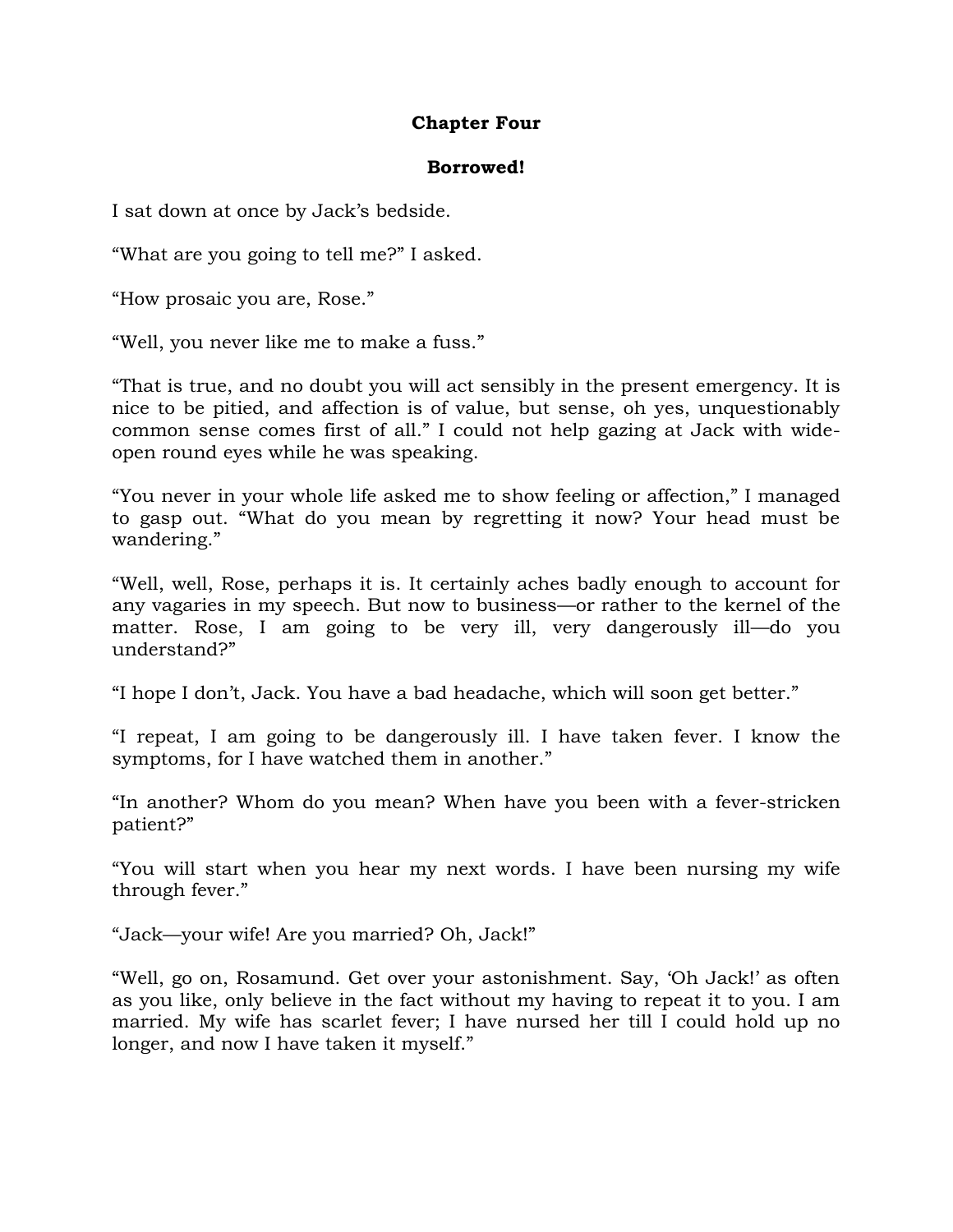## Chapter Four

### Borrowed!

I sat down at once by Jack's bedside.

"What are you going to tell me?" I asked.

"How prosaic you are, Rose."

"Well, you never like me to make a fuss."

"That is true, and no doubt you will act sensibly in the present emergency. It is nice to be pitied, and affection is of value, but sense, oh yes, unquestionably common sense comes first of all." I could not help gazing at Jack with wide-open round eyes while he was speaking.

"You never in your whole life asked me to show feeling or affection," I managed to gasp out. "What do you mean by regretting it now? Your head must be wandering."

"Well, well, Rose, perhaps it is. It certainly aches badly enough to account for any vagaries in my speech. But now to business—or rather to the kernel of the matter. Rose, I am going to be very ill, very dangerously ill—do you understand?"

"I hope I don't, Jack. You have a bad headache, which will soon get better."

"I repeat, I am going to be dangerously ill. I have taken fever. I know the symptoms, for I have watched them in another."

"In another? Whom do you mean? When have you been with a fever-stricken patient?"

"You will start when you hear my next words. I have been nursing my wife through fever."

"Jack—your wife! Are you married? Oh, Jack!"

"Well, go on, Rosamund. Get over your astonishment. Say, 'Oh Jack!' as often as you like, only believe in the fact without my having to repeat it to you. I am married. My wife has scarlet fever; I have nursed her till I could hold up no longer, and now I have taken it myself."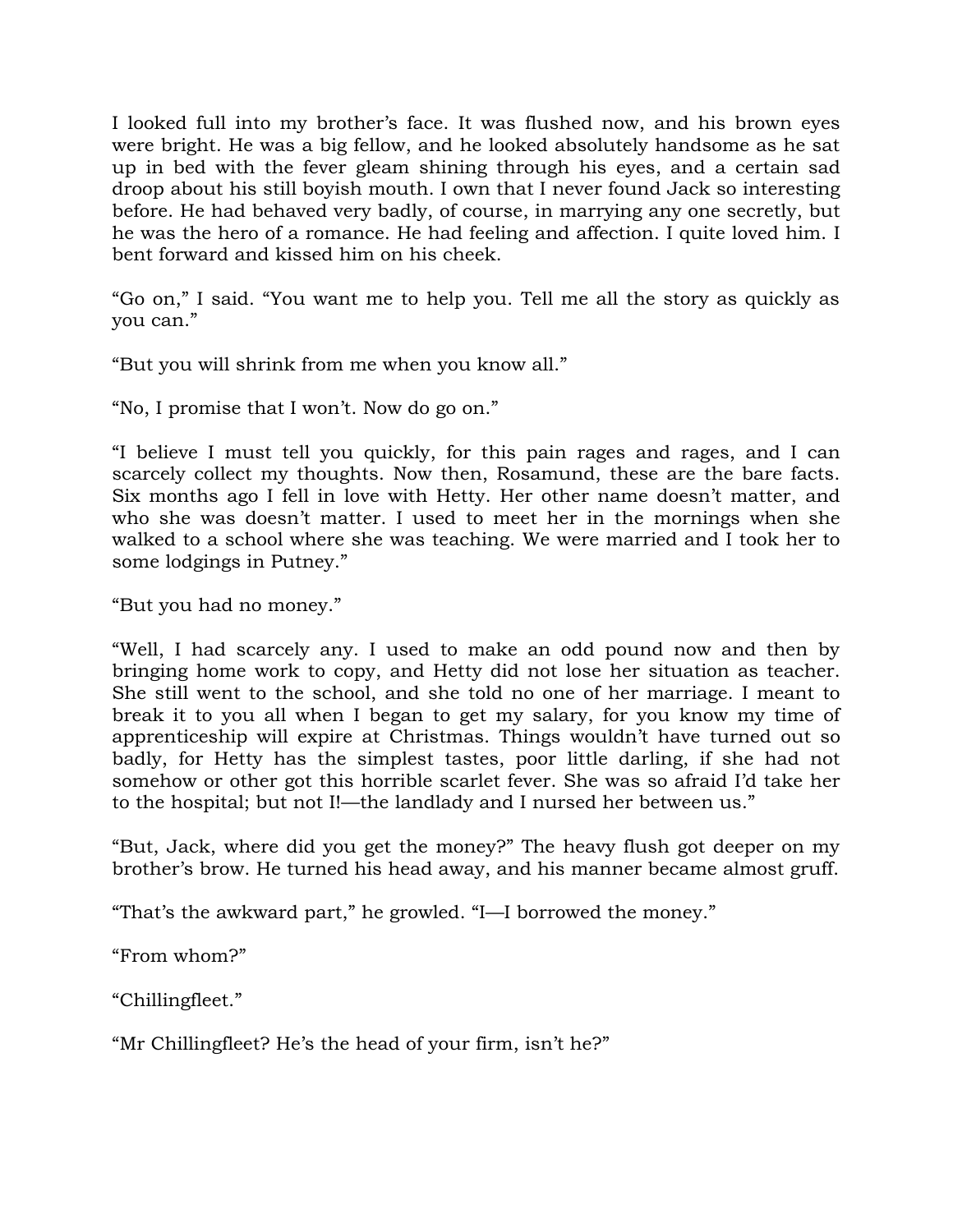I looked full into my brother's face. It was flushed now, and his brown eyes were bright. He was a big fellow, and he looked absolutely handsome as he sat up in bed with the fever gleam shining through his eyes, and a certain sad droop about his still boyish mouth. I own that I never found Jack so interesting before. He had behaved very badly, of course, in marrying any one secretly, but he was the hero of a romance. He had feeling and affection. I quite loved him. I bent forward and kissed him on his cheek.

"Go on," I said. "You want me to help you. Tell me all the story as quickly as you can."

"But you will shrink from me when you know all."

"No, I promise that I won't. Now do go on."

"I believe I must tell you quickly, for this pain rages and rages, and I can scarcely collect my thoughts. Now then, Rosamund, these are the bare facts. Six months ago I fell in love with Hetty. Her other name doesn't matter, and who she was doesn't matter. I used to meet her in the mornings when she walked to a school where she was teaching. We were married and I took her to some lodgings in Putney."

"But you had no money."

"Well, I had scarcely any. I used to make an odd pound now and then by bringing home work to copy, and Hetty did not lose her situation as teacher. She still went to the school, and she told no one of her marriage. I meant to break it to you all when I began to get my salary, for you know my time of apprenticeship will expire at Christmas. Things wouldn't have turned out so badly, for Hetty has the simplest tastes, poor little darling, if she had not somehow or other got this horrible scarlet fever. She was so afraid I'd take her to the hospital; but not I!—the landlady and I nursed her between us."

"But, Jack, where did you get the money?" The heavy flush got deeper on my brother's brow. He turned his head away, and his manner became almost gruff.

"That's the awkward part," he growled. "I—I borrowed the money."

"From whom?"

"Chillingfleet."

"Mr Chillingfleet? He's the head of your firm, isn't he?"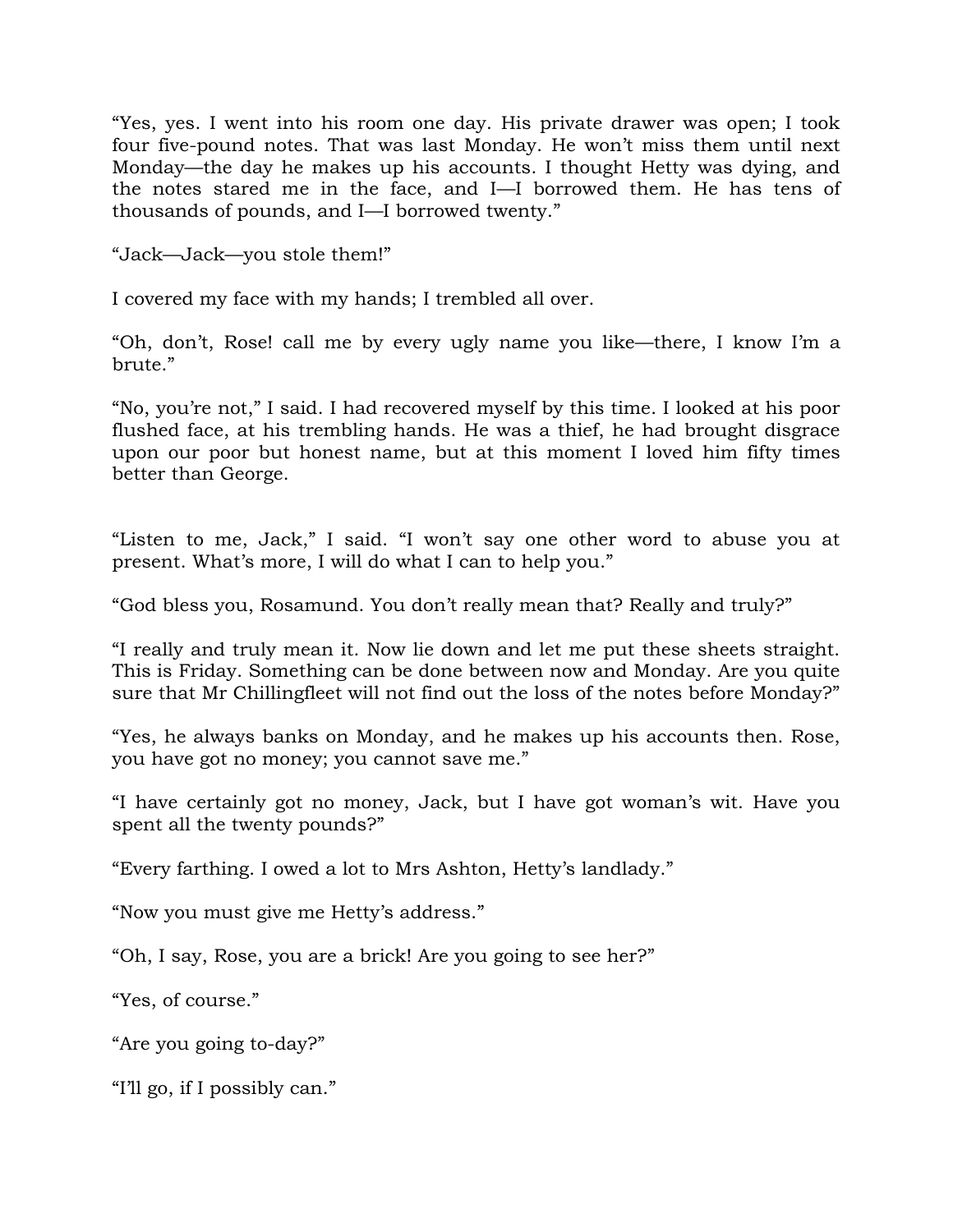“Yes, yes. I went into his room one day. His private drawer was open; I took four five-pound notes. That was last Monday. He won’t miss them until next Monday—the day he makes up his accounts. I thought Hetty was dying, and the notes stared me in the face, and I—I borrowed them. He has tens of thousands of pounds, and I—I borrowed twenty.”

“Jack—Jack—you stole them!”

I covered my face with my hands; I trembled all over.

“Oh, don’t, Rose! call me by every ugly name you like—there, I know I’m a brute.”

“No, you’re not,” I said. I had recovered myself by this time. I looked at his poor flushed face, at his trembling hands. He was a thief, he had brought disgrace upon our poor but honest name, but at this moment I loved him fifty times better than George.

“Listen to me, Jack,” I said. “I won’t say one other word to abuse you at present. What’s more, I will do what I can to help you.”

“God bless you, Rosamund. You don’t really mean that? Really and truly?”

“I really and truly mean it. Now lie down and let me put these sheets straight. This is Friday. Something can be done between now and Monday. Are you quite sure that Mr Chillingfleet will not find out the loss of the notes before Monday?”

“Yes, he always banks on Monday, and he makes up his accounts then. Rose, you have got no money; you cannot save me.”

“I have certainly got no money, Jack, but I have got woman’s wit. Have you spent all the twenty pounds?”

“Every farthing. I owed a lot to Mrs Ashton, Hetty’s landlady.”

“Now you must give me Hetty’s address.”

“Oh, I say, Rose, you are a brick! Are you going to see her?”

“Yes, of course.”

“Are you going to-day?”

“I’ll go, if I possibly can.”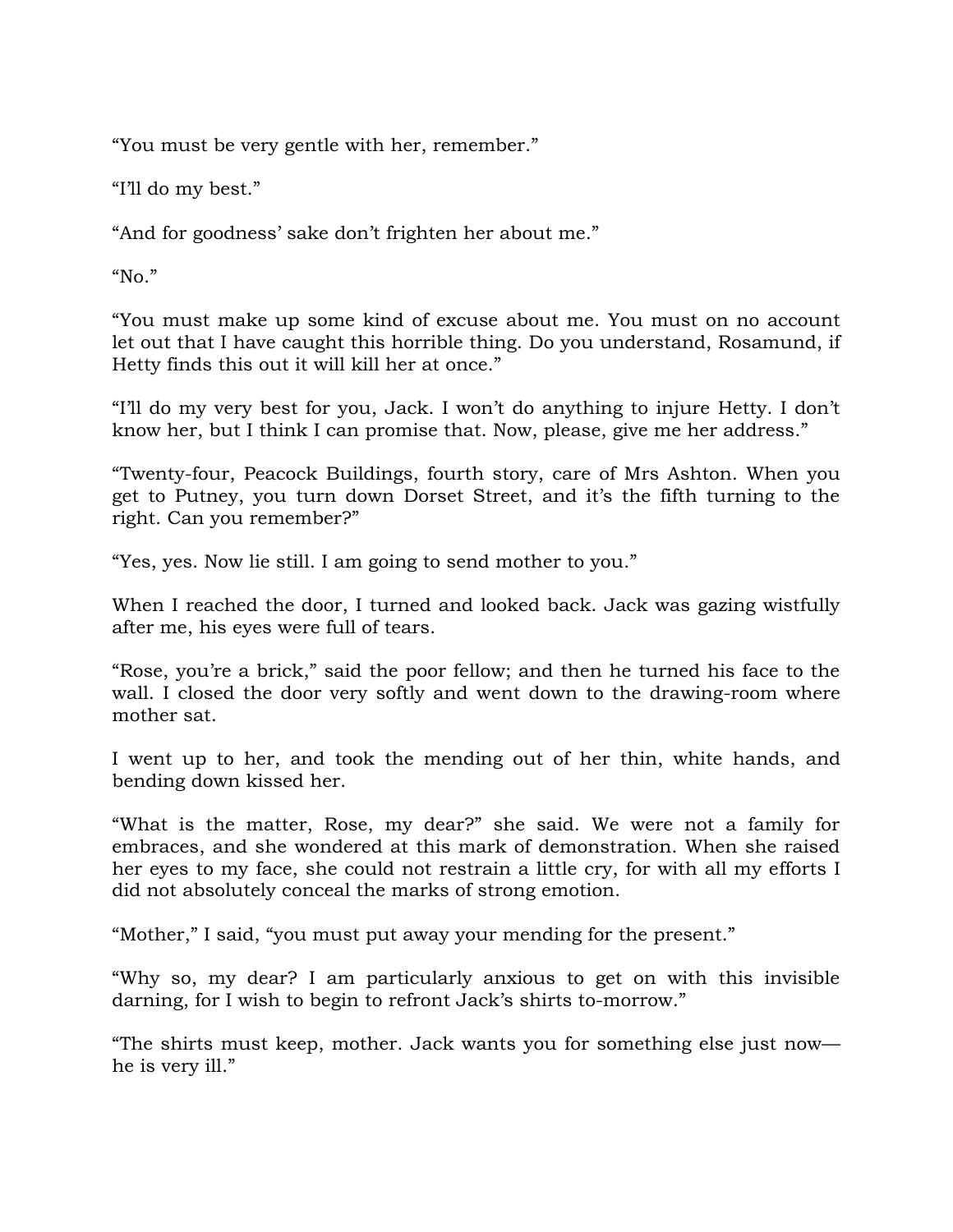"You must be very gentle with her, remember."

"I'll do my best."

"And for goodness' sake don't frighten her about me."

"No."

"You must make up some kind of excuse about me. You must on no account let out that I have caught this horrible thing. Do you understand, Rosamund, if Hetty finds this out it will kill her at once."

"I'll do my very best for you, Jack. I won't do anything to injure Hetty. I don't know her, but I think I can promise that. Now, please, give me her address."

"Twenty-four, Peacock Buildings, fourth story, care of Mrs Ashton. When you get to Putney, you turn down Dorset Street, and it's the fifth turning to the right. Can you remember?"

"Yes, yes. Now lie still. I am going to send mother to you."

When I reached the door, I turned and looked back. Jack was gazing wistfully after me, his eyes were full of tears.

"Rose, you're a brick," said the poor fellow; and then he turned his face to the wall. I closed the door very softly and went down to the drawing-room where mother sat.

I went up to her, and took the mending out of her thin, white hands, and bending down kissed her.

"What is the matter, Rose, my dear?" she said. We were not a family for embraces, and she wondered at this mark of demonstration. When she raised her eyes to my face, she could not restrain a little cry, for with all my efforts I did not absolutely conceal the marks of strong emotion.

"Mother," I said, "you must put away your mending for the present."

"Why so, my dear? I am particularly anxious to get on with this invisible darning, for I wish to begin to refront Jack's shirts to-morrow."

"The shirts must keep, mother. Jack wants you for something else just now—he is very ill."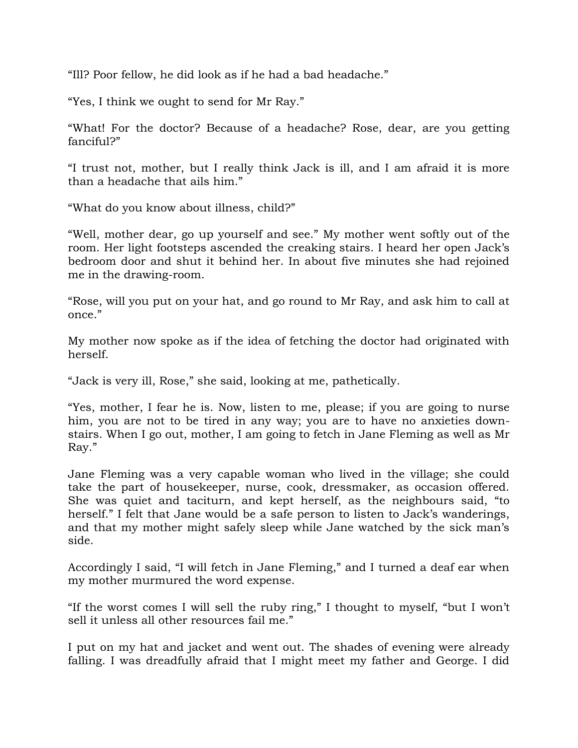"Ill? Poor fellow, he did look as if he had a bad headache."

"Yes, I think we ought to send for Mr Ray."

"What! For the doctor? Because of a headache? Rose, dear, are you getting fanciful?"

"I trust not, mother, but I really think Jack is ill, and I am afraid it is more than a headache that ails him."

"What do you know about illness, child?"

"Well, mother dear, go up yourself and see." My mother went softly out of the room. Her light footsteps ascended the creaking stairs. I heard her open Jack's bedroom door and shut it behind her. In about five minutes she had rejoined me in the drawing-room.

"Rose, will you put on your hat, and go round to Mr Ray, and ask him to call at once."

My mother now spoke as if the idea of fetching the doctor had originated with herself.

"Jack is very ill, Rose," she said, looking at me, pathetically.

"Yes, mother, I fear he is. Now, listen to me, please; if you are going to nurse him, you are not to be tired in any way; you are to have no anxieties down-stairs. When I go out, mother, I am going to fetch in Jane Fleming as well as Mr Ray."

Jane Fleming was a very capable woman who lived in the village; she could take the part of housekeeper, nurse, cook, dressmaker, as occasion offered. She was quiet and taciturn, and kept herself, as the neighbours said, "to herself." I felt that Jane would be a safe person to listen to Jack's wanderings, and that my mother might safely sleep while Jane watched by the sick man's side.

Accordingly I said, "I will fetch in Jane Fleming," and I turned a deaf ear when my mother murmured the word expense.

"If the worst comes I will sell the ruby ring," I thought to myself, "but I won't sell it unless all other resources fail me."

I put on my hat and jacket and went out. The shades of evening were already falling. I was dreadfully afraid that I might meet my father and George. I did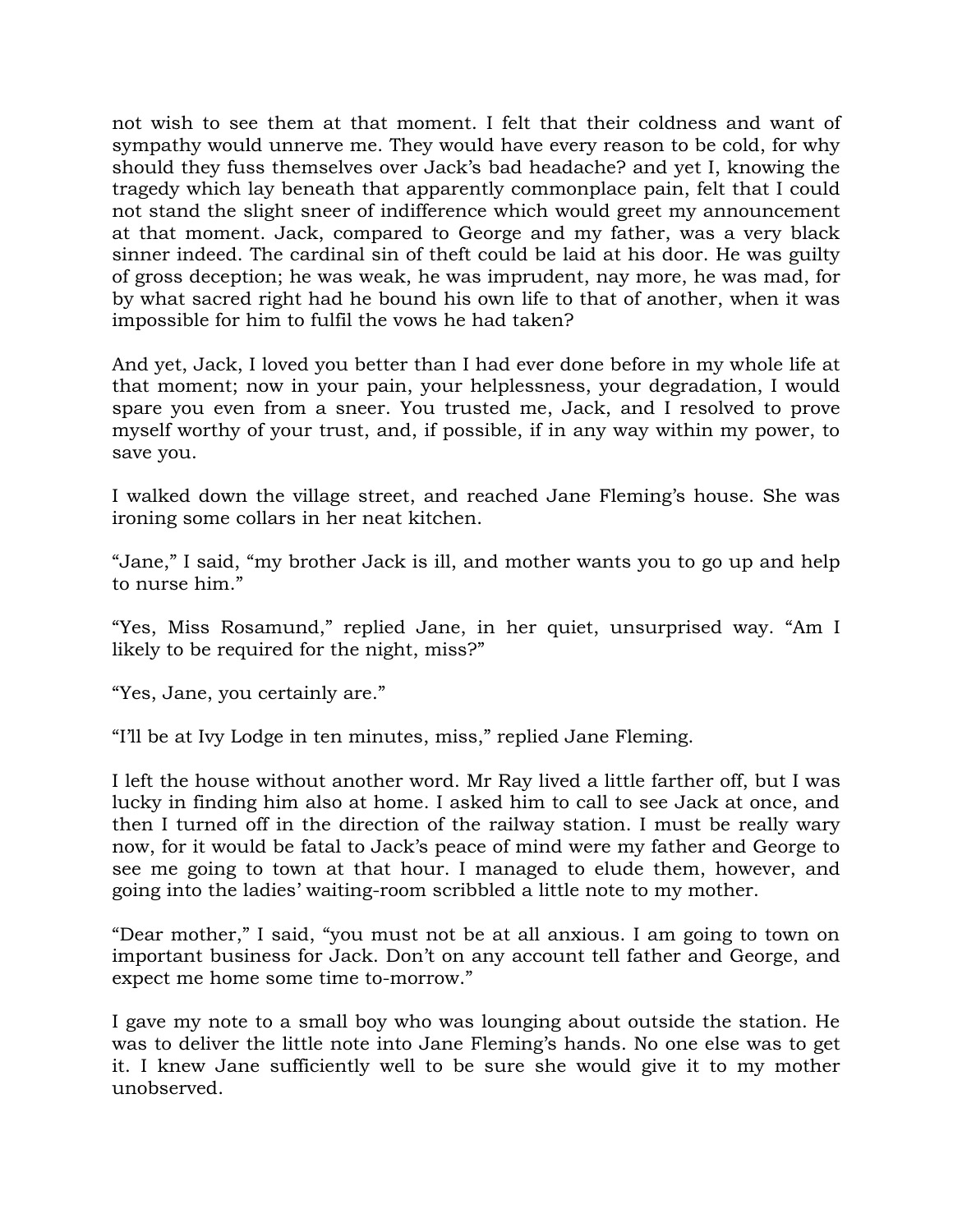not wish to see them at that moment. I felt that their coldness and want of sympathy would unnerve me. They would have every reason to be cold, for why should they fuss themselves over Jack's bad headache? and yet I, knowing the tragedy which lay beneath that apparently commonplace pain, felt that I could not stand the slight sneer of indifference which would greet my announcement at that moment. Jack, compared to George and my father, was a very black sinner indeed. The cardinal sin of theft could be laid at his door. He was guilty of gross deception; he was weak, he was imprudent, nay more, he was mad, for by what sacred right had he bound his own life to that of another, when it was impossible for him to fulfil the vows he had taken?

And yet, Jack, I loved you better than I had ever done before in my whole life at that moment; now in your pain, your helplessness, your degradation, I would spare you even from a sneer. You trusted me, Jack, and I resolved to prove myself worthy of your trust, and, if possible, if in any way within my power, to save you.

I walked down the village street, and reached Jane Fleming's house. She was ironing some collars in her neat kitchen.

"Jane," I said, "my brother Jack is ill, and mother wants you to go up and help to nurse him."

"Yes, Miss Rosamund," replied Jane, in her quiet, unsurprised way. "Am I likely to be required for the night, miss?"

"Yes, Jane, you certainly are."

"I'll be at Ivy Lodge in ten minutes, miss," replied Jane Fleming.

I left the house without another word. Mr Ray lived a little farther off, but I was lucky in finding him also at home. I asked him to call to see Jack at once, and then I turned off in the direction of the railway station. I must be really wary now, for it would be fatal to Jack's peace of mind were my father and George to see me going to town at that hour. I managed to elude them, however, and going into the ladies' waiting-room scribbled a little note to my mother.

"Dear mother," I said, "you must not be at all anxious. I am going to town on important business for Jack. Don't on any account tell father and George, and expect me home some time to-morrow."

I gave my note to a small boy who was lounging about outside the station. He was to deliver the little note into Jane Fleming's hands. No one else was to get it. I knew Jane sufficiently well to be sure she would give it to my mother unobserved.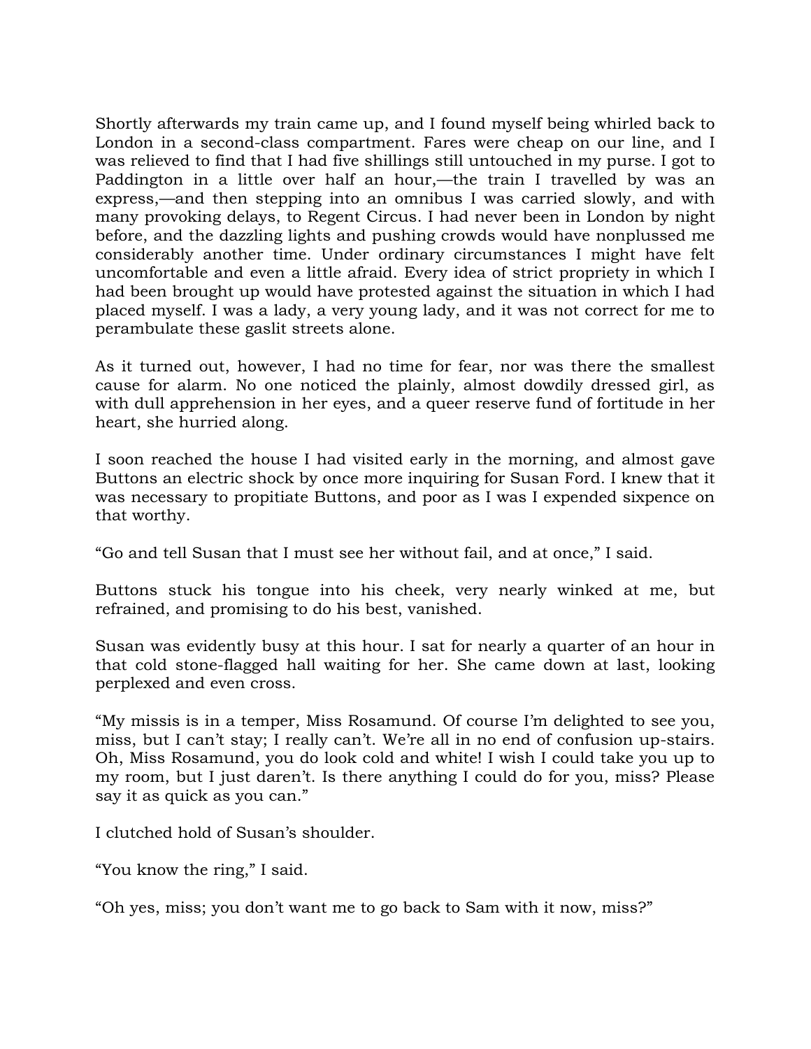Shortly afterwards my train came up, and I found myself being whirled back to London in a second-class compartment. Fares were cheap on our line, and I was relieved to find that I had five shillings still untouched in my purse. I got to Paddington in a little over half an hour,—the train I travelled by was an express,—and then stepping into an omnibus I was carried slowly, and with many provoking delays, to Regent Circus. I had never been in London by night before, and the dazzling lights and pushing crowds would have nonplussed me considerably another time. Under ordinary circumstances I might have felt uncomfortable and even a little afraid. Every idea of strict propriety in which I had been brought up would have protested against the situation in which I had placed myself. I was a lady, a very young lady, and it was not correct for me to perambulate these gaslit streets alone.

As it turned out, however, I had no time for fear, nor was there the smallest cause for alarm. No one noticed the plainly, almost dowdily dressed girl, as with dull apprehension in her eyes, and a queer reserve fund of fortitude in her heart, she hurried along.

I soon reached the house I had visited early in the morning, and almost gave Buttons an electric shock by once more inquiring for Susan Ford. I knew that it was necessary to propitiate Buttons, and poor as I was I expended sixpence on that worthy.

“Go and tell Susan that I must see her without fail, and at once,” I said.

Buttons stuck his tongue into his cheek, very nearly winked at me, but refrained, and promising to do his best, vanished.

Susan was evidently busy at this hour. I sat for nearly a quarter of an hour in that cold stone-flagged hall waiting for her. She came down at last, looking perplexed and even cross.

“My missis is in a temper, Miss Rosamund. Of course I’m delighted to see you, miss, but I can’t stay; I really can’t. We’re all in no end of confusion up-stairs. Oh, Miss Rosamund, you do look cold and white! I wish I could take you up to my room, but I just daren’t. Is there anything I could do for you, miss? Please say it as quick as you can.”

I clutched hold of Susan’s shoulder.

“You know the ring,” I said.

“Oh yes, miss; you don’t want me to go back to Sam with it now, miss?”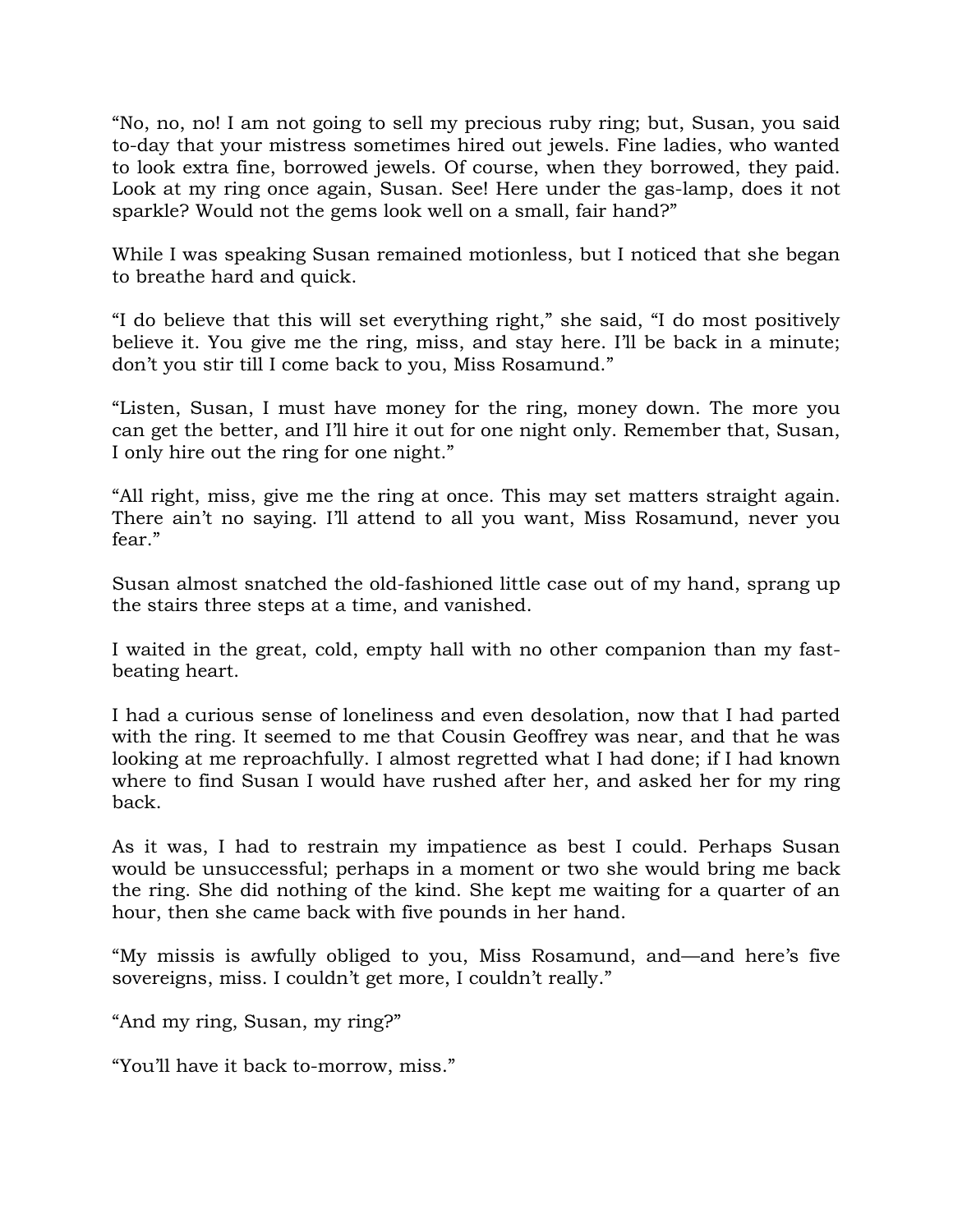"No, no, no! I am not going to sell my precious ruby ring; but, Susan, you said to-day that your mistress sometimes hired out jewels. Fine ladies, who wanted to look extra fine, borrowed jewels. Of course, when they borrowed, they paid. Look at my ring once again, Susan. See! Here under the gas-lamp, does it not sparkle? Would not the gems look well on a small, fair hand?"

While I was speaking Susan remained motionless, but I noticed that she began to breathe hard and quick.

"I do believe that this will set everything right," she said, "I do most positively believe it. You give me the ring, miss, and stay here. I'll be back in a minute; don't you stir till I come back to you, Miss Rosamund."

"Listen, Susan, I must have money for the ring, money down. The more you can get the better, and I'll hire it out for one night only. Remember that, Susan, I only hire out the ring for one night."

"All right, miss, give me the ring at once. This may set matters straight again. There ain't no saying. I'll attend to all you want, Miss Rosamund, never you fear."

Susan almost snatched the old-fashioned little case out of my hand, sprang up the stairs three steps at a time, and vanished.

I waited in the great, cold, empty hall with no other companion than my fast-beating heart.

I had a curious sense of loneliness and even desolation, now that I had parted with the ring. It seemed to me that Cousin Geoffrey was near, and that he was looking at me reproachfully. I almost regretted what I had done; if I had known where to find Susan I would have rushed after her, and asked her for my ring back.

As it was, I had to restrain my impatience as best I could. Perhaps Susan would be unsuccessful; perhaps in a moment or two she would bring me back the ring. She did nothing of the kind. She kept me waiting for a quarter of an hour, then she came back with five pounds in her hand.

"My missis is awfully obliged to you, Miss Rosamund, and—and here's five sovereigns, miss. I couldn't get more, I couldn't really."

"And my ring, Susan, my ring?"

"You'll have it back to-morrow, miss."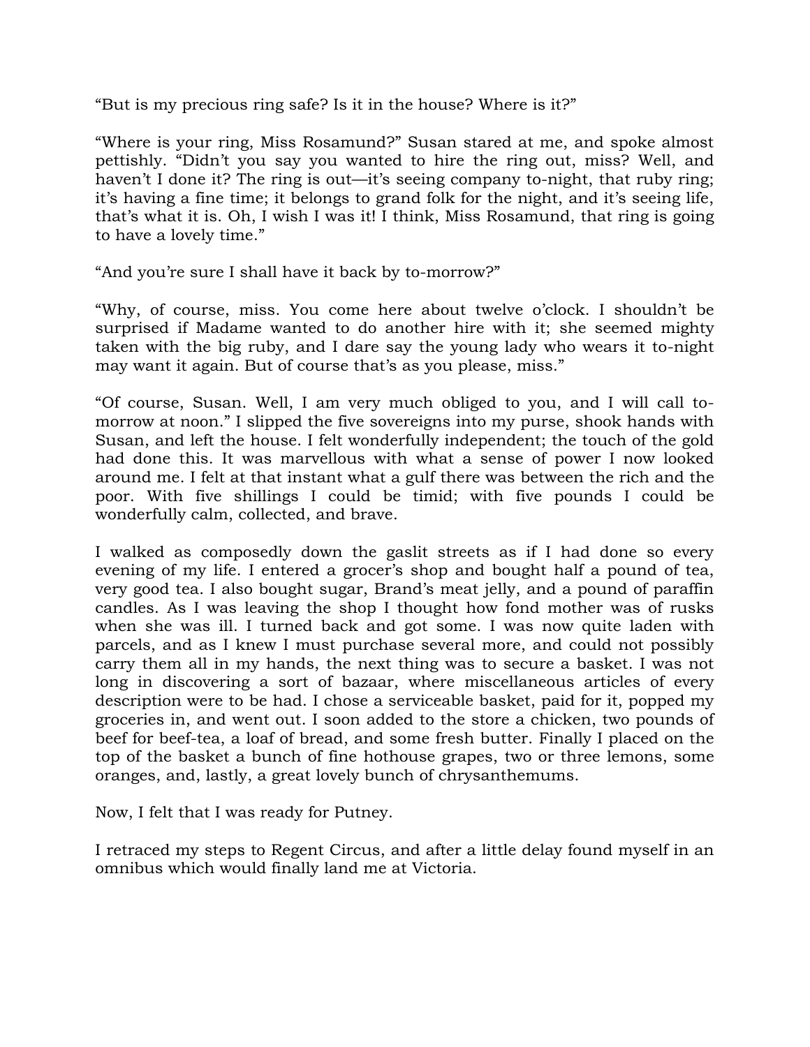“But is my precious ring safe? Is it in the house? Where is it?”

“Where is your ring, Miss Rosamund?” Susan stared at me, and spoke almost pettishly. “Didn’t you say you wanted to hire the ring out, miss? Well, and haven’t I done it? The ring is out—it’s seeing company to-night, that ruby ring; it’s having a fine time; it belongs to grand folk for the night, and it’s seeing life, that’s what it is. Oh, I wish I was it! I think, Miss Rosamund, that ring is going to have a lovely time.”

“And you’re sure I shall have it back by to-morrow?”

“Why, of course, miss. You come here about twelve o’clock. I shouldn’t be surprised if Madame wanted to do another hire with it; she seemed mighty taken with the big ruby, and I dare say the young lady who wears it to-night may want it again. But of course that’s as you please, miss.”

“Of course, Susan. Well, I am very much obliged to you, and I will call to-morrow at noon.” I slipped the five sovereigns into my purse, shook hands with Susan, and left the house. I felt wonderfully independent; the touch of the gold had done this. It was marvellous with what a sense of power I now looked around me. I felt at that instant what a gulf there was between the rich and the poor. With five shillings I could be timid; with five pounds I could be wonderfully calm, collected, and brave.

I walked as composedly down the gaslit streets as if I had done so every evening of my life. I entered a grocer’s shop and bought half a pound of tea, very good tea. I also bought sugar, Brand’s meat jelly, and a pound of paraffin candles. As I was leaving the shop I thought how fond mother was of rusks when she was ill. I turned back and got some. I was now quite laden with parcels, and as I knew I must purchase several more, and could not possibly carry them all in my hands, the next thing was to secure a basket. I was not long in discovering a sort of bazaar, where miscellaneous articles of every description were to be had. I chose a serviceable basket, paid for it, popped my groceries in, and went out. I soon added to the store a chicken, two pounds of beef for beef-tea, a loaf of bread, and some fresh butter. Finally I placed on the top of the basket a bunch of fine hothouse grapes, two or three lemons, some oranges, and, lastly, a great lovely bunch of chrysanthemums.

Now, I felt that I was ready for Putney.

I retraced my steps to Regent Circus, and after a little delay found myself in an omnibus which would finally land me at Victoria.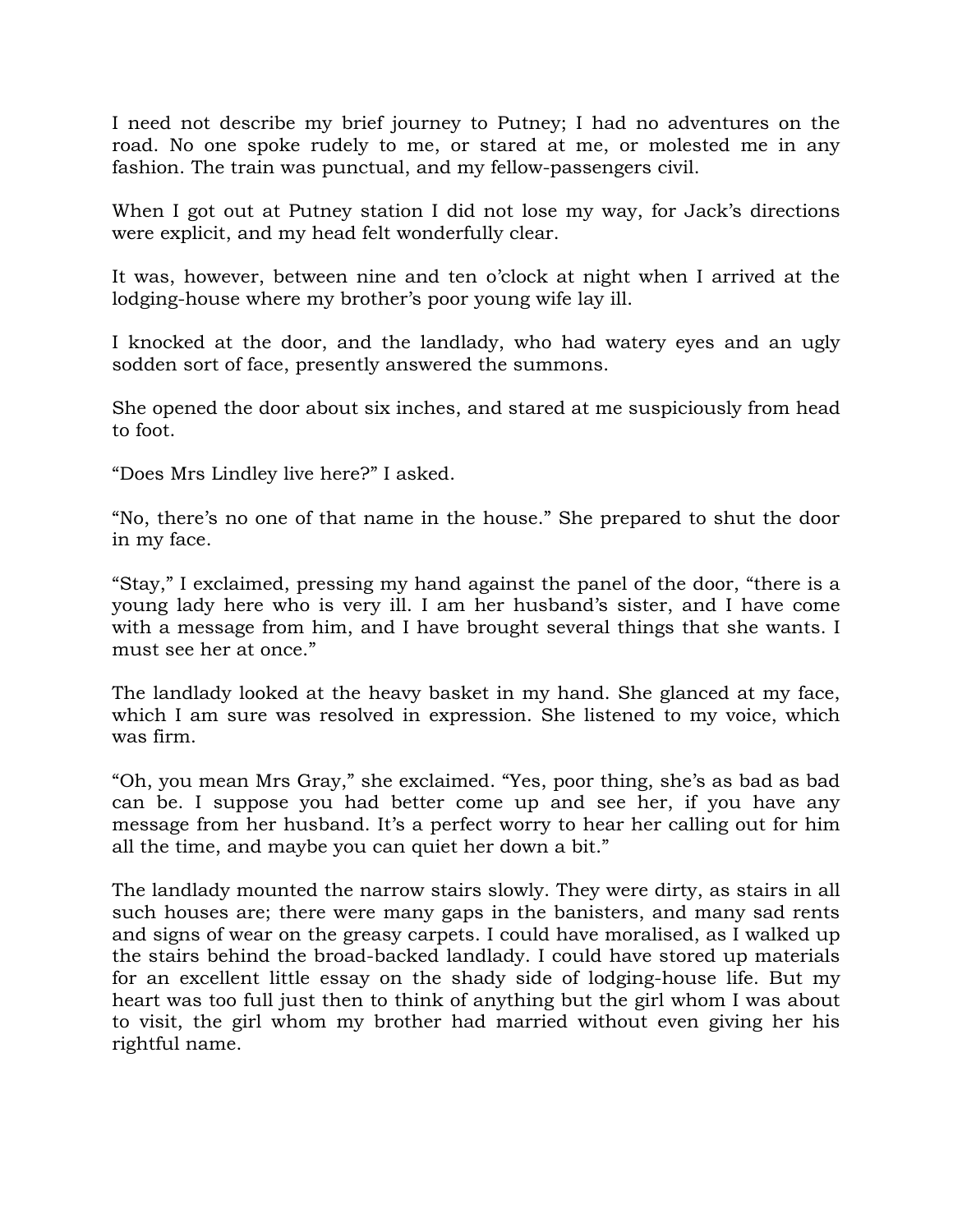I need not describe my brief journey to Putney; I had no adventures on the road. No one spoke rudely to me, or stared at me, or molested me in any fashion. The train was punctual, and my fellow-passengers civil.

When I got out at Putney station I did not lose my way, for Jack's directions were explicit, and my head felt wonderfully clear.

It was, however, between nine and ten o'clock at night when I arrived at the lodging-house where my brother's poor young wife lay ill.

I knocked at the door, and the landlady, who had watery eyes and an ugly sodden sort of face, presently answered the summons.

She opened the door about six inches, and stared at me suspiciously from head to foot.

"Does Mrs Lindley live here?" I asked.

"No, there's no one of that name in the house." She prepared to shut the door in my face.

"Stay," I exclaimed, pressing my hand against the panel of the door, "there is a young lady here who is very ill. I am her husband's sister, and I have come with a message from him, and I have brought several things that she wants. I must see her at once."

The landlady looked at the heavy basket in my hand. She glanced at my face, which I am sure was resolved in expression. She listened to my voice, which was firm.

"Oh, you mean Mrs Gray," she exclaimed. "Yes, poor thing, she's as bad as bad can be. I suppose you had better come up and see her, if you have any message from her husband. It's a perfect worry to hear her calling out for him all the time, and maybe you can quiet her down a bit."

The landlady mounted the narrow stairs slowly. They were dirty, as stairs in all such houses are; there were many gaps in the banisters, and many sad rents and signs of wear on the greasy carpets. I could have moralised, as I walked up the stairs behind the broad-backed landlady. I could have stored up materials for an excellent little essay on the shady side of lodging-house life. But my heart was too full just then to think of anything but the girl whom I was about to visit, the girl whom my brother had married without even giving her his rightful name.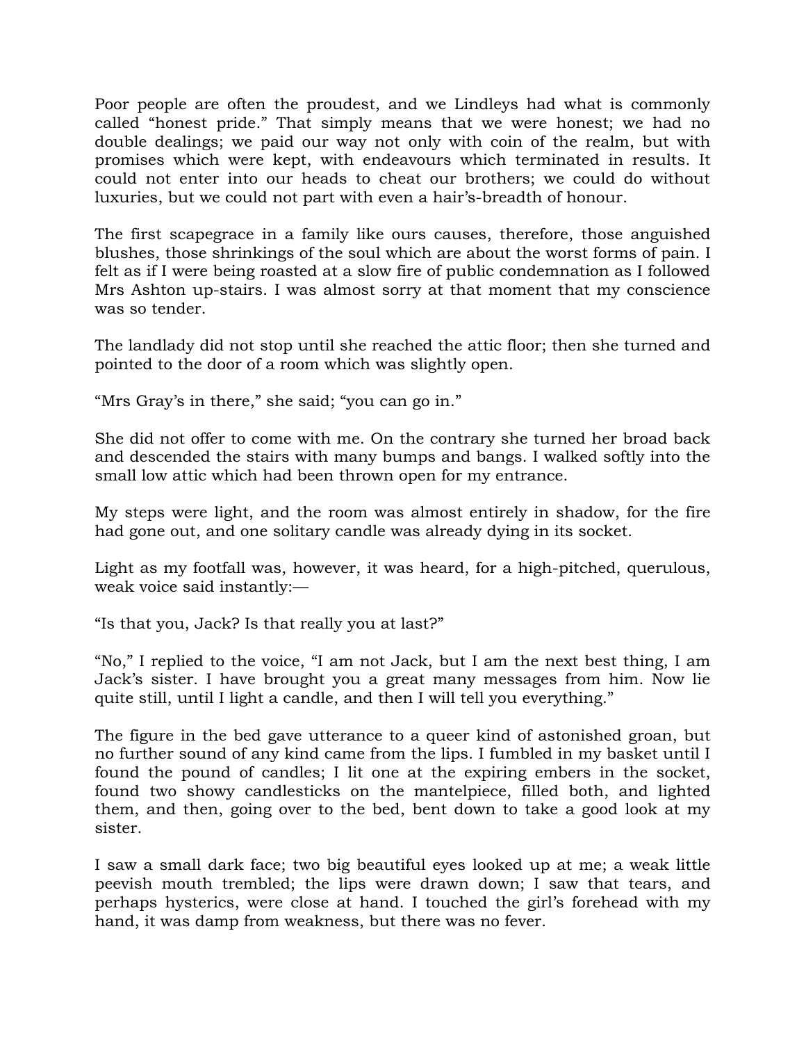Poor people are often the proudest, and we Lindleys had what is commonly called "honest pride." That simply means that we were honest; we had no double dealings; we paid our way not only with coin of the realm, but with promises which were kept, with endeavours which terminated in results. It could not enter into our heads to cheat our brothers; we could do without luxuries, but we could not part with even a hair's-breadth of honour.

The first scapegrace in a family like ours causes, therefore, those anguished blushes, those shrinkings of the soul which are about the worst forms of pain. I felt as if I were being roasted at a slow fire of public condemnation as I followed Mrs Ashton up-stairs. I was almost sorry at that moment that my conscience was so tender.

The landlady did not stop until she reached the attic floor; then she turned and pointed to the door of a room which was slightly open.

"Mrs Gray's in there," she said; "you can go in."

She did not offer to come with me. On the contrary she turned her broad back and descended the stairs with many bumps and bangs. I walked softly into the small low attic which had been thrown open for my entrance.

My steps were light, and the room was almost entirely in shadow, for the fire had gone out, and one solitary candle was already dying in its socket.

Light as my footfall was, however, it was heard, for a high-pitched, querulous, weak voice said instantly:—

"Is that you, Jack? Is that really you at last?"

"No," I replied to the voice, "I am not Jack, but I am the next best thing, I am Jack's sister. I have brought you a great many messages from him. Now lie quite still, until I light a candle, and then I will tell you everything."

The figure in the bed gave utterance to a queer kind of astonished groan, but no further sound of any kind came from the lips. I fumbled in my basket until I found the pound of candles; I lit one at the expiring embers in the socket, found two showy candlesticks on the mantelpiece, filled both, and lighted them, and then, going over to the bed, bent down to take a good look at my sister.

I saw a small dark face; two big beautiful eyes looked up at me; a weak little peevish mouth trembled; the lips were drawn down; I saw that tears, and perhaps hysterics, were close at hand. I touched the girl's forehead with my hand, it was damp from weakness, but there was no fever.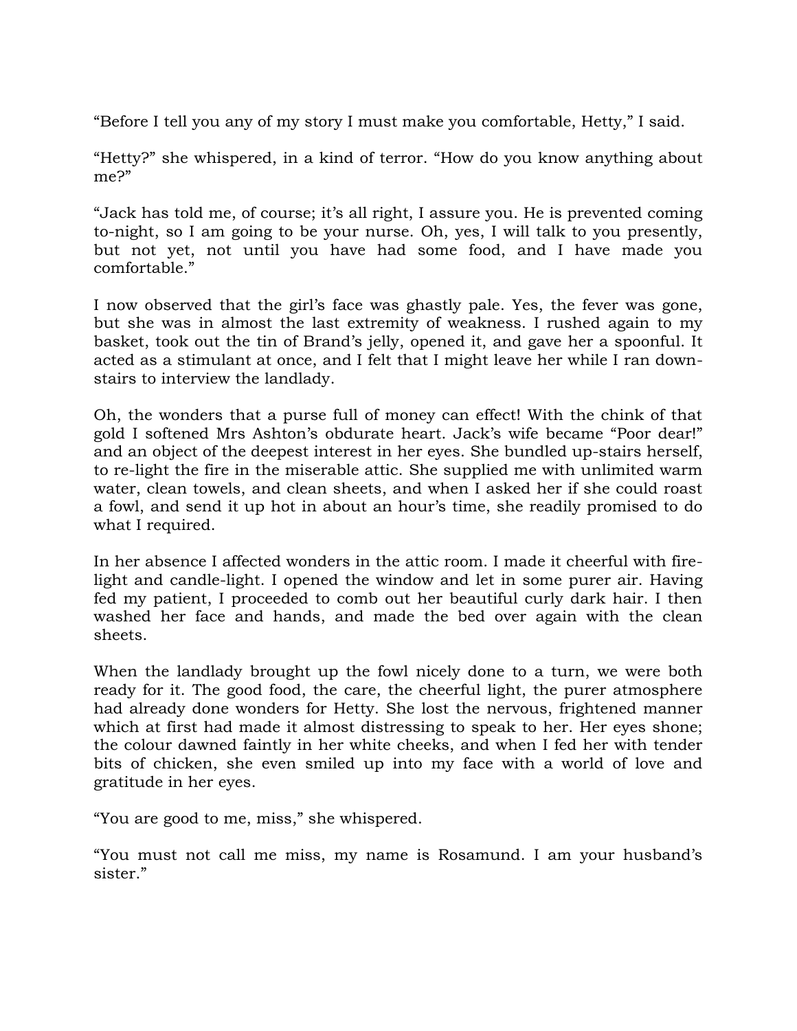"Before I tell you any of my story I must make you comfortable, Hetty," I said.

"Hetty?" she whispered, in a kind of terror. "How do you know anything about me?"

"Jack has told me, of course; it's all right, I assure you. He is prevented coming to-night, so I am going to be your nurse. Oh, yes, I will talk to you presently, but not yet, not until you have had some food, and I have made you comfortable."

I now observed that the girl's face was ghastly pale. Yes, the fever was gone, but she was in almost the last extremity of weakness. I rushed again to my basket, took out the tin of Brand's jelly, opened it, and gave her a spoonful. It acted as a stimulant at once, and I felt that I might leave her while I ran down-stairs to interview the landlady.

Oh, the wonders that a purse full of money can effect! With the chink of that gold I softened Mrs Ashton's obdurate heart. Jack's wife became "Poor dear!" and an object of the deepest interest in her eyes. She bundled up-stairs herself, to re-light the fire in the miserable attic. She supplied me with unlimited warm water, clean towels, and clean sheets, and when I asked her if she could roast a fowl, and send it up hot in about an hour's time, she readily promised to do what I required.

In her absence I affected wonders in the attic room. I made it cheerful with fire-light and candle-light. I opened the window and let in some purer air. Having fed my patient, I proceeded to comb out her beautiful curly dark hair. I then washed her face and hands, and made the bed over again with the clean sheets.

When the landlady brought up the fowl nicely done to a turn, we were both ready for it. The good food, the care, the cheerful light, the purer atmosphere had already done wonders for Hetty. She lost the nervous, frightened manner which at first had made it almost distressing to speak to her. Her eyes shone; the colour dawned faintly in her white cheeks, and when I fed her with tender bits of chicken, she even smiled up into my face with a world of love and gratitude in her eyes.

"You are good to me, miss," she whispered.

"You must not call me miss, my name is Rosamund. I am your husband's sister."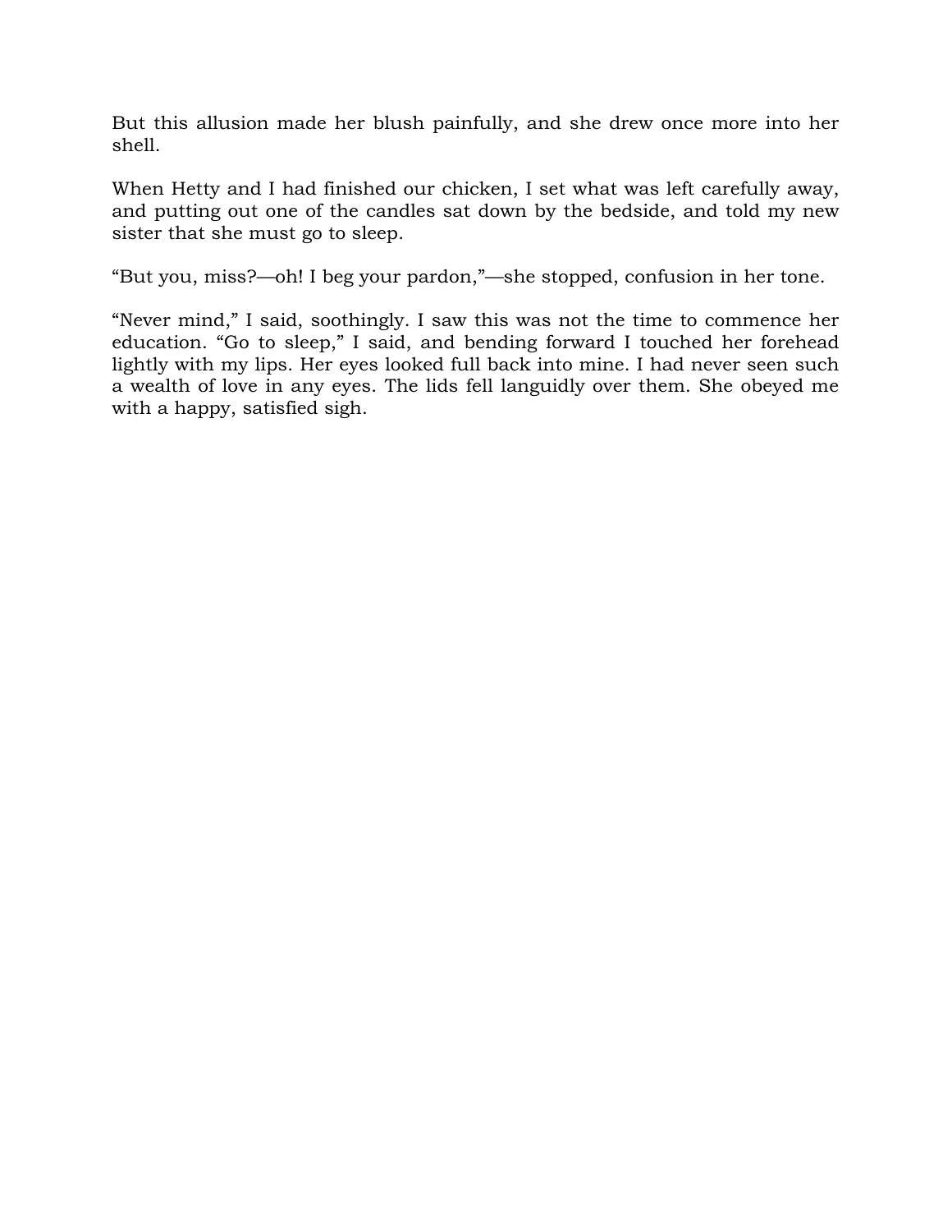But this allusion made her blush painfully, and she drew once more into her shell.

When Hetty and I had finished our chicken, I set what was left carefully away, and putting out one of the candles sat down by the bedside, and told my new sister that she must go to sleep.

“But you, miss?—oh! I beg your pardon,”—she stopped, confusion in her tone.

“Never mind,” I said, soothingly. I saw this was not the time to commence her education. “Go to sleep,” I said, and bending forward I touched her forehead lightly with my lips. Her eyes looked full back into mine. I had never seen such a wealth of love in any eyes. The lids fell languidly over them. She obeyed me with a happy, satisfied sigh.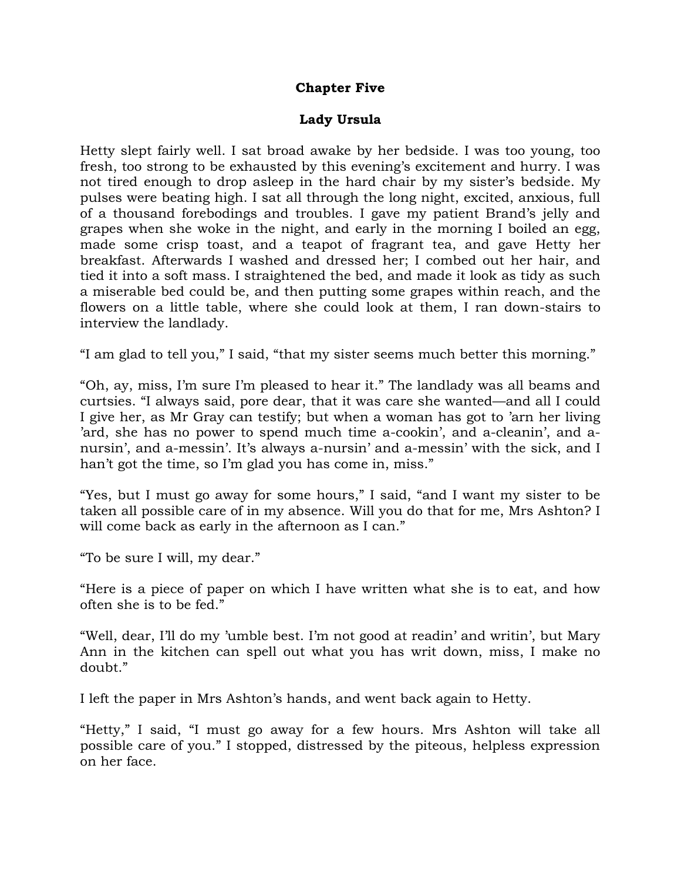## Chapter Five

## Lady Ursula

Hetty slept fairly well. I sat broad awake by her bedside. I was too young, too fresh, too strong to be exhausted by this evening's excitement and hurry. I was not tired enough to drop asleep in the hard chair by my sister's bedside. My pulses were beating high. I sat all through the long night, excited, anxious, full of a thousand forebodings and troubles. I gave my patient Brand's jelly and grapes when she woke in the night, and early in the morning I boiled an egg, made some crisp toast, and a teapot of fragrant tea, and gave Hetty her breakfast. Afterwards I washed and dressed her; I combed out her hair, and tied it into a soft mass. I straightened the bed, and made it look as tidy as such a miserable bed could be, and then putting some grapes within reach, and the flowers on a little table, where she could look at them, I ran down-stairs to interview the landlady.

"I am glad to tell you," I said, "that my sister seems much better this morning."

"Oh, ay, miss, I'm sure I'm pleased to hear it." The landlady was all beams and curtsies. "I always said, pore dear, that it was care she wanted—and all I could I give her, as Mr Gray can testify; but when a woman has got to 'arn her living 'ard, she has no power to spend much time a-cookin', and a-cleanin', and a-nursin', and a-messin'. It's always a-nursin' and a-messin' with the sick, and I han't got the time, so I'm glad you has come in, miss."

"Yes, but I must go away for some hours," I said, "and I want my sister to be taken all possible care of in my absence. Will you do that for me, Mrs Ashton? I will come back as early in the afternoon as I can."

"To be sure I will, my dear."

"Here is a piece of paper on which I have written what she is to eat, and how often she is to be fed."

"Well, dear, I'll do my 'umble best. I'm not good at readin' and writin', but Mary Ann in the kitchen can spell out what you has writ down, miss, I make no doubt."

I left the paper in Mrs Ashton's hands, and went back again to Hetty.

"Hetty," I said, "I must go away for a few hours. Mrs Ashton will take all possible care of you." I stopped, distressed by the piteous, helpless expression on her face.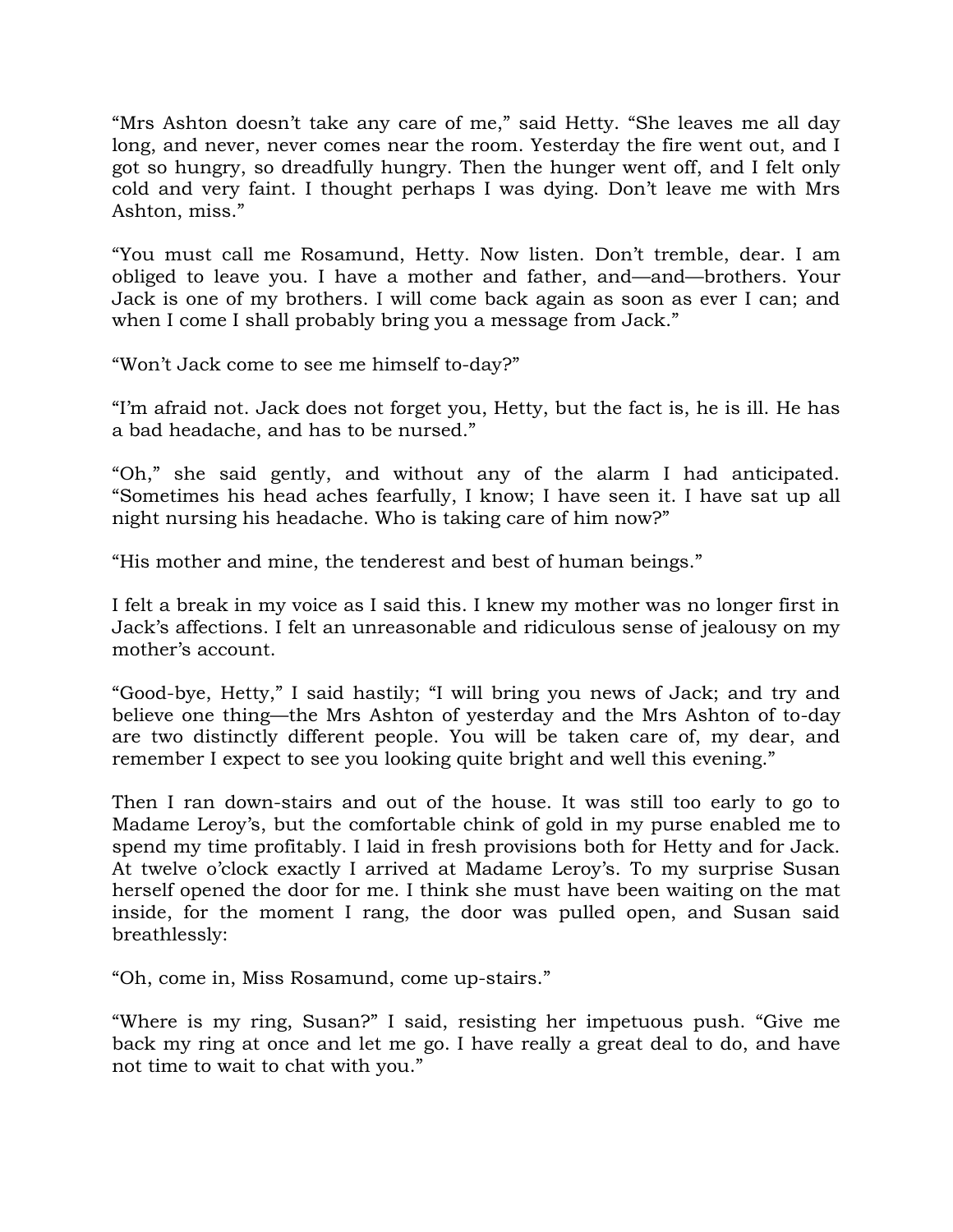“Mrs Ashton doesn’t take any care of me,” said Hetty. “She leaves me all day long, and never, never comes near the room. Yesterday the fire went out, and I got so hungry, so dreadfully hungry. Then the hunger went off, and I felt only cold and very faint. I thought perhaps I was dying. Don’t leave me with Mrs Ashton, miss.”

“You must call me Rosamund, Hetty. Now listen. Don’t tremble, dear. I am obliged to leave you. I have a mother and father, and—and—brothers. Your Jack is one of my brothers. I will come back again as soon as ever I can; and when I come I shall probably bring you a message from Jack.”

“Won’t Jack come to see me himself to-day?”

“I’m afraid not. Jack does not forget you, Hetty, but the fact is, he is ill. He has a bad headache, and has to be nursed.”

“Oh,” she said gently, and without any of the alarm I had anticipated. “Sometimes his head aches fearfully, I know; I have seen it. I have sat up all night nursing his headache. Who is taking care of him now?”

“His mother and mine, the tenderest and best of human beings.”

I felt a break in my voice as I said this. I knew my mother was no longer first in Jack’s affections. I felt an unreasonable and ridiculous sense of jealousy on my mother’s account.

“Good-bye, Hetty,” I said hastily; “I will bring you news of Jack; and try and believe one thing—the Mrs Ashton of yesterday and the Mrs Ashton of to-day are two distinctly different people. You will be taken care of, my dear, and remember I expect to see you looking quite bright and well this evening.”

Then I ran down-stairs and out of the house. It was still too early to go to Madame Leroy’s, but the comfortable chink of gold in my purse enabled me to spend my time profitably. I laid in fresh provisions both for Hetty and for Jack. At twelve o’clock exactly I arrived at Madame Leroy’s. To my surprise Susan herself opened the door for me. I think she must have been waiting on the mat inside, for the moment I rang, the door was pulled open, and Susan said breathlessly:

“Oh, come in, Miss Rosamund, come up-stairs.”

“Where is my ring, Susan?” I said, resisting her impetuous push. “Give me back my ring at once and let me go. I have really a great deal to do, and have not time to wait to chat with you.”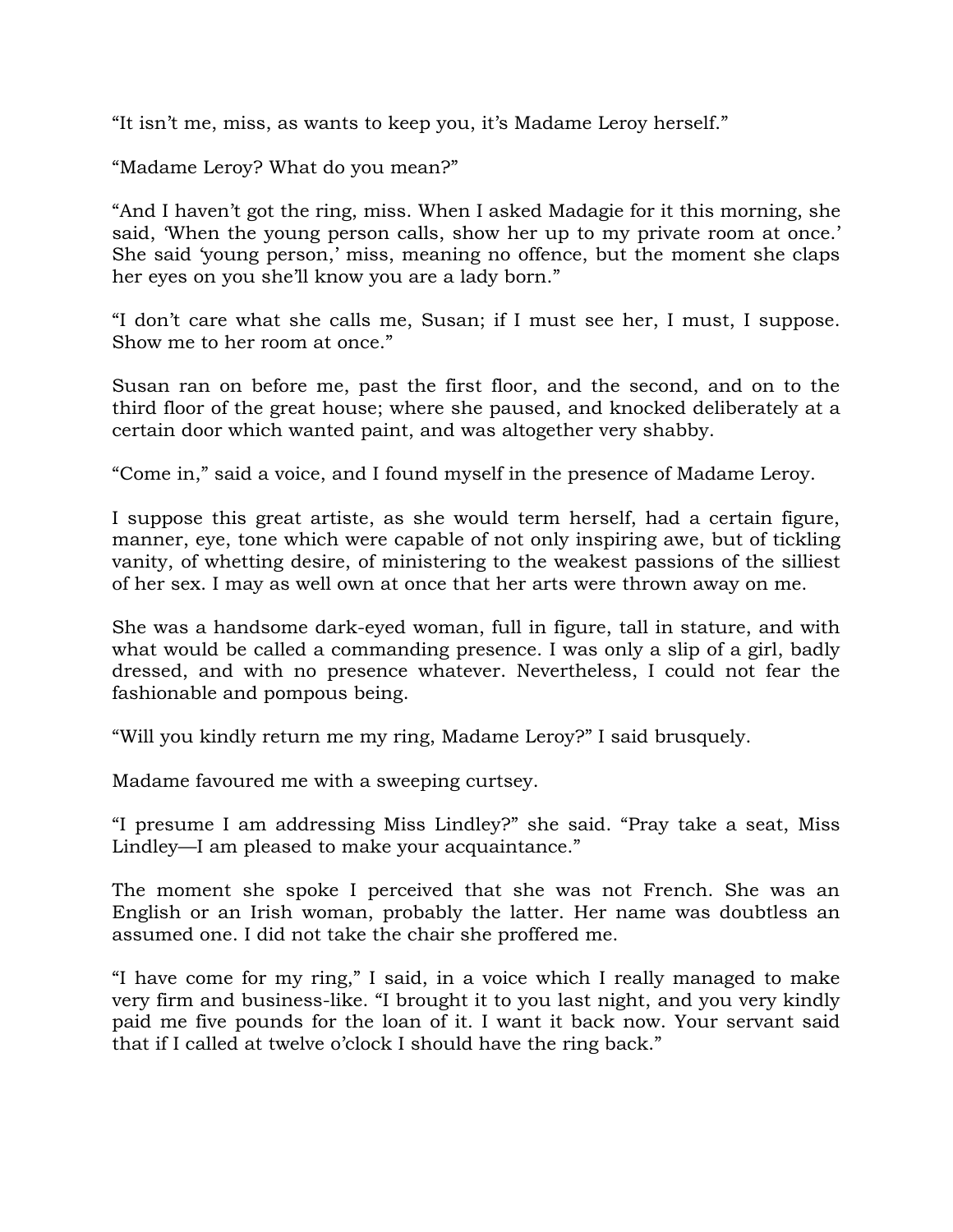"It isn't me, miss, as wants to keep you, it's Madame Leroy herself."

"Madame Leroy? What do you mean?"

"And I haven't got the ring, miss. When I asked Madagie for it this morning, she said, 'When the young person calls, show her up to my private room at once.' She said 'young person,' miss, meaning no offence, but the moment she claps her eyes on you she'll know you are a lady born."

"I don't care what she calls me, Susan; if I must see her, I must, I suppose. Show me to her room at once."

Susan ran on before me, past the first floor, and the second, and on to the third floor of the great house; where she paused, and knocked deliberately at a certain door which wanted paint, and was altogether very shabby.

"Come in," said a voice, and I found myself in the presence of Madame Leroy.

I suppose this great artiste, as she would term herself, had a certain figure, manner, eye, tone which were capable of not only inspiring awe, but of tickling vanity, of whetting desire, of ministering to the weakest passions of the silliest of her sex. I may as well own at once that her arts were thrown away on me.

She was a handsome dark-eyed woman, full in figure, tall in stature, and with what would be called a commanding presence. I was only a slip of a girl, badly dressed, and with no presence whatever. Nevertheless, I could not fear the fashionable and pompous being.

"Will you kindly return me my ring, Madame Leroy?" I said brusquely.

Madame favoured me with a sweeping curtsey.

"I presume I am addressing Miss Lindley?" she said. "Pray take a seat, Miss Lindley—I am pleased to make your acquaintance."

The moment she spoke I perceived that she was not French. She was an English or an Irish woman, probably the latter. Her name was doubtless an assumed one. I did not take the chair she proffered me.

"I have come for my ring," I said, in a voice which I really managed to make very firm and business-like. "I brought it to you last night, and you very kindly paid me five pounds for the loan of it. I want it back now. Your servant said that if I called at twelve o'clock I should have the ring back."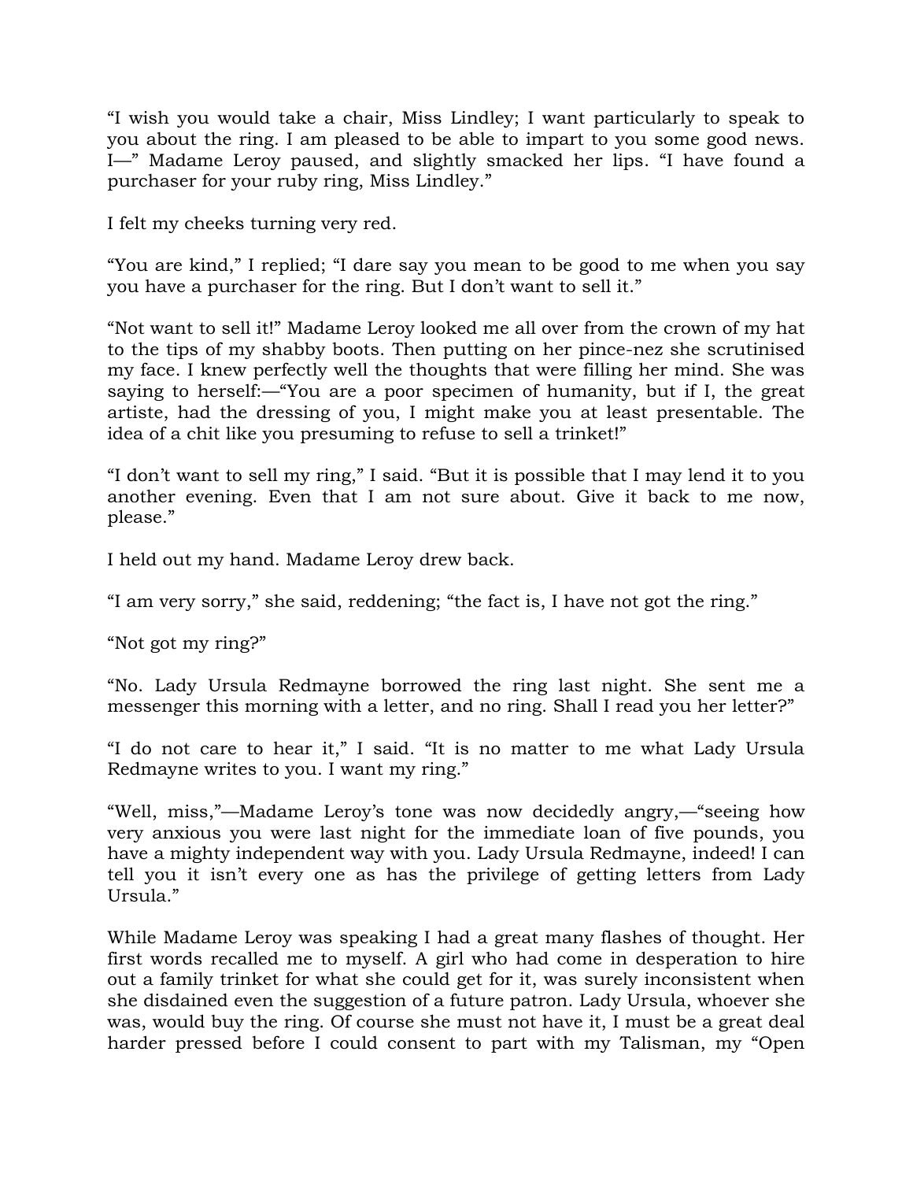“I wish you would take a chair, Miss Lindley; I want particularly to speak to you about the ring. I am pleased to be able to impart to you some good news. I—” Madame Leroy paused, and slightly smacked her lips. “I have found a purchaser for your ruby ring, Miss Lindley.”

I felt my cheeks turning very red.

“You are kind,” I replied; “I dare say you mean to be good to me when you say you have a purchaser for the ring. But I don’t want to sell it.”

“Not want to sell it!” Madame Leroy looked me all over from the crown of my hat to the tips of my shabby boots. Then putting on her pince-nez she scrutinised my face. I knew perfectly well the thoughts that were filling her mind. She was saying to herself:—“You are a poor specimen of humanity, but if I, the great artiste, had the dressing of you, I might make you at least presentable. The idea of a chit like you presuming to refuse to sell a trinket!”

“I don’t want to sell my ring,” I said. “But it is possible that I may lend it to you another evening. Even that I am not sure about. Give it back to me now, please.”

I held out my hand. Madame Leroy drew back.

“I am very sorry,” she said, reddening; “the fact is, I have not got the ring.”

“Not got my ring?”

“No. Lady Ursula Redmayne borrowed the ring last night. She sent me a messenger this morning with a letter, and no ring. Shall I read you her letter?”

“I do not care to hear it,” I said. “It is no matter to me what Lady Ursula Redmayne writes to you. I want my ring.”

“Well, miss,”—Madame Leroy’s tone was now decidedly angry,—“seeing how very anxious you were last night for the immediate loan of five pounds, you have a mighty independent way with you. Lady Ursula Redmayne, indeed! I can tell you it isn’t every one as has the privilege of getting letters from Lady Ursula.”

While Madame Leroy was speaking I had a great many flashes of thought. Her first words recalled me to myself. A girl who had come in desperation to hire out a family trinket for what she could get for it, was surely inconsistent when she disdained even the suggestion of a future patron. Lady Ursula, whoever she was, would buy the ring. Of course she must not have it, I must be a great deal harder pressed before I could consent to part with my Talisman, my “Open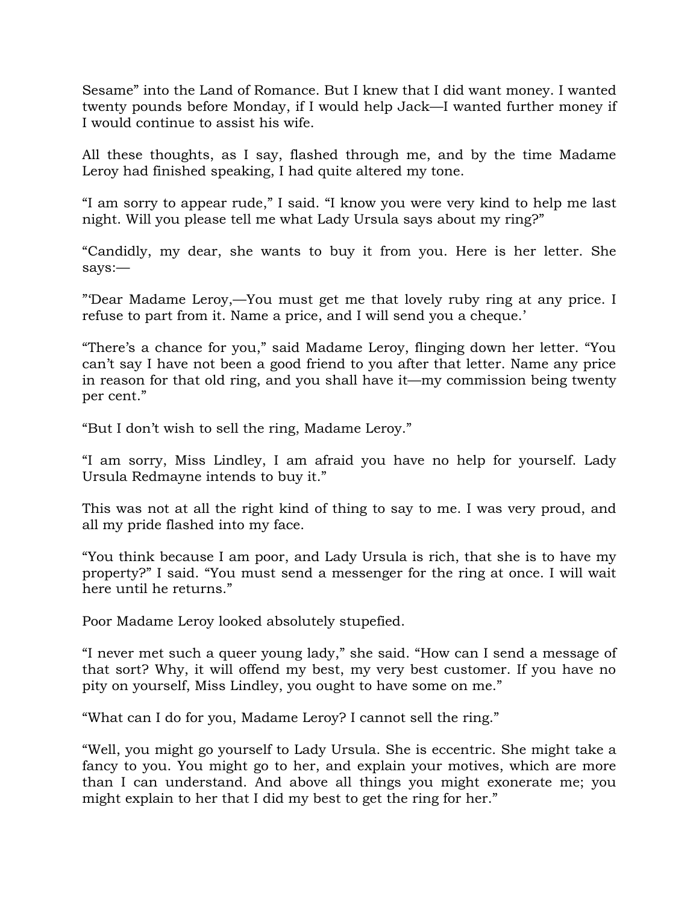Sesame" into the Land of Romance. But I knew that I did want money. I wanted twenty pounds before Monday, if I would help Jack—I wanted further money if I would continue to assist his wife.

All these thoughts, as I say, flashed through me, and by the time Madame Leroy had finished speaking, I had quite altered my tone.

"I am sorry to appear rude," I said. "I know you were very kind to help me last night. Will you please tell me what Lady Ursula says about my ring?"

"Candidly, my dear, she wants to buy it from you. Here is her letter. She says:—

"'Dear Madame Leroy,—You must get me that lovely ruby ring at any price. I refuse to part from it. Name a price, and I will send you a cheque.'

"There's a chance for you," said Madame Leroy, flinging down her letter. "You can't say I have not been a good friend to you after that letter. Name any price in reason for that old ring, and you shall have it—my commission being twenty per cent."

"But I don't wish to sell the ring, Madame Leroy."

"I am sorry, Miss Lindley, I am afraid you have no help for yourself. Lady Ursula Redmayne intends to buy it."

This was not at all the right kind of thing to say to me. I was very proud, and all my pride flashed into my face.

"You think because I am poor, and Lady Ursula is rich, that she is to have my property?" I said. "You must send a messenger for the ring at once. I will wait here until he returns."

Poor Madame Leroy looked absolutely stupefied.

"I never met such a queer young lady," she said. "How can I send a message of that sort? Why, it will offend my best, my very best customer. If you have no pity on yourself, Miss Lindley, you ought to have some on me."

"What can I do for you, Madame Leroy? I cannot sell the ring."

"Well, you might go yourself to Lady Ursula. She is eccentric. She might take a fancy to you. You might go to her, and explain your motives, which are more than I can understand. And above all things you might exonerate me; you might explain to her that I did my best to get the ring for her."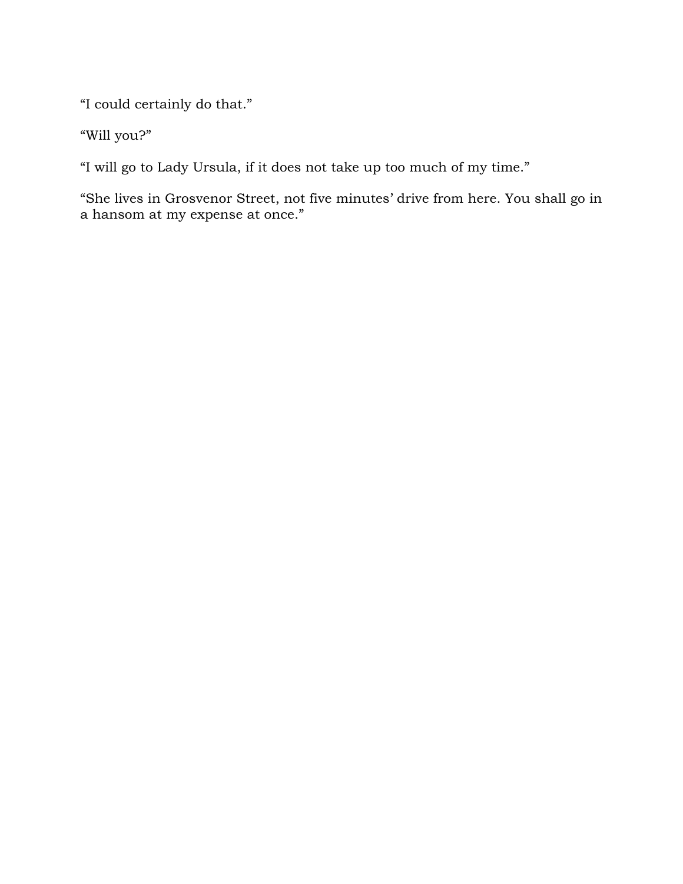“I could certainly do that.”

“Will you?”

“I will go to Lady Ursula, if it does not take up too much of my time.”

“She lives in Grosvenor Street, not five minutes’ drive from here. You shall go in a hansom at my expense at once.”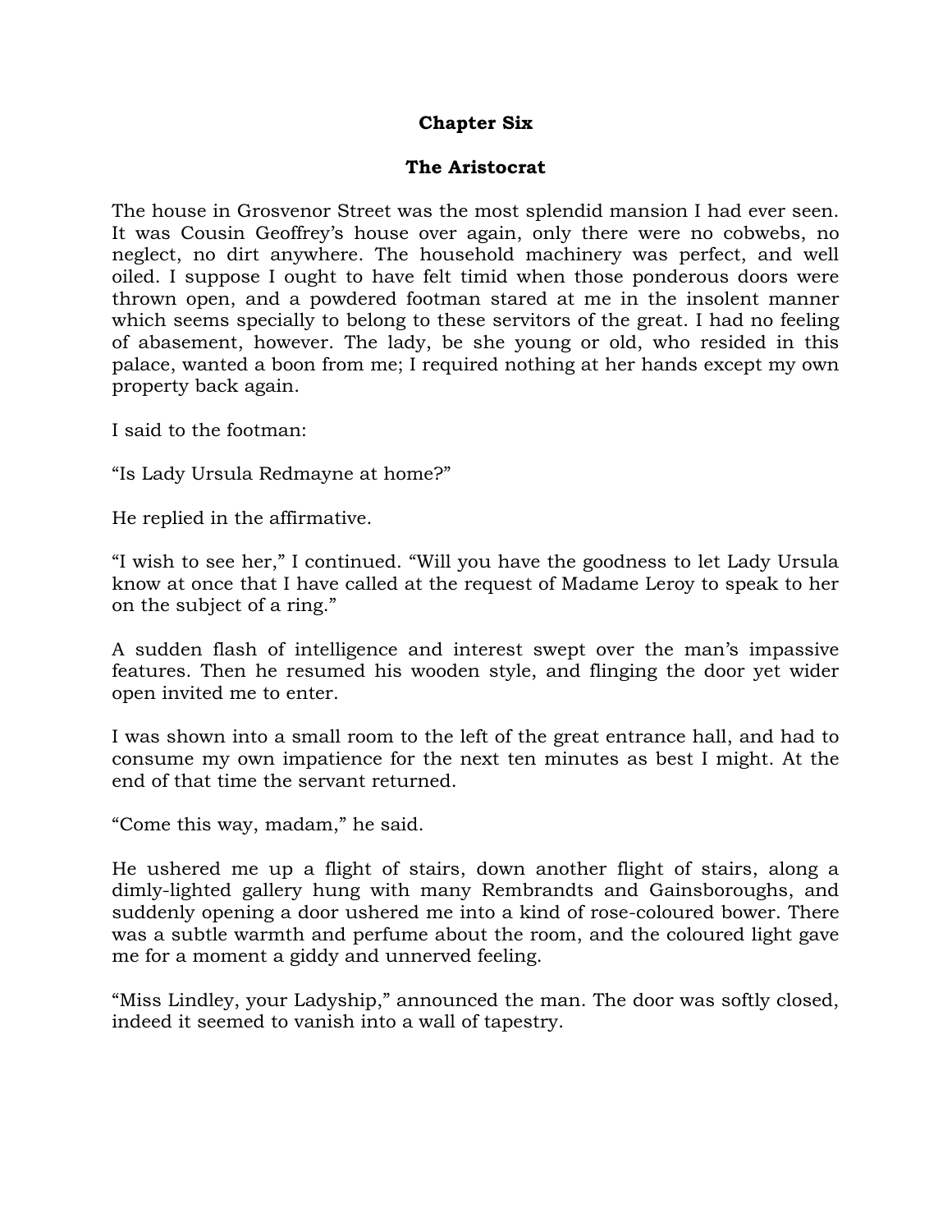## Chapter Six

## The Aristocrat

The house in Grosvenor Street was the most splendid mansion I had ever seen. It was Cousin Geoffrey's house over again, only there were no cobwebs, no neglect, no dirt anywhere. The household machinery was perfect, and well oiled. I suppose I ought to have felt timid when those ponderous doors were thrown open, and a powdered footman stared at me in the insolent manner which seems specially to belong to these servitors of the great. I had no feeling of abasement, however. The lady, be she young or old, who resided in this palace, wanted a boon from me; I required nothing at her hands except my own property back again.

I said to the footman:

"Is Lady Ursula Redmayne at home?"

He replied in the affirmative.

"I wish to see her," I continued. "Will you have the goodness to let Lady Ursula know at once that I have called at the request of Madame Leroy to speak to her on the subject of a ring."

A sudden flash of intelligence and interest swept over the man's impassive features. Then he resumed his wooden style, and flinging the door yet wider open invited me to enter.

I was shown into a small room to the left of the great entrance hall, and had to consume my own impatience for the next ten minutes as best I might. At the end of that time the servant returned.

"Come this way, madam," he said.

He ushered me up a flight of stairs, down another flight of stairs, along a dimly-lighted gallery hung with many Rembrandts and Gainsboroughs, and suddenly opening a door ushered me into a kind of rose-coloured bower. There was a subtle warmth and perfume about the room, and the coloured light gave me for a moment a giddy and unnerved feeling.

"Miss Lindley, your Ladyship," announced the man. The door was softly closed, indeed it seemed to vanish into a wall of tapestry.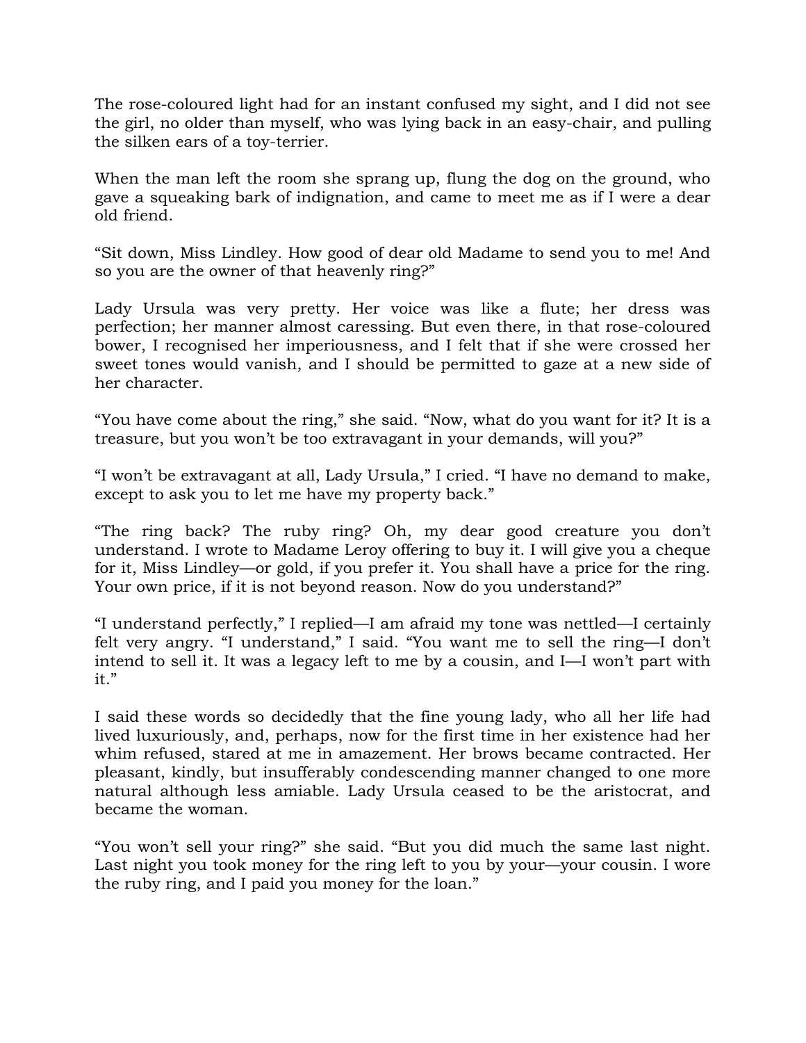The rose-coloured light had for an instant confused my sight, and I did not see the girl, no older than myself, who was lying back in an easy-chair, and pulling the silken ears of a toy-terrier.

When the man left the room she sprang up, flung the dog on the ground, who gave a squeaking bark of indignation, and came to meet me as if I were a dear old friend.

“Sit down, Miss Lindley. How good of dear old Madame to send you to me! And so you are the owner of that heavenly ring?”

Lady Ursula was very pretty. Her voice was like a flute; her dress was perfection; her manner almost caressing. But even there, in that rose-coloured bower, I recognised her imperiousness, and I felt that if she were crossed her sweet tones would vanish, and I should be permitted to gaze at a new side of her character.

“You have come about the ring,” she said. “Now, what do you want for it? It is a treasure, but you won’t be too extravagant in your demands, will you?”

“I won’t be extravagant at all, Lady Ursula,” I cried. “I have no demand to make, except to ask you to let me have my property back.”

“The ring back? The ruby ring? Oh, my dear good creature you don’t understand. I wrote to Madame Leroy offering to buy it. I will give you a cheque for it, Miss Lindley—or gold, if you prefer it. You shall have a price for the ring. Your own price, if it is not beyond reason. Now do you understand?”

“I understand perfectly,” I replied—I am afraid my tone was nettled—I certainly felt very angry. “I understand,” I said. “You want me to sell the ring—I don’t intend to sell it. It was a legacy left to me by a cousin, and I—I won’t part with it.”

I said these words so decidedly that the fine young lady, who all her life had lived luxuriously, and, perhaps, now for the first time in her existence had her whim refused, stared at me in amazement. Her brows became contracted. Her pleasant, kindly, but insufferably condescending manner changed to one more natural although less amiable. Lady Ursula ceased to be the aristocrat, and became the woman.

“You won’t sell your ring?” she said. “But you did much the same last night. Last night you took money for the ring left to you by your—your cousin. I wore the ruby ring, and I paid you money for the loan.”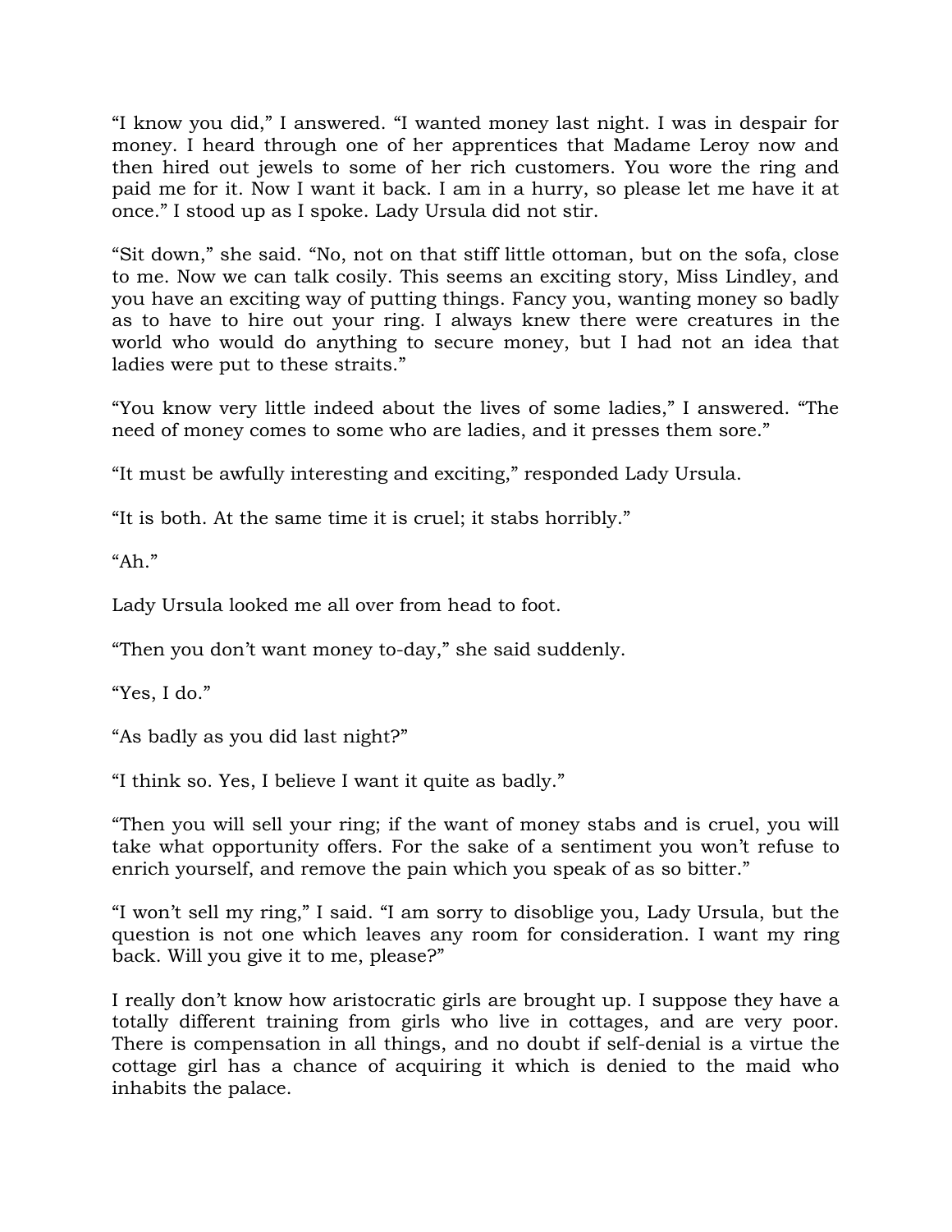“I know you did,” I answered. “I wanted money last night. I was in despair for money. I heard through one of her apprentices that Madame Leroy now and then hired out jewels to some of her rich customers. You wore the ring and paid me for it. Now I want it back. I am in a hurry, so please let me have it at once.” I stood up as I spoke. Lady Ursula did not stir.

“Sit down,” she said. “No, not on that stiff little ottoman, but on the sofa, close to me. Now we can talk cosily. This seems an exciting story, Miss Lindley, and you have an exciting way of putting things. Fancy you, wanting money so badly as to have to hire out your ring. I always knew there were creatures in the world who would do anything to secure money, but I had not an idea that ladies were put to these straits.”

“You know very little indeed about the lives of some ladies,” I answered. “The need of money comes to some who are ladies, and it presses them sore.”

“It must be awfully interesting and exciting,” responded Lady Ursula.

“It is both. At the same time it is cruel; it stabs horribly.”

“Ah.”

Lady Ursula looked me all over from head to foot.

“Then you don’t want money to-day,” she said suddenly.

“Yes, I do.”

“As badly as you did last night?”

“I think so. Yes, I believe I want it quite as badly.”

“Then you will sell your ring; if the want of money stabs and is cruel, you will take what opportunity offers. For the sake of a sentiment you won’t refuse to enrich yourself, and remove the pain which you speak of as so bitter.”

“I won’t sell my ring,” I said. “I am sorry to disoblige you, Lady Ursula, but the question is not one which leaves any room for consideration. I want my ring back. Will you give it to me, please?”

I really don’t know how aristocratic girls are brought up. I suppose they have a totally different training from girls who live in cottages, and are very poor. There is compensation in all things, and no doubt if self-denial is a virtue the cottage girl has a chance of acquiring it which is denied to the maid who inhabits the palace.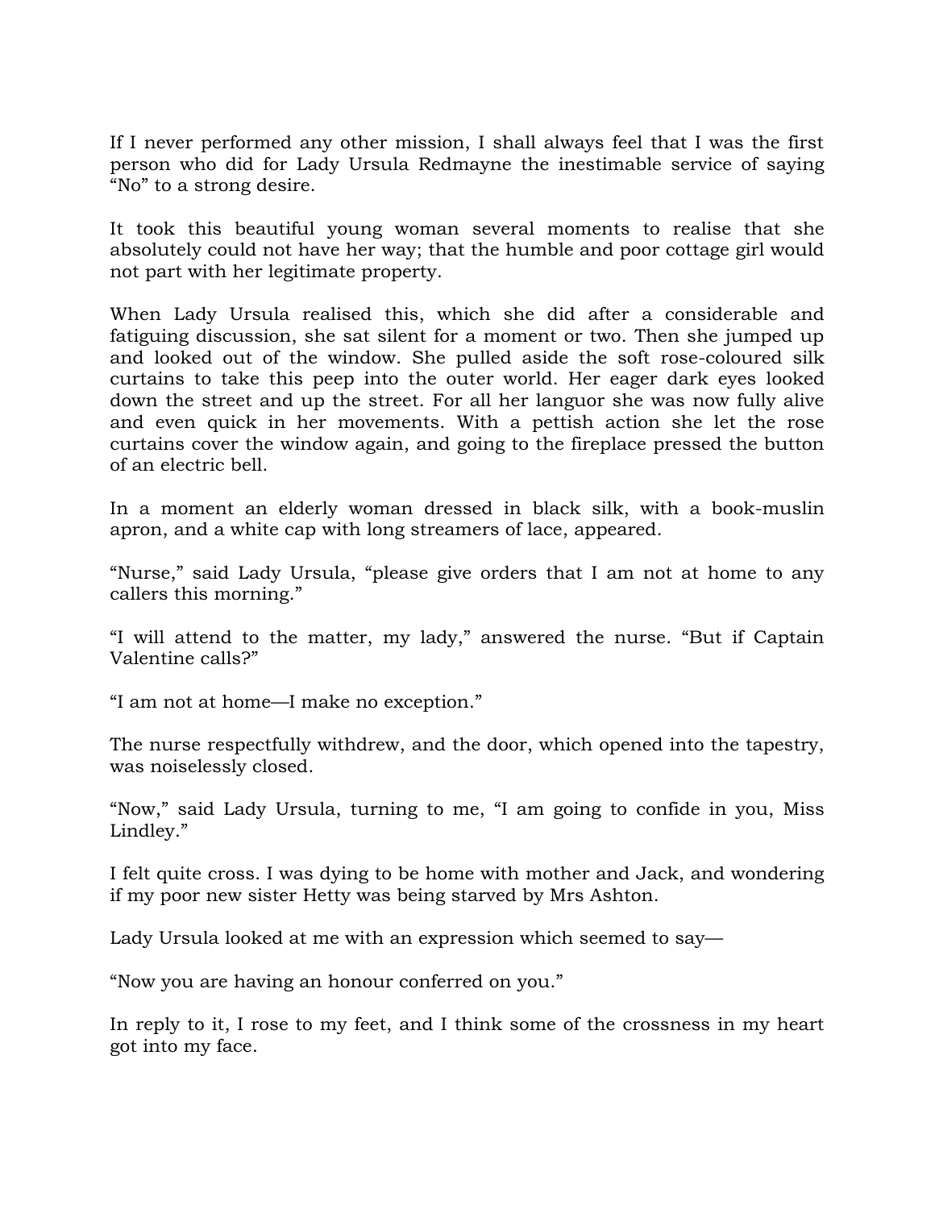If I never performed any other mission, I shall always feel that I was the first person who did for Lady Ursula Redmayne the inestimable service of saying "No" to a strong desire.

It took this beautiful young woman several moments to realise that she absolutely could not have her way; that the humble and poor cottage girl would not part with her legitimate property.

When Lady Ursula realised this, which she did after a considerable and fatiguing discussion, she sat silent for a moment or two. Then she jumped up and looked out of the window. She pulled aside the soft rose-coloured silk curtains to take this peep into the outer world. Her eager dark eyes looked down the street and up the street. For all her languor she was now fully alive and even quick in her movements. With a pettish action she let the rose curtains cover the window again, and going to the fireplace pressed the button of an electric bell.

In a moment an elderly woman dressed in black silk, with a book-muslin apron, and a white cap with long streamers of lace, appeared.

"Nurse," said Lady Ursula, "please give orders that I am not at home to any callers this morning."

"I will attend to the matter, my lady," answered the nurse. "But if Captain Valentine calls?"

"I am not at home—I make no exception."

The nurse respectfully withdrew, and the door, which opened into the tapestry, was noiselessly closed.

"Now," said Lady Ursula, turning to me, "I am going to confide in you, Miss Lindley."

I felt quite cross. I was dying to be home with mother and Jack, and wondering if my poor new sister Hetty was being starved by Mrs Ashton.

Lady Ursula looked at me with an expression which seemed to say—

"Now you are having an honour conferred on you."

In reply to it, I rose to my feet, and I think some of the crossness in my heart got into my face.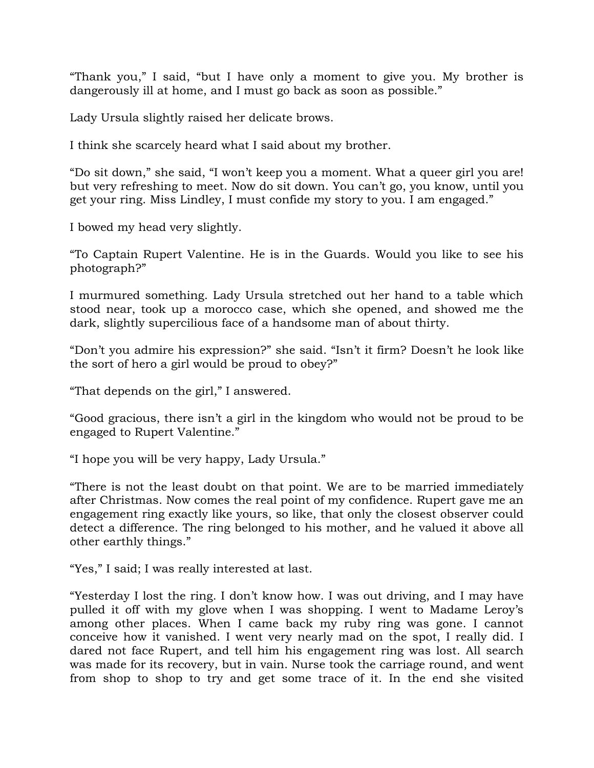“Thank you,” I said, “but I have only a moment to give you. My brother is dangerously ill at home, and I must go back as soon as possible.”

Lady Ursula slightly raised her delicate brows.

I think she scarcely heard what I said about my brother.

“Do sit down,” she said, “I won’t keep you a moment. What a queer girl you are! but very refreshing to meet. Now do sit down. You can’t go, you know, until you get your ring. Miss Lindley, I must confide my story to you. I am engaged.”

I bowed my head very slightly.

“To Captain Rupert Valentine. He is in the Guards. Would you like to see his photograph?”

I murmured something. Lady Ursula stretched out her hand to a table which stood near, took up a morocco case, which she opened, and showed me the dark, slightly supercilious face of a handsome man of about thirty.

“Don’t you admire his expression?” she said. “Isn’t it firm? Doesn’t he look like the sort of hero a girl would be proud to obey?”

“That depends on the girl,” I answered.

“Good gracious, there isn’t a girl in the kingdom who would not be proud to be engaged to Rupert Valentine.”

“I hope you will be very happy, Lady Ursula.”

“There is not the least doubt on that point. We are to be married immediately after Christmas. Now comes the real point of my confidence. Rupert gave me an engagement ring exactly like yours, so like, that only the closest observer could detect a difference. The ring belonged to his mother, and he valued it above all other earthly things.”

“Yes,” I said; I was really interested at last.

“Yesterday I lost the ring. I don’t know how. I was out driving, and I may have pulled it off with my glove when I was shopping. I went to Madame Leroy’s among other places. When I came back my ruby ring was gone. I cannot conceive how it vanished. I went very nearly mad on the spot, I really did. I dared not face Rupert, and tell him his engagement ring was lost. All search was made for its recovery, but in vain. Nurse took the carriage round, and went from shop to shop to try and get some trace of it. In the end she visited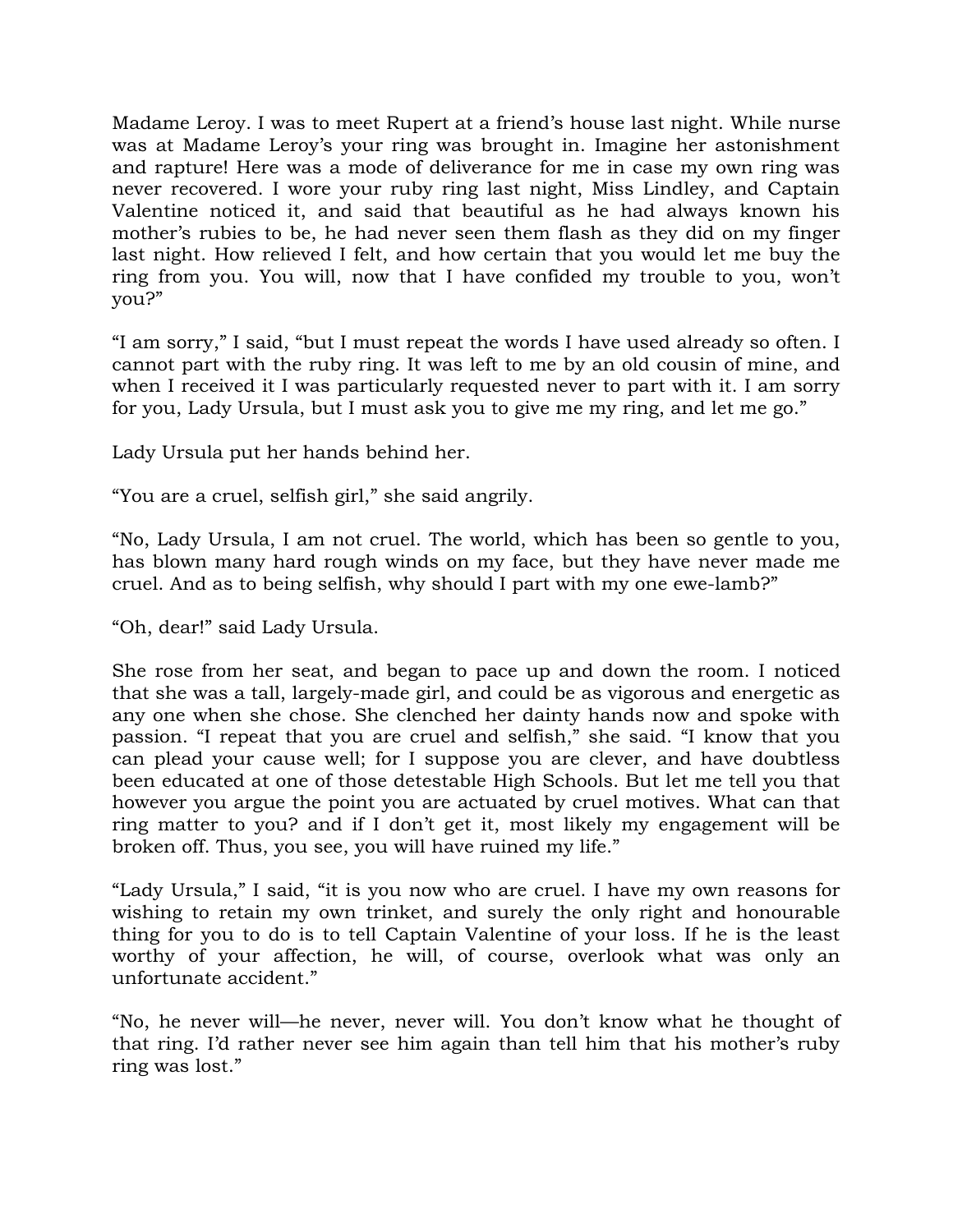Madame Leroy. I was to meet Rupert at a friend's house last night. While nurse was at Madame Leroy's your ring was brought in. Imagine her astonishment and rapture! Here was a mode of deliverance for me in case my own ring was never recovered. I wore your ruby ring last night, Miss Lindley, and Captain Valentine noticed it, and said that beautiful as he had always known his mother's rubies to be, he had never seen them flash as they did on my finger last night. How relieved I felt, and how certain that you would let me buy the ring from you. You will, now that I have confided my trouble to you, won't you?"

"I am sorry," I said, "but I must repeat the words I have used already so often. I cannot part with the ruby ring. It was left to me by an old cousin of mine, and when I received it I was particularly requested never to part with it. I am sorry for you, Lady Ursula, but I must ask you to give me my ring, and let me go."

Lady Ursula put her hands behind her.

"You are a cruel, selfish girl," she said angrily.

"No, Lady Ursula, I am not cruel. The world, which has been so gentle to you, has blown many hard rough winds on my face, but they have never made me cruel. And as to being selfish, why should I part with my one ewe-lamb?"

"Oh, dear!" said Lady Ursula.

She rose from her seat, and began to pace up and down the room. I noticed that she was a tall, largely-made girl, and could be as vigorous and energetic as any one when she chose. She clenched her dainty hands now and spoke with passion. "I repeat that you are cruel and selfish," she said. "I know that you can plead your cause well; for I suppose you are clever, and have doubtless been educated at one of those detestable High Schools. But let me tell you that however you argue the point you are actuated by cruel motives. What can that ring matter to you? and if I don't get it, most likely my engagement will be broken off. Thus, you see, you will have ruined my life."

"Lady Ursula," I said, "it is you now who are cruel. I have my own reasons for wishing to retain my own trinket, and surely the only right and honourable thing for you to do is to tell Captain Valentine of your loss. If he is the least worthy of your affection, he will, of course, overlook what was only an unfortunate accident."

"No, he never will—he never, never will. You don't know what he thought of that ring. I'd rather never see him again than tell him that his mother's ruby ring was lost."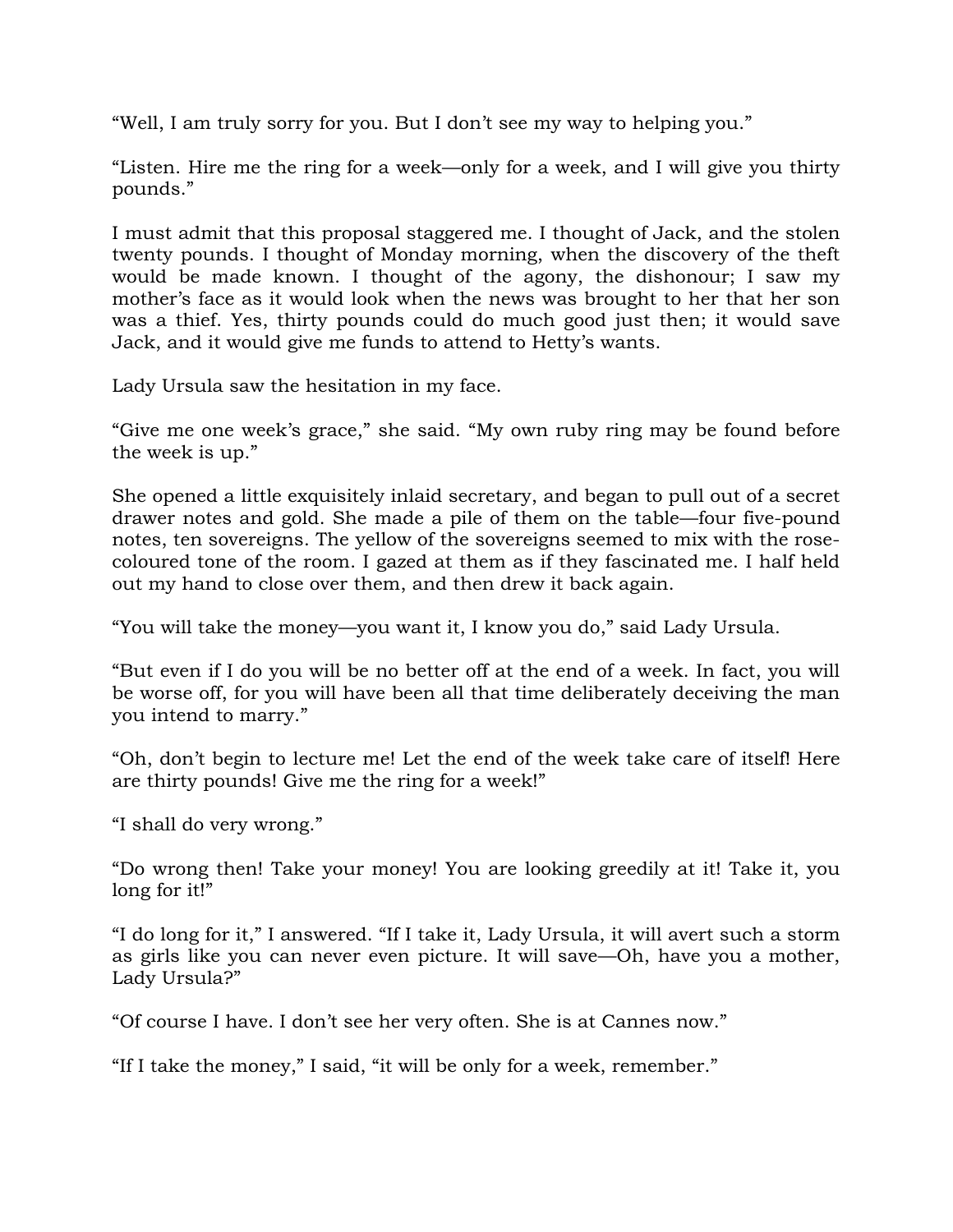“Well, I am truly sorry for you. But I don’t see my way to helping you.”

“Listen. Hire me the ring for a week—only for a week, and I will give you thirty pounds.”

I must admit that this proposal staggered me. I thought of Jack, and the stolen twenty pounds. I thought of Monday morning, when the discovery of the theft would be made known. I thought of the agony, the dishonour; I saw my mother’s face as it would look when the news was brought to her that her son was a thief. Yes, thirty pounds could do much good just then; it would save Jack, and it would give me funds to attend to Hetty’s wants.

Lady Ursula saw the hesitation in my face.

“Give me one week’s grace,” she said. “My own ruby ring may be found before the week is up.”

She opened a little exquisitely inlaid secretary, and began to pull out of a secret drawer notes and gold. She made a pile of them on the table—four five-pound notes, ten sovereigns. The yellow of the sovereigns seemed to mix with the rose-coloured tone of the room. I gazed at them as if they fascinated me. I half held out my hand to close over them, and then drew it back again.

“You will take the money—you want it, I know you do,” said Lady Ursula.

“But even if I do you will be no better off at the end of a week. In fact, you will be worse off, for you will have been all that time deliberately deceiving the man you intend to marry.”

“Oh, don’t begin to lecture me! Let the end of the week take care of itself! Here are thirty pounds! Give me the ring for a week!”

“I shall do very wrong.”

“Do wrong then! Take your money! You are looking greedily at it! Take it, you long for it!”

“I do long for it,” I answered. “If I take it, Lady Ursula, it will avert such a storm as girls like you can never even picture. It will save—Oh, have you a mother, Lady Ursula?”

“Of course I have. I don’t see her very often. She is at Cannes now.”

“If I take the money,” I said, “it will be only for a week, remember.”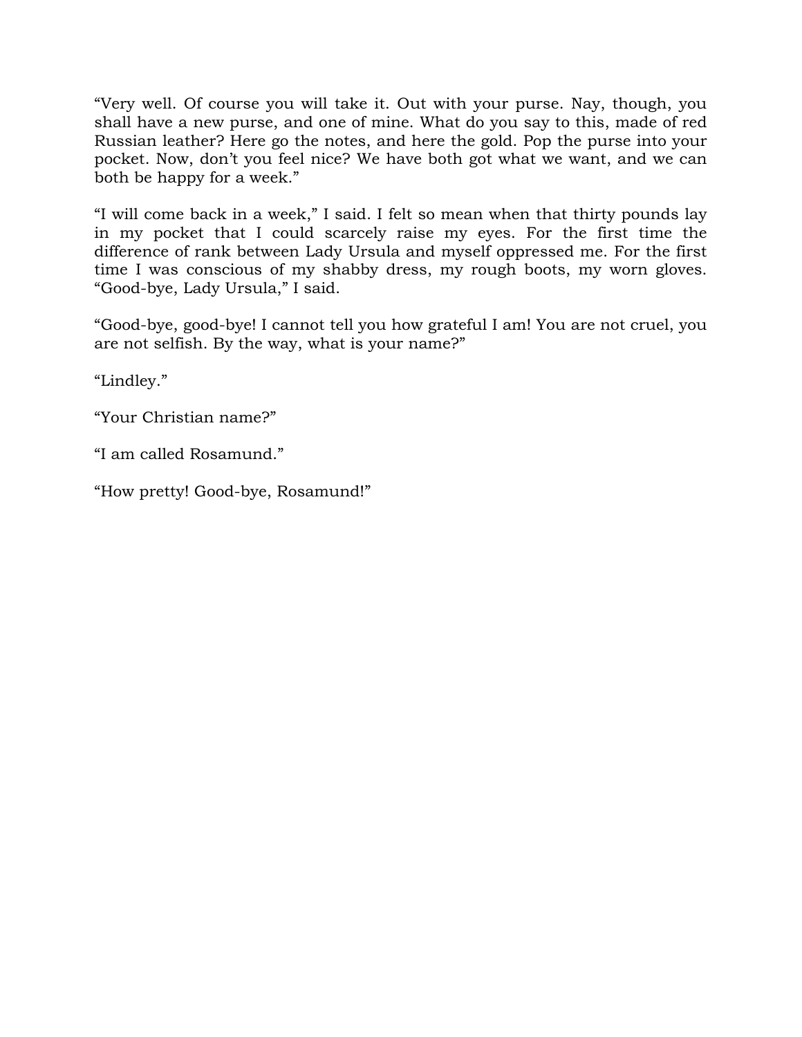"Very well. Of course you will take it. Out with your purse. Nay, though, you shall have a new purse, and one of mine. What do you say to this, made of red Russian leather? Here go the notes, and here the gold. Pop the purse into your pocket. Now, don't you feel nice? We have both got what we want, and we can both be happy for a week."

"I will come back in a week," I said. I felt so mean when that thirty pounds lay in my pocket that I could scarcely raise my eyes. For the first time the difference of rank between Lady Ursula and myself oppressed me. For the first time I was conscious of my shabby dress, my rough boots, my worn gloves. "Good-bye, Lady Ursula," I said.

"Good-bye, good-bye! I cannot tell you how grateful I am! You are not cruel, you are not selfish. By the way, what is your name?"

"Lindley."

"Your Christian name?"

"I am called Rosamund."

"How pretty! Good-bye, Rosamund!"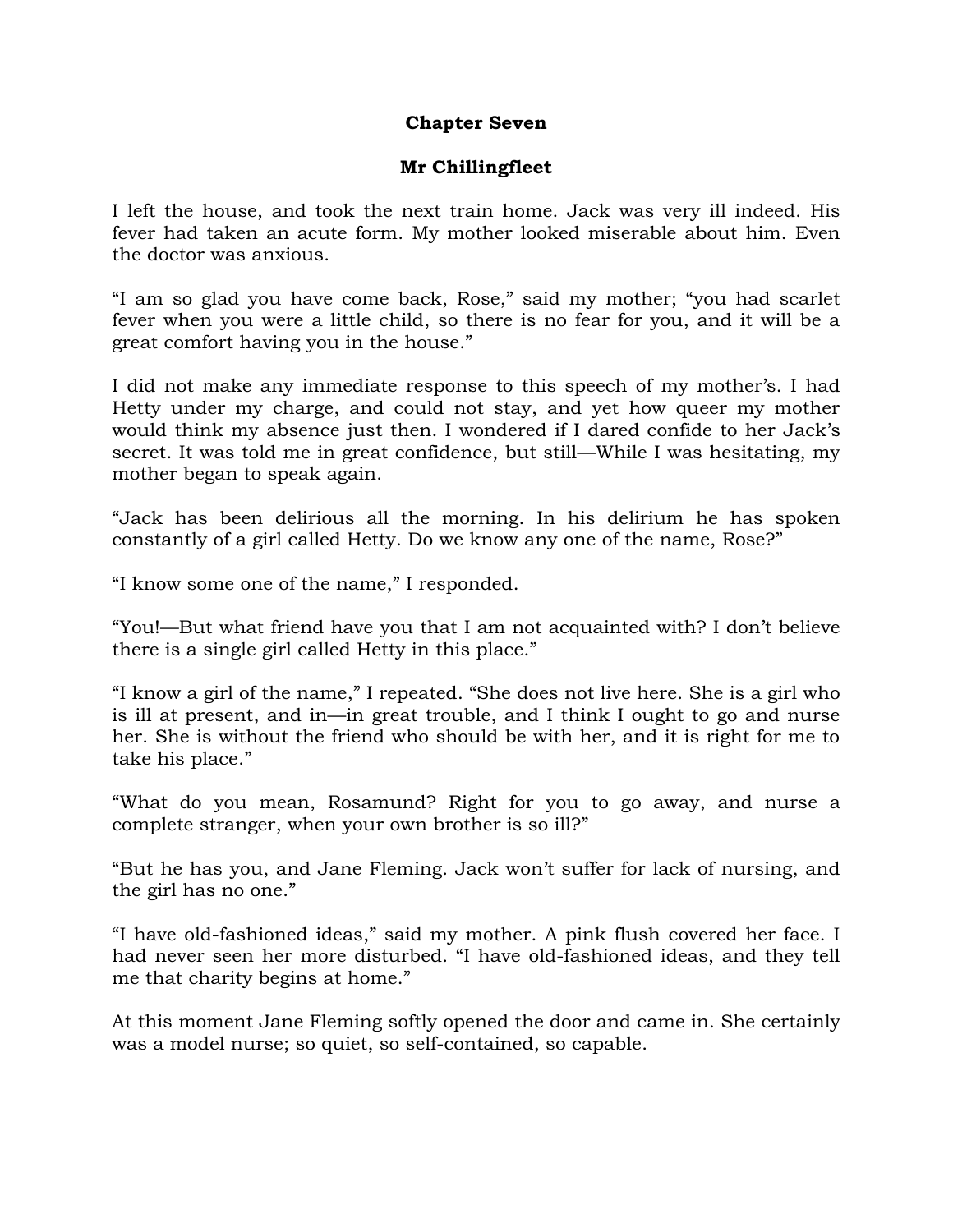## Chapter Seven

### Mr Chillingfleet

I left the house, and took the next train home. Jack was very ill indeed. His fever had taken an acute form. My mother looked miserable about him. Even the doctor was anxious.

"I am so glad you have come back, Rose," said my mother; "you had scarlet fever when you were a little child, so there is no fear for you, and it will be a great comfort having you in the house."

I did not make any immediate response to this speech of my mother's. I had Hetty under my charge, and could not stay, and yet how queer my mother would think my absence just then. I wondered if I dared confide to her Jack's secret. It was told me in great confidence, but still—While I was hesitating, my mother began to speak again.

"Jack has been delirious all the morning. In his delirium he has spoken constantly of a girl called Hetty. Do we know any one of the name, Rose?"

"I know some one of the name," I responded.

"You!—But what friend have you that I am not acquainted with? I don't believe there is a single girl called Hetty in this place."

"I know a girl of the name," I repeated. "She does not live here. She is a girl who is ill at present, and in—in great trouble, and I think I ought to go and nurse her. She is without the friend who should be with her, and it is right for me to take his place."

"What do you mean, Rosamund? Right for you to go away, and nurse a complete stranger, when your own brother is so ill?"

"But he has you, and Jane Fleming. Jack won't suffer for lack of nursing, and the girl has no one."

"I have old-fashioned ideas," said my mother. A pink flush covered her face. I had never seen her more disturbed. "I have old-fashioned ideas, and they tell me that charity begins at home."

At this moment Jane Fleming softly opened the door and came in. She certainly was a model nurse; so quiet, so self-contained, so capable.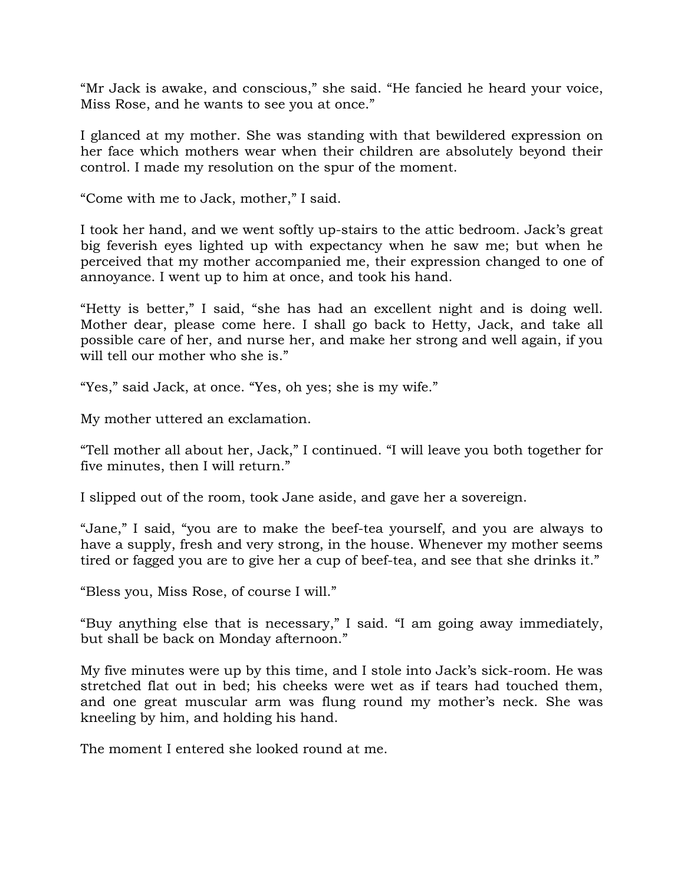“Mr Jack is awake, and conscious,” she said. “He fancied he heard your voice, Miss Rose, and he wants to see you at once.”

I glanced at my mother. She was standing with that bewildered expression on her face which mothers wear when their children are absolutely beyond their control. I made my resolution on the spur of the moment.

“Come with me to Jack, mother,” I said.

I took her hand, and we went softly up-stairs to the attic bedroom. Jack’s great big feverish eyes lighted up with expectancy when he saw me; but when he perceived that my mother accompanied me, their expression changed to one of annoyance. I went up to him at once, and took his hand.

“Hetty is better,” I said, “she has had an excellent night and is doing well. Mother dear, please come here. I shall go back to Hetty, Jack, and take all possible care of her, and nurse her, and make her strong and well again, if you will tell our mother who she is.”

“Yes,” said Jack, at once. “Yes, oh yes; she is my wife.”

My mother uttered an exclamation.

“Tell mother all about her, Jack,” I continued. “I will leave you both together for five minutes, then I will return.”

I slipped out of the room, took Jane aside, and gave her a sovereign.

“Jane,” I said, “you are to make the beef-tea yourself, and you are always to have a supply, fresh and very strong, in the house. Whenever my mother seems tired or fagged you are to give her a cup of beef-tea, and see that she drinks it.”

“Bless you, Miss Rose, of course I will.”

“Buy anything else that is necessary,” I said. “I am going away immediately, but shall be back on Monday afternoon.”

My five minutes were up by this time, and I stole into Jack’s sick-room. He was stretched flat out in bed; his cheeks were wet as if tears had touched them, and one great muscular arm was flung round my mother’s neck. She was kneeling by him, and holding his hand.

The moment I entered she looked round at me.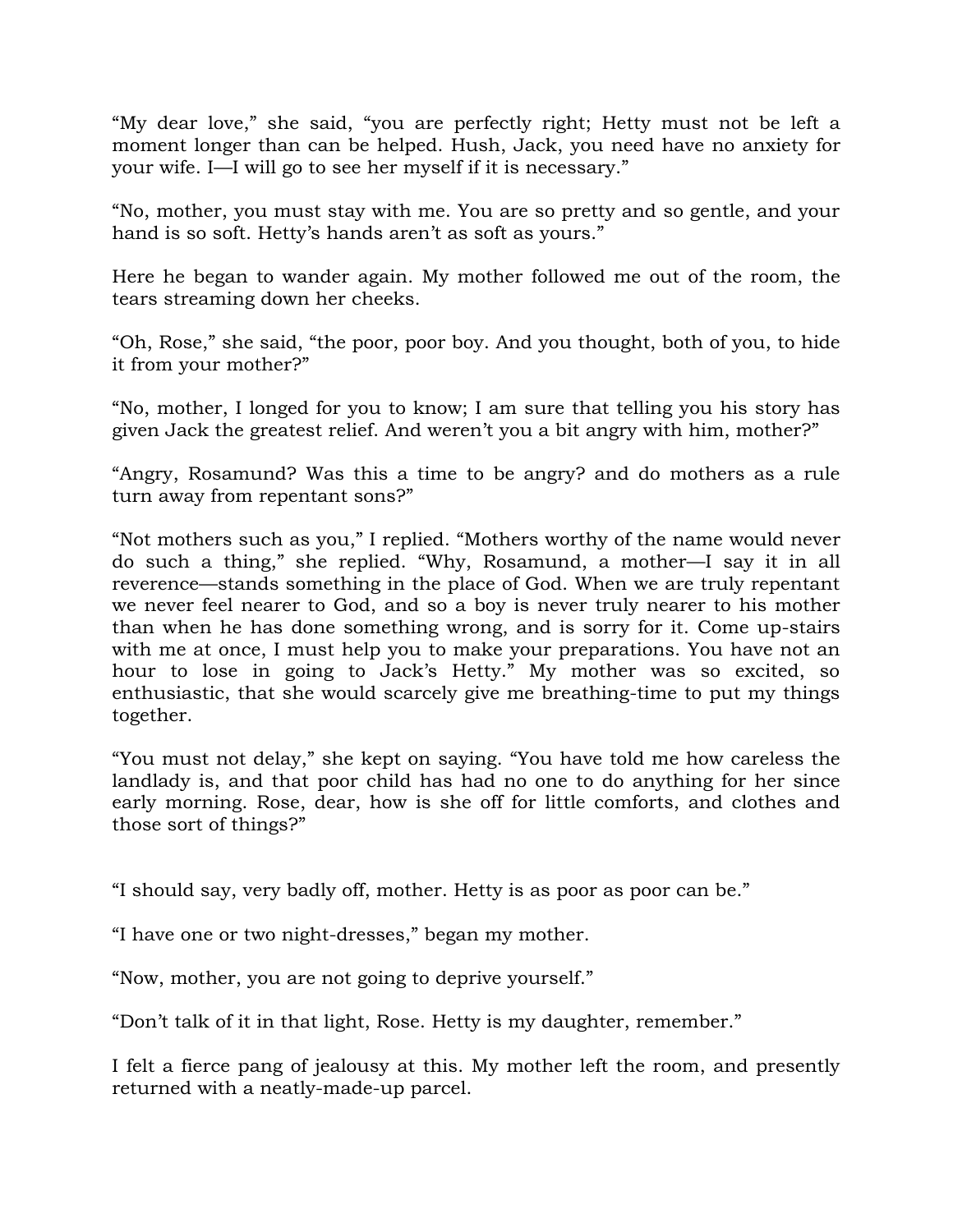“My dear love,” she said, “you are perfectly right; Hetty must not be left a moment longer than can be helped. Hush, Jack, you need have no anxiety for your wife. I—I will go to see her myself if it is necessary.”

“No, mother, you must stay with me. You are so pretty and so gentle, and your hand is so soft. Hetty’s hands aren’t as soft as yours.”

Here he began to wander again. My mother followed me out of the room, the tears streaming down her cheeks.

“Oh, Rose,” she said, “the poor, poor boy. And you thought, both of you, to hide it from your mother?”

“No, mother, I longed for you to know; I am sure that telling you his story has given Jack the greatest relief. And weren’t you a bit angry with him, mother?”

“Angry, Rosamund? Was this a time to be angry? and do mothers as a rule turn away from repentant sons?”

“Not mothers such as you,” I replied. “Mothers worthy of the name would never do such a thing,” she replied. “Why, Rosamund, a mother—I say it in all reverence—stands something in the place of God. When we are truly repentant we never feel nearer to God, and so a boy is never truly nearer to his mother than when he has done something wrong, and is sorry for it. Come up-stairs with me at once, I must help you to make your preparations. You have not an hour to lose in going to Jack’s Hetty.” My mother was so excited, so enthusiastic, that she would scarcely give me breathing-time to put my things together.

“You must not delay,” she kept on saying. “You have told me how careless the landlady is, and that poor child has had no one to do anything for her since early morning. Rose, dear, how is she off for little comforts, and clothes and those sort of things?”

“I should say, very badly off, mother. Hetty is as poor as poor can be.”

“I have one or two night-dresses,” began my mother.

“Now, mother, you are not going to deprive yourself.”

“Don’t talk of it in that light, Rose. Hetty is my daughter, remember.”

I felt a fierce pang of jealousy at this. My mother left the room, and presently returned with a neatly-made-up parcel.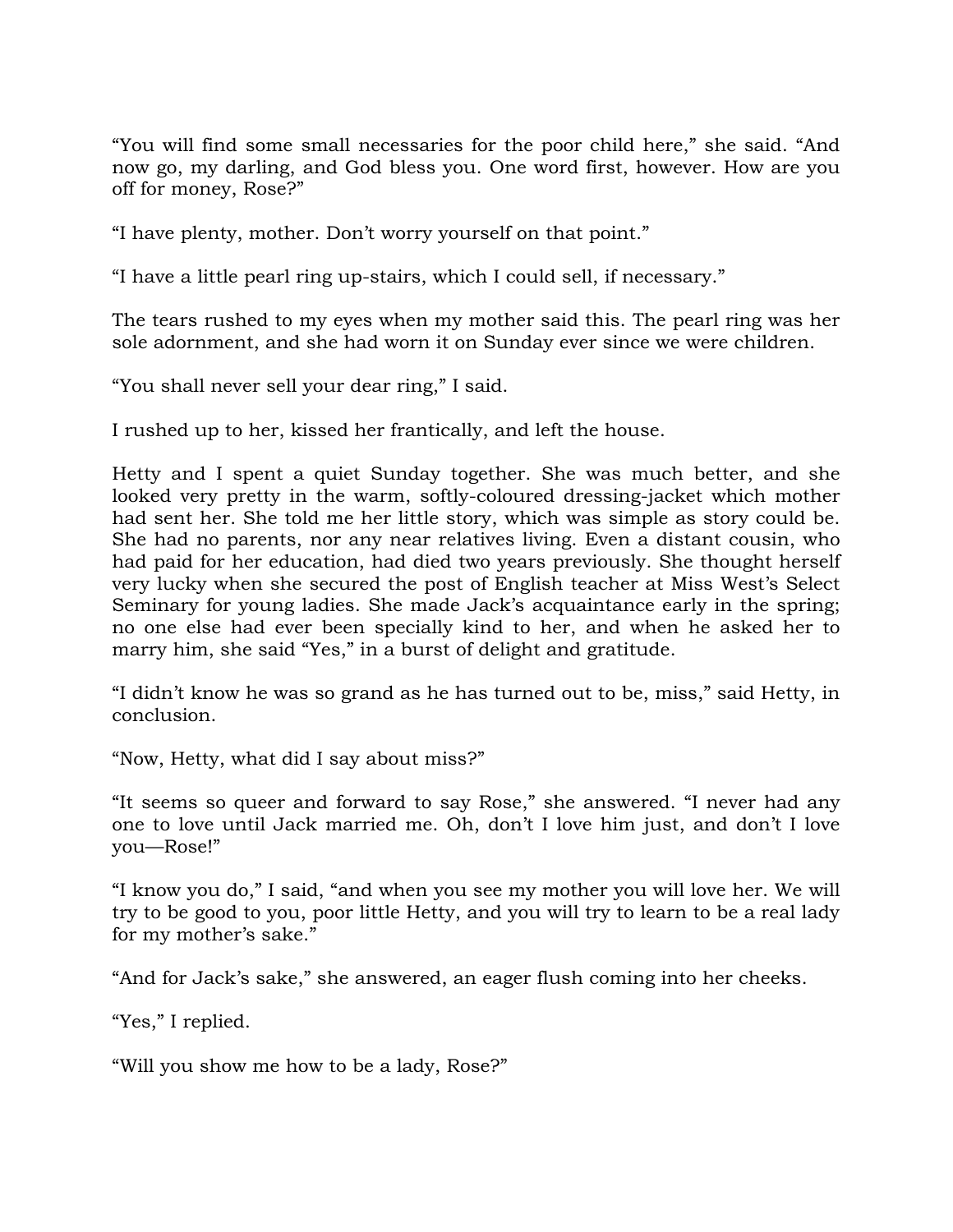"You will find some small necessaries for the poor child here," she said. "And now go, my darling, and God bless you. One word first, however. How are you off for money, Rose?"

"I have plenty, mother. Don't worry yourself on that point."

"I have a little pearl ring up-stairs, which I could sell, if necessary."

The tears rushed to my eyes when my mother said this. The pearl ring was her sole adornment, and she had worn it on Sunday ever since we were children.

"You shall never sell your dear ring," I said.

I rushed up to her, kissed her frantically, and left the house.

Hetty and I spent a quiet Sunday together. She was much better, and she looked very pretty in the warm, softly-coloured dressing-jacket which mother had sent her. She told me her little story, which was simple as story could be. She had no parents, nor any near relatives living. Even a distant cousin, who had paid for her education, had died two years previously. She thought herself very lucky when she secured the post of English teacher at Miss West's Select Seminary for young ladies. She made Jack's acquaintance early in the spring; no one else had ever been specially kind to her, and when he asked her to marry him, she said "Yes," in a burst of delight and gratitude.

"I didn't know he was so grand as he has turned out to be, miss," said Hetty, in conclusion.

"Now, Hetty, what did I say about miss?"

"It seems so queer and forward to say Rose," she answered. "I never had any one to love until Jack married me. Oh, don't I love him just, and don't I love you—Rose!"

"I know you do," I said, "and when you see my mother you will love her. We will try to be good to you, poor little Hetty, and you will try to learn to be a real lady for my mother's sake."

"And for Jack's sake," she answered, an eager flush coming into her cheeks.

"Yes," I replied.

"Will you show me how to be a lady, Rose?"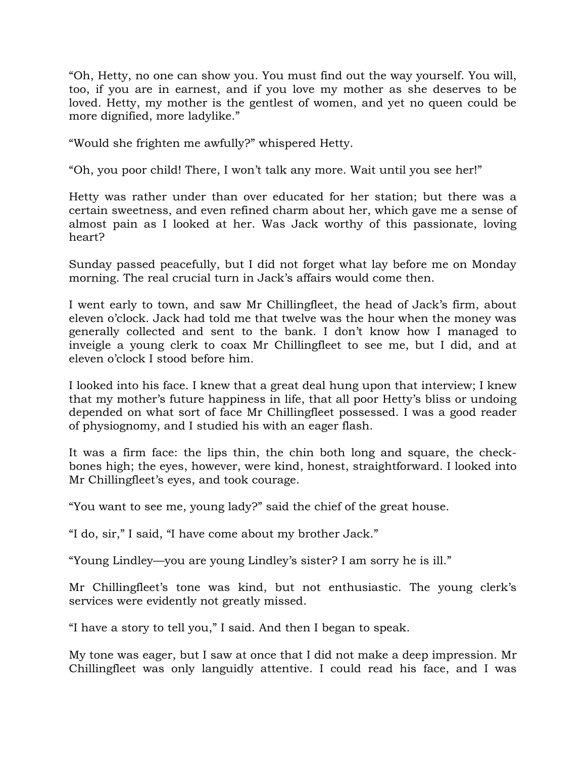“Oh, Hetty, no one can show you. You must find out the way yourself. You will, too, if you are in earnest, and if you love my mother as she deserves to be loved. Hetty, my mother is the gentlest of women, and yet no queen could be more dignified, more ladylike.”

“Would she frighten me awfully?” whispered Hetty.

“Oh, you poor child! There, I won’t talk any more. Wait until you see her!”

Hetty was rather under than over educated for her station; but there was a certain sweetness, and even refined charm about her, which gave me a sense of almost pain as I looked at her. Was Jack worthy of this passionate, loving heart?

Sunday passed peacefully, but I did not forget what lay before me on Monday morning. The real crucial turn in Jack’s affairs would come then.

I went early to town, and saw Mr Chillingfleet, the head of Jack’s firm, about eleven o’clock. Jack had told me that twelve was the hour when the money was generally collected and sent to the bank. I don’t know how I managed to inveigle a young clerk to coax Mr Chillingfleet to see me, but I did, and at eleven o’clock I stood before him.

I looked into his face. I knew that a great deal hung upon that interview; I knew that my mother’s future happiness in life, that all poor Hetty’s bliss or undoing depended on what sort of face Mr Chillingfleet possessed. I was a good reader of physiognomy, and I studied his with an eager flash.

It was a firm face: the lips thin, the chin both long and square, the check-bones high; the eyes, however, were kind, honest, straightforward. I looked into Mr Chillingfleet’s eyes, and took courage.

“You want to see me, young lady?” said the chief of the great house.

“I do, sir,” I said, “I have come about my brother Jack.”

“Young Lindley—you are young Lindley’s sister? I am sorry he is ill.”

Mr Chillingfleet’s tone was kind, but not enthusiastic. The young clerk’s services were evidently not greatly missed.

“I have a story to tell you,” I said. And then I began to speak.

My tone was eager, but I saw at once that I did not make a deep impression. Mr Chillingfleet was only languidly attentive. I could read his face, and I was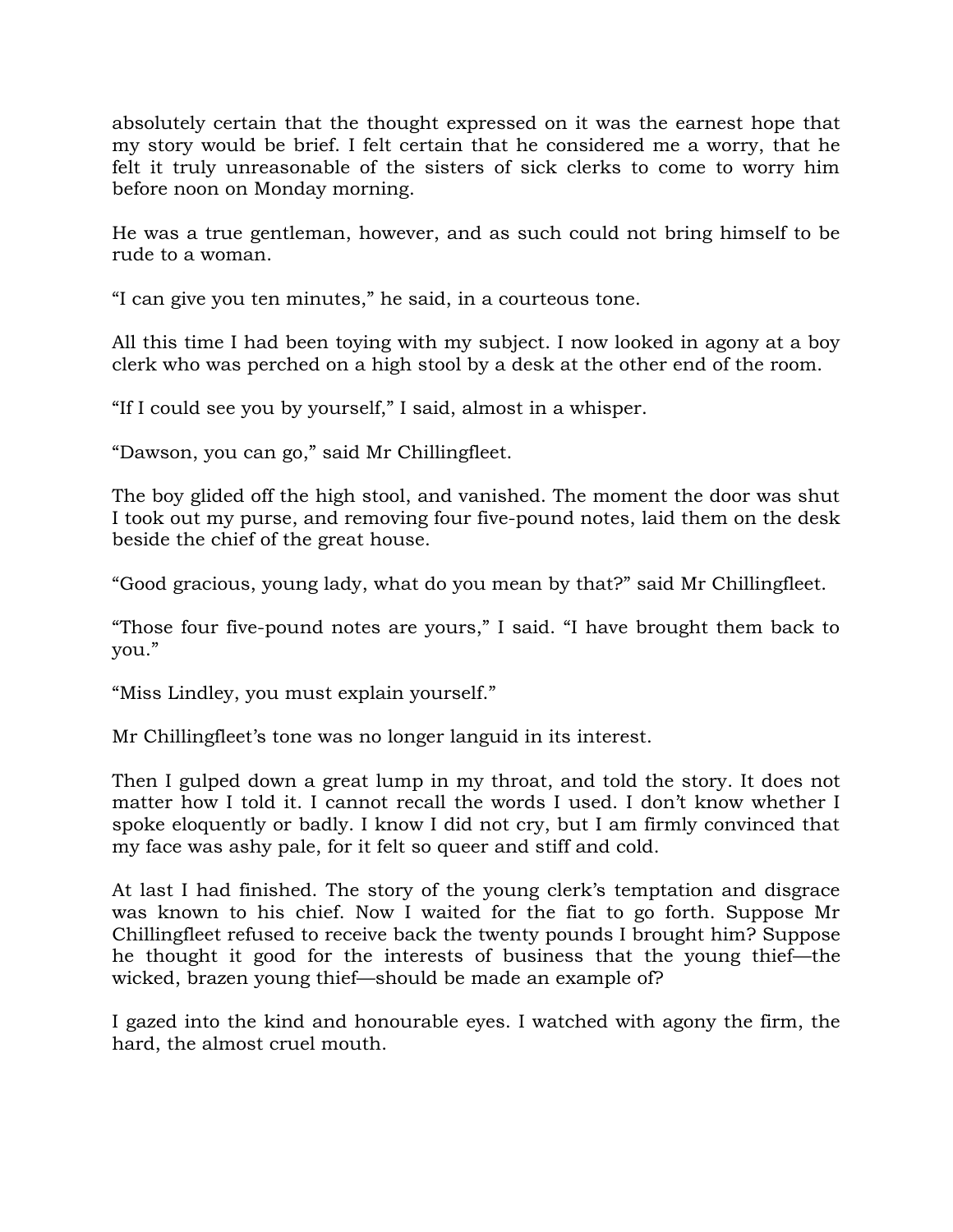absolutely certain that the thought expressed on it was the earnest hope that my story would be brief. I felt certain that he considered me a worry, that he felt it truly unreasonable of the sisters of sick clerks to come to worry him before noon on Monday morning.

He was a true gentleman, however, and as such could not bring himself to be rude to a woman.

"I can give you ten minutes," he said, in a courteous tone.

All this time I had been toying with my subject. I now looked in agony at a boy clerk who was perched on a high stool by a desk at the other end of the room.

"If I could see you by yourself," I said, almost in a whisper.

"Dawson, you can go," said Mr Chillingfleet.

The boy glided off the high stool, and vanished. The moment the door was shut I took out my purse, and removing four five-pound notes, laid them on the desk beside the chief of the great house.

"Good gracious, young lady, what do you mean by that?" said Mr Chillingfleet.

"Those four five-pound notes are yours," I said. "I have brought them back to you."

"Miss Lindley, you must explain yourself."

Mr Chillingfleet's tone was no longer languid in its interest.

Then I gulped down a great lump in my throat, and told the story. It does not matter how I told it. I cannot recall the words I used. I don't know whether I spoke eloquently or badly. I know I did not cry, but I am firmly convinced that my face was ashy pale, for it felt so queer and stiff and cold.

At last I had finished. The story of the young clerk's temptation and disgrace was known to his chief. Now I waited for the fiat to go forth. Suppose Mr Chillingfleet refused to receive back the twenty pounds I brought him? Suppose he thought it good for the interests of business that the young thief—the wicked, brazen young thief—should be made an example of?

I gazed into the kind and honourable eyes. I watched with agony the firm, the hard, the almost cruel mouth.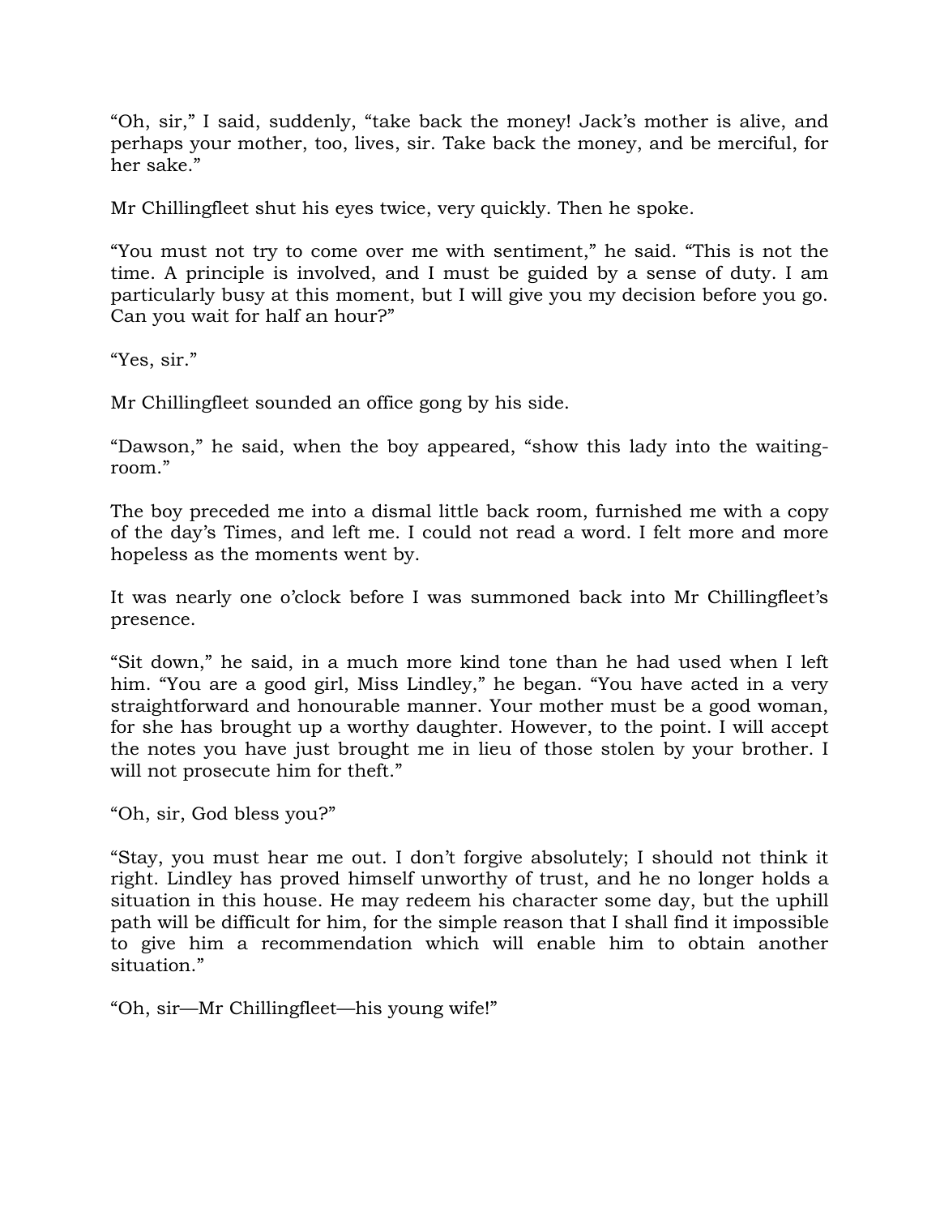“Oh, sir,” I said, suddenly, “take back the money! Jack’s mother is alive, and perhaps your mother, too, lives, sir. Take back the money, and be merciful, for her sake.”

Mr Chillingfleet shut his eyes twice, very quickly. Then he spoke.

“You must not try to come over me with sentiment,” he said. “This is not the time. A principle is involved, and I must be guided by a sense of duty. I am particularly busy at this moment, but I will give you my decision before you go. Can you wait for half an hour?”

“Yes, sir.”

Mr Chillingfleet sounded an office gong by his side.

“Dawson,” he said, when the boy appeared, “show this lady into the waiting-room.”

The boy preceded me into a dismal little back room, furnished me with a copy of the day’s Times, and left me. I could not read a word. I felt more and more hopeless as the moments went by.

It was nearly one o’clock before I was summoned back into Mr Chillingfleet’s presence.

“Sit down,” he said, in a much more kind tone than he had used when I left him. “You are a good girl, Miss Lindley,” he began. “You have acted in a very straightforward and honourable manner. Your mother must be a good woman, for she has brought up a worthy daughter. However, to the point. I will accept the notes you have just brought me in lieu of those stolen by your brother. I will not prosecute him for theft.”

“Oh, sir, God bless you?”

“Stay, you must hear me out. I don’t forgive absolutely; I should not think it right. Lindley has proved himself unworthy of trust, and he no longer holds a situation in this house. He may redeem his character some day, but the uphill path will be difficult for him, for the simple reason that I shall find it impossible to give him a recommendation which will enable him to obtain another situation.”

“Oh, sir—Mr Chillingfleet—his young wife!”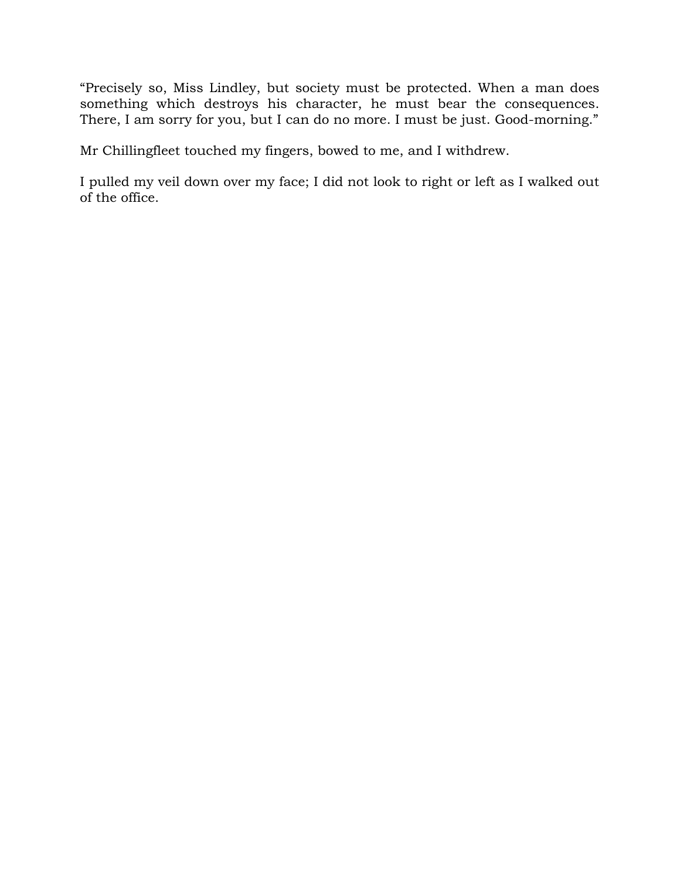"Precisely so, Miss Lindley, but society must be protected. When a man does something which destroys his character, he must bear the consequences. There, I am sorry for you, but I can do no more. I must be just. Good-morning."

Mr Chillingfleet touched my fingers, bowed to me, and I withdrew.

I pulled my veil down over my face; I did not look to right or left as I walked out of the office.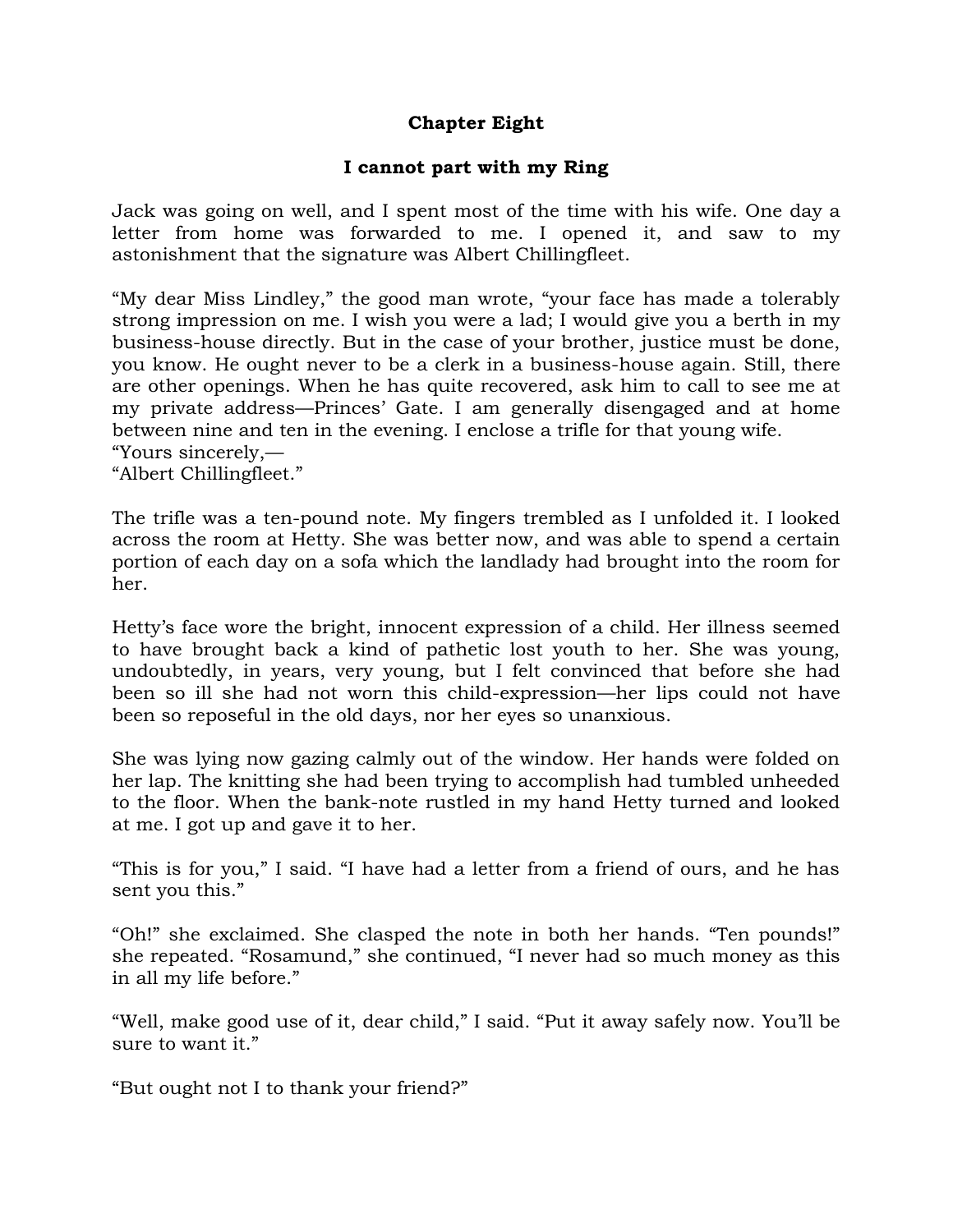## Chapter Eight

### I cannot part with my Ring

Jack was going on well, and I spent most of the time with his wife. One day a letter from home was forwarded to me. I opened it, and saw to my astonishment that the signature was Albert Chillingfleet.

“My dear Miss Lindley,” the good man wrote, “your face has made a tolerably strong impression on me. I wish you were a lad; I would give you a berth in my business-house directly. But in the case of your brother, justice must be done, you know. He ought never to be a clerk in a business-house again. Still, there are other openings. When he has quite recovered, ask him to call to see me at my private address—Princes’ Gate. I am generally disengaged and at home between nine and ten in the evening. I enclose a trifle for that young wife.
“Yours sincerely,—
“Albert Chillingfleet.”

The trifle was a ten-pound note. My fingers trembled as I unfolded it. I looked across the room at Hetty. She was better now, and was able to spend a certain portion of each day on a sofa which the landlady had brought into the room for her.

Hetty’s face wore the bright, innocent expression of a child. Her illness seemed to have brought back a kind of pathetic lost youth to her. She was young, undoubtedly, in years, very young, but I felt convinced that before she had been so ill she had not worn this child-expression—her lips could not have been so reposeful in the old days, nor her eyes so unanxious.

She was lying now gazing calmly out of the window. Her hands were folded on her lap. The knitting she had been trying to accomplish had tumbled unheeded to the floor. When the bank-note rustled in my hand Hetty turned and looked at me. I got up and gave it to her.

“This is for you,” I said. “I have had a letter from a friend of ours, and he has sent you this.”

“Oh!” she exclaimed. She clasped the note in both her hands. “Ten pounds!” she repeated. “Rosamund,” she continued, “I never had so much money as this in all my life before.”

“Well, make good use of it, dear child,” I said. “Put it away safely now. You’ll be sure to want it.”

“But ought not I to thank your friend?”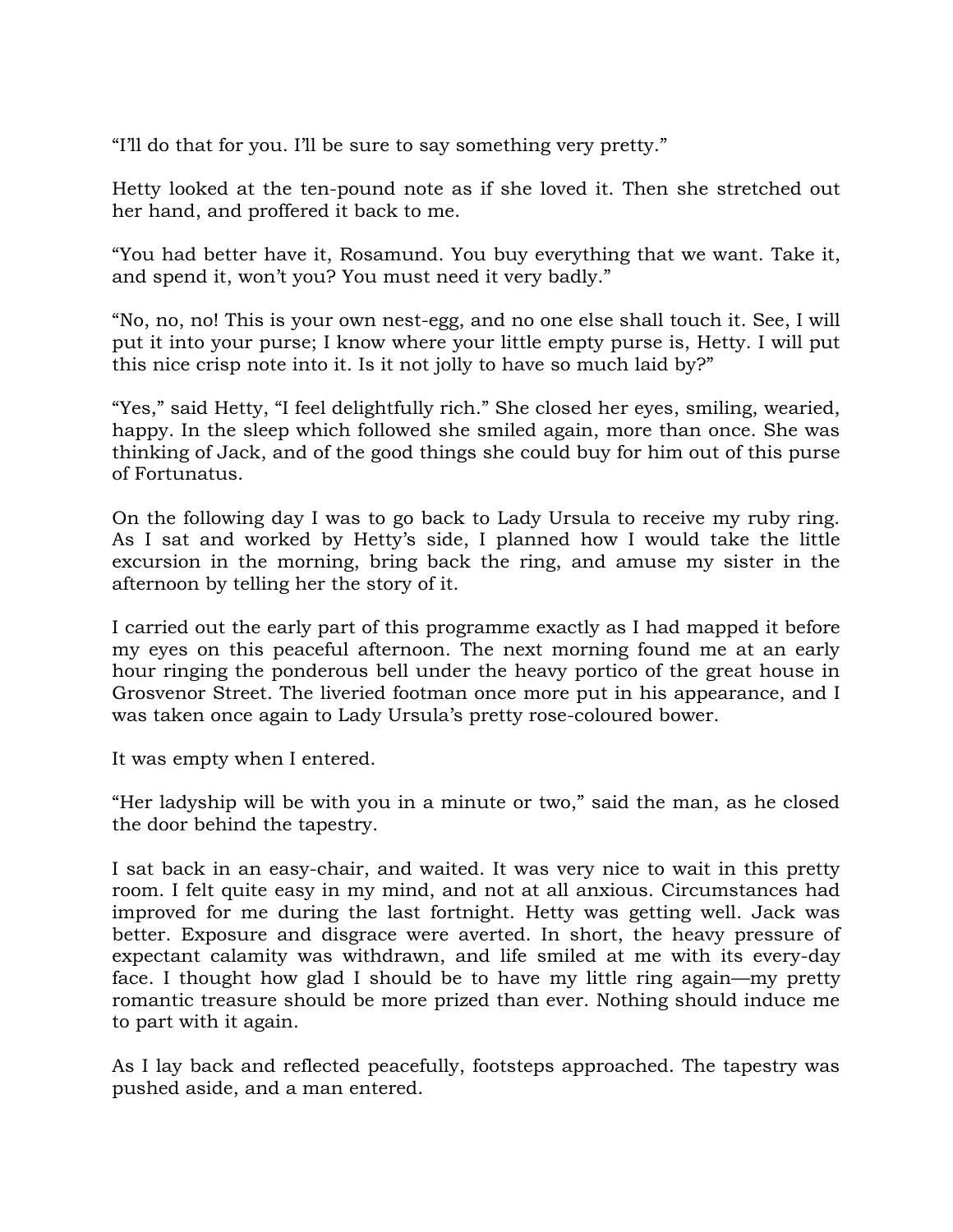"I'll do that for you. I'll be sure to say something very pretty."

Hetty looked at the ten-pound note as if she loved it. Then she stretched out her hand, and proffered it back to me.

"You had better have it, Rosamund. You buy everything that we want. Take it, and spend it, won't you? You must need it very badly."

"No, no, no! This is your own nest-egg, and no one else shall touch it. See, I will put it into your purse; I know where your little empty purse is, Hetty. I will put this nice crisp note into it. Is it not jolly to have so much laid by?"

"Yes," said Hetty, "I feel delightfully rich." She closed her eyes, smiling, wearied, happy. In the sleep which followed she smiled again, more than once. She was thinking of Jack, and of the good things she could buy for him out of this purse of Fortunatus.

On the following day I was to go back to Lady Ursula to receive my ruby ring. As I sat and worked by Hetty's side, I planned how I would take the little excursion in the morning, bring back the ring, and amuse my sister in the afternoon by telling her the story of it.

I carried out the early part of this programme exactly as I had mapped it before my eyes on this peaceful afternoon. The next morning found me at an early hour ringing the ponderous bell under the heavy portico of the great house in Grosvenor Street. The liveried footman once more put in his appearance, and I was taken once again to Lady Ursula's pretty rose-coloured bower.

It was empty when I entered.

"Her ladyship will be with you in a minute or two," said the man, as he closed the door behind the tapestry.

I sat back in an easy-chair, and waited. It was very nice to wait in this pretty room. I felt quite easy in my mind, and not at all anxious. Circumstances had improved for me during the last fortnight. Hetty was getting well. Jack was better. Exposure and disgrace were averted. In short, the heavy pressure of expectant calamity was withdrawn, and life smiled at me with its every-day face. I thought how glad I should be to have my little ring again—my pretty romantic treasure should be more prized than ever. Nothing should induce me to part with it again.

As I lay back and reflected peacefully, footsteps approached. The tapestry was pushed aside, and a man entered.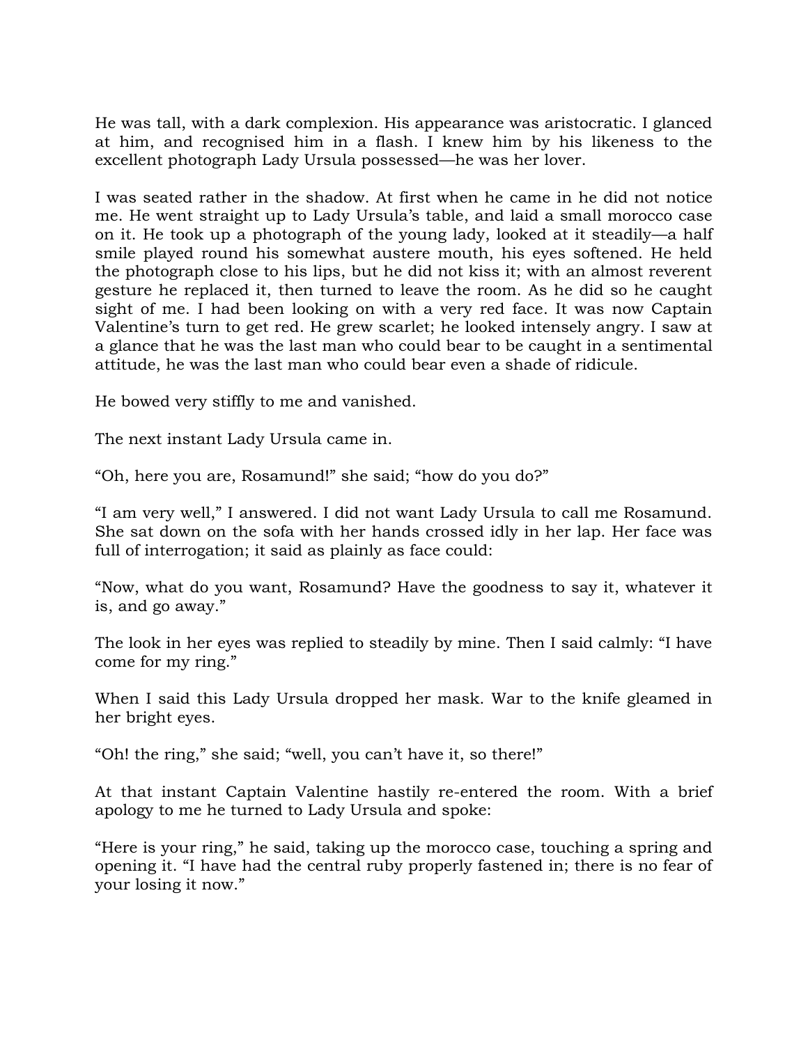He was tall, with a dark complexion. His appearance was aristocratic. I glanced at him, and recognised him in a flash. I knew him by his likeness to the excellent photograph Lady Ursula possessed—he was her lover.

I was seated rather in the shadow. At first when he came in he did not notice me. He went straight up to Lady Ursula's table, and laid a small morocco case on it. He took up a photograph of the young lady, looked at it steadily—a half smile played round his somewhat austere mouth, his eyes softened. He held the photograph close to his lips, but he did not kiss it; with an almost reverent gesture he replaced it, then turned to leave the room. As he did so he caught sight of me. I had been looking on with a very red face. It was now Captain Valentine's turn to get red. He grew scarlet; he looked intensely angry. I saw at a glance that he was the last man who could bear to be caught in a sentimental attitude, he was the last man who could bear even a shade of ridicule.

He bowed very stiffly to me and vanished.

The next instant Lady Ursula came in.

"Oh, here you are, Rosamund!" she said; "how do you do?"

"I am very well," I answered. I did not want Lady Ursula to call me Rosamund. She sat down on the sofa with her hands crossed idly in her lap. Her face was full of interrogation; it said as plainly as face could:

"Now, what do you want, Rosamund? Have the goodness to say it, whatever it is, and go away."

The look in her eyes was replied to steadily by mine. Then I said calmly: "I have come for my ring."

When I said this Lady Ursula dropped her mask. War to the knife gleamed in her bright eyes.

"Oh! the ring," she said; "well, you can't have it, so there!"

At that instant Captain Valentine hastily re-entered the room. With a brief apology to me he turned to Lady Ursula and spoke:

"Here is your ring," he said, taking up the morocco case, touching a spring and opening it. "I have had the central ruby properly fastened in; there is no fear of your losing it now."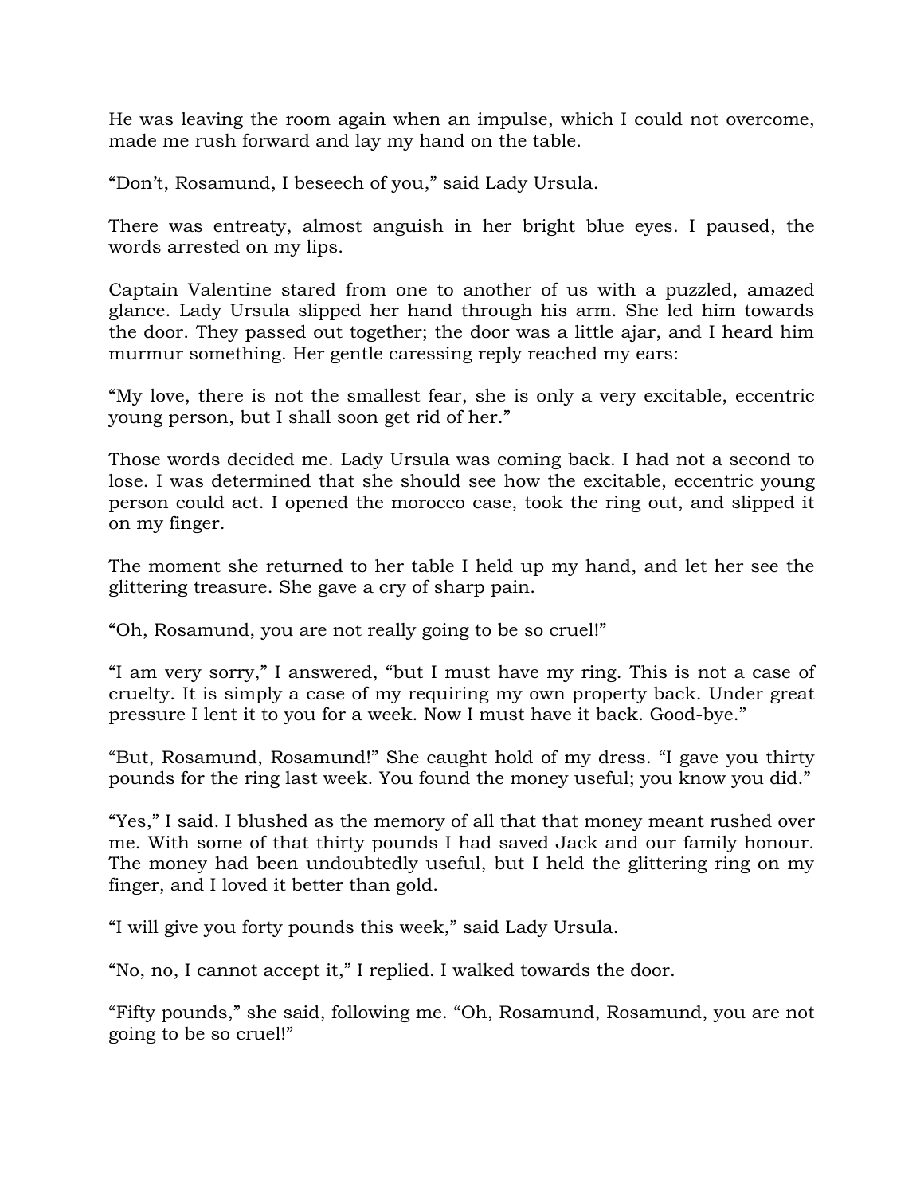He was leaving the room again when an impulse, which I could not overcome, made me rush forward and lay my hand on the table.

“Don’t, Rosamund, I beseech of you,” said Lady Ursula.

There was entreaty, almost anguish in her bright blue eyes. I paused, the words arrested on my lips.

Captain Valentine stared from one to another of us with a puzzled, amazed glance. Lady Ursula slipped her hand through his arm. She led him towards the door. They passed out together; the door was a little ajar, and I heard him murmur something. Her gentle caressing reply reached my ears:

“My love, there is not the smallest fear, she is only a very excitable, eccentric young person, but I shall soon get rid of her.”

Those words decided me. Lady Ursula was coming back. I had not a second to lose. I was determined that she should see how the excitable, eccentric young person could act. I opened the morocco case, took the ring out, and slipped it on my finger.

The moment she returned to her table I held up my hand, and let her see the glittering treasure. She gave a cry of sharp pain.

“Oh, Rosamund, you are not really going to be so cruel!”

“I am very sorry,” I answered, “but I must have my ring. This is not a case of cruelty. It is simply a case of my requiring my own property back. Under great pressure I lent it to you for a week. Now I must have it back. Good-bye.”

“But, Rosamund, Rosamund!” She caught hold of my dress. “I gave you thirty pounds for the ring last week. You found the money useful; you know you did.”

“Yes,” I said. I blushed as the memory of all that that money meant rushed over me. With some of that thirty pounds I had saved Jack and our family honour. The money had been undoubtedly useful, but I held the glittering ring on my finger, and I loved it better than gold.

“I will give you forty pounds this week,” said Lady Ursula.

“No, no, I cannot accept it,” I replied. I walked towards the door.

“Fifty pounds,” she said, following me. “Oh, Rosamund, Rosamund, you are not going to be so cruel!”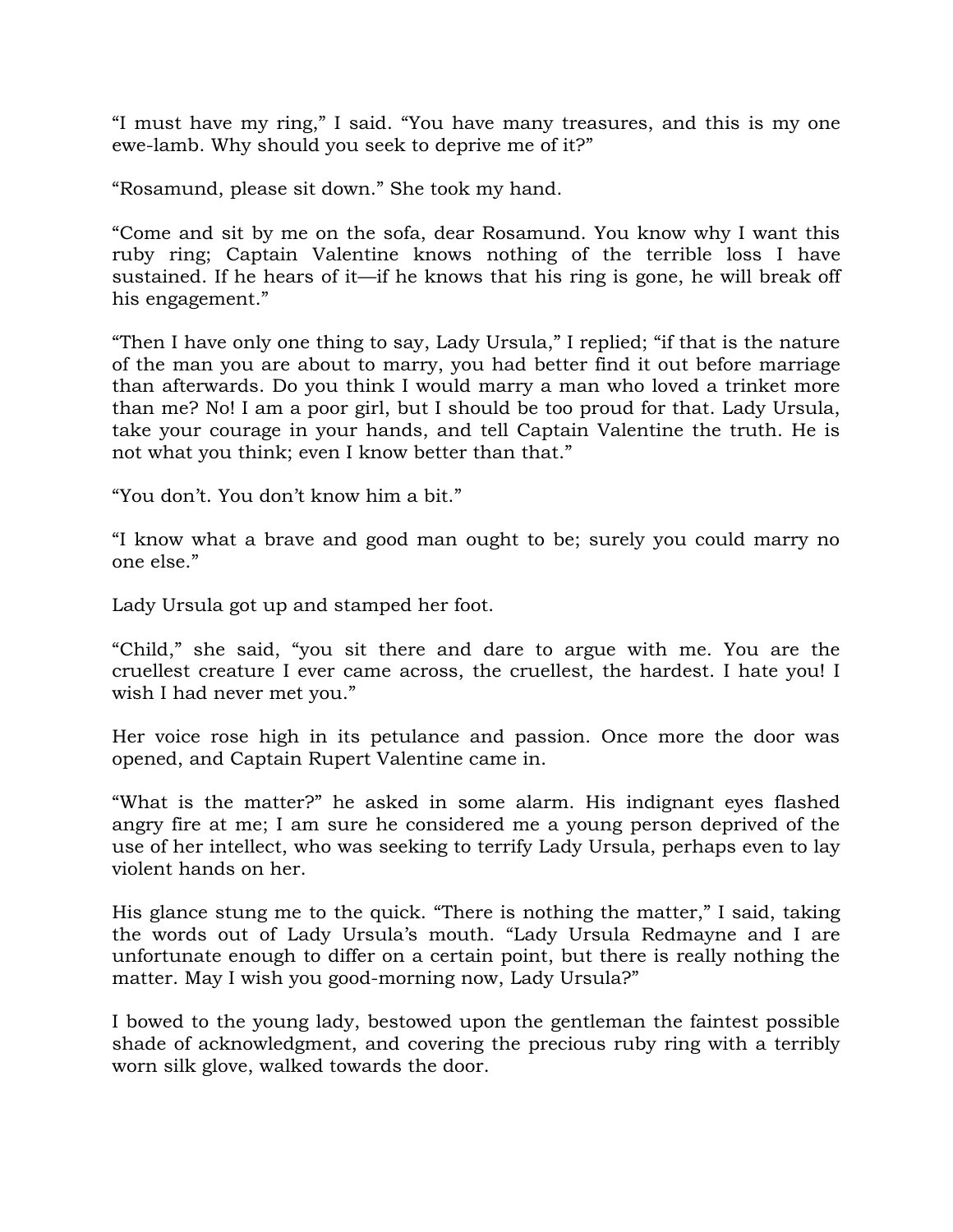"I must have my ring," I said. "You have many treasures, and this is my one ewe-lamb. Why should you seek to deprive me of it?"

"Rosamund, please sit down." She took my hand.

"Come and sit by me on the sofa, dear Rosamund. You know why I want this ruby ring; Captain Valentine knows nothing of the terrible loss I have sustained. If he hears of it—if he knows that his ring is gone, he will break off his engagement."

"Then I have only one thing to say, Lady Ursula," I replied; "if that is the nature of the man you are about to marry, you had better find it out before marriage than afterwards. Do you think I would marry a man who loved a trinket more than me? No! I am a poor girl, but I should be too proud for that. Lady Ursula, take your courage in your hands, and tell Captain Valentine the truth. He is not what you think; even I know better than that."

"You don't. You don't know him a bit."

"I know what a brave and good man ought to be; surely you could marry no one else."

Lady Ursula got up and stamped her foot.

"Child," she said, "you sit there and dare to argue with me. You are the cruellest creature I ever came across, the cruellest, the hardest. I hate you! I wish I had never met you."

Her voice rose high in its petulance and passion. Once more the door was opened, and Captain Rupert Valentine came in.

"What is the matter?" he asked in some alarm. His indignant eyes flashed angry fire at me; I am sure he considered me a young person deprived of the use of her intellect, who was seeking to terrify Lady Ursula, perhaps even to lay violent hands on her.

His glance stung me to the quick. "There is nothing the matter," I said, taking the words out of Lady Ursula's mouth. "Lady Ursula Redmayne and I are unfortunate enough to differ on a certain point, but there is really nothing the matter. May I wish you good-morning now, Lady Ursula?"

I bowed to the young lady, bestowed upon the gentleman the faintest possible shade of acknowledgment, and covering the precious ruby ring with a terribly worn silk glove, walked towards the door.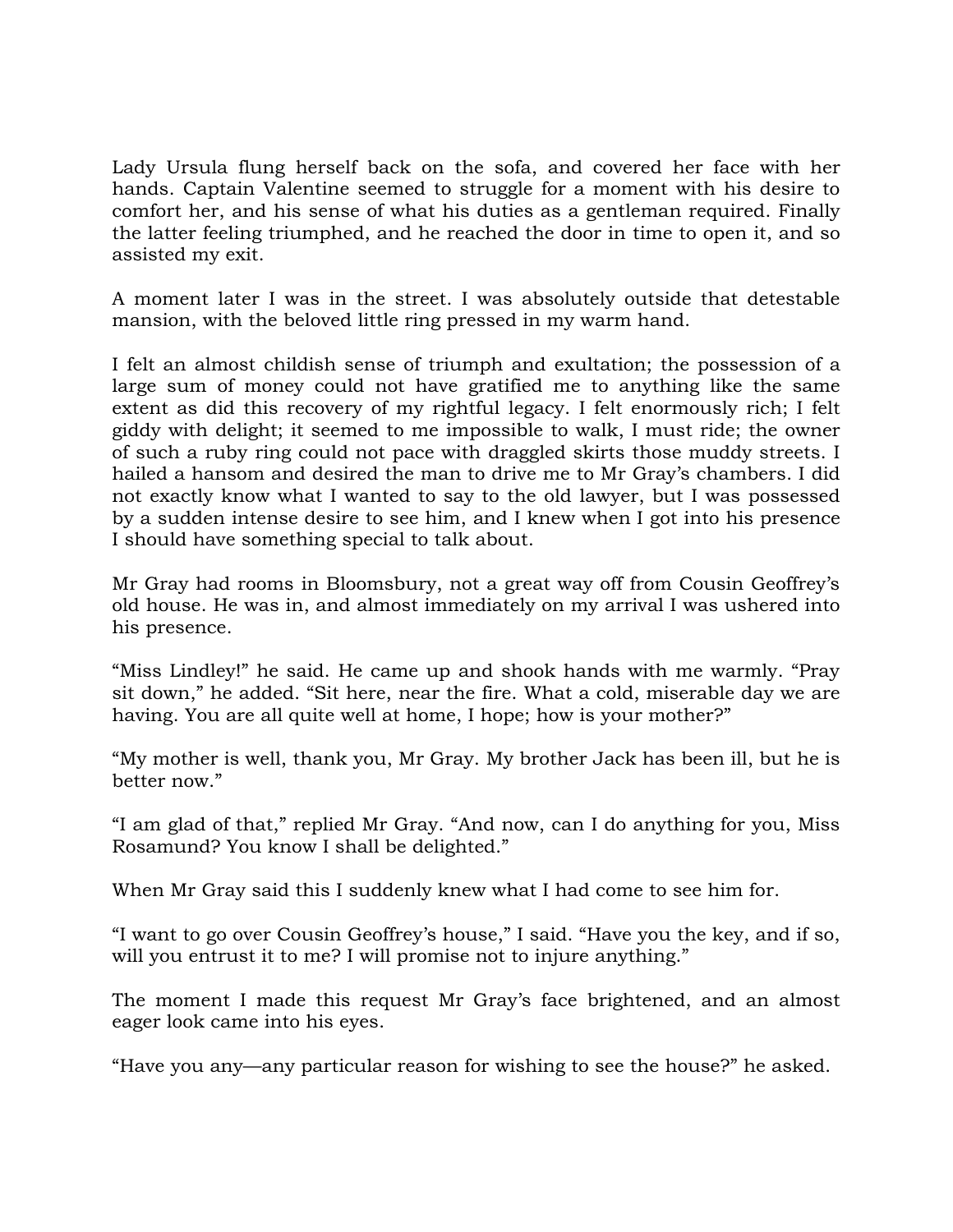Lady Ursula flung herself back on the sofa, and covered her face with her hands. Captain Valentine seemed to struggle for a moment with his desire to comfort her, and his sense of what his duties as a gentleman required. Finally the latter feeling triumphed, and he reached the door in time to open it, and so assisted my exit.

A moment later I was in the street. I was absolutely outside that detestable mansion, with the beloved little ring pressed in my warm hand.

I felt an almost childish sense of triumph and exultation; the possession of a large sum of money could not have gratified me to anything like the same extent as did this recovery of my rightful legacy. I felt enormously rich; I felt giddy with delight; it seemed to me impossible to walk, I must ride; the owner of such a ruby ring could not pace with draggled skirts those muddy streets. I hailed a hansom and desired the man to drive me to Mr Gray's chambers. I did not exactly know what I wanted to say to the old lawyer, but I was possessed by a sudden intense desire to see him, and I knew when I got into his presence I should have something special to talk about.

Mr Gray had rooms in Bloomsbury, not a great way off from Cousin Geoffrey's old house. He was in, and almost immediately on my arrival I was ushered into his presence.

"Miss Lindley!" he said. He came up and shook hands with me warmly. "Pray sit down," he added. "Sit here, near the fire. What a cold, miserable day we are having. You are all quite well at home, I hope; how is your mother?"

"My mother is well, thank you, Mr Gray. My brother Jack has been ill, but he is better now."

"I am glad of that," replied Mr Gray. "And now, can I do anything for you, Miss Rosamund? You know I shall be delighted."

When Mr Gray said this I suddenly knew what I had come to see him for.

"I want to go over Cousin Geoffrey's house," I said. "Have you the key, and if so, will you entrust it to me? I will promise not to injure anything."

The moment I made this request Mr Gray's face brightened, and an almost eager look came into his eyes.

"Have you any—any particular reason for wishing to see the house?" he asked.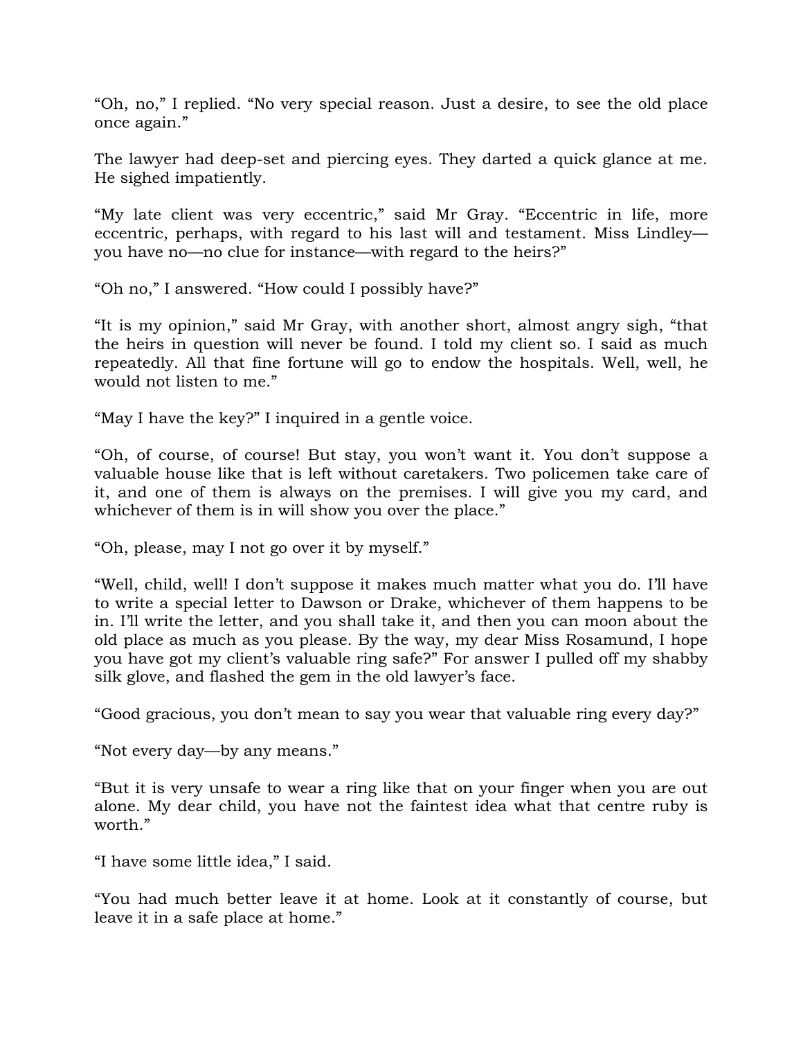“Oh, no,” I replied. “No very special reason. Just a desire, to see the old place once again.”

The lawyer had deep-set and piercing eyes. They darted a quick glance at me. He sighed impatiently.

“My late client was very eccentric,” said Mr Gray. “Eccentric in life, more eccentric, perhaps, with regard to his last will and testament. Miss Lindley—you have no—no clue for instance—with regard to the heirs?”

“Oh no,” I answered. “How could I possibly have?”

“It is my opinion,” said Mr Gray, with another short, almost angry sigh, “that the heirs in question will never be found. I told my client so. I said as much repeatedly. All that fine fortune will go to endow the hospitals. Well, well, he would not listen to me.”

“May I have the key?” I inquired in a gentle voice.

“Oh, of course, of course! But stay, you won’t want it. You don’t suppose a valuable house like that is left without caretakers. Two policemen take care of it, and one of them is always on the premises. I will give you my card, and whichever of them is in will show you over the place.”

“Oh, please, may I not go over it by myself.”

“Well, child, well! I don’t suppose it makes much matter what you do. I’ll have to write a special letter to Dawson or Drake, whichever of them happens to be in. I’ll write the letter, and you shall take it, and then you can moon about the old place as much as you please. By the way, my dear Miss Rosamund, I hope you have got my client’s valuable ring safe?” For answer I pulled off my shabby silk glove, and flashed the gem in the old lawyer’s face.

“Good gracious, you don’t mean to say you wear that valuable ring every day?”

“Not every day—by any means.”

“But it is very unsafe to wear a ring like that on your finger when you are out alone. My dear child, you have not the faintest idea what that centre ruby is worth.”

“I have some little idea,” I said.

“You had much better leave it at home. Look at it constantly of course, but leave it in a safe place at home.”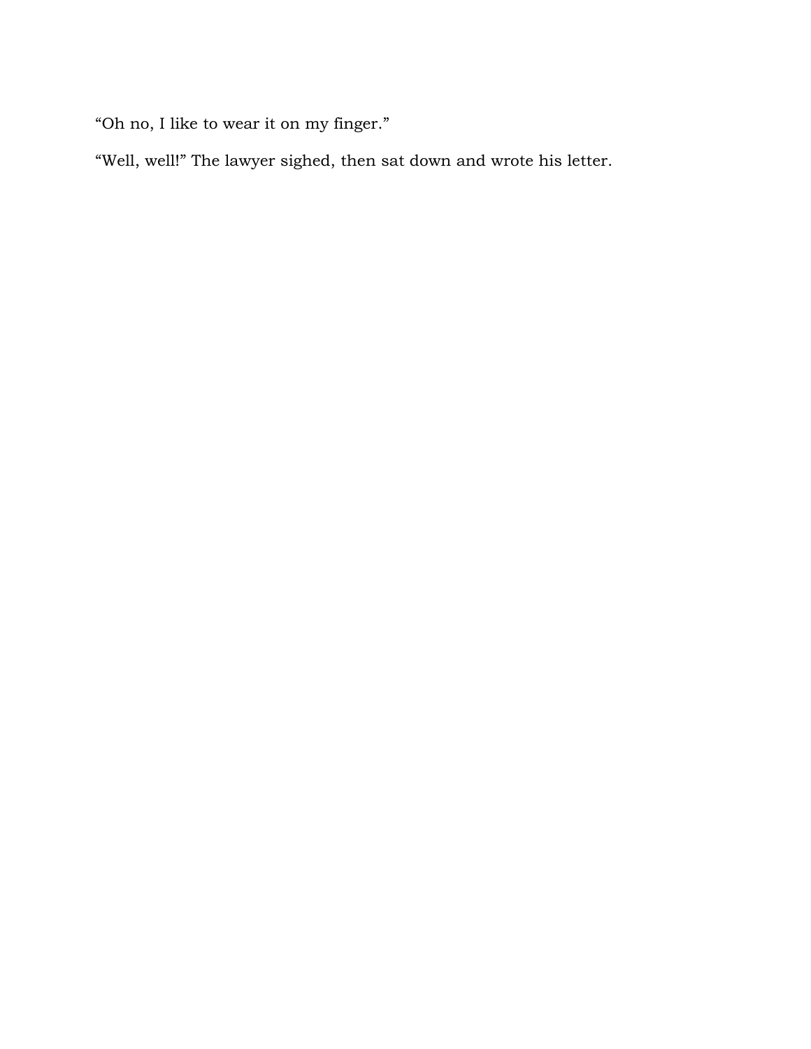“Oh no, I like to wear it on my finger.”

“Well, well!” The lawyer sighed, then sat down and wrote his letter.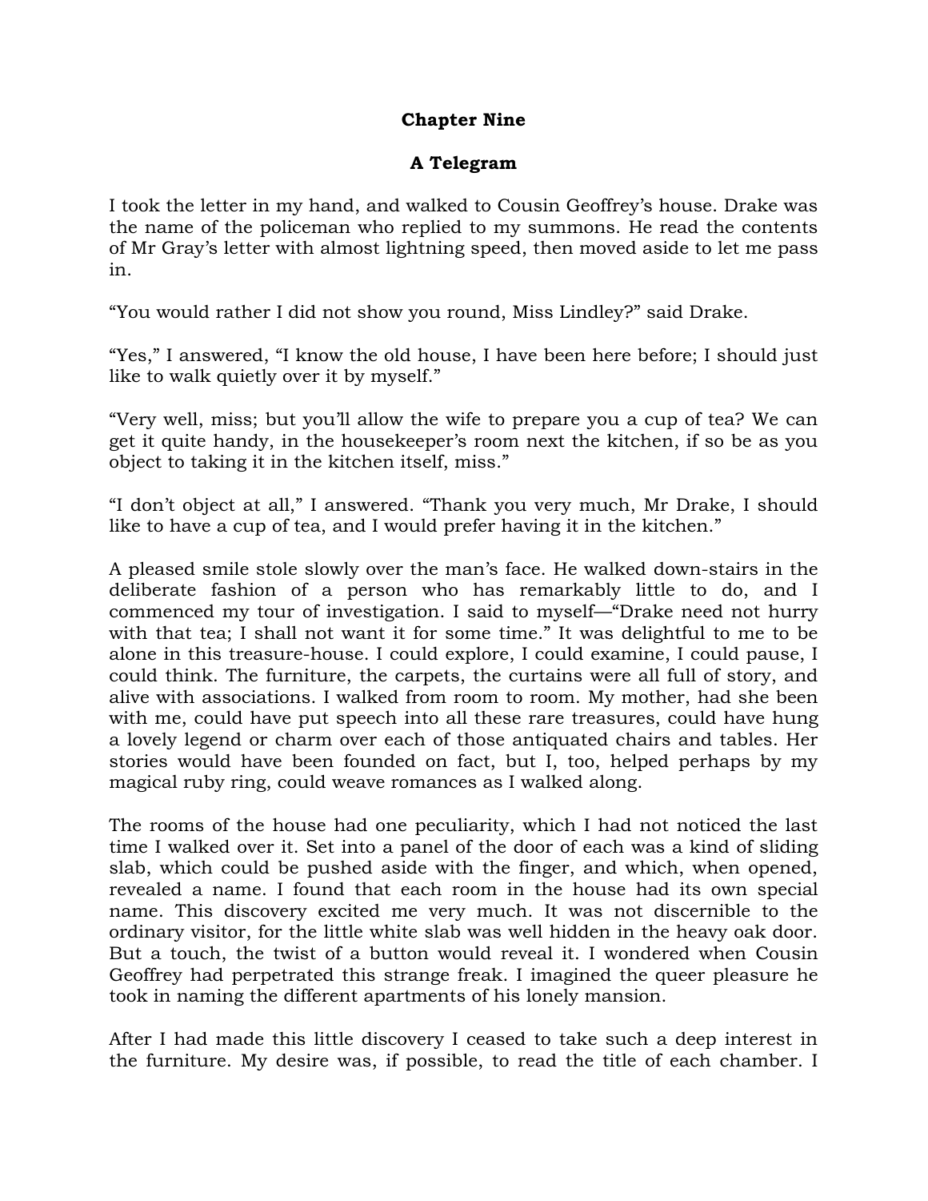## Chapter Nine

## A Telegram

I took the letter in my hand, and walked to Cousin Geoffrey's house. Drake was the name of the policeman who replied to my summons. He read the contents of Mr Gray's letter with almost lightning speed, then moved aside to let me pass in.

"You would rather I did not show you round, Miss Lindley?" said Drake.

"Yes," I answered, "I know the old house, I have been here before; I should just like to walk quietly over it by myself."

"Very well, miss; but you'll allow the wife to prepare you a cup of tea? We can get it quite handy, in the housekeeper's room next the kitchen, if so be as you object to taking it in the kitchen itself, miss."

"I don't object at all," I answered. "Thank you very much, Mr Drake, I should like to have a cup of tea, and I would prefer having it in the kitchen."

A pleased smile stole slowly over the man's face. He walked down-stairs in the deliberate fashion of a person who has remarkably little to do, and I commenced my tour of investigation. I said to myself—"Drake need not hurry with that tea; I shall not want it for some time." It was delightful to me to be alone in this treasure-house. I could explore, I could examine, I could pause, I could think. The furniture, the carpets, the curtains were all full of story, and alive with associations. I walked from room to room. My mother, had she been with me, could have put speech into all these rare treasures, could have hung a lovely legend or charm over each of those antiquated chairs and tables. Her stories would have been founded on fact, but I, too, helped perhaps by my magical ruby ring, could weave romances as I walked along.

The rooms of the house had one peculiarity, which I had not noticed the last time I walked over it. Set into a panel of the door of each was a kind of sliding slab, which could be pushed aside with the finger, and which, when opened, revealed a name. I found that each room in the house had its own special name. This discovery excited me very much. It was not discernible to the ordinary visitor, for the little white slab was well hidden in the heavy oak door. But a touch, the twist of a button would reveal it. I wondered when Cousin Geoffrey had perpetrated this strange freak. I imagined the queer pleasure he took in naming the different apartments of his lonely mansion.

After I had made this little discovery I ceased to take such a deep interest in the furniture. My desire was, if possible, to read the title of each chamber. I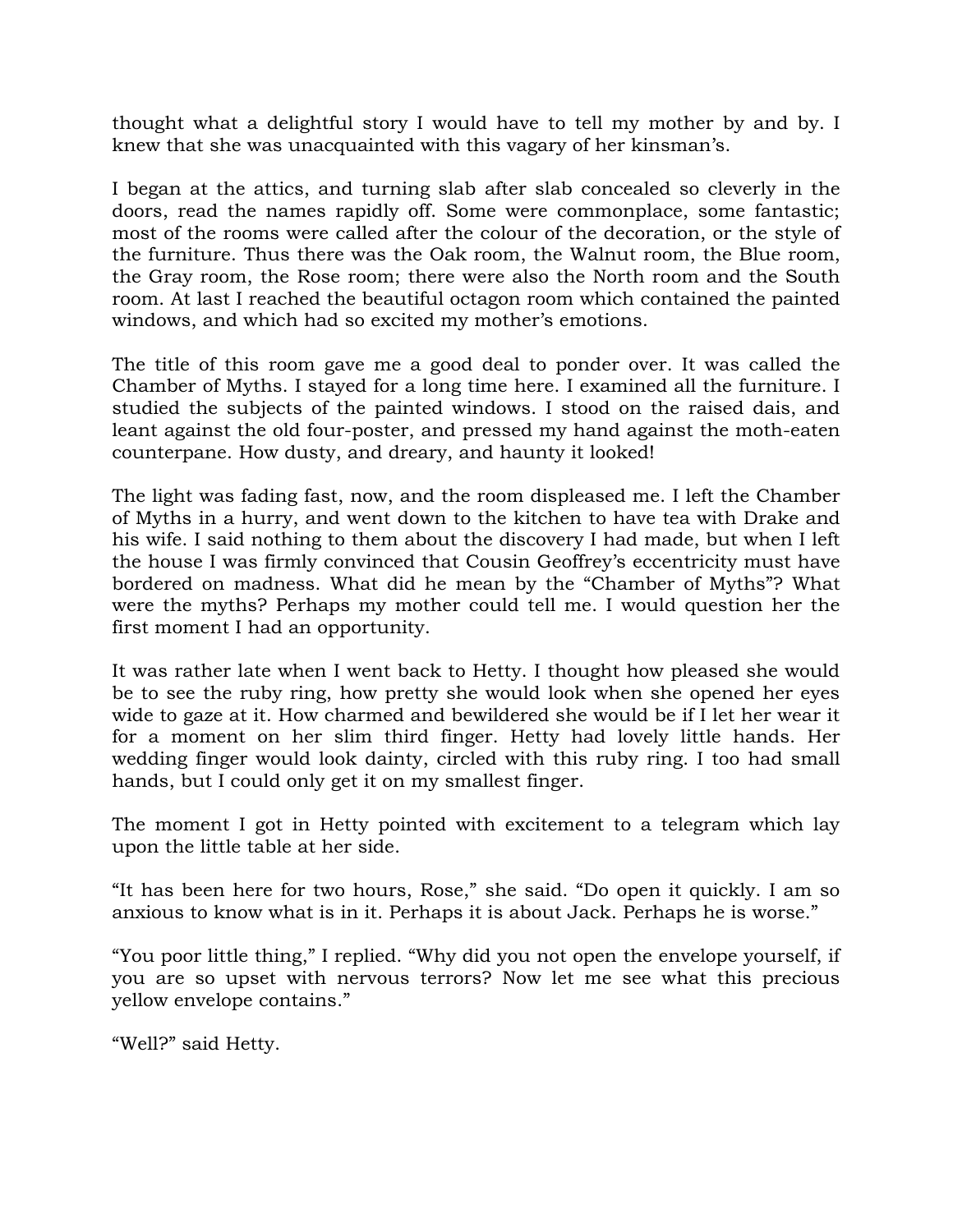thought what a delightful story I would have to tell my mother by and by. I knew that she was unacquainted with this vagary of her kinsman's.

I began at the attics, and turning slab after slab concealed so cleverly in the doors, read the names rapidly off. Some were commonplace, some fantastic; most of the rooms were called after the colour of the decoration, or the style of the furniture. Thus there was the Oak room, the Walnut room, the Blue room, the Gray room, the Rose room; there were also the North room and the South room. At last I reached the beautiful octagon room which contained the painted windows, and which had so excited my mother's emotions.

The title of this room gave me a good deal to ponder over. It was called the Chamber of Myths. I stayed for a long time here. I examined all the furniture. I studied the subjects of the painted windows. I stood on the raised dais, and leant against the old four-poster, and pressed my hand against the moth-eaten counterpane. How dusty, and dreary, and haunty it looked!

The light was fading fast, now, and the room displeased me. I left the Chamber of Myths in a hurry, and went down to the kitchen to have tea with Drake and his wife. I said nothing to them about the discovery I had made, but when I left the house I was firmly convinced that Cousin Geoffrey's eccentricity must have bordered on madness. What did he mean by the "Chamber of Myths"? What were the myths? Perhaps my mother could tell me. I would question her the first moment I had an opportunity.

It was rather late when I went back to Hetty. I thought how pleased she would be to see the ruby ring, how pretty she would look when she opened her eyes wide to gaze at it. How charmed and bewildered she would be if I let her wear it for a moment on her slim third finger. Hetty had lovely little hands. Her wedding finger would look dainty, circled with this ruby ring. I too had small hands, but I could only get it on my smallest finger.

The moment I got in Hetty pointed with excitement to a telegram which lay upon the little table at her side.

"It has been here for two hours, Rose," she said. "Do open it quickly. I am so anxious to know what is in it. Perhaps it is about Jack. Perhaps he is worse."

"You poor little thing," I replied. "Why did you not open the envelope yourself, if you are so upset with nervous terrors? Now let me see what this precious yellow envelope contains."

"Well?" said Hetty.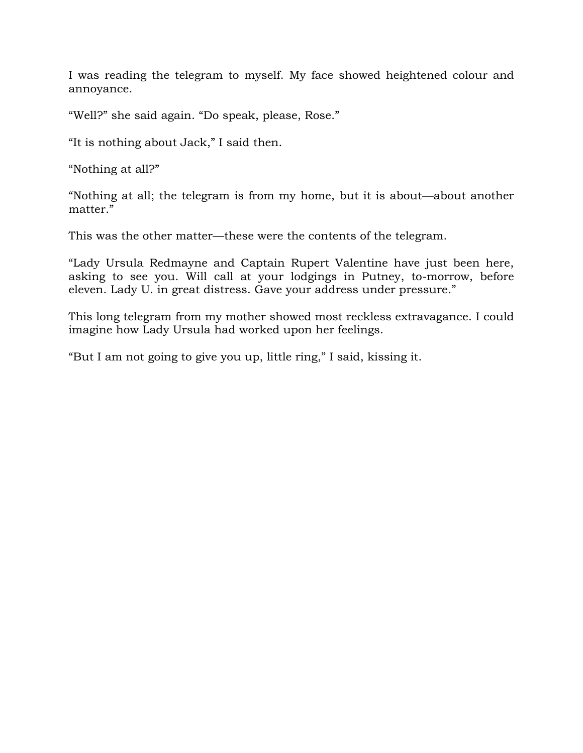I was reading the telegram to myself. My face showed heightened colour and annoyance.

“Well?” she said again. “Do speak, please, Rose.”

“It is nothing about Jack,” I said then.

“Nothing at all?”

“Nothing at all; the telegram is from my home, but it is about—about another matter.”

This was the other matter—these were the contents of the telegram.

“Lady Ursula Redmayne and Captain Rupert Valentine have just been here, asking to see you. Will call at your lodgings in Putney, to-morrow, before eleven. Lady U. in great distress. Gave your address under pressure.”

This long telegram from my mother showed most reckless extravagance. I could imagine how Lady Ursula had worked upon her feelings.

“But I am not going to give you up, little ring,” I said, kissing it.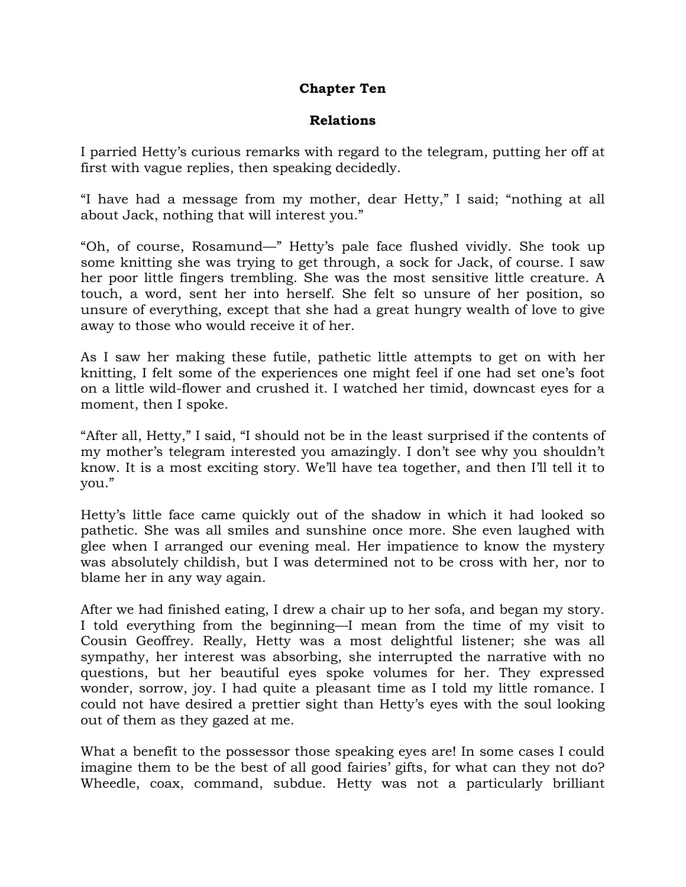## Chapter Ten

### Relations

I parried Hetty's curious remarks with regard to the telegram, putting her off at first with vague replies, then speaking decidedly.

"I have had a message from my mother, dear Hetty," I said; "nothing at all about Jack, nothing that will interest you."

"Oh, of course, Rosamund—" Hetty's pale face flushed vividly. She took up some knitting she was trying to get through, a sock for Jack, of course. I saw her poor little fingers trembling. She was the most sensitive little creature. A touch, a word, sent her into herself. She felt so unsure of her position, so unsure of everything, except that she had a great hungry wealth of love to give away to those who would receive it of her.

As I saw her making these futile, pathetic little attempts to get on with her knitting, I felt some of the experiences one might feel if one had set one's foot on a little wild-flower and crushed it. I watched her timid, downcast eyes for a moment, then I spoke.

"After all, Hetty," I said, "I should not be in the least surprised if the contents of my mother's telegram interested you amazingly. I don't see why you shouldn't know. It is a most exciting story. We'll have tea together, and then I'll tell it to you."

Hetty's little face came quickly out of the shadow in which it had looked so pathetic. She was all smiles and sunshine once more. She even laughed with glee when I arranged our evening meal. Her impatience to know the mystery was absolutely childish, but I was determined not to be cross with her, nor to blame her in any way again.

After we had finished eating, I drew a chair up to her sofa, and began my story. I told everything from the beginning—I mean from the time of my visit to Cousin Geoffrey. Really, Hetty was a most delightful listener; she was all sympathy, her interest was absorbing, she interrupted the narrative with no questions, but her beautiful eyes spoke volumes for her. They expressed wonder, sorrow, joy. I had quite a pleasant time as I told my little romance. I could not have desired a prettier sight than Hetty's eyes with the soul looking out of them as they gazed at me.

What a benefit to the possessor those speaking eyes are! In some cases I could imagine them to be the best of all good fairies' gifts, for what can they not do? Wheedle, coax, command, subdue. Hetty was not a particularly brilliant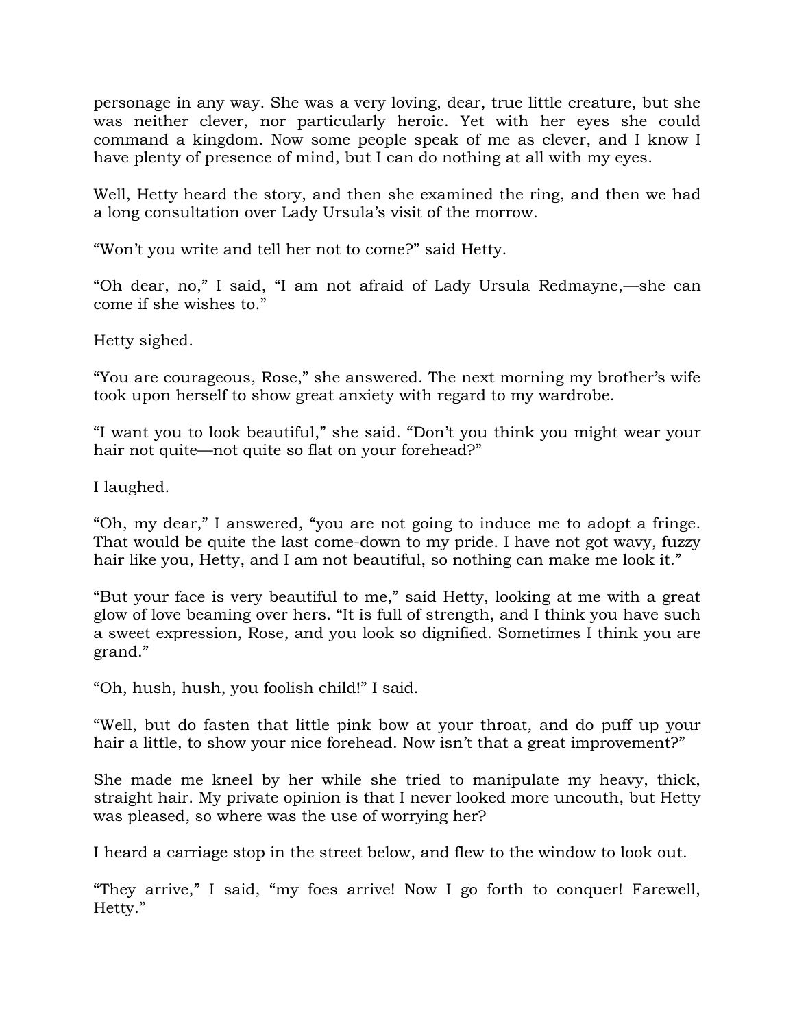personage in any way. She was a very loving, dear, true little creature, but she was neither clever, nor particularly heroic. Yet with her eyes she could command a kingdom. Now some people speak of me as clever, and I know I have plenty of presence of mind, but I can do nothing at all with my eyes.

Well, Hetty heard the story, and then she examined the ring, and then we had a long consultation over Lady Ursula's visit of the morrow.

"Won't you write and tell her not to come?" said Hetty.

"Oh dear, no," I said, "I am not afraid of Lady Ursula Redmayne,—she can come if she wishes to."

Hetty sighed.

"You are courageous, Rose," she answered. The next morning my brother's wife took upon herself to show great anxiety with regard to my wardrobe.

"I want you to look beautiful," she said. "Don't you think you might wear your hair not quite—not quite so flat on your forehead?"

I laughed.

"Oh, my dear," I answered, "you are not going to induce me to adopt a fringe. That would be quite the last come-down to my pride. I have not got wavy, fuzzy hair like you, Hetty, and I am not beautiful, so nothing can make me look it."

"But your face is very beautiful to me," said Hetty, looking at me with a great glow of love beaming over hers. "It is full of strength, and I think you have such a sweet expression, Rose, and you look so dignified. Sometimes I think you are grand."

"Oh, hush, hush, you foolish child!" I said.

"Well, but do fasten that little pink bow at your throat, and do puff up your hair a little, to show your nice forehead. Now isn't that a great improvement?"

She made me kneel by her while she tried to manipulate my heavy, thick, straight hair. My private opinion is that I never looked more uncouth, but Hetty was pleased, so where was the use of worrying her?

I heard a carriage stop in the street below, and flew to the window to look out.

"They arrive," I said, "my foes arrive! Now I go forth to conquer! Farewell, Hetty."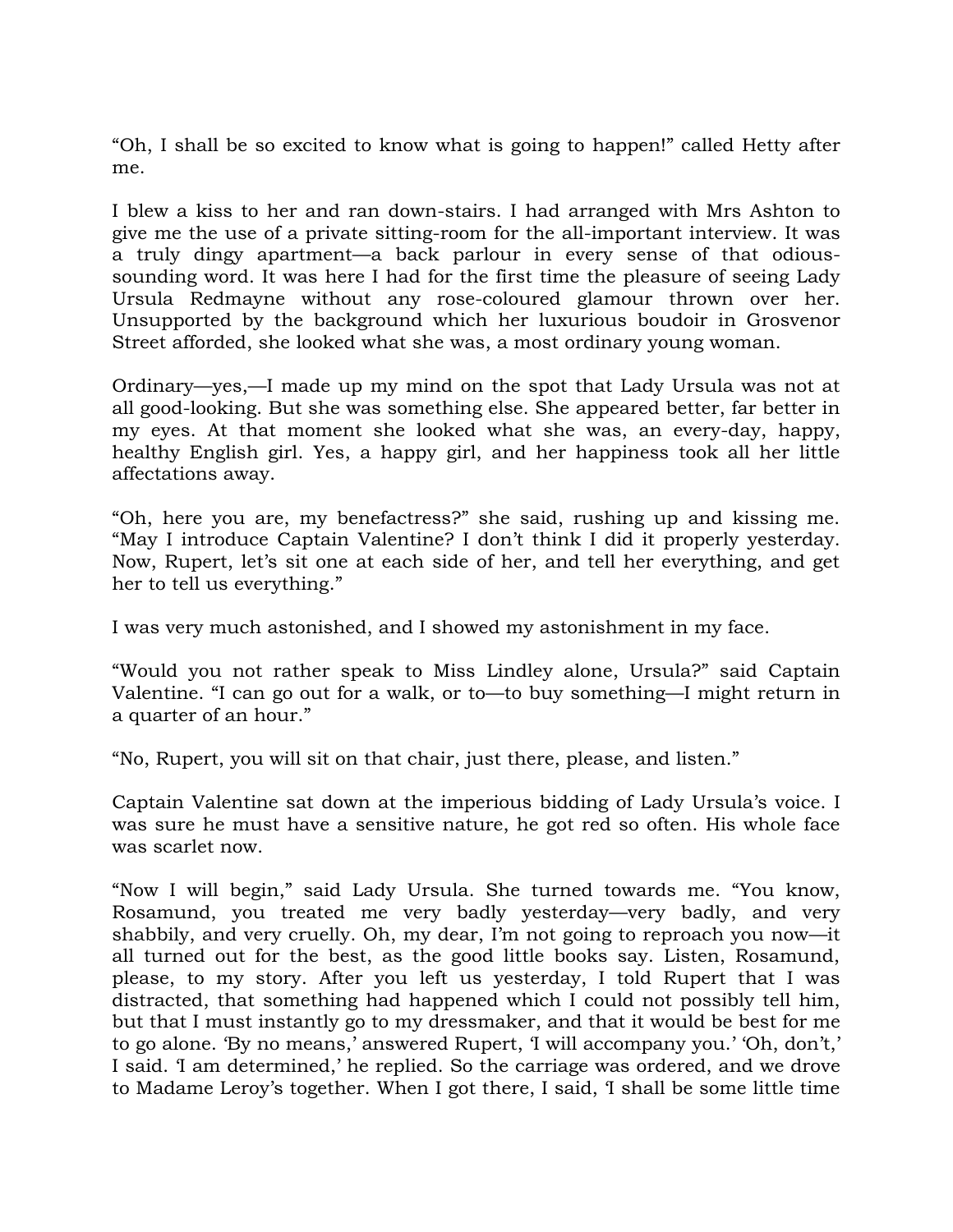"Oh, I shall be so excited to know what is going to happen!" called Hetty after me.

I blew a kiss to her and ran down-stairs. I had arranged with Mrs Ashton to give me the use of a private sitting-room for the all-important interview. It was a truly dingy apartment—a back parlour in every sense of that odious-sounding word. It was here I had for the first time the pleasure of seeing Lady Ursula Redmayne without any rose-coloured glamour thrown over her. Unsupported by the background which her luxurious boudoir in Grosvenor Street afforded, she looked what she was, a most ordinary young woman.

Ordinary—yes,—I made up my mind on the spot that Lady Ursula was not at all good-looking. But she was something else. She appeared better, far better in my eyes. At that moment she looked what she was, an every-day, happy, healthy English girl. Yes, a happy girl, and her happiness took all her little affectations away.

"Oh, here you are, my benefactress?" she said, rushing up and kissing me. "May I introduce Captain Valentine? I don't think I did it properly yesterday. Now, Rupert, let's sit one at each side of her, and tell her everything, and get her to tell us everything."

I was very much astonished, and I showed my astonishment in my face.

"Would you not rather speak to Miss Lindley alone, Ursula?" said Captain Valentine. "I can go out for a walk, or to—to buy something—I might return in a quarter of an hour."

"No, Rupert, you will sit on that chair, just there, please, and listen."

Captain Valentine sat down at the imperious bidding of Lady Ursula's voice. I was sure he must have a sensitive nature, he got red so often. His whole face was scarlet now.

"Now I will begin," said Lady Ursula. She turned towards me. "You know, Rosamund, you treated me very badly yesterday—very badly, and very shabbily, and very cruelly. Oh, my dear, I'm not going to reproach you now—it all turned out for the best, as the good little books say. Listen, Rosamund, please, to my story. After you left us yesterday, I told Rupert that I was distracted, that something had happened which I could not possibly tell him, but that I must instantly go to my dressmaker, and that it would be best for me to go alone. 'By no means,' answered Rupert, 'I will accompany you.' 'Oh, don't,' I said. 'I am determined,' he replied. So the carriage was ordered, and we drove to Madame Leroy's together. When I got there, I said, 'I shall be some little time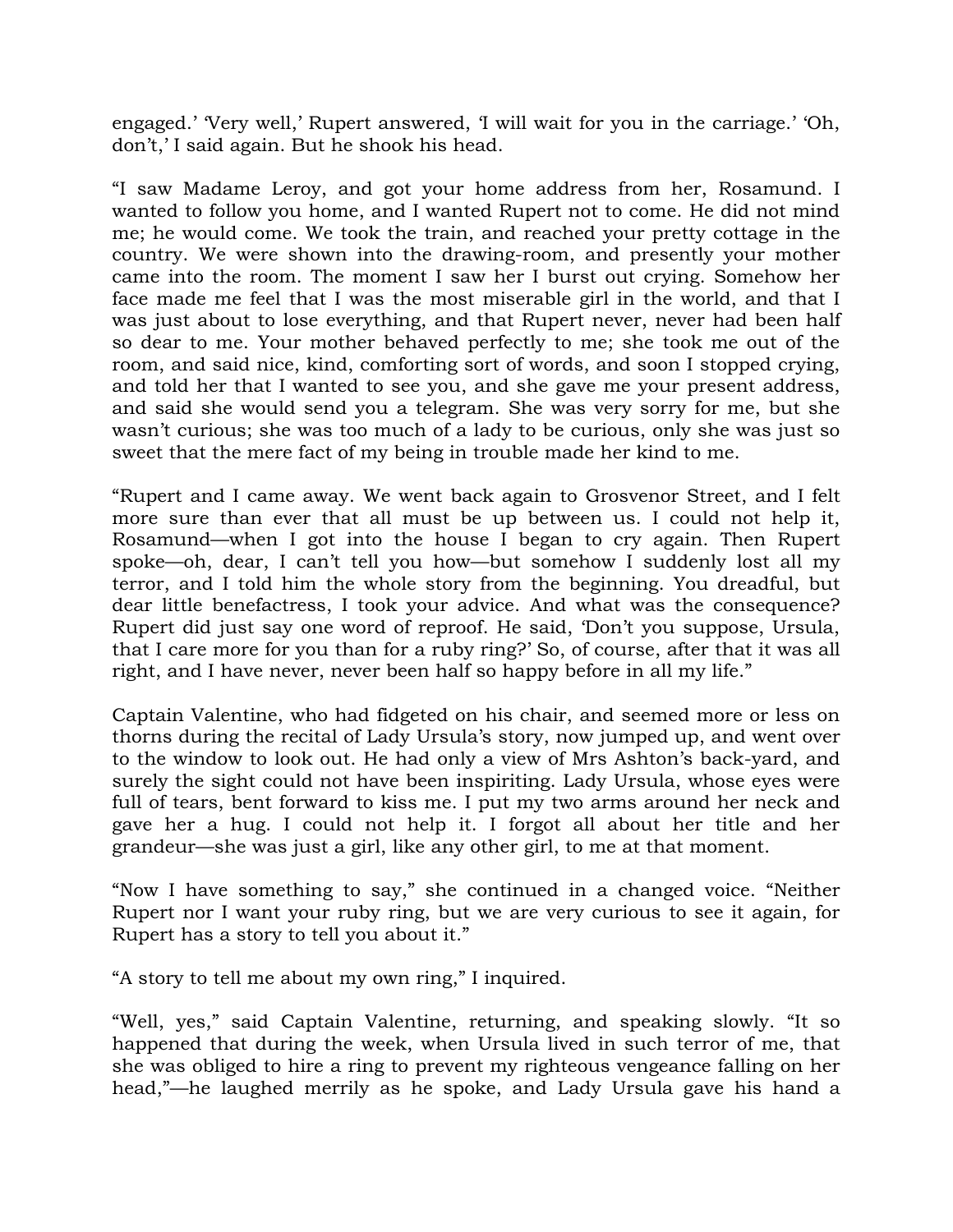engaged.' 'Very well,' Rupert answered, 'I will wait for you in the carriage.' 'Oh, don't,' I said again. But he shook his head.

"I saw Madame Leroy, and got your home address from her, Rosamund. I wanted to follow you home, and I wanted Rupert not to come. He did not mind me; he would come. We took the train, and reached your pretty cottage in the country. We were shown into the drawing-room, and presently your mother came into the room. The moment I saw her I burst out crying. Somehow her face made me feel that I was the most miserable girl in the world, and that I was just about to lose everything, and that Rupert never, never had been half so dear to me. Your mother behaved perfectly to me; she took me out of the room, and said nice, kind, comforting sort of words, and soon I stopped crying, and told her that I wanted to see you, and she gave me your present address, and said she would send you a telegram. She was very sorry for me, but she wasn't curious; she was too much of a lady to be curious, only she was just so sweet that the mere fact of my being in trouble made her kind to me.

"Rupert and I came away. We went back again to Grosvenor Street, and I felt more sure than ever that all must be up between us. I could not help it, Rosamund—when I got into the house I began to cry again. Then Rupert spoke—oh, dear, I can't tell you how—but somehow I suddenly lost all my terror, and I told him the whole story from the beginning. You dreadful, but dear little benefactress, I took your advice. And what was the consequence? Rupert did just say one word of reproof. He said, 'Don't you suppose, Ursula, that I care more for you than for a ruby ring?' So, of course, after that it was all right, and I have never, never been half so happy before in all my life."

Captain Valentine, who had fidgeted on his chair, and seemed more or less on thorns during the recital of Lady Ursula's story, now jumped up, and went over to the window to look out. He had only a view of Mrs Ashton's back-yard, and surely the sight could not have been inspiriting. Lady Ursula, whose eyes were full of tears, bent forward to kiss me. I put my two arms around her neck and gave her a hug. I could not help it. I forgot all about her title and her grandeur—she was just a girl, like any other girl, to me at that moment.

"Now I have something to say," she continued in a changed voice. "Neither Rupert nor I want your ruby ring, but we are very curious to see it again, for Rupert has a story to tell you about it."

"A story to tell me about my own ring," I inquired.

"Well, yes," said Captain Valentine, returning, and speaking slowly. "It so happened that during the week, when Ursula lived in such terror of me, that she was obliged to hire a ring to prevent my righteous vengeance falling on her head,"—he laughed merrily as he spoke, and Lady Ursula gave his hand a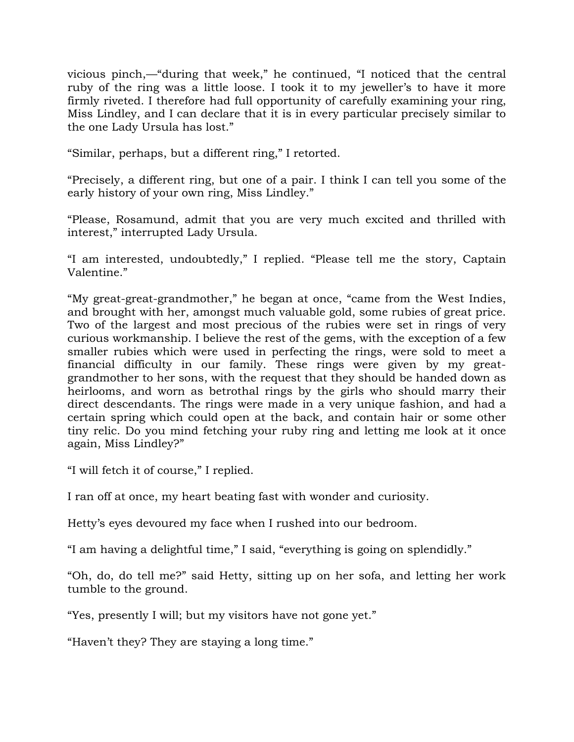vicious pinch,—"during that week," he continued, "I noticed that the central ruby of the ring was a little loose. I took it to my jeweller's to have it more firmly riveted. I therefore had full opportunity of carefully examining your ring, Miss Lindley, and I can declare that it is in every particular precisely similar to the one Lady Ursula has lost."

"Similar, perhaps, but a different ring," I retorted.

"Precisely, a different ring, but one of a pair. I think I can tell you some of the early history of your own ring, Miss Lindley."

"Please, Rosamund, admit that you are very much excited and thrilled with interest," interrupted Lady Ursula.

"I am interested, undoubtedly," I replied. "Please tell me the story, Captain Valentine."

"My great-great-grandmother," he began at once, "came from the West Indies, and brought with her, amongst much valuable gold, some rubies of great price. Two of the largest and most precious of the rubies were set in rings of very curious workmanship. I believe the rest of the gems, with the exception of a few smaller rubies which were used in perfecting the rings, were sold to meet a financial difficulty in our family. These rings were given by my great-grandmother to her sons, with the request that they should be handed down as heirlooms, and worn as betrothal rings by the girls who should marry their direct descendants. The rings were made in a very unique fashion, and had a certain spring which could open at the back, and contain hair or some other tiny relic. Do you mind fetching your ruby ring and letting me look at it once again, Miss Lindley?"

"I will fetch it of course," I replied.

I ran off at once, my heart beating fast with wonder and curiosity.

Hetty's eyes devoured my face when I rushed into our bedroom.

"I am having a delightful time," I said, "everything is going on splendidly."

"Oh, do, do tell me?" said Hetty, sitting up on her sofa, and letting her work tumble to the ground.

"Yes, presently I will; but my visitors have not gone yet."

"Haven't they? They are staying a long time."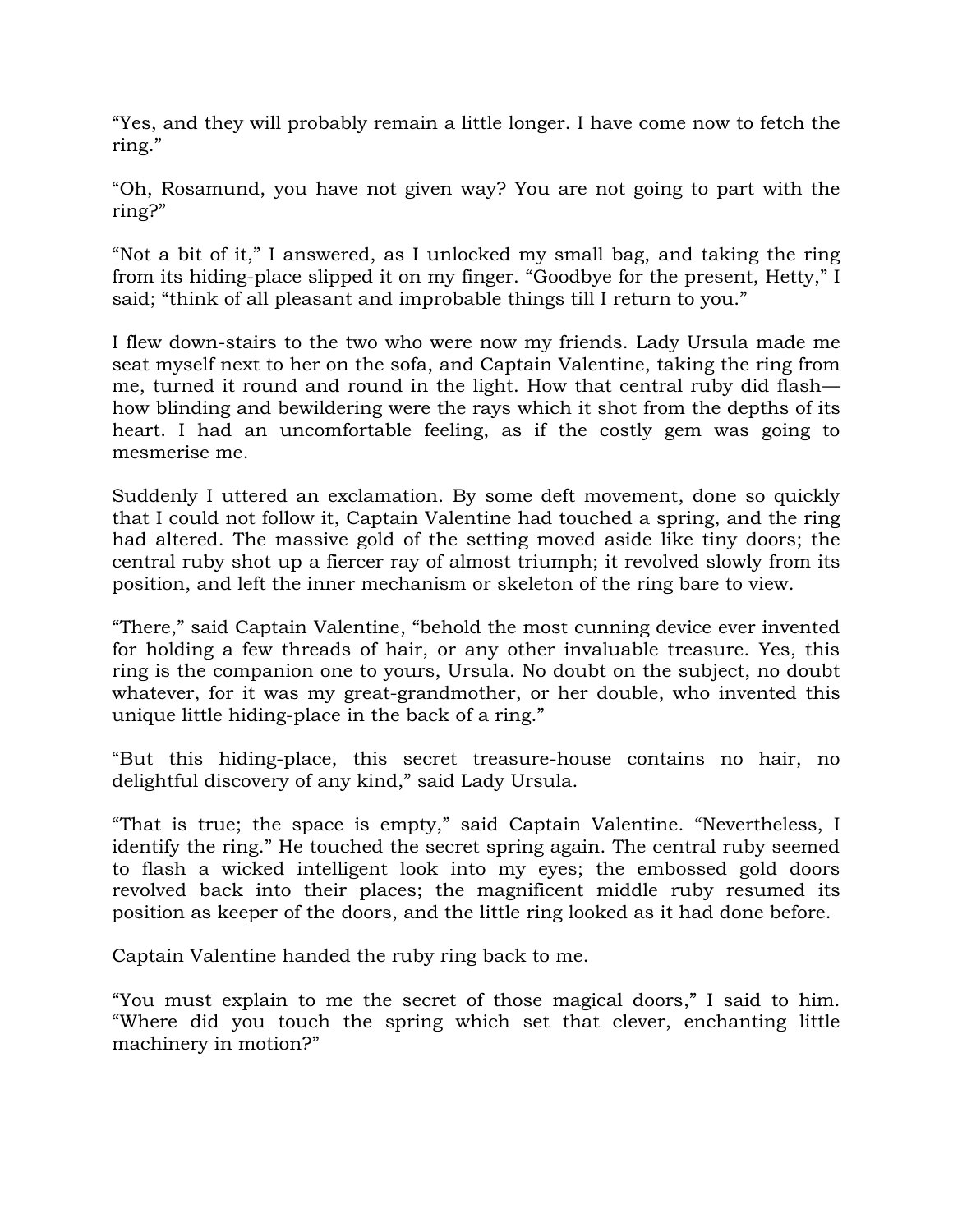“Yes, and they will probably remain a little longer. I have come now to fetch the ring.”

“Oh, Rosamund, you have not given way? You are not going to part with the ring?”

“Not a bit of it,” I answered, as I unlocked my small bag, and taking the ring from its hiding-place slipped it on my finger. “Goodbye for the present, Hetty,” I said; “think of all pleasant and improbable things till I return to you.”

I flew down-stairs to the two who were now my friends. Lady Ursula made me seat myself next to her on the sofa, and Captain Valentine, taking the ring from me, turned it round and round in the light. How that central ruby did flash—how blinding and bewildering were the rays which it shot from the depths of its heart. I had an uncomfortable feeling, as if the costly gem was going to mesmerise me.

Suddenly I uttered an exclamation. By some deft movement, done so quickly that I could not follow it, Captain Valentine had touched a spring, and the ring had altered. The massive gold of the setting moved aside like tiny doors; the central ruby shot up a fiercer ray of almost triumph; it revolved slowly from its position, and left the inner mechanism or skeleton of the ring bare to view.

“There,” said Captain Valentine, “behold the most cunning device ever invented for holding a few threads of hair, or any other invaluable treasure. Yes, this ring is the companion one to yours, Ursula. No doubt on the subject, no doubt whatever, for it was my great-grandmother, or her double, who invented this unique little hiding-place in the back of a ring.”

“But this hiding-place, this secret treasure-house contains no hair, no delightful discovery of any kind,” said Lady Ursula.

“That is true; the space is empty,” said Captain Valentine. “Nevertheless, I identify the ring.” He touched the secret spring again. The central ruby seemed to flash a wicked intelligent look into my eyes; the embossed gold doors revolved back into their places; the magnificent middle ruby resumed its position as keeper of the doors, and the little ring looked as it had done before.

Captain Valentine handed the ruby ring back to me.

“You must explain to me the secret of those magical doors,” I said to him. “Where did you touch the spring which set that clever, enchanting little machinery in motion?”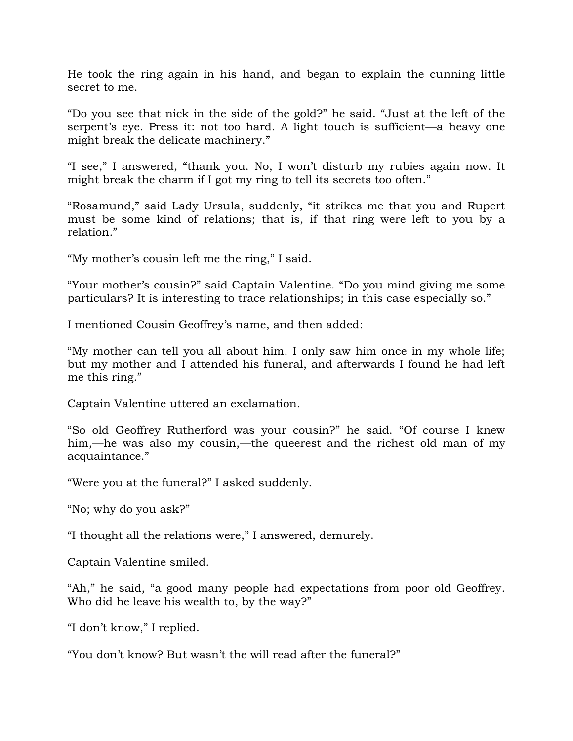He took the ring again in his hand, and began to explain the cunning little secret to me.

"Do you see that nick in the side of the gold?" he said. "Just at the left of the serpent's eye. Press it: not too hard. A light touch is sufficient—a heavy one might break the delicate machinery."

"I see," I answered, "thank you. No, I won't disturb my rubies again now. It might break the charm if I got my ring to tell its secrets too often."

"Rosamund," said Lady Ursula, suddenly, "it strikes me that you and Rupert must be some kind of relations; that is, if that ring were left to you by a relation."

"My mother's cousin left me the ring," I said.

"Your mother's cousin?" said Captain Valentine. "Do you mind giving me some particulars? It is interesting to trace relationships; in this case especially so."

I mentioned Cousin Geoffrey's name, and then added:

"My mother can tell you all about him. I only saw him once in my whole life; but my mother and I attended his funeral, and afterwards I found he had left me this ring."

Captain Valentine uttered an exclamation.

"So old Geoffrey Rutherford was your cousin?" he said. "Of course I knew him,—he was also my cousin,—the queerest and the richest old man of my acquaintance."

"Were you at the funeral?" I asked suddenly.

"No; why do you ask?"

"I thought all the relations were," I answered, demurely.

Captain Valentine smiled.

"Ah," he said, "a good many people had expectations from poor old Geoffrey. Who did he leave his wealth to, by the way?"

"I don't know," I replied.

"You don't know? But wasn't the will read after the funeral?"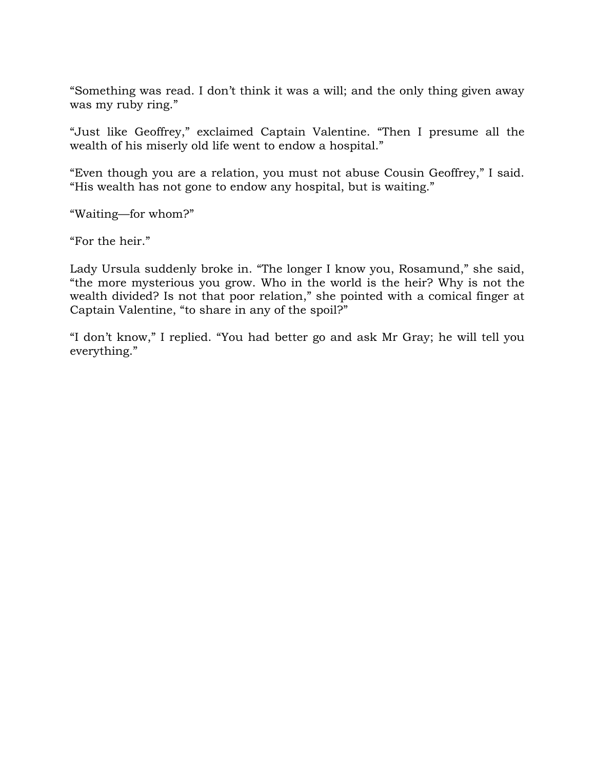“Something was read. I don’t think it was a will; and the only thing given away was my ruby ring.”

“Just like Geoffrey,” exclaimed Captain Valentine. “Then I presume all the wealth of his miserly old life went to endow a hospital.”

“Even though you are a relation, you must not abuse Cousin Geoffrey,” I said. “His wealth has not gone to endow any hospital, but is waiting.”

“Waiting—for whom?”

“For the heir.”

Lady Ursula suddenly broke in. “The longer I know you, Rosamund,” she said, “the more mysterious you grow. Who in the world is the heir? Why is not the wealth divided? Is not that poor relation,” she pointed with a comical finger at Captain Valentine, “to share in any of the spoil?”

“I don’t know,” I replied. “You had better go and ask Mr Gray; he will tell you everything.”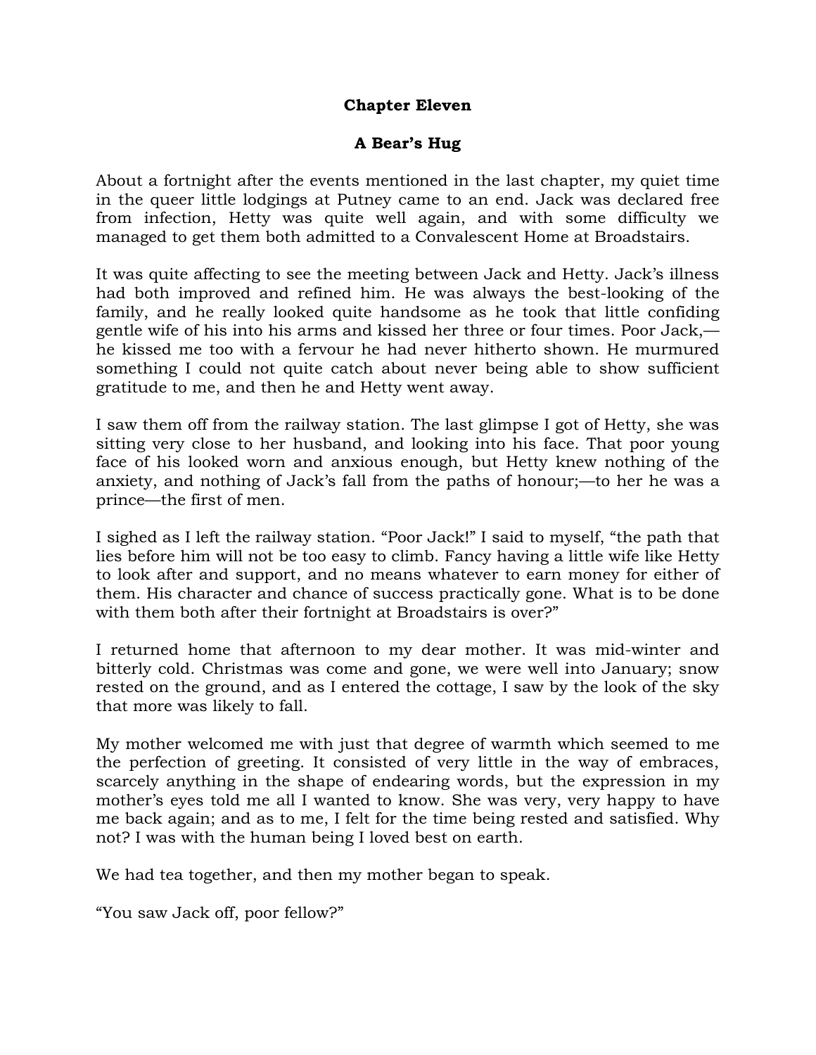## Chapter Eleven

### A Bear's Hug

About a fortnight after the events mentioned in the last chapter, my quiet time in the queer little lodgings at Putney came to an end. Jack was declared free from infection, Hetty was quite well again, and with some difficulty we managed to get them both admitted to a Convalescent Home at Broadstairs.

It was quite affecting to see the meeting between Jack and Hetty. Jack's illness had both improved and refined him. He was always the best-looking of the family, and he really looked quite handsome as he took that little confiding gentle wife of his into his arms and kissed her three or four times. Poor Jack,—he kissed me too with a fervour he had never hitherto shown. He murmured something I could not quite catch about never being able to show sufficient gratitude to me, and then he and Hetty went away.

I saw them off from the railway station. The last glimpse I got of Hetty, she was sitting very close to her husband, and looking into his face. That poor young face of his looked worn and anxious enough, but Hetty knew nothing of the anxiety, and nothing of Jack's fall from the paths of honour;—to her he was a prince—the first of men.

I sighed as I left the railway station. "Poor Jack!" I said to myself, "the path that lies before him will not be too easy to climb. Fancy having a little wife like Hetty to look after and support, and no means whatever to earn money for either of them. His character and chance of success practically gone. What is to be done with them both after their fortnight at Broadstairs is over?"

I returned home that afternoon to my dear mother. It was mid-winter and bitterly cold. Christmas was come and gone, we were well into January; snow rested on the ground, and as I entered the cottage, I saw by the look of the sky that more was likely to fall.

My mother welcomed me with just that degree of warmth which seemed to me the perfection of greeting. It consisted of very little in the way of embraces, scarcely anything in the shape of endearing words, but the expression in my mother's eyes told me all I wanted to know. She was very, very happy to have me back again; and as to me, I felt for the time being rested and satisfied. Why not? I was with the human being I loved best on earth.

We had tea together, and then my mother began to speak.

"You saw Jack off, poor fellow?"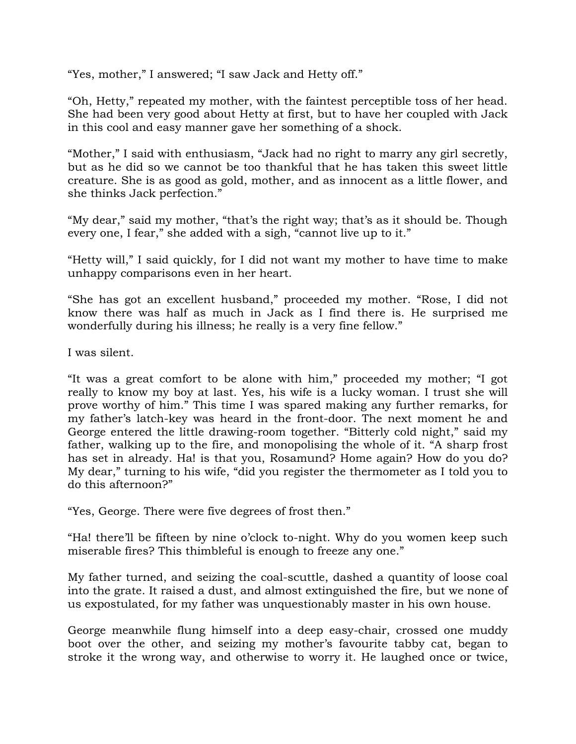“Yes, mother,” I answered; “I saw Jack and Hetty off.”

“Oh, Hetty,” repeated my mother, with the faintest perceptible toss of her head. She had been very good about Hetty at first, but to have her coupled with Jack in this cool and easy manner gave her something of a shock.

“Mother,” I said with enthusiasm, “Jack had no right to marry any girl secretly, but as he did so we cannot be too thankful that he has taken this sweet little creature. She is as good as gold, mother, and as innocent as a little flower, and she thinks Jack perfection.”

“My dear,” said my mother, “that’s the right way; that’s as it should be. Though every one, I fear,” she added with a sigh, “cannot live up to it.”

“Hetty will,” I said quickly, for I did not want my mother to have time to make unhappy comparisons even in her heart.

“She has got an excellent husband,” proceeded my mother. “Rose, I did not know there was half as much in Jack as I find there is. He surprised me wonderfully during his illness; he really is a very fine fellow.”

I was silent.

“It was a great comfort to be alone with him,” proceeded my mother; “I got really to know my boy at last. Yes, his wife is a lucky woman. I trust she will prove worthy of him.” This time I was spared making any further remarks, for my father’s latch-key was heard in the front-door. The next moment he and George entered the little drawing-room together. “Bitterly cold night,” said my father, walking up to the fire, and monopolising the whole of it. “A sharp frost has set in already. Ha! is that you, Rosamund? Home again? How do you do? My dear,” turning to his wife, “did you register the thermometer as I told you to do this afternoon?”

“Yes, George. There were five degrees of frost then.”

“Ha! there’ll be fifteen by nine o’clock to-night. Why do you women keep such miserable fires? This thimbleful is enough to freeze any one.”

My father turned, and seizing the coal-scuttle, dashed a quantity of loose coal into the grate. It raised a dust, and almost extinguished the fire, but we none of us expostulated, for my father was unquestionably master in his own house.

George meanwhile flung himself into a deep easy-chair, crossed one muddy boot over the other, and seizing my mother’s favourite tabby cat, began to stroke it the wrong way, and otherwise to worry it. He laughed once or twice,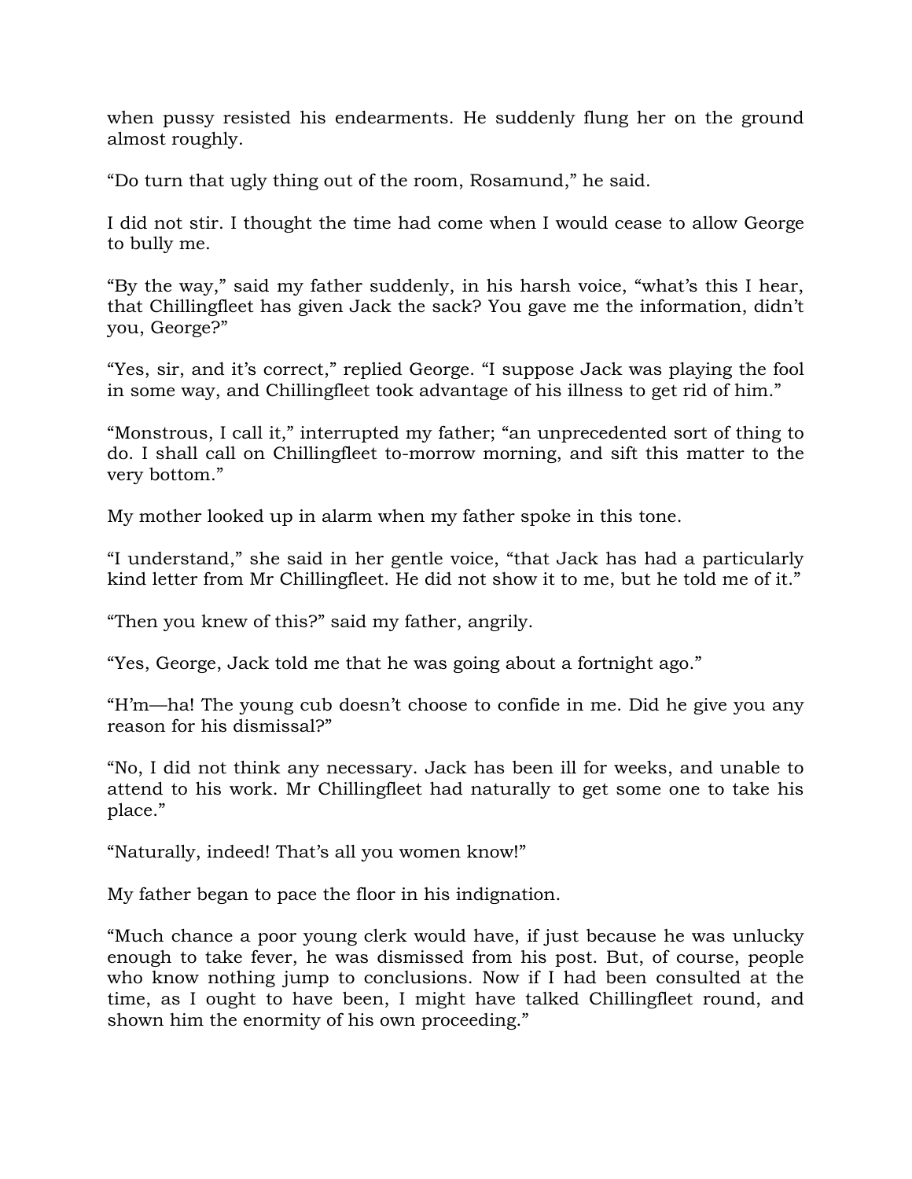when pussy resisted his endearments. He suddenly flung her on the ground almost roughly.

“Do turn that ugly thing out of the room, Rosamund,” he said.

I did not stir. I thought the time had come when I would cease to allow George to bully me.

“By the way,” said my father suddenly, in his harsh voice, “what’s this I hear, that Chillingfleet has given Jack the sack? You gave me the information, didn’t you, George?”

“Yes, sir, and it’s correct,” replied George. “I suppose Jack was playing the fool in some way, and Chillingfleet took advantage of his illness to get rid of him.”

“Monstrous, I call it,” interrupted my father; “an unprecedented sort of thing to do. I shall call on Chillingfleet to-morrow morning, and sift this matter to the very bottom.”

My mother looked up in alarm when my father spoke in this tone.

“I understand,” she said in her gentle voice, “that Jack has had a particularly kind letter from Mr Chillingfleet. He did not show it to me, but he told me of it.”

“Then you knew of this?” said my father, angrily.

“Yes, George, Jack told me that he was going about a fortnight ago.”

“H’m—ha! The young cub doesn’t choose to confide in me. Did he give you any reason for his dismissal?”

“No, I did not think any necessary. Jack has been ill for weeks, and unable to attend to his work. Mr Chillingfleet had naturally to get some one to take his place.”

“Naturally, indeed! That’s all you women know!”

My father began to pace the floor in his indignation.

“Much chance a poor young clerk would have, if just because he was unlucky enough to take fever, he was dismissed from his post. But, of course, people who know nothing jump to conclusions. Now if I had been consulted at the time, as I ought to have been, I might have talked Chillingfleet round, and shown him the enormity of his own proceeding.”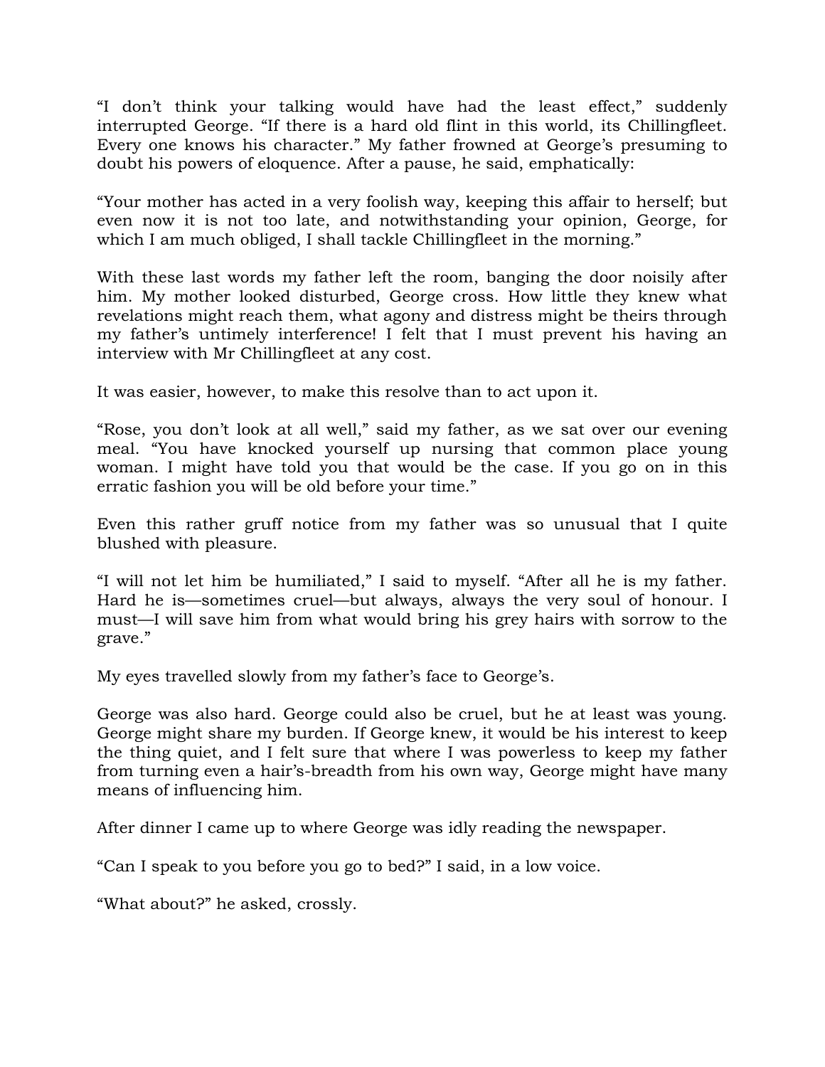"I don't think your talking would have had the least effect," suddenly interrupted George. "If there is a hard old flint in this world, its Chillingfleet. Every one knows his character." My father frowned at George's presuming to doubt his powers of eloquence. After a pause, he said, emphatically:

"Your mother has acted in a very foolish way, keeping this affair to herself; but even now it is not too late, and notwithstanding your opinion, George, for which I am much obliged, I shall tackle Chillingfleet in the morning."

With these last words my father left the room, banging the door noisily after him. My mother looked disturbed, George cross. How little they knew what revelations might reach them, what agony and distress might be theirs through my father's untimely interference! I felt that I must prevent his having an interview with Mr Chillingfleet at any cost.

It was easier, however, to make this resolve than to act upon it.

"Rose, you don't look at all well," said my father, as we sat over our evening meal. "You have knocked yourself up nursing that common place young woman. I might have told you that would be the case. If you go on in this erratic fashion you will be old before your time."

Even this rather gruff notice from my father was so unusual that I quite blushed with pleasure.

"I will not let him be humiliated," I said to myself. "After all he is my father. Hard he is—sometimes cruel—but always, always the very soul of honour. I must—I will save him from what would bring his grey hairs with sorrow to the grave."

My eyes travelled slowly from my father's face to George's.

George was also hard. George could also be cruel, but he at least was young. George might share my burden. If George knew, it would be his interest to keep the thing quiet, and I felt sure that where I was powerless to keep my father from turning even a hair's-breadth from his own way, George might have many means of influencing him.

After dinner I came up to where George was idly reading the newspaper.

"Can I speak to you before you go to bed?" I said, in a low voice.

"What about?" he asked, crossly.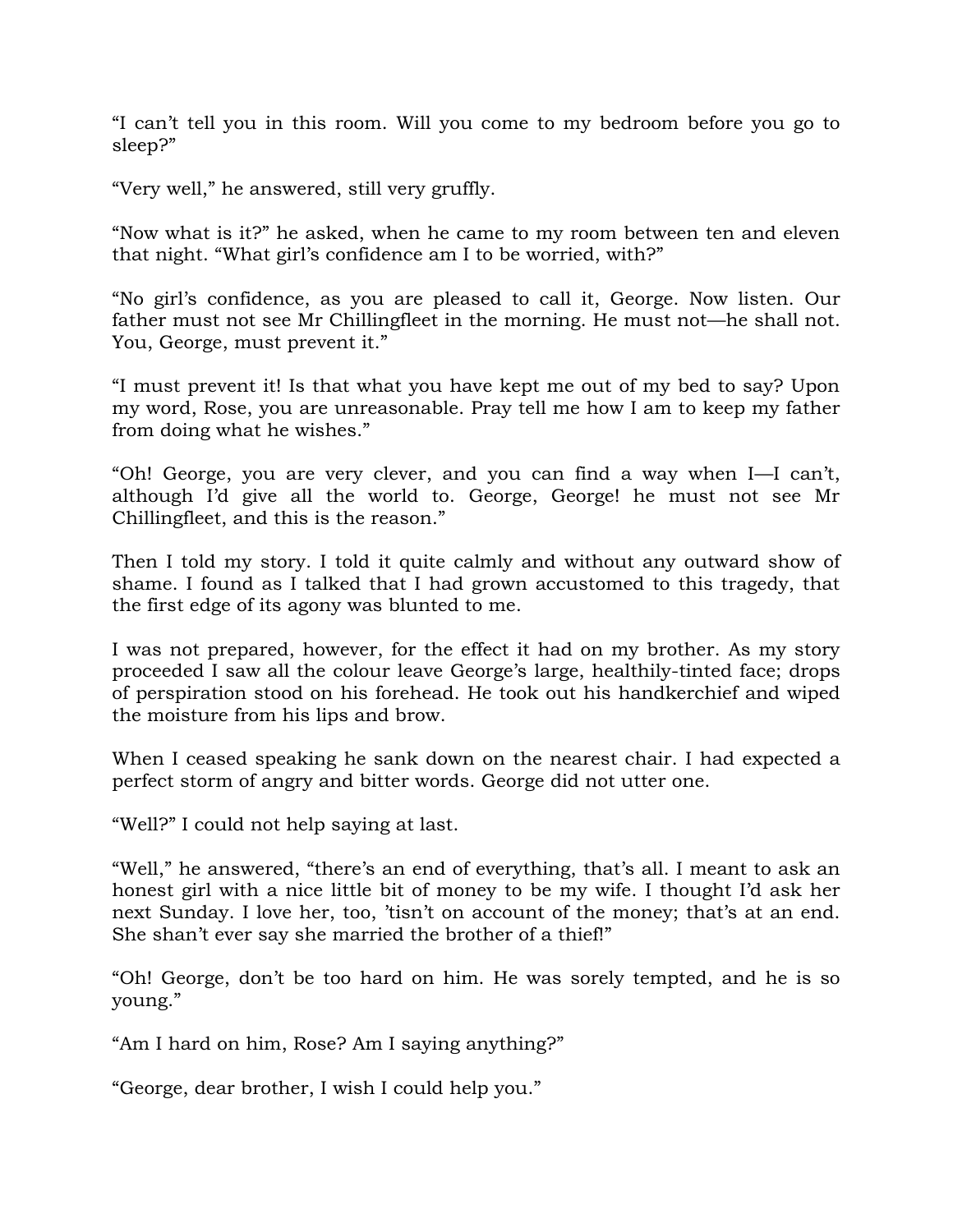"I can't tell you in this room. Will you come to my bedroom before you go to sleep?"

"Very well," he answered, still very gruffly.

"Now what is it?" he asked, when he came to my room between ten and eleven that night. "What girl's confidence am I to be worried, with?"

"No girl's confidence, as you are pleased to call it, George. Now listen. Our father must not see Mr Chillingfleet in the morning. He must not—he shall not. You, George, must prevent it."

"I must prevent it! Is that what you have kept me out of my bed to say? Upon my word, Rose, you are unreasonable. Pray tell me how I am to keep my father from doing what he wishes."

"Oh! George, you are very clever, and you can find a way when I—I can't, although I'd give all the world to. George, George! he must not see Mr Chillingfleet, and this is the reason."

Then I told my story. I told it quite calmly and without any outward show of shame. I found as I talked that I had grown accustomed to this tragedy, that the first edge of its agony was blunted to me.

I was not prepared, however, for the effect it had on my brother. As my story proceeded I saw all the colour leave George's large, healthily-tinted face; drops of perspiration stood on his forehead. He took out his handkerchief and wiped the moisture from his lips and brow.

When I ceased speaking he sank down on the nearest chair. I had expected a perfect storm of angry and bitter words. George did not utter one.

"Well?" I could not help saying at last.

"Well," he answered, "there's an end of everything, that's all. I meant to ask an honest girl with a nice little bit of money to be my wife. I thought I'd ask her next Sunday. I love her, too, 'tisn't on account of the money; that's at an end. She shan't ever say she married the brother of a thief!"

"Oh! George, don't be too hard on him. He was sorely tempted, and he is so young."

"Am I hard on him, Rose? Am I saying anything?"

"George, dear brother, I wish I could help you."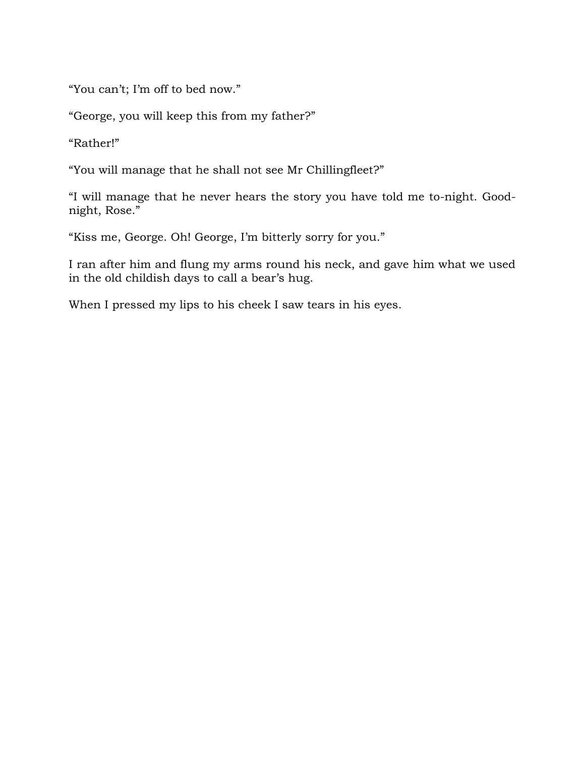"You can't; I'm off to bed now."

"George, you will keep this from my father?"

"Rather!"

"You will manage that he shall not see Mr Chillingfleet?"

"I will manage that he never hears the story you have told me to-night. Good-night, Rose."

"Kiss me, George. Oh! George, I'm bitterly sorry for you."

I ran after him and flung my arms round his neck, and gave him what we used in the old childish days to call a bear's hug.

When I pressed my lips to his cheek I saw tears in his eyes.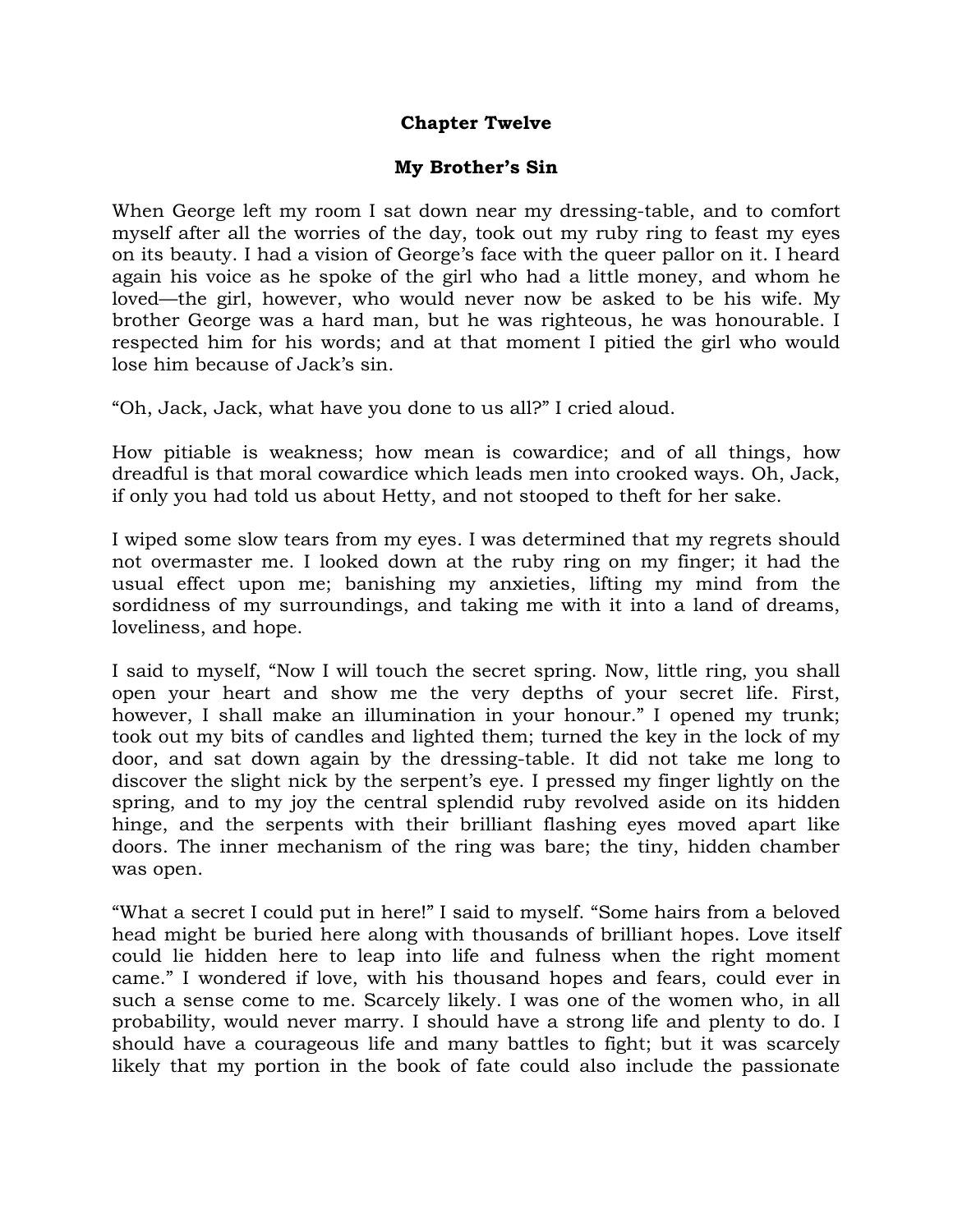## Chapter Twelve

## My Brother's Sin

When George left my room I sat down near my dressing-table, and to comfort myself after all the worries of the day, took out my ruby ring to feast my eyes on its beauty. I had a vision of George's face with the queer pallor on it. I heard again his voice as he spoke of the girl who had a little money, and whom he loved—the girl, however, who would never now be asked to be his wife. My brother George was a hard man, but he was righteous, he was honourable. I respected him for his words; and at that moment I pitied the girl who would lose him because of Jack's sin.

"Oh, Jack, Jack, what have you done to us all?" I cried aloud.

How pitiable is weakness; how mean is cowardice; and of all things, how dreadful is that moral cowardice which leads men into crooked ways. Oh, Jack, if only you had told us about Hetty, and not stooped to theft for her sake.

I wiped some slow tears from my eyes. I was determined that my regrets should not overmaster me. I looked down at the ruby ring on my finger; it had the usual effect upon me; banishing my anxieties, lifting my mind from the sordidness of my surroundings, and taking me with it into a land of dreams, loveliness, and hope.

I said to myself, "Now I will touch the secret spring. Now, little ring, you shall open your heart and show me the very depths of your secret life. First, however, I shall make an illumination in your honour." I opened my trunk; took out my bits of candles and lighted them; turned the key in the lock of my door, and sat down again by the dressing-table. It did not take me long to discover the slight nick by the serpent's eye. I pressed my finger lightly on the spring, and to my joy the central splendid ruby revolved aside on its hidden hinge, and the serpents with their brilliant flashing eyes moved apart like doors. The inner mechanism of the ring was bare; the tiny, hidden chamber was open.

"What a secret I could put in here!" I said to myself. "Some hairs from a beloved head might be buried here along with thousands of brilliant hopes. Love itself could lie hidden here to leap into life and fulness when the right moment came." I wondered if love, with his thousand hopes and fears, could ever in such a sense come to me. Scarcely likely. I was one of the women who, in all probability, would never marry. I should have a strong life and plenty to do. I should have a courageous life and many battles to fight; but it was scarcely likely that my portion in the book of fate could also include the passionate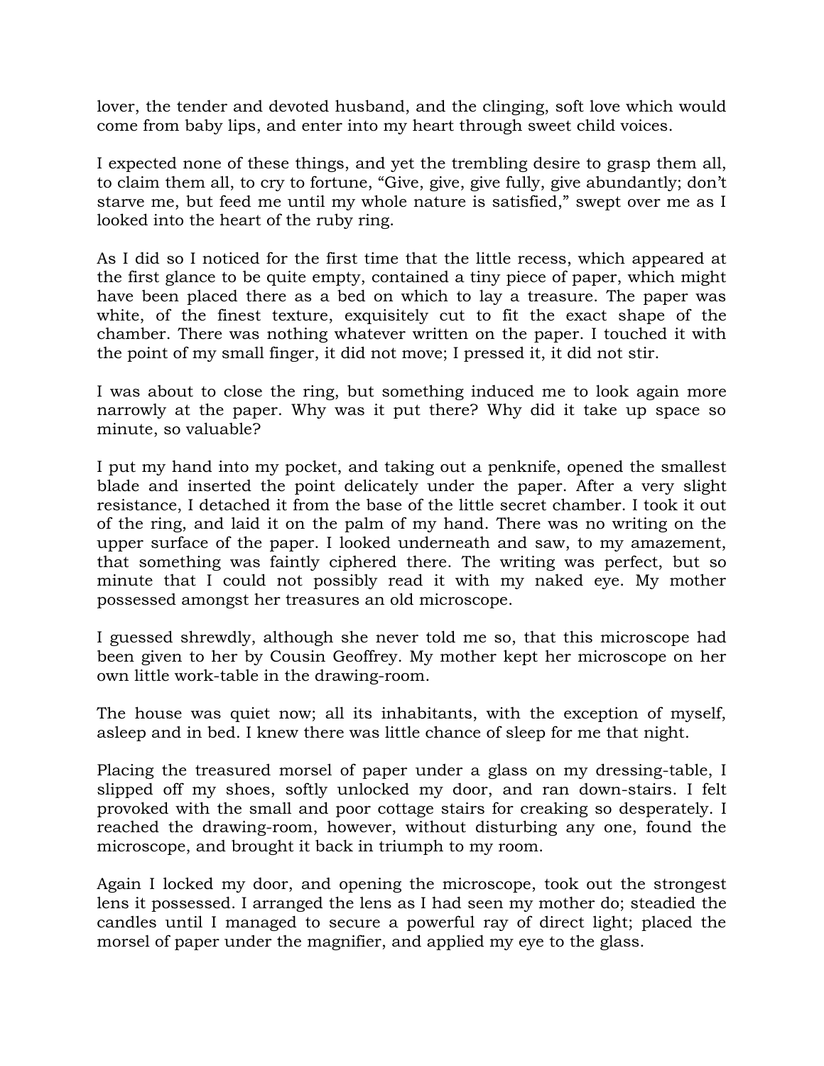lover, the tender and devoted husband, and the clinging, soft love which would come from baby lips, and enter into my heart through sweet child voices.

I expected none of these things, and yet the trembling desire to grasp them all, to claim them all, to cry to fortune, "Give, give, give fully, give abundantly; don't starve me, but feed me until my whole nature is satisfied," swept over me as I looked into the heart of the ruby ring.

As I did so I noticed for the first time that the little recess, which appeared at the first glance to be quite empty, contained a tiny piece of paper, which might have been placed there as a bed on which to lay a treasure. The paper was white, of the finest texture, exquisitely cut to fit the exact shape of the chamber. There was nothing whatever written on the paper. I touched it with the point of my small finger, it did not move; I pressed it, it did not stir.

I was about to close the ring, but something induced me to look again more narrowly at the paper. Why was it put there? Why did it take up space so minute, so valuable?

I put my hand into my pocket, and taking out a penknife, opened the smallest blade and inserted the point delicately under the paper. After a very slight resistance, I detached it from the base of the little secret chamber. I took it out of the ring, and laid it on the palm of my hand. There was no writing on the upper surface of the paper. I looked underneath and saw, to my amazement, that something was faintly ciphered there. The writing was perfect, but so minute that I could not possibly read it with my naked eye. My mother possessed amongst her treasures an old microscope.

I guessed shrewdly, although she never told me so, that this microscope had been given to her by Cousin Geoffrey. My mother kept her microscope on her own little work-table in the drawing-room.

The house was quiet now; all its inhabitants, with the exception of myself, asleep and in bed. I knew there was little chance of sleep for me that night.

Placing the treasured morsel of paper under a glass on my dressing-table, I slipped off my shoes, softly unlocked my door, and ran down-stairs. I felt provoked with the small and poor cottage stairs for creaking so desperately. I reached the drawing-room, however, without disturbing any one, found the microscope, and brought it back in triumph to my room.

Again I locked my door, and opening the microscope, took out the strongest lens it possessed. I arranged the lens as I had seen my mother do; steadied the candles until I managed to secure a powerful ray of direct light; placed the morsel of paper under the magnifier, and applied my eye to the glass.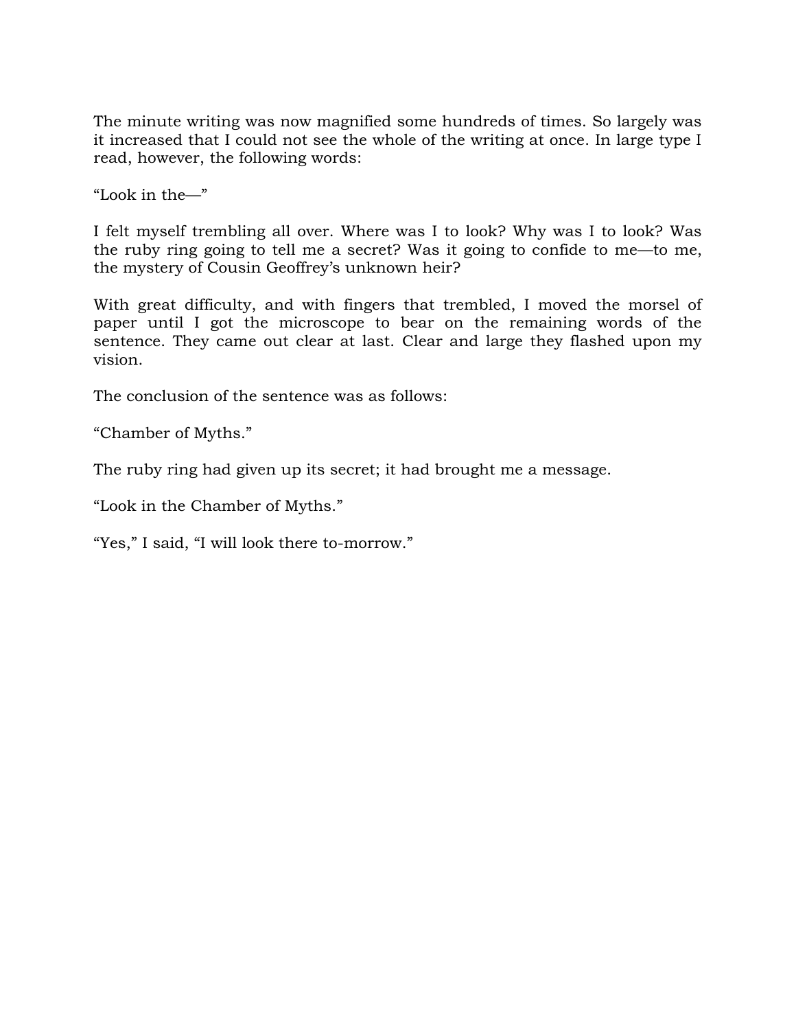The minute writing was now magnified some hundreds of times. So largely was it increased that I could not see the whole of the writing at once. In large type I read, however, the following words:

“Look in the—”

I felt myself trembling all over. Where was I to look? Why was I to look? Was the ruby ring going to tell me a secret? Was it going to confide to me—to me, the mystery of Cousin Geoffrey’s unknown heir?

With great difficulty, and with fingers that trembled, I moved the morsel of paper until I got the microscope to bear on the remaining words of the sentence. They came out clear at last. Clear and large they flashed upon my vision.

The conclusion of the sentence was as follows:

“Chamber of Myths.”

The ruby ring had given up its secret; it had brought me a message.

“Look in the Chamber of Myths.”

“Yes,” I said, “I will look there to-morrow.”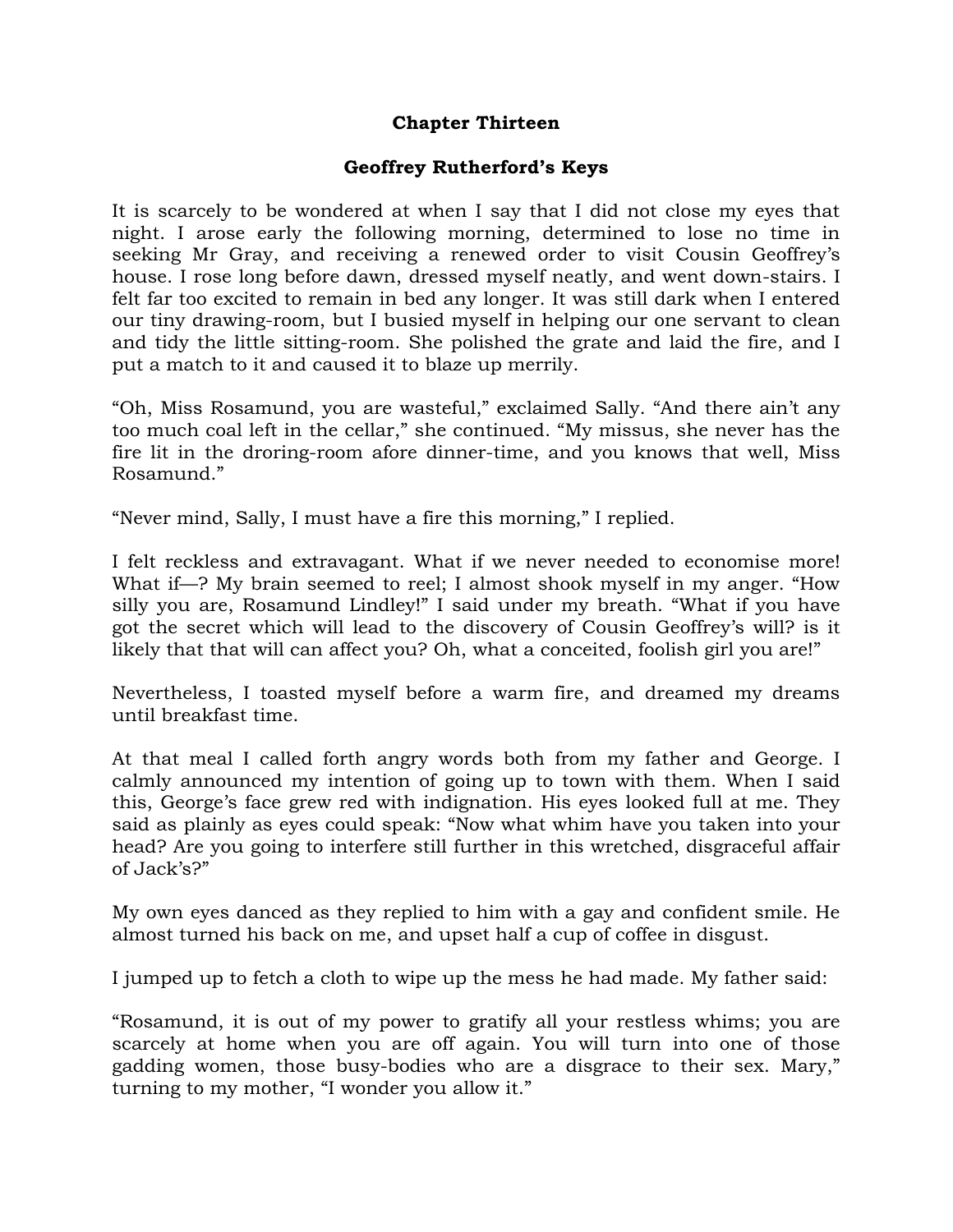## Chapter Thirteen

### Geoffrey Rutherford's Keys

It is scarcely to be wondered at when I say that I did not close my eyes that night. I arose early the following morning, determined to lose no time in seeking Mr Gray, and receiving a renewed order to visit Cousin Geoffrey's house. I rose long before dawn, dressed myself neatly, and went down-stairs. I felt far too excited to remain in bed any longer. It was still dark when I entered our tiny drawing-room, but I busied myself in helping our one servant to clean and tidy the little sitting-room. She polished the grate and laid the fire, and I put a match to it and caused it to blaze up merrily.

"Oh, Miss Rosamund, you are wasteful," exclaimed Sally. "And there ain't any too much coal left in the cellar," she continued. "My missus, she never has the fire lit in the droring-room afore dinner-time, and you knows that well, Miss Rosamund."

"Never mind, Sally, I must have a fire this morning," I replied.

I felt reckless and extravagant. What if we never needed to economise more! What if—? My brain seemed to reel; I almost shook myself in my anger. "How silly you are, Rosamund Lindley!" I said under my breath. "What if you have got the secret which will lead to the discovery of Cousin Geoffrey's will? is it likely that that will can affect you? Oh, what a conceited, foolish girl you are!"

Nevertheless, I toasted myself before a warm fire, and dreamed my dreams until breakfast time.

At that meal I called forth angry words both from my father and George. I calmly announced my intention of going up to town with them. When I said this, George's face grew red with indignation. His eyes looked full at me. They said as plainly as eyes could speak: "Now what whim have you taken into your head? Are you going to interfere still further in this wretched, disgraceful affair of Jack's?"

My own eyes danced as they replied to him with a gay and confident smile. He almost turned his back on me, and upset half a cup of coffee in disgust.

I jumped up to fetch a cloth to wipe up the mess he had made. My father said:

"Rosamund, it is out of my power to gratify all your restless whims; you are scarcely at home when you are off again. You will turn into one of those gadding women, those busy-bodies who are a disgrace to their sex. Mary," turning to my mother, "I wonder you allow it."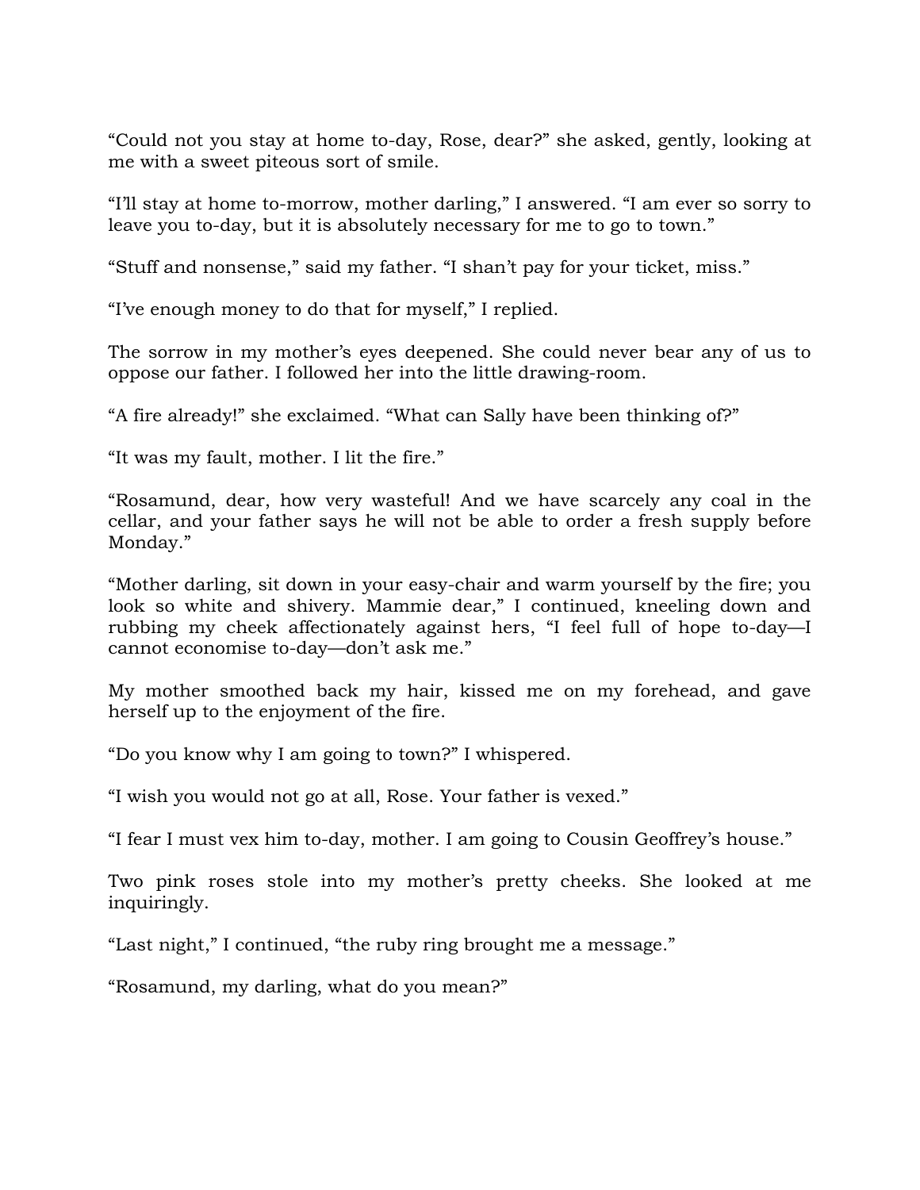"Could not you stay at home to-day, Rose, dear?" she asked, gently, looking at me with a sweet piteous sort of smile.

"I'll stay at home to-morrow, mother darling," I answered. "I am ever so sorry to leave you to-day, but it is absolutely necessary for me to go to town."

"Stuff and nonsense," said my father. "I shan't pay for your ticket, miss."

"I've enough money to do that for myself," I replied.

The sorrow in my mother's eyes deepened. She could never bear any of us to oppose our father. I followed her into the little drawing-room.

"A fire already!" she exclaimed. "What can Sally have been thinking of?"

"It was my fault, mother. I lit the fire."

"Rosamund, dear, how very wasteful! And we have scarcely any coal in the cellar, and your father says he will not be able to order a fresh supply before Monday."

"Mother darling, sit down in your easy-chair and warm yourself by the fire; you look so white and shivery. Mammie dear," I continued, kneeling down and rubbing my cheek affectionately against hers, "I feel full of hope to-day—I cannot economise to-day—don't ask me."

My mother smoothed back my hair, kissed me on my forehead, and gave herself up to the enjoyment of the fire.

"Do you know why I am going to town?" I whispered.

"I wish you would not go at all, Rose. Your father is vexed."

"I fear I must vex him to-day, mother. I am going to Cousin Geoffrey's house."

Two pink roses stole into my mother's pretty cheeks. She looked at me inquiringly.

"Last night," I continued, "the ruby ring brought me a message."

"Rosamund, my darling, what do you mean?"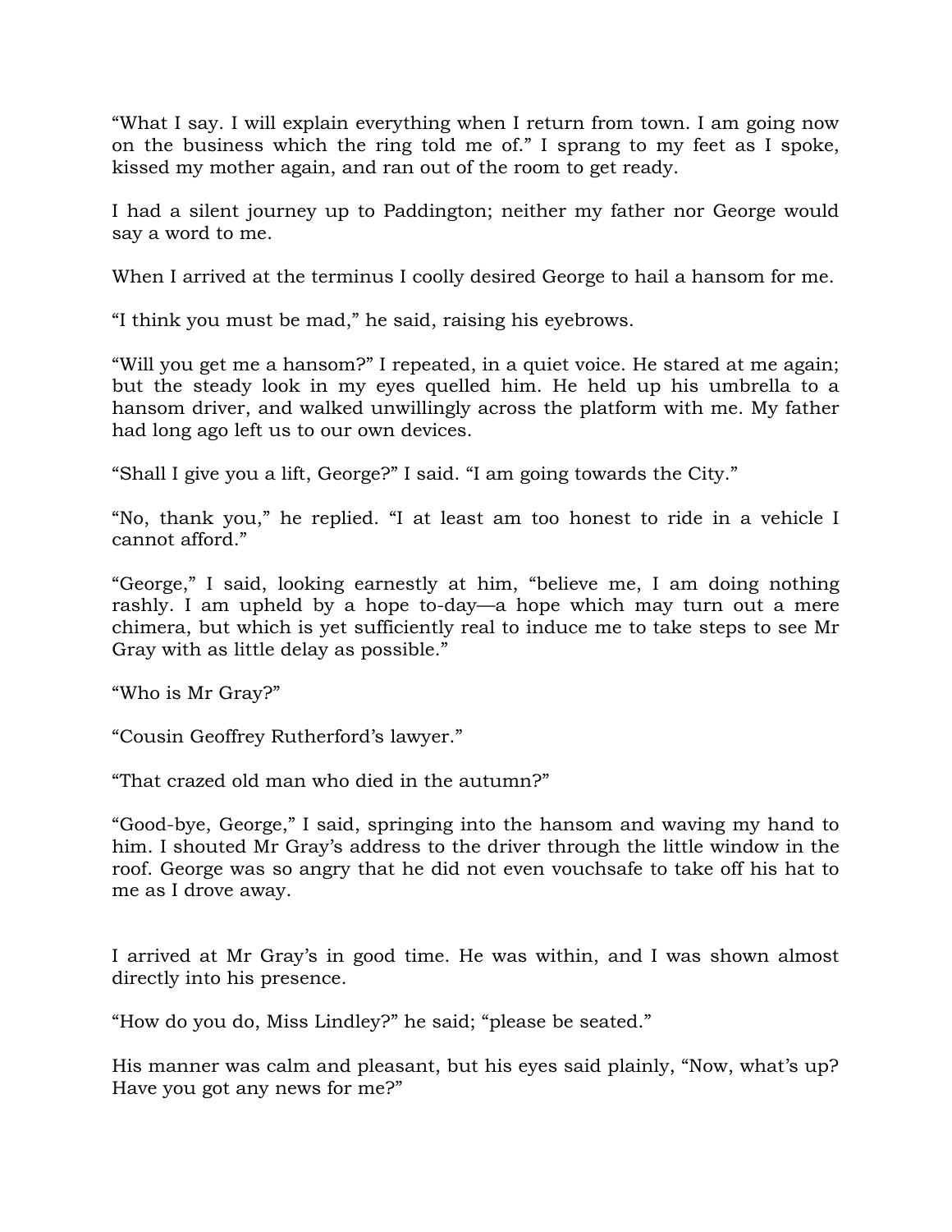"What I say. I will explain everything when I return from town. I am going now on the business which the ring told me of." I sprang to my feet as I spoke, kissed my mother again, and ran out of the room to get ready.

I had a silent journey up to Paddington; neither my father nor George would say a word to me.

When I arrived at the terminus I coolly desired George to hail a hansom for me.

"I think you must be mad," he said, raising his eyebrows.

"Will you get me a hansom?" I repeated, in a quiet voice. He stared at me again; but the steady look in my eyes quelled him. He held up his umbrella to a hansom driver, and walked unwillingly across the platform with me. My father had long ago left us to our own devices.

"Shall I give you a lift, George?" I said. "I am going towards the City."

"No, thank you," he replied. "I at least am too honest to ride in a vehicle I cannot afford."

"George," I said, looking earnestly at him, "believe me, I am doing nothing rashly. I am upheld by a hope to-day—a hope which may turn out a mere chimera, but which is yet sufficiently real to induce me to take steps to see Mr Gray with as little delay as possible."

"Who is Mr Gray?"

"Cousin Geoffrey Rutherford's lawyer."

"That crazed old man who died in the autumn?"

"Good-bye, George," I said, springing into the hansom and waving my hand to him. I shouted Mr Gray's address to the driver through the little window in the roof. George was so angry that he did not even vouchsafe to take off his hat to me as I drove away.

I arrived at Mr Gray's in good time. He was within, and I was shown almost directly into his presence.

"How do you do, Miss Lindley?" he said; "please be seated."

His manner was calm and pleasant, but his eyes said plainly, "Now, what's up? Have you got any news for me?"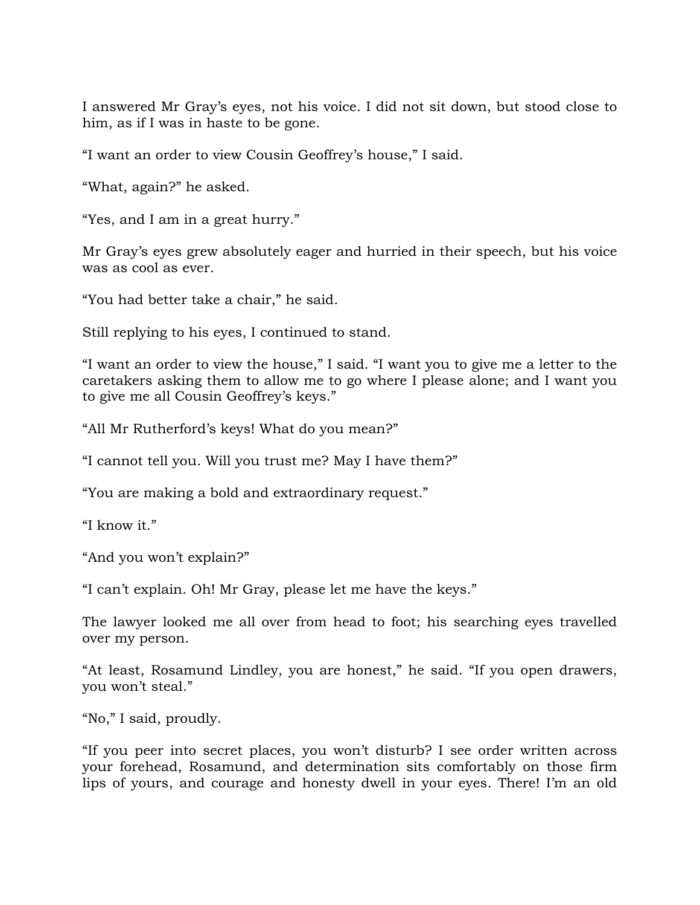I answered Mr Gray's eyes, not his voice. I did not sit down, but stood close to him, as if I was in haste to be gone.

"I want an order to view Cousin Geoffrey's house," I said.

"What, again?" he asked.

"Yes, and I am in a great hurry."

Mr Gray's eyes grew absolutely eager and hurried in their speech, but his voice was as cool as ever.

"You had better take a chair," he said.

Still replying to his eyes, I continued to stand.

"I want an order to view the house," I said. "I want you to give me a letter to the caretakers asking them to allow me to go where I please alone; and I want you to give me all Cousin Geoffrey's keys."

"All Mr Rutherford's keys! What do you mean?"

"I cannot tell you. Will you trust me? May I have them?"

"You are making a bold and extraordinary request."

"I know it."

"And you won't explain?"

"I can't explain. Oh! Mr Gray, please let me have the keys."

The lawyer looked me all over from head to foot; his searching eyes travelled over my person.

"At least, Rosamund Lindley, you are honest," he said. "If you open drawers, you won't steal."

"No," I said, proudly.

"If you peer into secret places, you won't disturb? I see order written across your forehead, Rosamund, and determination sits comfortably on those firm lips of yours, and courage and honesty dwell in your eyes. There! I'm an old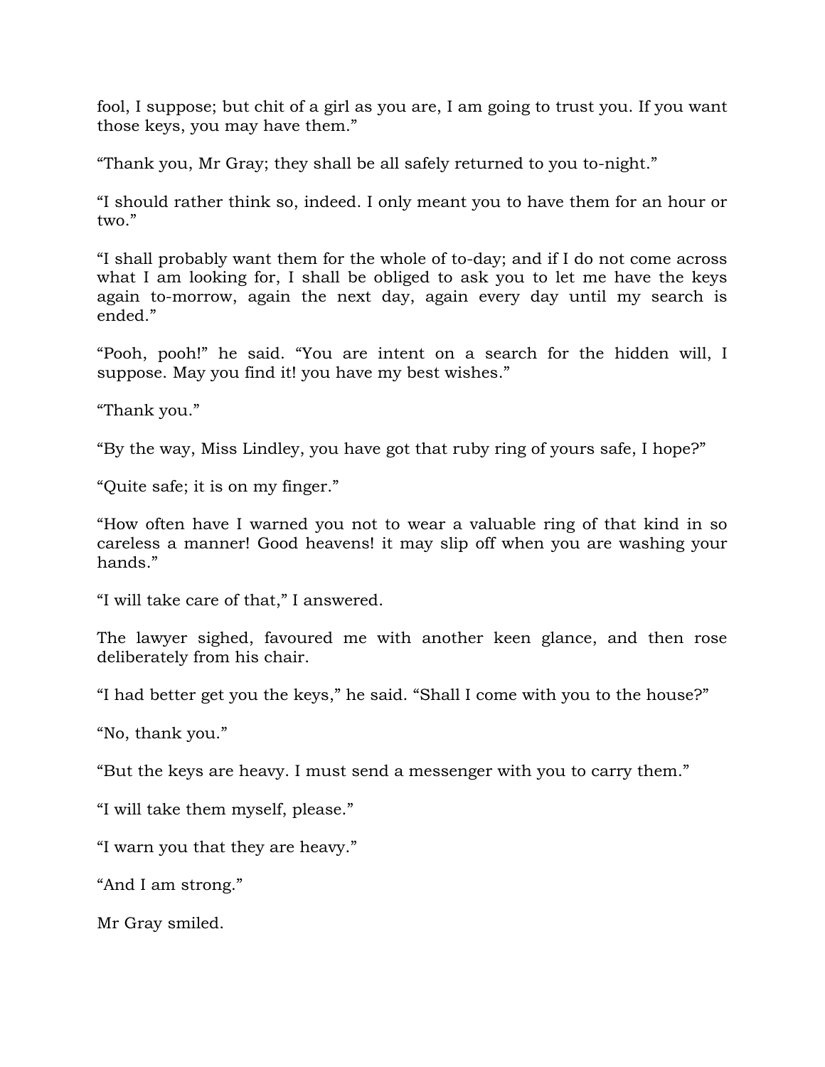fool, I suppose; but chit of a girl as you are, I am going to trust you. If you want those keys, you may have them."

"Thank you, Mr Gray; they shall be all safely returned to you to-night."

"I should rather think so, indeed. I only meant you to have them for an hour or two."

"I shall probably want them for the whole of to-day; and if I do not come across what I am looking for, I shall be obliged to ask you to let me have the keys again to-morrow, again the next day, again every day until my search is ended."

"Pooh, pooh!" he said. "You are intent on a search for the hidden will, I suppose. May you find it! you have my best wishes."

"Thank you."

"By the way, Miss Lindley, you have got that ruby ring of yours safe, I hope?"

"Quite safe; it is on my finger."

"How often have I warned you not to wear a valuable ring of that kind in so careless a manner! Good heavens! it may slip off when you are washing your hands."

"I will take care of that," I answered.

The lawyer sighed, favoured me with another keen glance, and then rose deliberately from his chair.

"I had better get you the keys," he said. "Shall I come with you to the house?"

"No, thank you."

"But the keys are heavy. I must send a messenger with you to carry them."

"I will take them myself, please."

"I warn you that they are heavy."

"And I am strong."

Mr Gray smiled.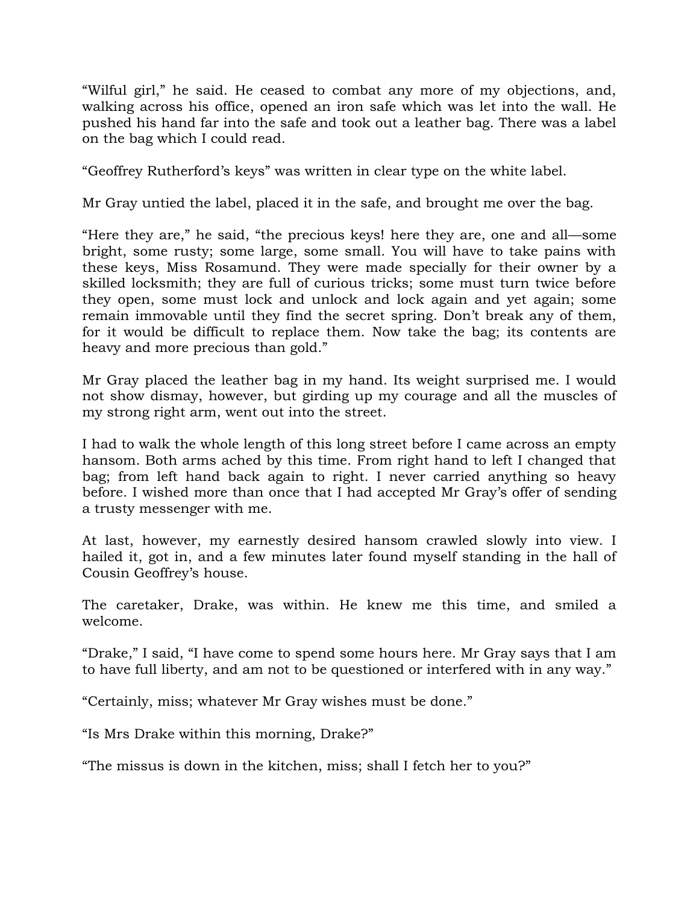"Wilful girl," he said. He ceased to combat any more of my objections, and, walking across his office, opened an iron safe which was let into the wall. He pushed his hand far into the safe and took out a leather bag. There was a label on the bag which I could read.

"Geoffrey Rutherford's keys" was written in clear type on the white label.

Mr Gray untied the label, placed it in the safe, and brought me over the bag.

"Here they are," he said, "the precious keys! here they are, one and all—some bright, some rusty; some large, some small. You will have to take pains with these keys, Miss Rosamund. They were made specially for their owner by a skilled locksmith; they are full of curious tricks; some must turn twice before they open, some must lock and unlock and lock again and yet again; some remain immovable until they find the secret spring. Don't break any of them, for it would be difficult to replace them. Now take the bag; its contents are heavy and more precious than gold."

Mr Gray placed the leather bag in my hand. Its weight surprised me. I would not show dismay, however, but girding up my courage and all the muscles of my strong right arm, went out into the street.

I had to walk the whole length of this long street before I came across an empty hansom. Both arms ached by this time. From right hand to left I changed that bag; from left hand back again to right. I never carried anything so heavy before. I wished more than once that I had accepted Mr Gray's offer of sending a trusty messenger with me.

At last, however, my earnestly desired hansom crawled slowly into view. I hailed it, got in, and a few minutes later found myself standing in the hall of Cousin Geoffrey's house.

The caretaker, Drake, was within. He knew me this time, and smiled a welcome.

"Drake," I said, "I have come to spend some hours here. Mr Gray says that I am to have full liberty, and am not to be questioned or interfered with in any way."

"Certainly, miss; whatever Mr Gray wishes must be done."

"Is Mrs Drake within this morning, Drake?"

"The missus is down in the kitchen, miss; shall I fetch her to you?"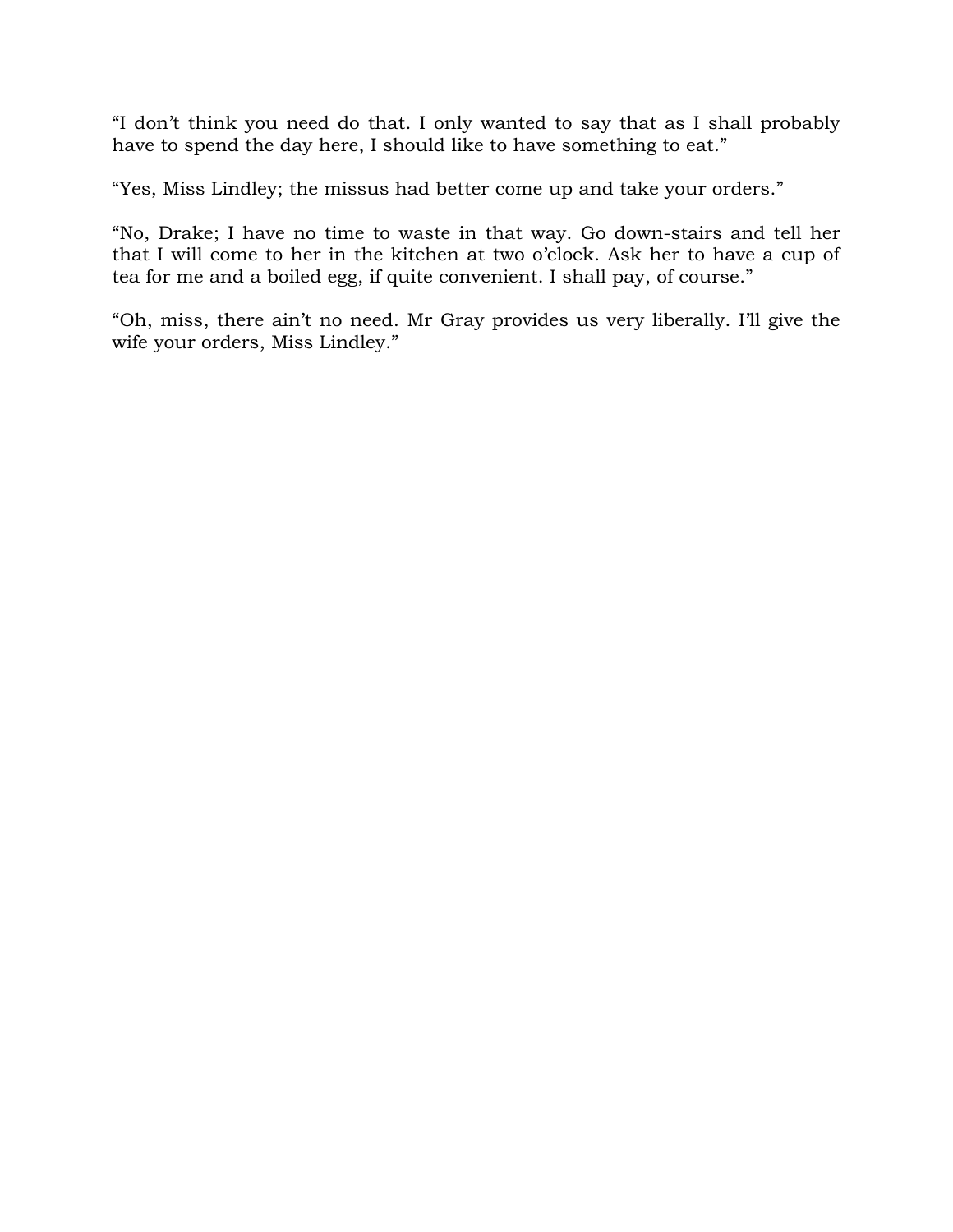"I don't think you need do that. I only wanted to say that as I shall probably have to spend the day here, I should like to have something to eat."

"Yes, Miss Lindley; the missus had better come up and take your orders."

"No, Drake; I have no time to waste in that way. Go down-stairs and tell her that I will come to her in the kitchen at two o'clock. Ask her to have a cup of tea for me and a boiled egg, if quite convenient. I shall pay, of course."

"Oh, miss, there ain't no need. Mr Gray provides us very liberally. I'll give the wife your orders, Miss Lindley."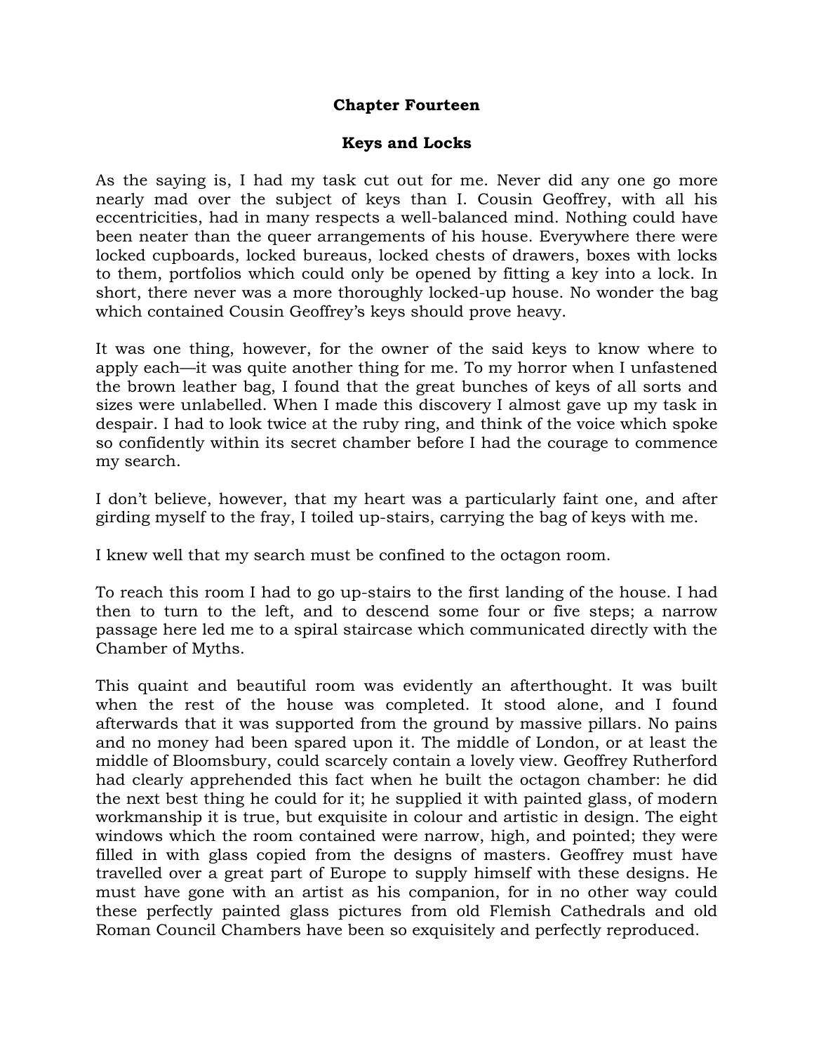## Chapter Fourteen

### Keys and Locks

As the saying is, I had my task cut out for me. Never did any one go more nearly mad over the subject of keys than I. Cousin Geoffrey, with all his eccentricities, had in many respects a well-balanced mind. Nothing could have been neater than the queer arrangements of his house. Everywhere there were locked cupboards, locked bureaus, locked chests of drawers, boxes with locks to them, portfolios which could only be opened by fitting a key into a lock. In short, there never was a more thoroughly locked-up house. No wonder the bag which contained Cousin Geoffrey's keys should prove heavy.

It was one thing, however, for the owner of the said keys to know where to apply each—it was quite another thing for me. To my horror when I unfastened the brown leather bag, I found that the great bunches of keys of all sorts and sizes were unlabelled. When I made this discovery I almost gave up my task in despair. I had to look twice at the ruby ring, and think of the voice which spoke so confidently within its secret chamber before I had the courage to commence my search.

I don't believe, however, that my heart was a particularly faint one, and after girding myself to the fray, I toiled up-stairs, carrying the bag of keys with me.

I knew well that my search must be confined to the octagon room.

To reach this room I had to go up-stairs to the first landing of the house. I had then to turn to the left, and to descend some four or five steps; a narrow passage here led me to a spiral staircase which communicated directly with the Chamber of Myths.

This quaint and beautiful room was evidently an afterthought. It was built when the rest of the house was completed. It stood alone, and I found afterwards that it was supported from the ground by massive pillars. No pains and no money had been spared upon it. The middle of London, or at least the middle of Bloomsbury, could scarcely contain a lovely view. Geoffrey Rutherford had clearly apprehended this fact when he built the octagon chamber: he did the next best thing he could for it; he supplied it with painted glass, of modern workmanship it is true, but exquisite in colour and artistic in design. The eight windows which the room contained were narrow, high, and pointed; they were filled in with glass copied from the designs of masters. Geoffrey must have travelled over a great part of Europe to supply himself with these designs. He must have gone with an artist as his companion, for in no other way could these perfectly painted glass pictures from old Flemish Cathedrals and old Roman Council Chambers have been so exquisitely and perfectly reproduced.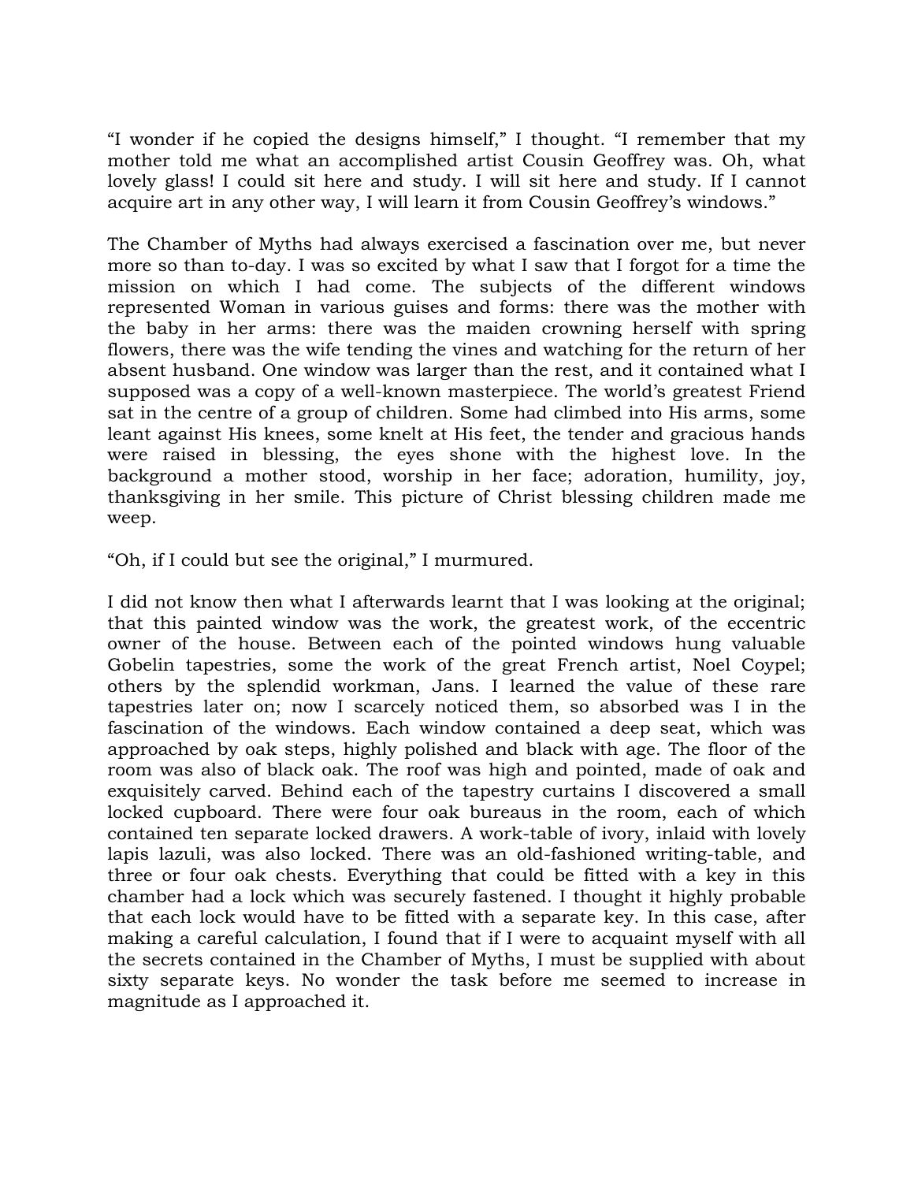"I wonder if he copied the designs himself," I thought. "I remember that my mother told me what an accomplished artist Cousin Geoffrey was. Oh, what lovely glass! I could sit here and study. I will sit here and study. If I cannot acquire art in any other way, I will learn it from Cousin Geoffrey's windows."

The Chamber of Myths had always exercised a fascination over me, but never more so than to-day. I was so excited by what I saw that I forgot for a time the mission on which I had come. The subjects of the different windows represented Woman in various guises and forms: there was the mother with the baby in her arms: there was the maiden crowning herself with spring flowers, there was the wife tending the vines and watching for the return of her absent husband. One window was larger than the rest, and it contained what I supposed was a copy of a well-known masterpiece. The world's greatest Friend sat in the centre of a group of children. Some had climbed into His arms, some leant against His knees, some knelt at His feet, the tender and gracious hands were raised in blessing, the eyes shone with the highest love. In the background a mother stood, worship in her face; adoration, humility, joy, thanksgiving in her smile. This picture of Christ blessing children made me weep.

"Oh, if I could but see the original," I murmured.

I did not know then what I afterwards learnt that I was looking at the original; that this painted window was the work, the greatest work, of the eccentric owner of the house. Between each of the pointed windows hung valuable Gobelin tapestries, some the work of the great French artist, Noel Coypel; others by the splendid workman, Jans. I learned the value of these rare tapestries later on; now I scarcely noticed them, so absorbed was I in the fascination of the windows. Each window contained a deep seat, which was approached by oak steps, highly polished and black with age. The floor of the room was also of black oak. The roof was high and pointed, made of oak and exquisitely carved. Behind each of the tapestry curtains I discovered a small locked cupboard. There were four oak bureaus in the room, each of which contained ten separate locked drawers. A work-table of ivory, inlaid with lovely lapis lazuli, was also locked. There was an old-fashioned writing-table, and three or four oak chests. Everything that could be fitted with a key in this chamber had a lock which was securely fastened. I thought it highly probable that each lock would have to be fitted with a separate key. In this case, after making a careful calculation, I found that if I were to acquaint myself with all the secrets contained in the Chamber of Myths, I must be supplied with about sixty separate keys. No wonder the task before me seemed to increase in magnitude as I approached it.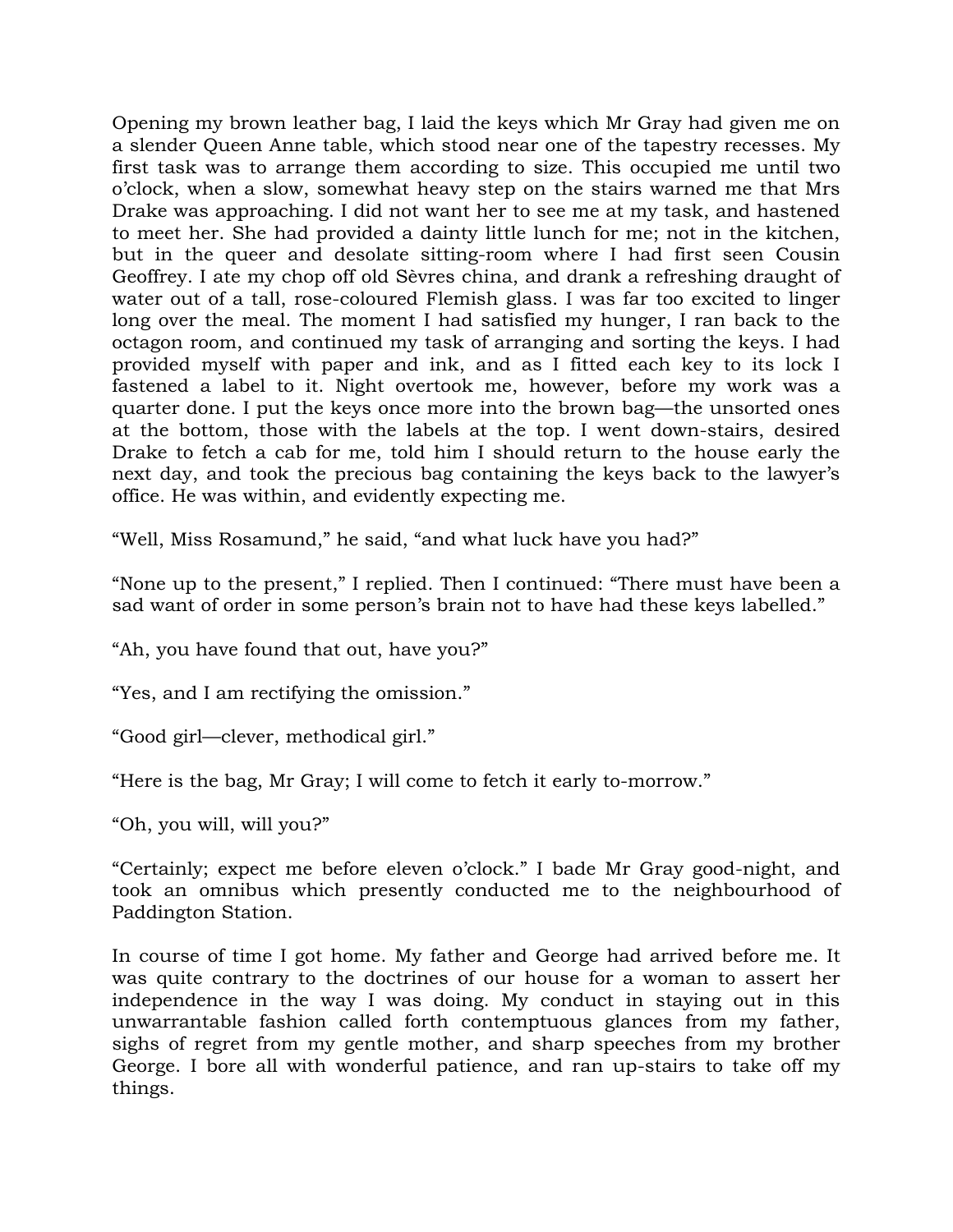Opening my brown leather bag, I laid the keys which Mr Gray had given me on a slender Queen Anne table, which stood near one of the tapestry recesses. My first task was to arrange them according to size. This occupied me until two o'clock, when a slow, somewhat heavy step on the stairs warned me that Mrs Drake was approaching. I did not want her to see me at my task, and hastened to meet her. She had provided a dainty little lunch for me; not in the kitchen, but in the queer and desolate sitting-room where I had first seen Cousin Geoffrey. I ate my chop off old Sèvres china, and drank a refreshing draught of water out of a tall, rose-coloured Flemish glass. I was far too excited to linger long over the meal. The moment I had satisfied my hunger, I ran back to the octagon room, and continued my task of arranging and sorting the keys. I had provided myself with paper and ink, and as I fitted each key to its lock I fastened a label to it. Night overtook me, however, before my work was a quarter done. I put the keys once more into the brown bag—the unsorted ones at the bottom, those with the labels at the top. I went down-stairs, desired Drake to fetch a cab for me, told him I should return to the house early the next day, and took the precious bag containing the keys back to the lawyer's office. He was within, and evidently expecting me.

"Well, Miss Rosamund," he said, "and what luck have you had?"

"None up to the present," I replied. Then I continued: "There must have been a sad want of order in some person's brain not to have had these keys labelled."

"Ah, you have found that out, have you?"

"Yes, and I am rectifying the omission."

"Good girl—clever, methodical girl."

"Here is the bag, Mr Gray; I will come to fetch it early to-morrow."

"Oh, you will, will you?"

"Certainly; expect me before eleven o'clock." I bade Mr Gray good-night, and took an omnibus which presently conducted me to the neighbourhood of Paddington Station.

In course of time I got home. My father and George had arrived before me. It was quite contrary to the doctrines of our house for a woman to assert her independence in the way I was doing. My conduct in staying out in this unwarrantable fashion called forth contemptuous glances from my father, sighs of regret from my gentle mother, and sharp speeches from my brother George. I bore all with wonderful patience, and ran up-stairs to take off my things.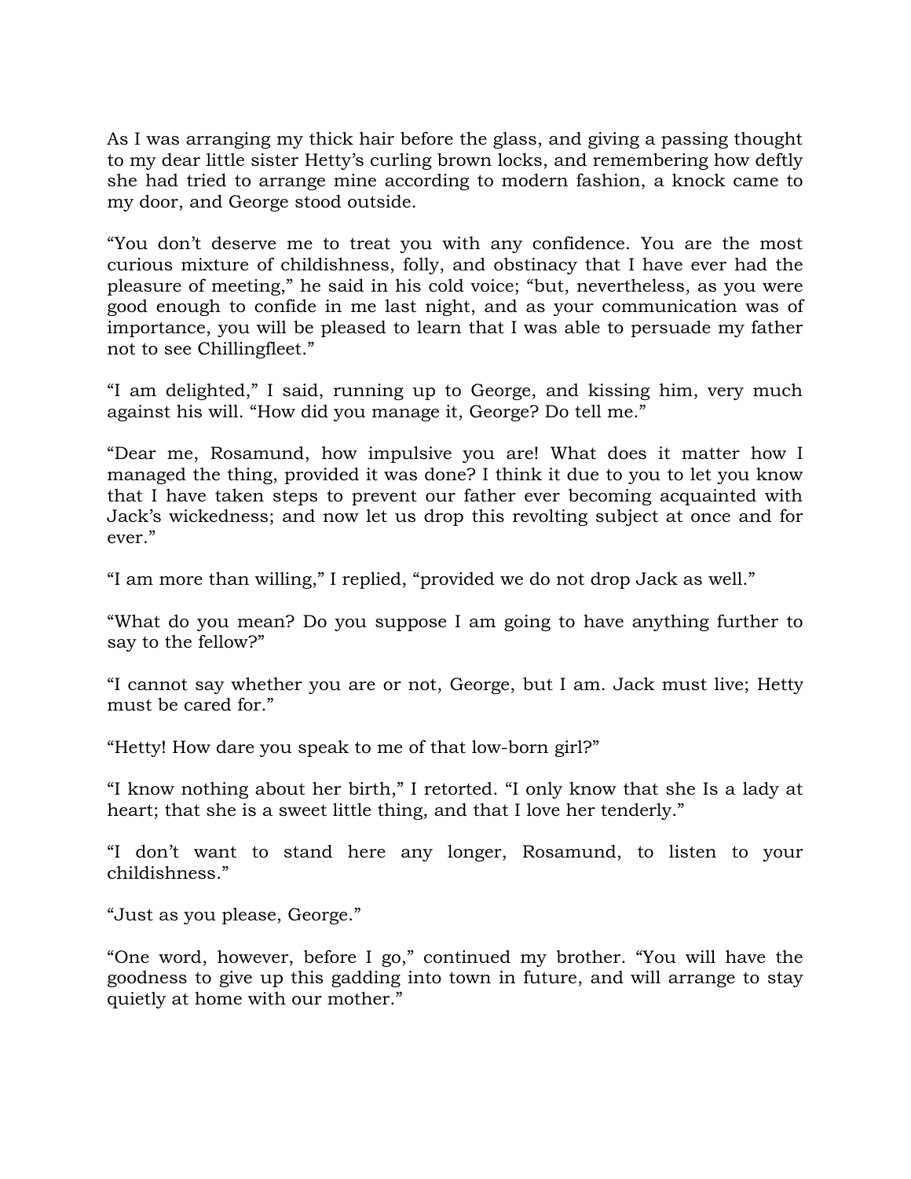As I was arranging my thick hair before the glass, and giving a passing thought to my dear little sister Hetty's curling brown locks, and remembering how deftly she had tried to arrange mine according to modern fashion, a knock came to my door, and George stood outside.

"You don't deserve me to treat you with any confidence. You are the most curious mixture of childishness, folly, and obstinacy that I have ever had the pleasure of meeting," he said in his cold voice; "but, nevertheless, as you were good enough to confide in me last night, and as your communication was of importance, you will be pleased to learn that I was able to persuade my father not to see Chillingfleet."

"I am delighted," I said, running up to George, and kissing him, very much against his will. "How did you manage it, George? Do tell me."

"Dear me, Rosamund, how impulsive you are! What does it matter how I managed the thing, provided it was done? I think it due to you to let you know that I have taken steps to prevent our father ever becoming acquainted with Jack's wickedness; and now let us drop this revolting subject at once and for ever."

"I am more than willing," I replied, "provided we do not drop Jack as well."

"What do you mean? Do you suppose I am going to have anything further to say to the fellow?"

"I cannot say whether you are or not, George, but I am. Jack must live; Hetty must be cared for."

"Hetty! How dare you speak to me of that low-born girl?"

"I know nothing about her birth," I retorted. "I only know that she Is a lady at heart; that she is a sweet little thing, and that I love her tenderly."

"I don't want to stand here any longer, Rosamund, to listen to your childishness."

"Just as you please, George."

"One word, however, before I go," continued my brother. "You will have the goodness to give up this gadding into town in future, and will arrange to stay quietly at home with our mother."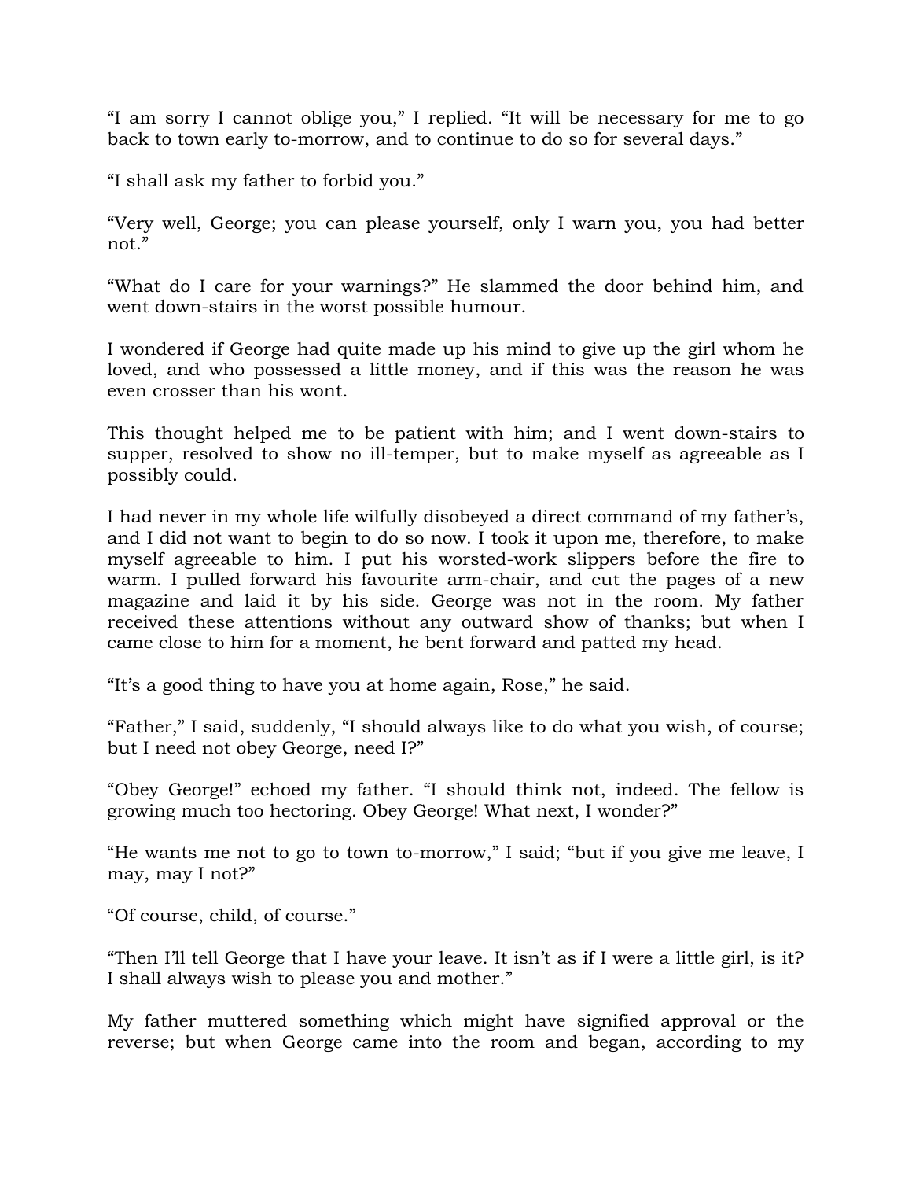"I am sorry I cannot oblige you," I replied. "It will be necessary for me to go back to town early to-morrow, and to continue to do so for several days."

"I shall ask my father to forbid you."

"Very well, George; you can please yourself, only I warn you, you had better not."

"What do I care for your warnings?" He slammed the door behind him, and went down-stairs in the worst possible humour.

I wondered if George had quite made up his mind to give up the girl whom he loved, and who possessed a little money, and if this was the reason he was even crosser than his wont.

This thought helped me to be patient with him; and I went down-stairs to supper, resolved to show no ill-temper, but to make myself as agreeable as I possibly could.

I had never in my whole life wilfully disobeyed a direct command of my father's, and I did not want to begin to do so now. I took it upon me, therefore, to make myself agreeable to him. I put his worsted-work slippers before the fire to warm. I pulled forward his favourite arm-chair, and cut the pages of a new magazine and laid it by his side. George was not in the room. My father received these attentions without any outward show of thanks; but when I came close to him for a moment, he bent forward and patted my head.

"It's a good thing to have you at home again, Rose," he said.

"Father," I said, suddenly, "I should always like to do what you wish, of course; but I need not obey George, need I?"

"Obey George!" echoed my father. "I should think not, indeed. The fellow is growing much too hectoring. Obey George! What next, I wonder?"

"He wants me not to go to town to-morrow," I said; "but if you give me leave, I may, may I not?"

"Of course, child, of course."

"Then I'll tell George that I have your leave. It isn't as if I were a little girl, is it? I shall always wish to please you and mother."

My father muttered something which might have signified approval or the reverse; but when George came into the room and began, according to my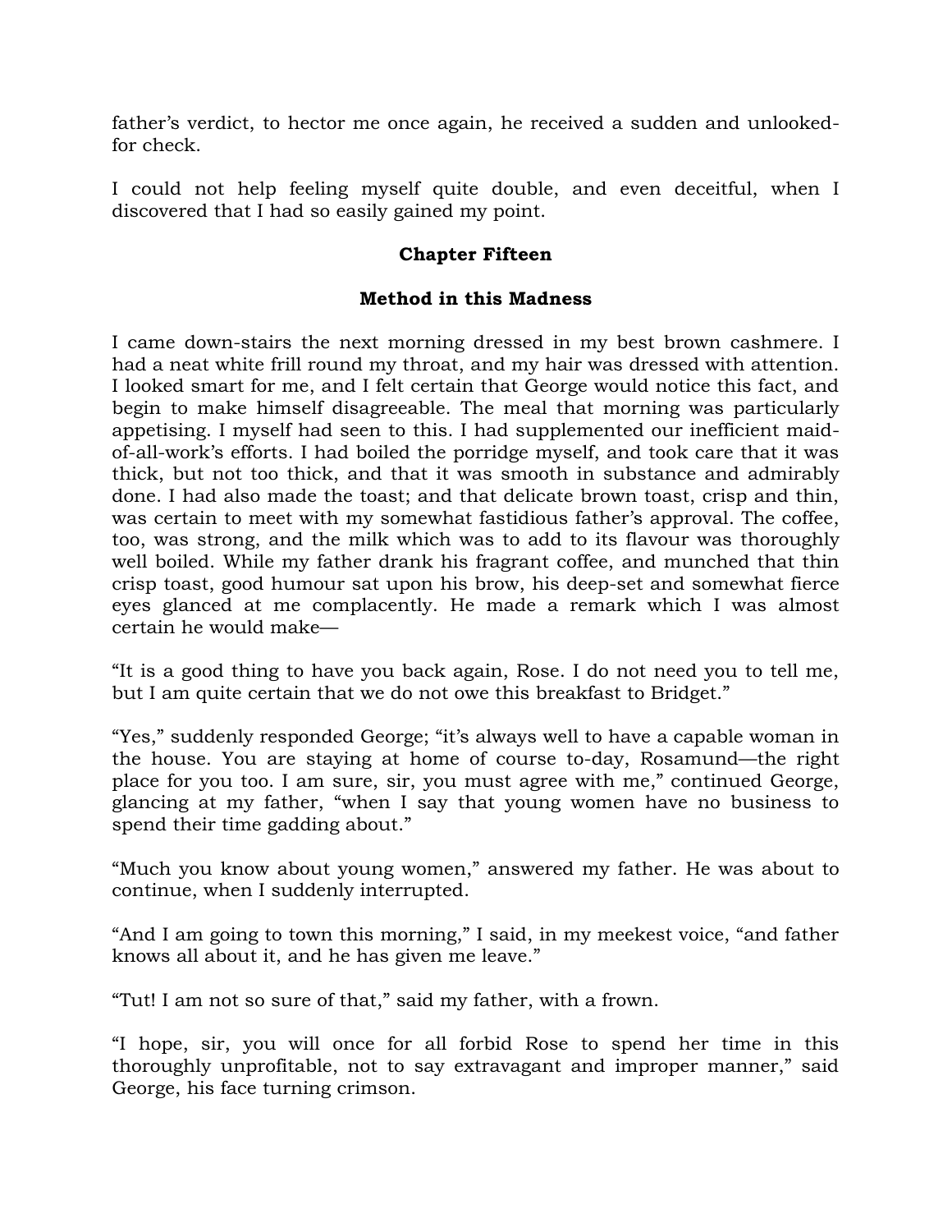father's verdict, to hector me once again, he received a sudden and unlooked-for check.

I could not help feeling myself quite double, and even deceitful, when I discovered that I had so easily gained my point.

## Chapter Fifteen

### Method in this Madness

I came down-stairs the next morning dressed in my best brown cashmere. I had a neat white frill round my throat, and my hair was dressed with attention. I looked smart for me, and I felt certain that George would notice this fact, and begin to make himself disagreeable. The meal that morning was particularly appetising. I myself had seen to this. I had supplemented our inefficient maid-of-all-work's efforts. I had boiled the porridge myself, and took care that it was thick, but not too thick, and that it was smooth in substance and admirably done. I had also made the toast; and that delicate brown toast, crisp and thin, was certain to meet with my somewhat fastidious father's approval. The coffee, too, was strong, and the milk which was to add to its flavour was thoroughly well boiled. While my father drank his fragrant coffee, and munched that thin crisp toast, good humour sat upon his brow, his deep-set and somewhat fierce eyes glanced at me complacently. He made a remark which I was almost certain he would make—

"It is a good thing to have you back again, Rose. I do not need you to tell me, but I am quite certain that we do not owe this breakfast to Bridget."

"Yes," suddenly responded George; "it's always well to have a capable woman in the house. You are staying at home of course to-day, Rosamund—the right place for you too. I am sure, sir, you must agree with me," continued George, glancing at my father, "when I say that young women have no business to spend their time gadding about."

"Much you know about young women," answered my father. He was about to continue, when I suddenly interrupted.

"And I am going to town this morning," I said, in my meekest voice, "and father knows all about it, and he has given me leave."

"Tut! I am not so sure of that," said my father, with a frown.

"I hope, sir, you will once for all forbid Rose to spend her time in this thoroughly unprofitable, not to say extravagant and improper manner," said George, his face turning crimson.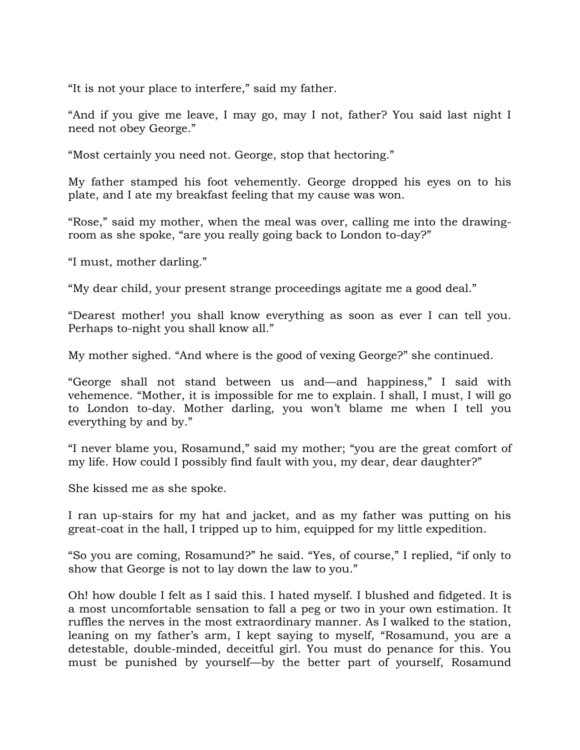“It is not your place to interfere,” said my father.

“And if you give me leave, I may go, may I not, father? You said last night I need not obey George.”

“Most certainly you need not. George, stop that hectoring.”

My father stamped his foot vehemently. George dropped his eyes on to his plate, and I ate my breakfast feeling that my cause was won.

“Rose,” said my mother, when the meal was over, calling me into the drawing-room as she spoke, “are you really going back to London to-day?”

“I must, mother darling.”

“My dear child, your present strange proceedings agitate me a good deal.”

“Dearest mother! you shall know everything as soon as ever I can tell you. Perhaps to-night you shall know all.”

My mother sighed. “And where is the good of vexing George?” she continued.

“George shall not stand between us and—and happiness,” I said with vehemence. “Mother, it is impossible for me to explain. I shall, I must, I will go to London to-day. Mother darling, you won’t blame me when I tell you everything by and by.”

“I never blame you, Rosamund,” said my mother; “you are the great comfort of my life. How could I possibly find fault with you, my dear, dear daughter?”

She kissed me as she spoke.

I ran up-stairs for my hat and jacket, and as my father was putting on his great-coat in the hall, I tripped up to him, equipped for my little expedition.

“So you are coming, Rosamund?” he said. “Yes, of course,” I replied, “if only to show that George is not to lay down the law to you.”

Oh! how double I felt as I said this. I hated myself. I blushed and fidgeted. It is a most uncomfortable sensation to fall a peg or two in your own estimation. It ruffles the nerves in the most extraordinary manner. As I walked to the station, leaning on my father’s arm, I kept saying to myself, “Rosamund, you are a detestable, double-minded, deceitful girl. You must do penance for this. You must be punished by yourself—by the better part of yourself, Rosamund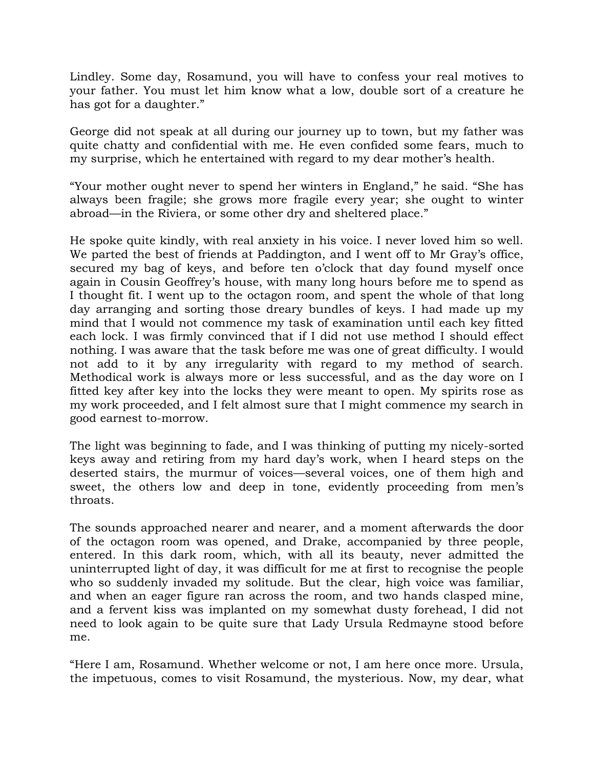Lindley. Some day, Rosamund, you will have to confess your real motives to your father. You must let him know what a low, double sort of a creature he has got for a daughter."

George did not speak at all during our journey up to town, but my father was quite chatty and confidential with me. He even confided some fears, much to my surprise, which he entertained with regard to my dear mother's health.

"Your mother ought never to spend her winters in England," he said. "She has always been fragile; she grows more fragile every year; she ought to winter abroad—in the Riviera, or some other dry and sheltered place."

He spoke quite kindly, with real anxiety in his voice. I never loved him so well. We parted the best of friends at Paddington, and I went off to Mr Gray's office, secured my bag of keys, and before ten o'clock that day found myself once again in Cousin Geoffrey's house, with many long hours before me to spend as I thought fit. I went up to the octagon room, and spent the whole of that long day arranging and sorting those dreary bundles of keys. I had made up my mind that I would not commence my task of examination until each key fitted each lock. I was firmly convinced that if I did not use method I should effect nothing. I was aware that the task before me was one of great difficulty. I would not add to it by any irregularity with regard to my method of search. Methodical work is always more or less successful, and as the day wore on I fitted key after key into the locks they were meant to open. My spirits rose as my work proceeded, and I felt almost sure that I might commence my search in good earnest to-morrow.

The light was beginning to fade, and I was thinking of putting my nicely-sorted keys away and retiring from my hard day's work, when I heard steps on the deserted stairs, the murmur of voices—several voices, one of them high and sweet, the others low and deep in tone, evidently proceeding from men's throats.

The sounds approached nearer and nearer, and a moment afterwards the door of the octagon room was opened, and Drake, accompanied by three people, entered. In this dark room, which, with all its beauty, never admitted the uninterrupted light of day, it was difficult for me at first to recognise the people who so suddenly invaded my solitude. But the clear, high voice was familiar, and when an eager figure ran across the room, and two hands clasped mine, and a fervent kiss was implanted on my somewhat dusty forehead, I did not need to look again to be quite sure that Lady Ursula Redmayne stood before me.

"Here I am, Rosamund. Whether welcome or not, I am here once more. Ursula, the impetuous, comes to visit Rosamund, the mysterious. Now, my dear, what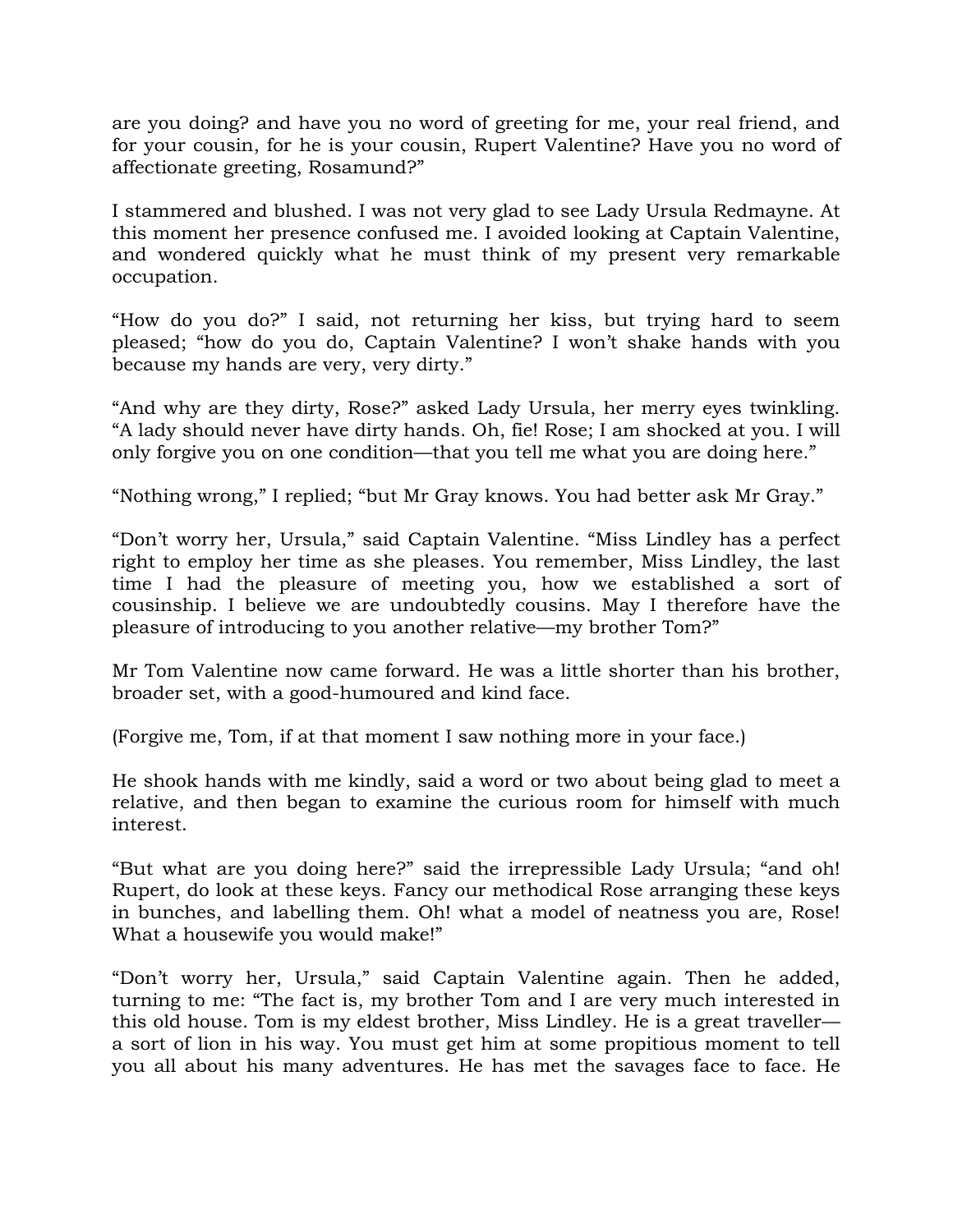are you doing? and have you no word of greeting for me, your real friend, and for your cousin, for he is your cousin, Rupert Valentine? Have you no word of affectionate greeting, Rosamund?"

I stammered and blushed. I was not very glad to see Lady Ursula Redmayne. At this moment her presence confused me. I avoided looking at Captain Valentine, and wondered quickly what he must think of my present very remarkable occupation.

"How do you do?" I said, not returning her kiss, but trying hard to seem pleased; "how do you do, Captain Valentine? I won't shake hands with you because my hands are very, very dirty."

"And why are they dirty, Rose?" asked Lady Ursula, her merry eyes twinkling. "A lady should never have dirty hands. Oh, fie! Rose; I am shocked at you. I will only forgive you on one condition—that you tell me what you are doing here."

"Nothing wrong," I replied; "but Mr Gray knows. You had better ask Mr Gray."

"Don't worry her, Ursula," said Captain Valentine. "Miss Lindley has a perfect right to employ her time as she pleases. You remember, Miss Lindley, the last time I had the pleasure of meeting you, how we established a sort of cousinship. I believe we are undoubtedly cousins. May I therefore have the pleasure of introducing to you another relative—my brother Tom?"

Mr Tom Valentine now came forward. He was a little shorter than his brother, broader set, with a good-humoured and kind face.

(Forgive me, Tom, if at that moment I saw nothing more in your face.)

He shook hands with me kindly, said a word or two about being glad to meet a relative, and then began to examine the curious room for himself with much interest.

"But what are you doing here?" said the irrepressible Lady Ursula; "and oh! Rupert, do look at these keys. Fancy our methodical Rose arranging these keys in bunches, and labelling them. Oh! what a model of neatness you are, Rose! What a housewife you would make!"

"Don't worry her, Ursula," said Captain Valentine again. Then he added, turning to me: "The fact is, my brother Tom and I are very much interested in this old house. Tom is my eldest brother, Miss Lindley. He is a great traveller—a sort of lion in his way. You must get him at some propitious moment to tell you all about his many adventures. He has met the savages face to face. He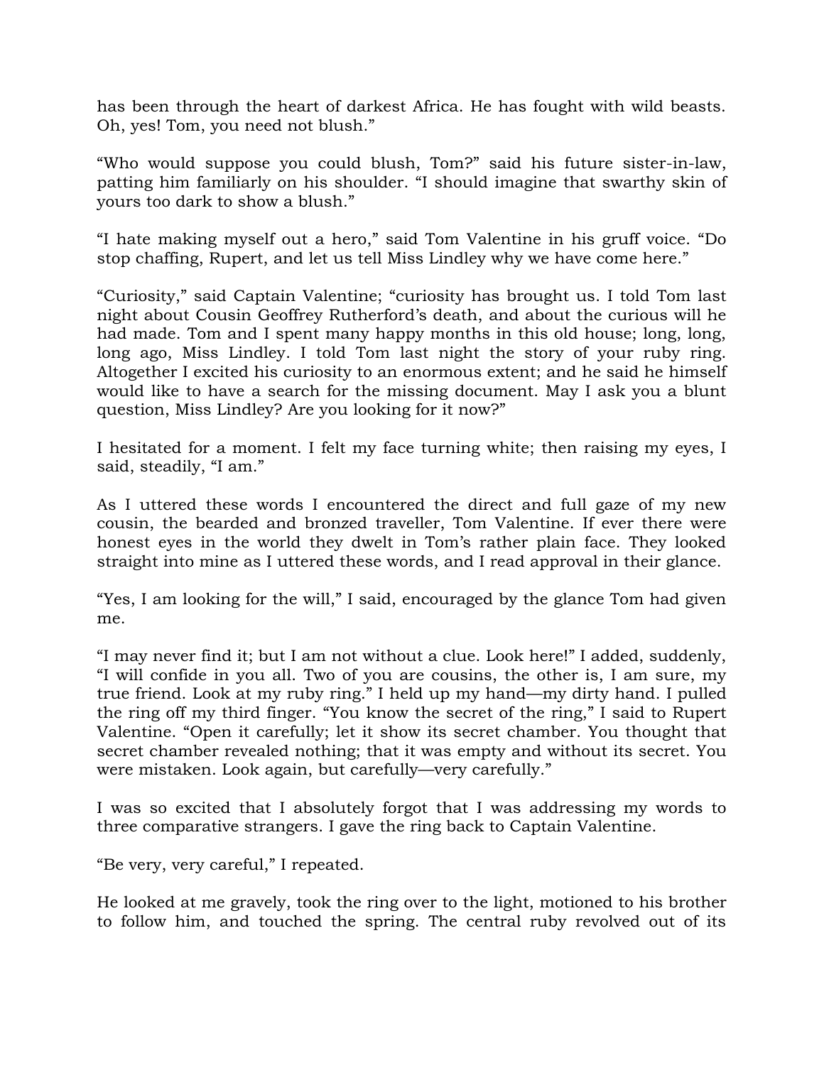has been through the heart of darkest Africa. He has fought with wild beasts. Oh, yes! Tom, you need not blush."

"Who would suppose you could blush, Tom?" said his future sister-in-law, patting him familiarly on his shoulder. "I should imagine that swarthy skin of yours too dark to show a blush."

"I hate making myself out a hero," said Tom Valentine in his gruff voice. "Do stop chaffing, Rupert, and let us tell Miss Lindley why we have come here."

"Curiosity," said Captain Valentine; "curiosity has brought us. I told Tom last night about Cousin Geoffrey Rutherford's death, and about the curious will he had made. Tom and I spent many happy months in this old house; long, long, long ago, Miss Lindley. I told Tom last night the story of your ruby ring. Altogether I excited his curiosity to an enormous extent; and he said he himself would like to have a search for the missing document. May I ask you a blunt question, Miss Lindley? Are you looking for it now?"

I hesitated for a moment. I felt my face turning white; then raising my eyes, I said, steadily, "I am."

As I uttered these words I encountered the direct and full gaze of my new cousin, the bearded and bronzed traveller, Tom Valentine. If ever there were honest eyes in the world they dwelt in Tom's rather plain face. They looked straight into mine as I uttered these words, and I read approval in their glance.

"Yes, I am looking for the will," I said, encouraged by the glance Tom had given me.

"I may never find it; but I am not without a clue. Look here!" I added, suddenly, "I will confide in you all. Two of you are cousins, the other is, I am sure, my true friend. Look at my ruby ring." I held up my hand—my dirty hand. I pulled the ring off my third finger. "You know the secret of the ring," I said to Rupert Valentine. "Open it carefully; let it show its secret chamber. You thought that secret chamber revealed nothing; that it was empty and without its secret. You were mistaken. Look again, but carefully—very carefully."

I was so excited that I absolutely forgot that I was addressing my words to three comparative strangers. I gave the ring back to Captain Valentine.

"Be very, very careful," I repeated.

He looked at me gravely, took the ring over to the light, motioned to his brother to follow him, and touched the spring. The central ruby revolved out of its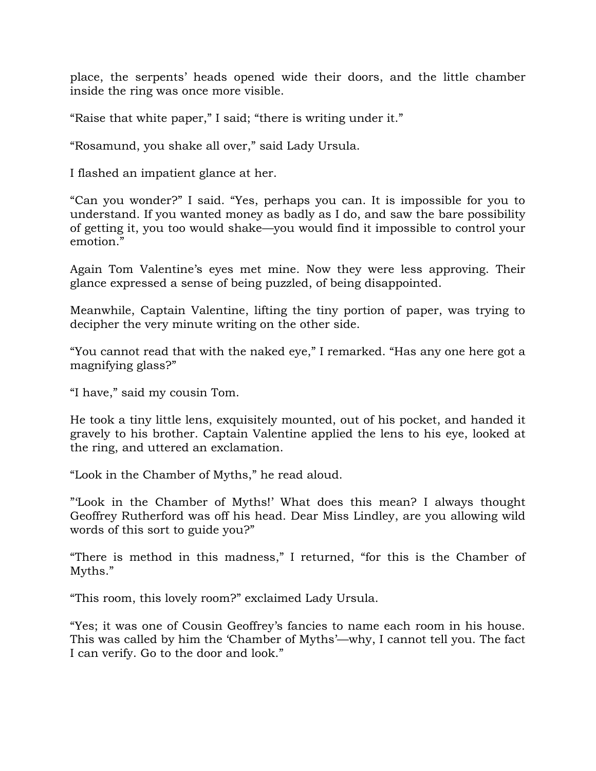place, the serpents' heads opened wide their doors, and the little chamber inside the ring was once more visible.

"Raise that white paper," I said; "there is writing under it."

"Rosamund, you shake all over," said Lady Ursula.

I flashed an impatient glance at her.

"Can you wonder?" I said. "Yes, perhaps you can. It is impossible for you to understand. If you wanted money as badly as I do, and saw the bare possibility of getting it, you too would shake—you would find it impossible to control your emotion."

Again Tom Valentine's eyes met mine. Now they were less approving. Their glance expressed a sense of being puzzled, of being disappointed.

Meanwhile, Captain Valentine, lifting the tiny portion of paper, was trying to decipher the very minute writing on the other side.

"You cannot read that with the naked eye," I remarked. "Has any one here got a magnifying glass?"

"I have," said my cousin Tom.

He took a tiny little lens, exquisitely mounted, out of his pocket, and handed it gravely to his brother. Captain Valentine applied the lens to his eye, looked at the ring, and uttered an exclamation.

"Look in the Chamber of Myths," he read aloud.

"'Look in the Chamber of Myths!' What does this mean? I always thought Geoffrey Rutherford was off his head. Dear Miss Lindley, are you allowing wild words of this sort to guide you?"

"There is method in this madness," I returned, "for this is the Chamber of Myths."

"This room, this lovely room?" exclaimed Lady Ursula.

"Yes; it was one of Cousin Geoffrey's fancies to name each room in his house. This was called by him the 'Chamber of Myths'—why, I cannot tell you. The fact I can verify. Go to the door and look."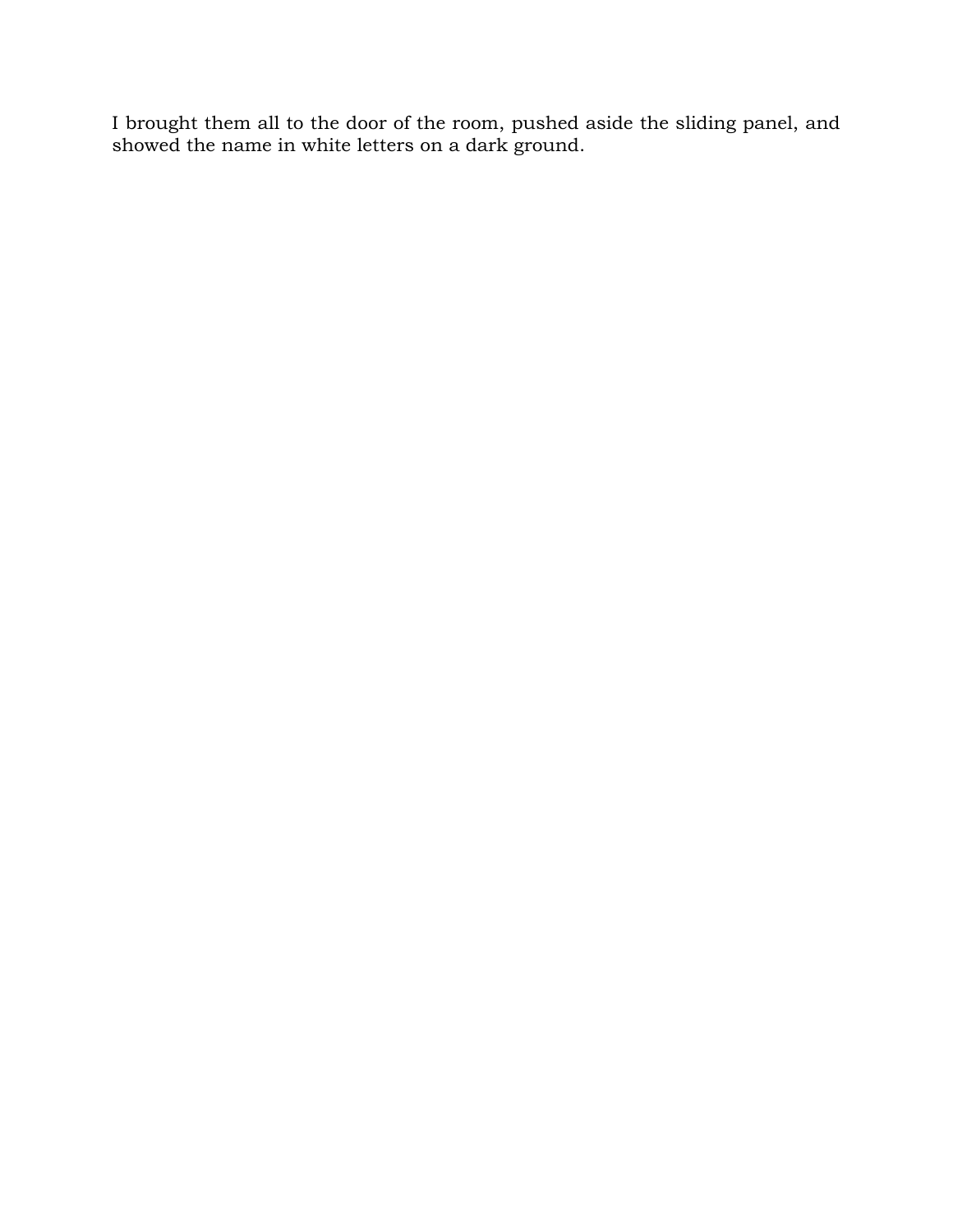I brought them all to the door of the room, pushed aside the sliding panel, and showed the name in white letters on a dark ground.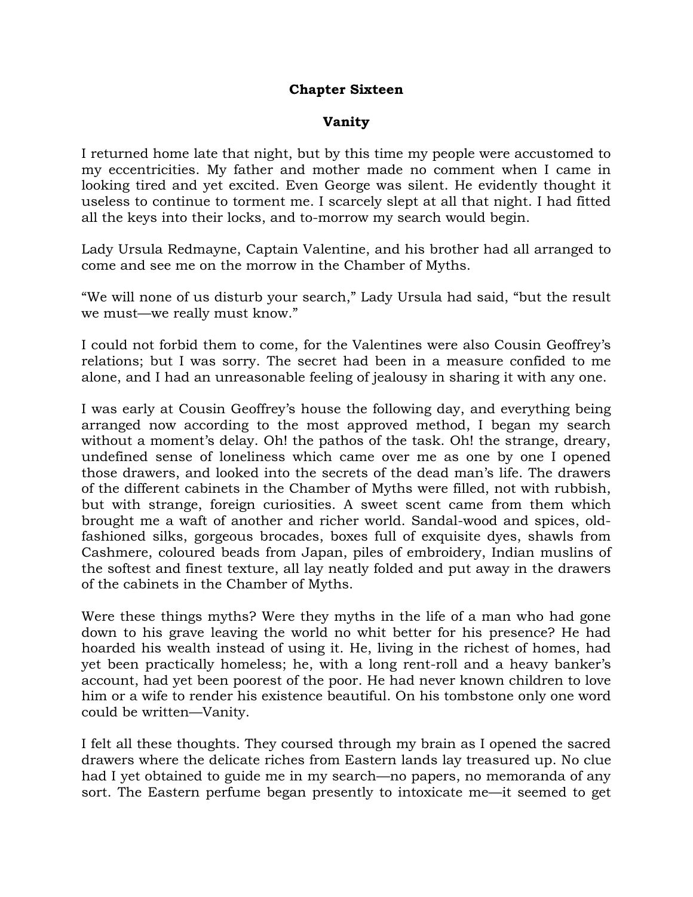## Chapter Sixteen

### Vanity

I returned home late that night, but by this time my people were accustomed to my eccentricities. My father and mother made no comment when I came in looking tired and yet excited. Even George was silent. He evidently thought it useless to continue to torment me. I scarcely slept at all that night. I had fitted all the keys into their locks, and to-morrow my search would begin.

Lady Ursula Redmayne, Captain Valentine, and his brother had all arranged to come and see me on the morrow in the Chamber of Myths.

"We will none of us disturb your search," Lady Ursula had said, "but the result we must—we really must know."

I could not forbid them to come, for the Valentines were also Cousin Geoffrey's relations; but I was sorry. The secret had been in a measure confided to me alone, and I had an unreasonable feeling of jealousy in sharing it with any one.

I was early at Cousin Geoffrey's house the following day, and everything being arranged now according to the most approved method, I began my search without a moment's delay. Oh! the pathos of the task. Oh! the strange, dreary, undefined sense of loneliness which came over me as one by one I opened those drawers, and looked into the secrets of the dead man's life. The drawers of the different cabinets in the Chamber of Myths were filled, not with rubbish, but with strange, foreign curiosities. A sweet scent came from them which brought me a waft of another and richer world. Sandal-wood and spices, old-fashioned silks, gorgeous brocades, boxes full of exquisite dyes, shawls from Cashmere, coloured beads from Japan, piles of embroidery, Indian muslins of the softest and finest texture, all lay neatly folded and put away in the drawers of the cabinets in the Chamber of Myths.

Were these things myths? Were they myths in the life of a man who had gone down to his grave leaving the world no whit better for his presence? He had hoarded his wealth instead of using it. He, living in the richest of homes, had yet been practically homeless; he, with a long rent-roll and a heavy banker's account, had yet been poorest of the poor. He had never known children to love him or a wife to render his existence beautiful. On his tombstone only one word could be written—Vanity.

I felt all these thoughts. They coursed through my brain as I opened the sacred drawers where the delicate riches from Eastern lands lay treasured up. No clue had I yet obtained to guide me in my search—no papers, no memoranda of any sort. The Eastern perfume began presently to intoxicate me—it seemed to get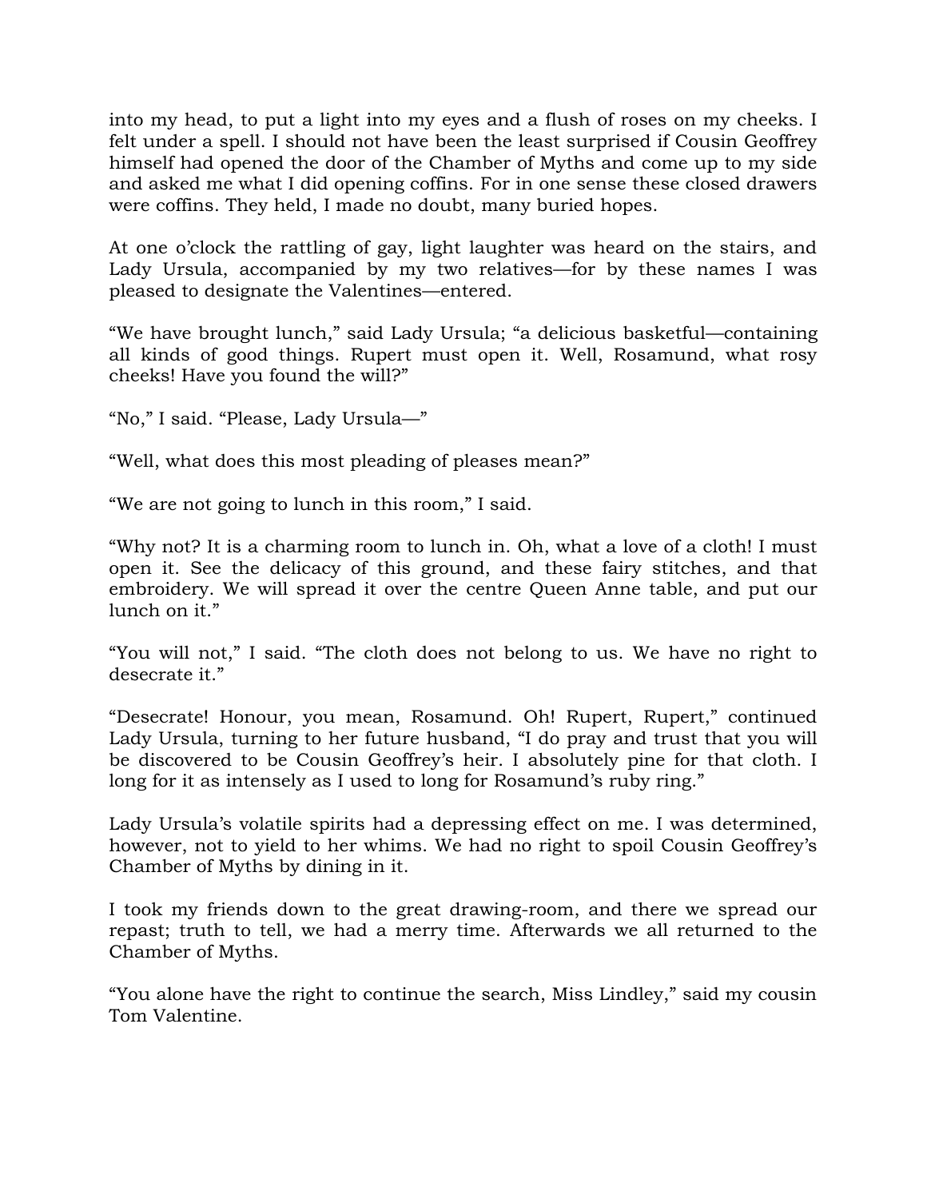into my head, to put a light into my eyes and a flush of roses on my cheeks. I felt under a spell. I should not have been the least surprised if Cousin Geoffrey himself had opened the door of the Chamber of Myths and come up to my side and asked me what I did opening coffins. For in one sense these closed drawers were coffins. They held, I made no doubt, many buried hopes.

At one o'clock the rattling of gay, light laughter was heard on the stairs, and Lady Ursula, accompanied by my two relatives—for by these names I was pleased to designate the Valentines—entered.

"We have brought lunch," said Lady Ursula; "a delicious basketful—containing all kinds of good things. Rupert must open it. Well, Rosamund, what rosy cheeks! Have you found the will?"

"No," I said. "Please, Lady Ursula—"

"Well, what does this most pleading of pleases mean?"

"We are not going to lunch in this room," I said.

"Why not? It is a charming room to lunch in. Oh, what a love of a cloth! I must open it. See the delicacy of this ground, and these fairy stitches, and that embroidery. We will spread it over the centre Queen Anne table, and put our lunch on it."

"You will not," I said. "The cloth does not belong to us. We have no right to desecrate it."

"Desecrate! Honour, you mean, Rosamund. Oh! Rupert, Rupert," continued Lady Ursula, turning to her future husband, "I do pray and trust that you will be discovered to be Cousin Geoffrey's heir. I absolutely pine for that cloth. I long for it as intensely as I used to long for Rosamund's ruby ring."

Lady Ursula's volatile spirits had a depressing effect on me. I was determined, however, not to yield to her whims. We had no right to spoil Cousin Geoffrey's Chamber of Myths by dining in it.

I took my friends down to the great drawing-room, and there we spread our repast; truth to tell, we had a merry time. Afterwards we all returned to the Chamber of Myths.

"You alone have the right to continue the search, Miss Lindley," said my cousin Tom Valentine.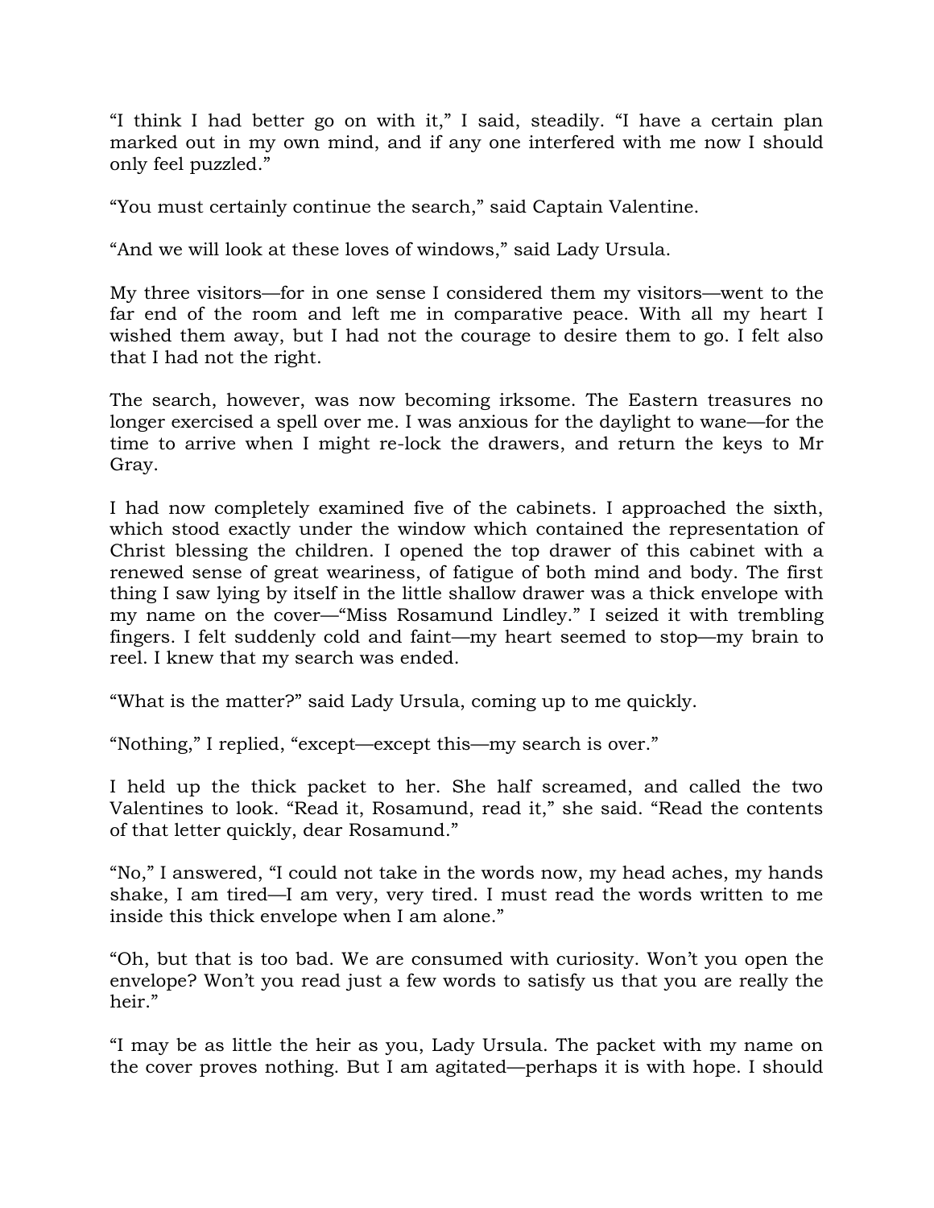“I think I had better go on with it,” I said, steadily. “I have a certain plan marked out in my own mind, and if any one interfered with me now I should only feel puzzled.”

“You must certainly continue the search,” said Captain Valentine.

“And we will look at these loves of windows,” said Lady Ursula.

My three visitors—for in one sense I considered them my visitors—went to the far end of the room and left me in comparative peace. With all my heart I wished them away, but I had not the courage to desire them to go. I felt also that I had not the right.

The search, however, was now becoming irksome. The Eastern treasures no longer exercised a spell over me. I was anxious for the daylight to wane—for the time to arrive when I might re-lock the drawers, and return the keys to Mr Gray.

I had now completely examined five of the cabinets. I approached the sixth, which stood exactly under the window which contained the representation of Christ blessing the children. I opened the top drawer of this cabinet with a renewed sense of great weariness, of fatigue of both mind and body. The first thing I saw lying by itself in the little shallow drawer was a thick envelope with my name on the cover—“Miss Rosamund Lindley.” I seized it with trembling fingers. I felt suddenly cold and faint—my heart seemed to stop—my brain to reel. I knew that my search was ended.

“What is the matter?” said Lady Ursula, coming up to me quickly.

“Nothing,” I replied, “except—except this—my search is over.”

I held up the thick packet to her. She half screamed, and called the two Valentines to look. “Read it, Rosamund, read it,” she said. “Read the contents of that letter quickly, dear Rosamund.”

“No,” I answered, “I could not take in the words now, my head aches, my hands shake, I am tired—I am very, very tired. I must read the words written to me inside this thick envelope when I am alone.”

“Oh, but that is too bad. We are consumed with curiosity. Won’t you open the envelope? Won’t you read just a few words to satisfy us that you are really the heir.”

“I may be as little the heir as you, Lady Ursula. The packet with my name on the cover proves nothing. But I am agitated—perhaps it is with hope. I should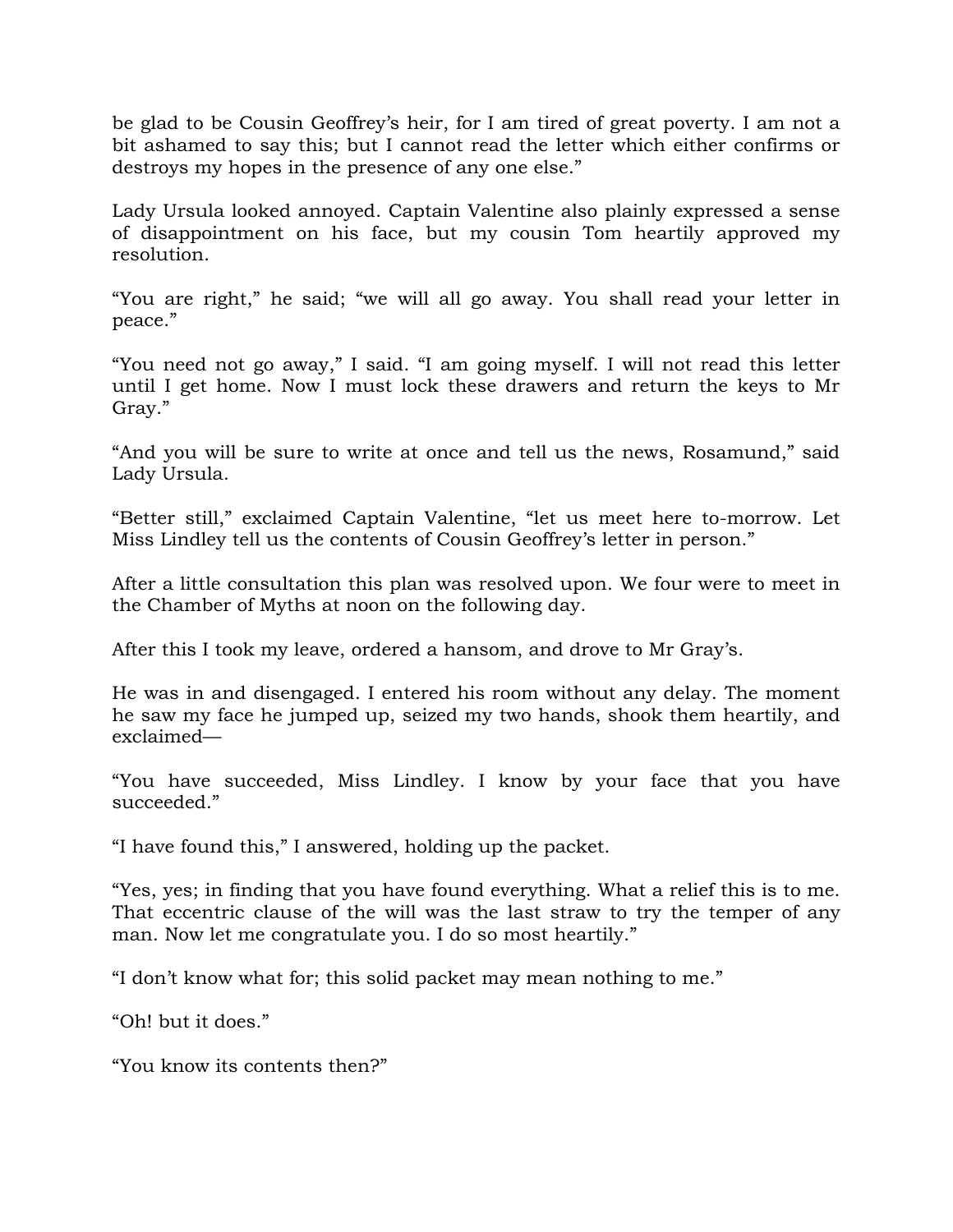be glad to be Cousin Geoffrey's heir, for I am tired of great poverty. I am not a bit ashamed to say this; but I cannot read the letter which either confirms or destroys my hopes in the presence of any one else."

Lady Ursula looked annoyed. Captain Valentine also plainly expressed a sense of disappointment on his face, but my cousin Tom heartily approved my resolution.

"You are right," he said; "we will all go away. You shall read your letter in peace."

"You need not go away," I said. "I am going myself. I will not read this letter until I get home. Now I must lock these drawers and return the keys to Mr Gray."

"And you will be sure to write at once and tell us the news, Rosamund," said Lady Ursula.

"Better still," exclaimed Captain Valentine, "let us meet here to-morrow. Let Miss Lindley tell us the contents of Cousin Geoffrey's letter in person."

After a little consultation this plan was resolved upon. We four were to meet in the Chamber of Myths at noon on the following day.

After this I took my leave, ordered a hansom, and drove to Mr Gray's.

He was in and disengaged. I entered his room without any delay. The moment he saw my face he jumped up, seized my two hands, shook them heartily, and exclaimed—

"You have succeeded, Miss Lindley. I know by your face that you have succeeded."

"I have found this," I answered, holding up the packet.

"Yes, yes; in finding that you have found everything. What a relief this is to me. That eccentric clause of the will was the last straw to try the temper of any man. Now let me congratulate you. I do so most heartily."

"I don't know what for; this solid packet may mean nothing to me."

"Oh! but it does."

"You know its contents then?"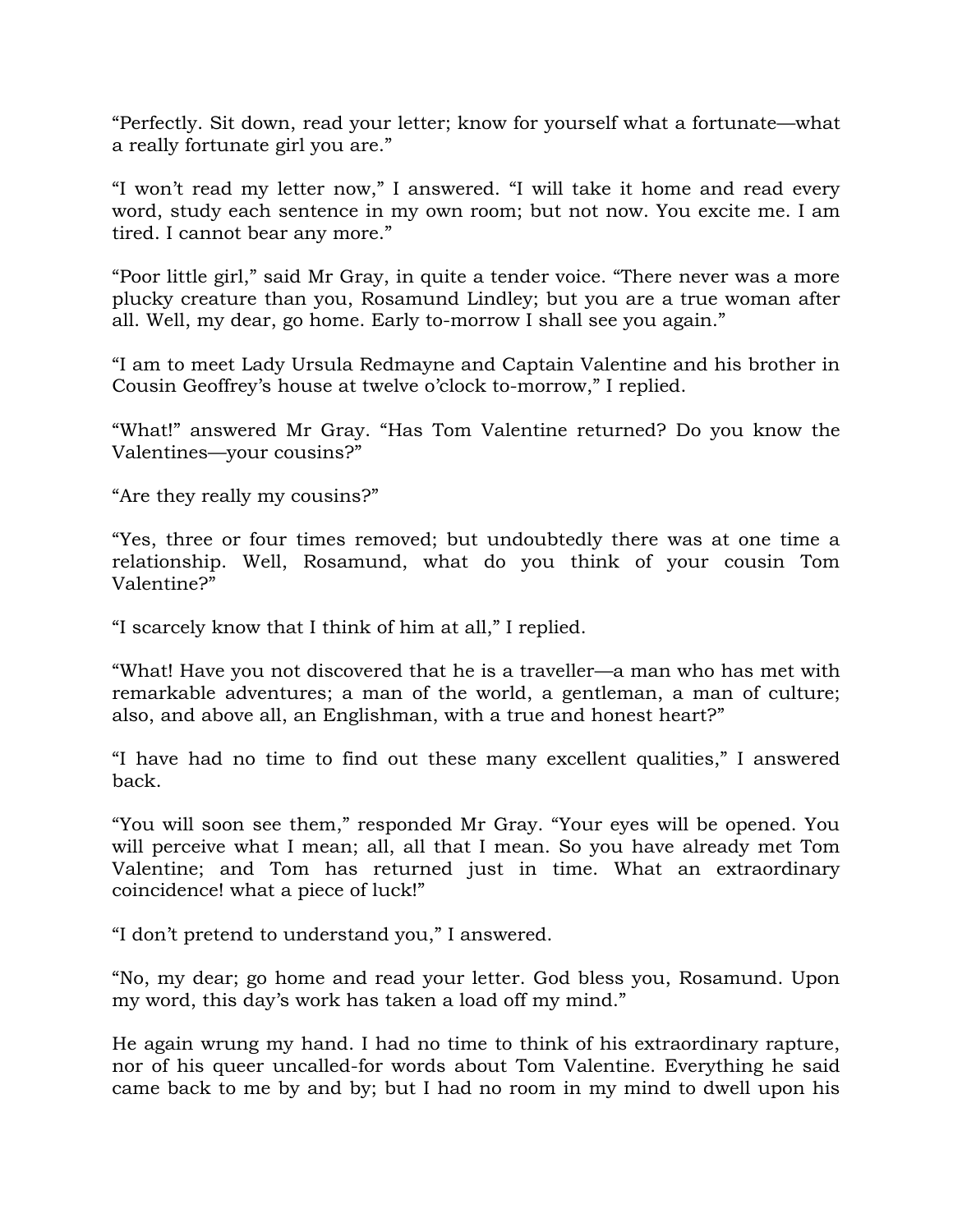"Perfectly. Sit down, read your letter; know for yourself what a fortunate—what a really fortunate girl you are."

"I won't read my letter now," I answered. "I will take it home and read every word, study each sentence in my own room; but not now. You excite me. I am tired. I cannot bear any more."

"Poor little girl," said Mr Gray, in quite a tender voice. "There never was a more plucky creature than you, Rosamund Lindley; but you are a true woman after all. Well, my dear, go home. Early to-morrow I shall see you again."

"I am to meet Lady Ursula Redmayne and Captain Valentine and his brother in Cousin Geoffrey's house at twelve o'clock to-morrow," I replied.

"What!" answered Mr Gray. "Has Tom Valentine returned? Do you know the Valentines—your cousins?"

"Are they really my cousins?"

"Yes, three or four times removed; but undoubtedly there was at one time a relationship. Well, Rosamund, what do you think of your cousin Tom Valentine?"

"I scarcely know that I think of him at all," I replied.

"What! Have you not discovered that he is a traveller—a man who has met with remarkable adventures; a man of the world, a gentleman, a man of culture; also, and above all, an Englishman, with a true and honest heart?"

"I have had no time to find out these many excellent qualities," I answered back.

"You will soon see them," responded Mr Gray. "Your eyes will be opened. You will perceive what I mean; all, all that I mean. So you have already met Tom Valentine; and Tom has returned just in time. What an extraordinary coincidence! what a piece of luck!"

"I don't pretend to understand you," I answered.

"No, my dear; go home and read your letter. God bless you, Rosamund. Upon my word, this day's work has taken a load off my mind."

He again wrung my hand. I had no time to think of his extraordinary rapture, nor of his queer uncalled-for words about Tom Valentine. Everything he said came back to me by and by; but I had no room in my mind to dwell upon his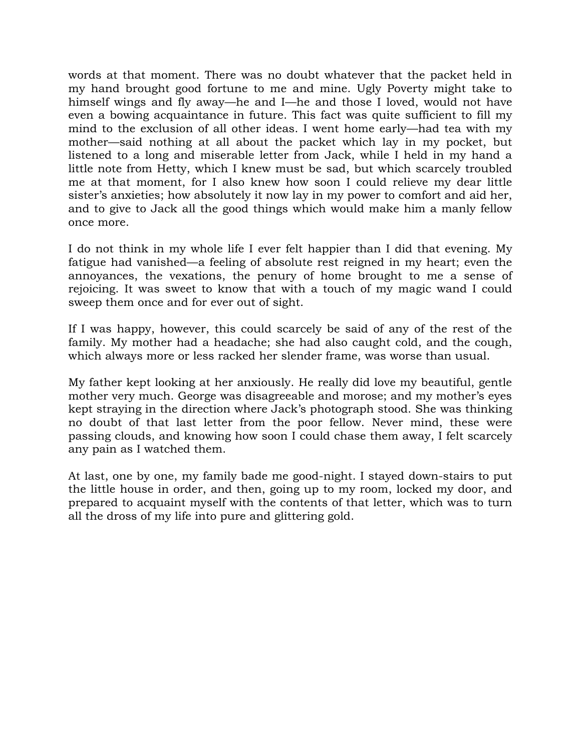words at that moment. There was no doubt whatever that the packet held in my hand brought good fortune to me and mine. Ugly Poverty might take to himself wings and fly away—he and I—he and those I loved, would not have even a bowing acquaintance in future. This fact was quite sufficient to fill my mind to the exclusion of all other ideas. I went home early—had tea with my mother—said nothing at all about the packet which lay in my pocket, but listened to a long and miserable letter from Jack, while I held in my hand a little note from Hetty, which I knew must be sad, but which scarcely troubled me at that moment, for I also knew how soon I could relieve my dear little sister's anxieties; how absolutely it now lay in my power to comfort and aid her, and to give to Jack all the good things which would make him a manly fellow once more.

I do not think in my whole life I ever felt happier than I did that evening. My fatigue had vanished—a feeling of absolute rest reigned in my heart; even the annoyances, the vexations, the penury of home brought to me a sense of rejoicing. It was sweet to know that with a touch of my magic wand I could sweep them once and for ever out of sight.

If I was happy, however, this could scarcely be said of any of the rest of the family. My mother had a headache; she had also caught cold, and the cough, which always more or less racked her slender frame, was worse than usual.

My father kept looking at her anxiously. He really did love my beautiful, gentle mother very much. George was disagreeable and morose; and my mother's eyes kept straying in the direction where Jack's photograph stood. She was thinking no doubt of that last letter from the poor fellow. Never mind, these were passing clouds, and knowing how soon I could chase them away, I felt scarcely any pain as I watched them.

At last, one by one, my family bade me good-night. I stayed down-stairs to put the little house in order, and then, going up to my room, locked my door, and prepared to acquaint myself with the contents of that letter, which was to turn all the dross of my life into pure and glittering gold.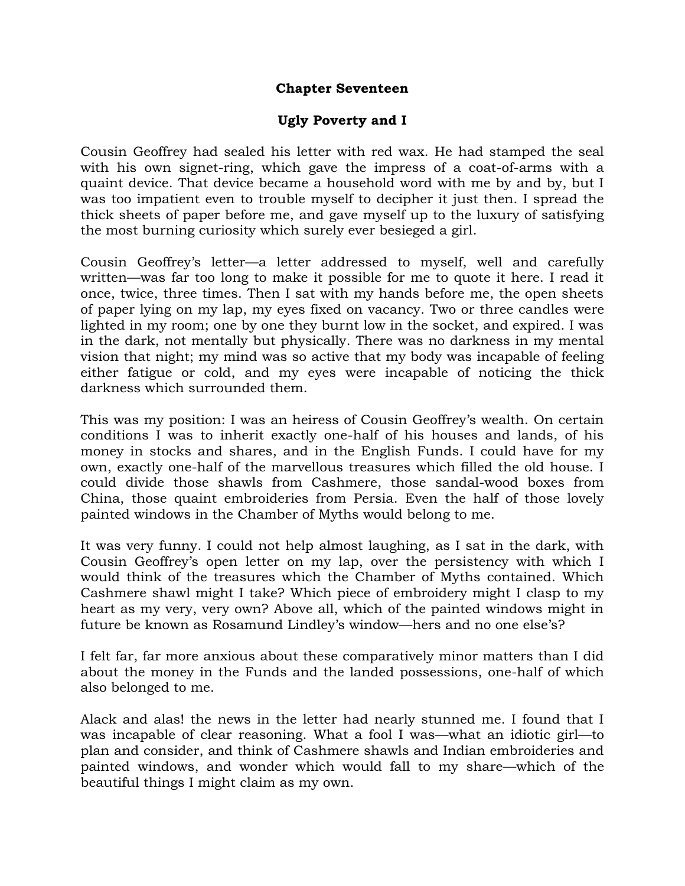## Chapter Seventeen

## Ugly Poverty and I

Cousin Geoffrey had sealed his letter with red wax. He had stamped the seal with his own signet-ring, which gave the impress of a coat-of-arms with a quaint device. That device became a household word with me by and by, but I was too impatient even to trouble myself to decipher it just then. I spread the thick sheets of paper before me, and gave myself up to the luxury of satisfying the most burning curiosity which surely ever besieged a girl.

Cousin Geoffrey's letter—a letter addressed to myself, well and carefully written—was far too long to make it possible for me to quote it here. I read it once, twice, three times. Then I sat with my hands before me, the open sheets of paper lying on my lap, my eyes fixed on vacancy. Two or three candles were lighted in my room; one by one they burnt low in the socket, and expired. I was in the dark, not mentally but physically. There was no darkness in my mental vision that night; my mind was so active that my body was incapable of feeling either fatigue or cold, and my eyes were incapable of noticing the thick darkness which surrounded them.

This was my position: I was an heiress of Cousin Geoffrey's wealth. On certain conditions I was to inherit exactly one-half of his houses and lands, of his money in stocks and shares, and in the English Funds. I could have for my own, exactly one-half of the marvellous treasures which filled the old house. I could divide those shawls from Cashmere, those sandal-wood boxes from China, those quaint embroideries from Persia. Even the half of those lovely painted windows in the Chamber of Myths would belong to me.

It was very funny. I could not help almost laughing, as I sat in the dark, with Cousin Geoffrey's open letter on my lap, over the persistency with which I would think of the treasures which the Chamber of Myths contained. Which Cashmere shawl might I take? Which piece of embroidery might I clasp to my heart as my very, very own? Above all, which of the painted windows might in future be known as Rosamund Lindley's window—hers and no one else's?

I felt far, far more anxious about these comparatively minor matters than I did about the money in the Funds and the landed possessions, one-half of which also belonged to me.

Alack and alas! the news in the letter had nearly stunned me. I found that I was incapable of clear reasoning. What a fool I was—what an idiotic girl—to plan and consider, and think of Cashmere shawls and Indian embroideries and painted windows, and wonder which would fall to my share—which of the beautiful things I might claim as my own.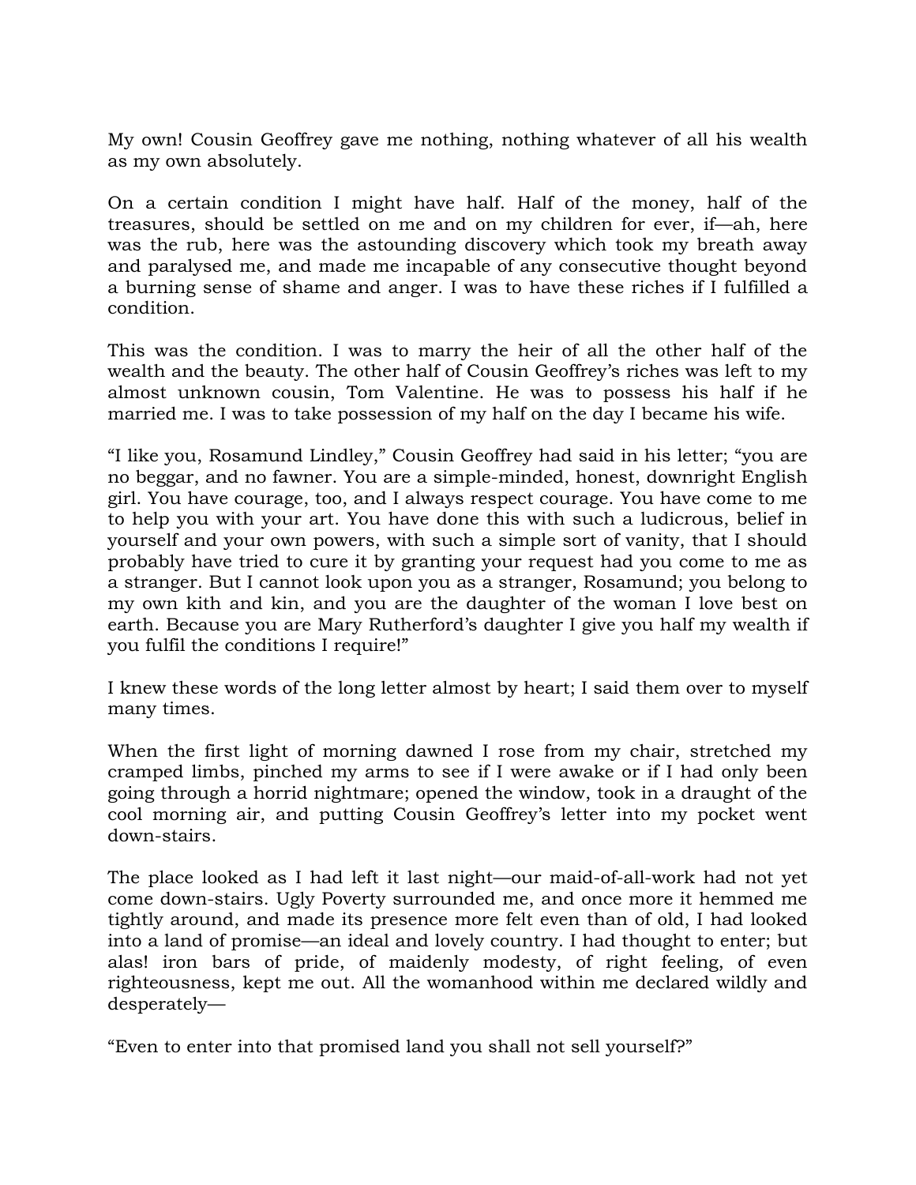My own! Cousin Geoffrey gave me nothing, nothing whatever of all his wealth as my own absolutely.

On a certain condition I might have half. Half of the money, half of the treasures, should be settled on me and on my children for ever, if—ah, here was the rub, here was the astounding discovery which took my breath away and paralysed me, and made me incapable of any consecutive thought beyond a burning sense of shame and anger. I was to have these riches if I fulfilled a condition.

This was the condition. I was to marry the heir of all the other half of the wealth and the beauty. The other half of Cousin Geoffrey's riches was left to my almost unknown cousin, Tom Valentine. He was to possess his half if he married me. I was to take possession of my half on the day I became his wife.

"I like you, Rosamund Lindley," Cousin Geoffrey had said in his letter; "you are no beggar, and no fawner. You are a simple-minded, honest, downright English girl. You have courage, too, and I always respect courage. You have come to me to help you with your art. You have done this with such a ludicrous, belief in yourself and your own powers, with such a simple sort of vanity, that I should probably have tried to cure it by granting your request had you come to me as a stranger. But I cannot look upon you as a stranger, Rosamund; you belong to my own kith and kin, and you are the daughter of the woman I love best on earth. Because you are Mary Rutherford's daughter I give you half my wealth if you fulfil the conditions I require!"

I knew these words of the long letter almost by heart; I said them over to myself many times.

When the first light of morning dawned I rose from my chair, stretched my cramped limbs, pinched my arms to see if I were awake or if I had only been going through a horrid nightmare; opened the window, took in a draught of the cool morning air, and putting Cousin Geoffrey's letter into my pocket went down-stairs.

The place looked as I had left it last night—our maid-of-all-work had not yet come down-stairs. Ugly Poverty surrounded me, and once more it hemmed me tightly around, and made its presence more felt even than of old, I had looked into a land of promise—an ideal and lovely country. I had thought to enter; but alas! iron bars of pride, of maidenly modesty, of right feeling, of even righteousness, kept me out. All the womanhood within me declared wildly and desperately—

"Even to enter into that promised land you shall not sell yourself?"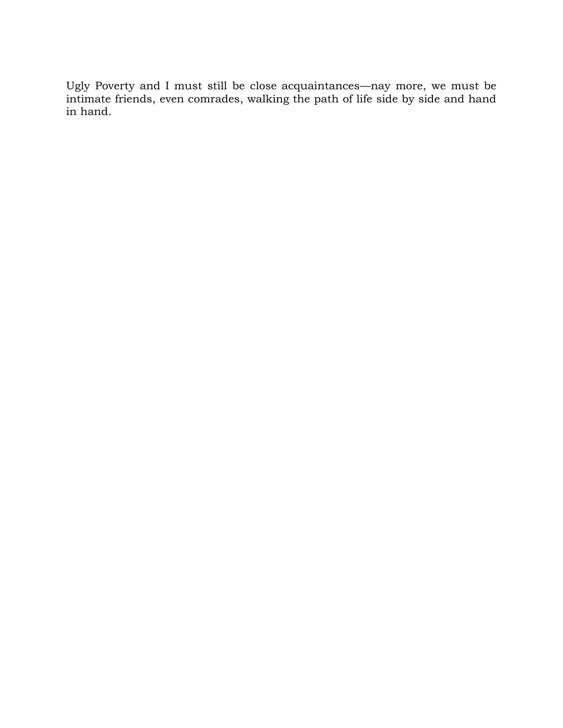Ugly Poverty and I must still be close acquaintances—nay more, we must be intimate friends, even comrades, walking the path of life side by side and hand in hand.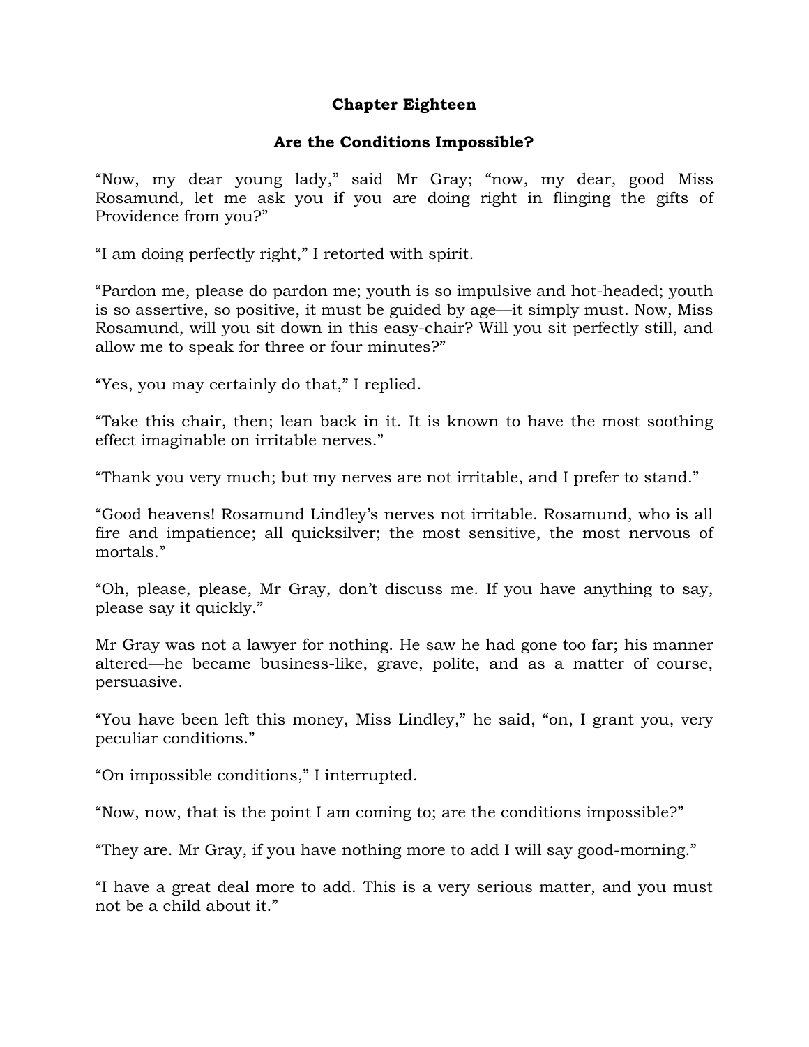## Chapter Eighteen

### Are the Conditions Impossible?

"Now, my dear young lady," said Mr Gray; "now, my dear, good Miss Rosamund, let me ask you if you are doing right in flinging the gifts of Providence from you?"

"I am doing perfectly right," I retorted with spirit.

"Pardon me, please do pardon me; youth is so impulsive and hot-headed; youth is so assertive, so positive, it must be guided by age—it simply must. Now, Miss Rosamund, will you sit down in this easy-chair? Will you sit perfectly still, and allow me to speak for three or four minutes?"

"Yes, you may certainly do that," I replied.

"Take this chair, then; lean back in it. It is known to have the most soothing effect imaginable on irritable nerves."

"Thank you very much; but my nerves are not irritable, and I prefer to stand."

"Good heavens! Rosamund Lindley's nerves not irritable. Rosamund, who is all fire and impatience; all quicksilver; the most sensitive, the most nervous of mortals."

"Oh, please, please, Mr Gray, don't discuss me. If you have anything to say, please say it quickly."

Mr Gray was not a lawyer for nothing. He saw he had gone too far; his manner altered—he became business-like, grave, polite, and as a matter of course, persuasive.

"You have been left this money, Miss Lindley," he said, "on, I grant you, very peculiar conditions."

"On impossible conditions," I interrupted.

"Now, now, that is the point I am coming to; are the conditions impossible?"

"They are. Mr Gray, if you have nothing more to add I will say good-morning."

"I have a great deal more to add. This is a very serious matter, and you must not be a child about it."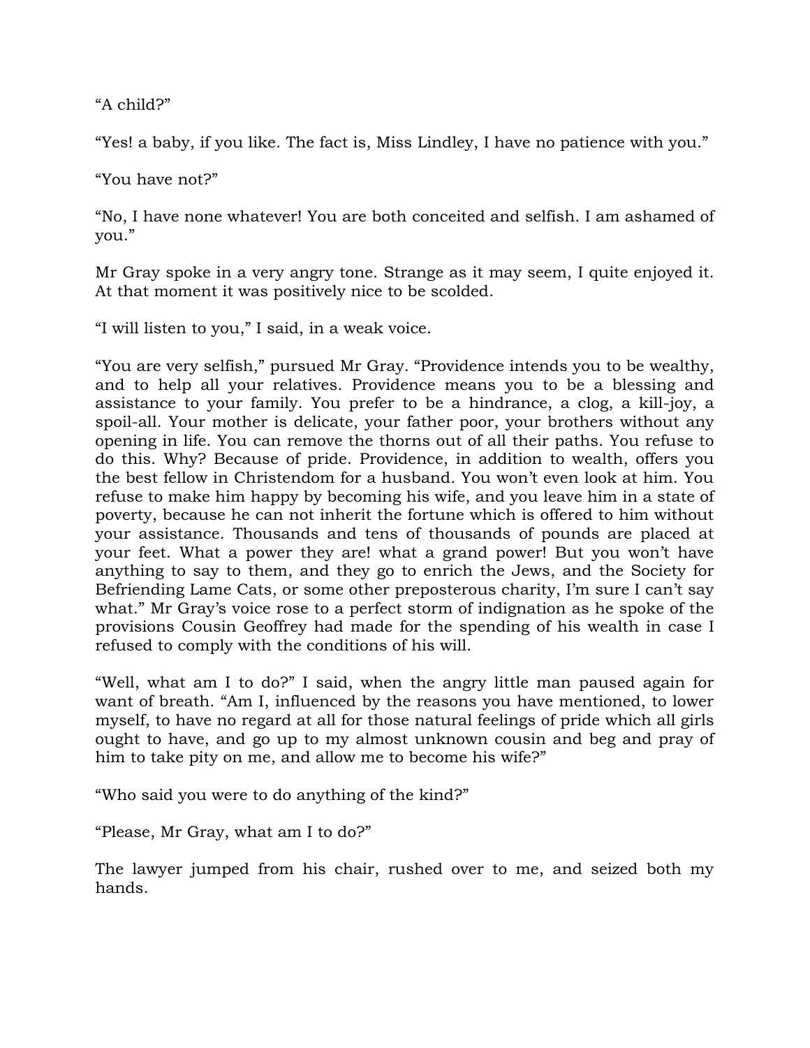“A child?”

“Yes! a baby, if you like. The fact is, Miss Lindley, I have no patience with you.”

“You have not?”

“No, I have none whatever! You are both conceited and selfish. I am ashamed of you.”

Mr Gray spoke in a very angry tone. Strange as it may seem, I quite enjoyed it. At that moment it was positively nice to be scolded.

“I will listen to you,” I said, in a weak voice.

“You are very selfish,” pursued Mr Gray. “Providence intends you to be wealthy, and to help all your relatives. Providence means you to be a blessing and assistance to your family. You prefer to be a hindrance, a clog, a kill-joy, a spoil-all. Your mother is delicate, your father poor, your brothers without any opening in life. You can remove the thorns out of all their paths. You refuse to do this. Why? Because of pride. Providence, in addition to wealth, offers you the best fellow in Christendom for a husband. You won’t even look at him. You refuse to make him happy by becoming his wife, and you leave him in a state of poverty, because he can not inherit the fortune which is offered to him without your assistance. Thousands and tens of thousands of pounds are placed at your feet. What a power they are! what a grand power! But you won’t have anything to say to them, and they go to enrich the Jews, and the Society for Befriending Lame Cats, or some other preposterous charity, I’m sure I can’t say what.” Mr Gray’s voice rose to a perfect storm of indignation as he spoke of the provisions Cousin Geoffrey had made for the spending of his wealth in case I refused to comply with the conditions of his will.

“Well, what am I to do?” I said, when the angry little man paused again for want of breath. “Am I, influenced by the reasons you have mentioned, to lower myself, to have no regard at all for those natural feelings of pride which all girls ought to have, and go up to my almost unknown cousin and beg and pray of him to take pity on me, and allow me to become his wife?”

“Who said you were to do anything of the kind?”

“Please, Mr Gray, what am I to do?”

The lawyer jumped from his chair, rushed over to me, and seized both my hands.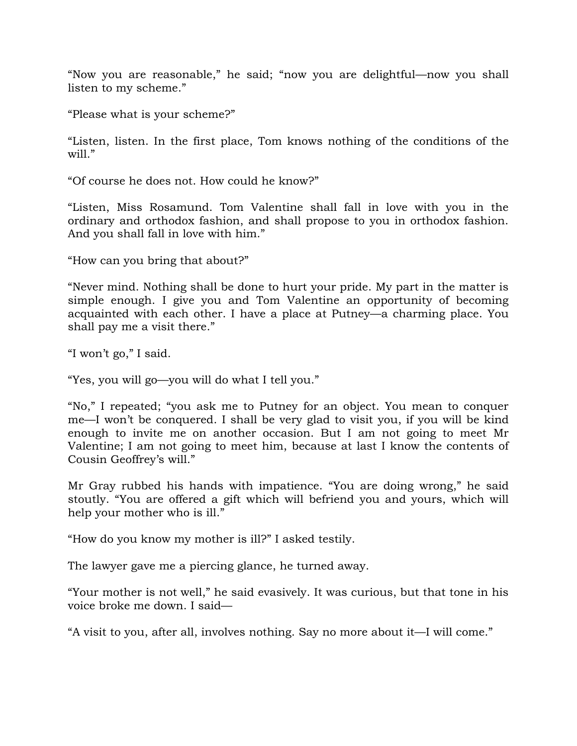“Now you are reasonable,” he said; “now you are delightful—now you shall listen to my scheme.”

“Please what is your scheme?”

“Listen, listen. In the first place, Tom knows nothing of the conditions of the will.”

“Of course he does not. How could he know?”

“Listen, Miss Rosamund. Tom Valentine shall fall in love with you in the ordinary and orthodox fashion, and shall propose to you in orthodox fashion. And you shall fall in love with him.”

“How can you bring that about?”

“Never mind. Nothing shall be done to hurt your pride. My part in the matter is simple enough. I give you and Tom Valentine an opportunity of becoming acquainted with each other. I have a place at Putney—a charming place. You shall pay me a visit there.”

“I won’t go,” I said.

“Yes, you will go—you will do what I tell you.”

“No,” I repeated; “you ask me to Putney for an object. You mean to conquer me—I won’t be conquered. I shall be very glad to visit you, if you will be kind enough to invite me on another occasion. But I am not going to meet Mr Valentine; I am not going to meet him, because at last I know the contents of Cousin Geoffrey’s will.”

Mr Gray rubbed his hands with impatience. “You are doing wrong,” he said stoutly. “You are offered a gift which will befriend you and yours, which will help your mother who is ill.”

“How do you know my mother is ill?” I asked testily.

The lawyer gave me a piercing glance, he turned away.

“Your mother is not well,” he said evasively. It was curious, but that tone in his voice broke me down. I said—

“A visit to you, after all, involves nothing. Say no more about it—I will come.”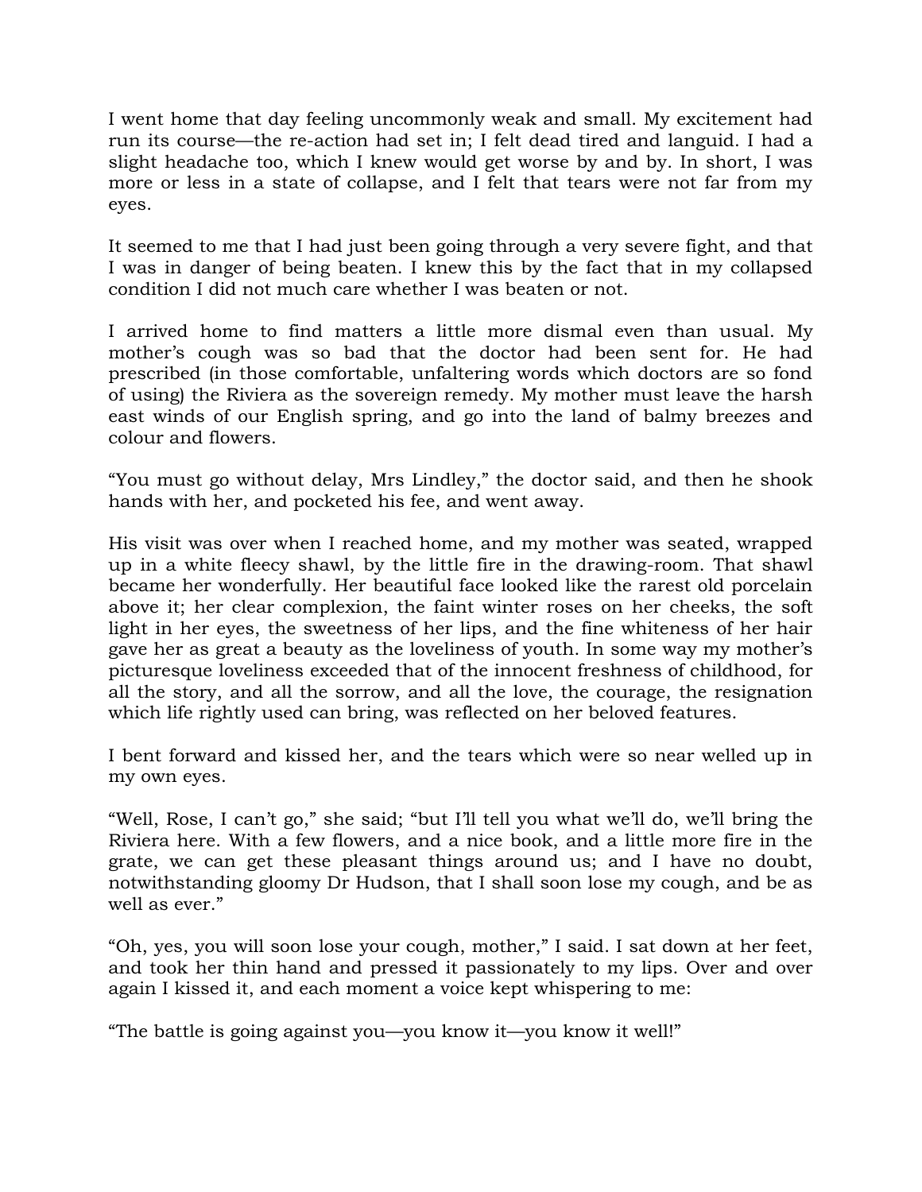I went home that day feeling uncommonly weak and small. My excitement had run its course—the re-action had set in; I felt dead tired and languid. I had a slight headache too, which I knew would get worse by and by. In short, I was more or less in a state of collapse, and I felt that tears were not far from my eyes.

It seemed to me that I had just been going through a very severe fight, and that I was in danger of being beaten. I knew this by the fact that in my collapsed condition I did not much care whether I was beaten or not.

I arrived home to find matters a little more dismal even than usual. My mother's cough was so bad that the doctor had been sent for. He had prescribed (in those comfortable, unfaltering words which doctors are so fond of using) the Riviera as the sovereign remedy. My mother must leave the harsh east winds of our English spring, and go into the land of balmy breezes and colour and flowers.

"You must go without delay, Mrs Lindley," the doctor said, and then he shook hands with her, and pocketed his fee, and went away.

His visit was over when I reached home, and my mother was seated, wrapped up in a white fleecy shawl, by the little fire in the drawing-room. That shawl became her wonderfully. Her beautiful face looked like the rarest old porcelain above it; her clear complexion, the faint winter roses on her cheeks, the soft light in her eyes, the sweetness of her lips, and the fine whiteness of her hair gave her as great a beauty as the loveliness of youth. In some way my mother's picturesque loveliness exceeded that of the innocent freshness of childhood, for all the story, and all the sorrow, and all the love, the courage, the resignation which life rightly used can bring, was reflected on her beloved features.

I bent forward and kissed her, and the tears which were so near welled up in my own eyes.

"Well, Rose, I can't go," she said; "but I'll tell you what we'll do, we'll bring the Riviera here. With a few flowers, and a nice book, and a little more fire in the grate, we can get these pleasant things around us; and I have no doubt, notwithstanding gloomy Dr Hudson, that I shall soon lose my cough, and be as well as ever."

"Oh, yes, you will soon lose your cough, mother," I said. I sat down at her feet, and took her thin hand and pressed it passionately to my lips. Over and over again I kissed it, and each moment a voice kept whispering to me:

"The battle is going against you—you know it—you know it well!"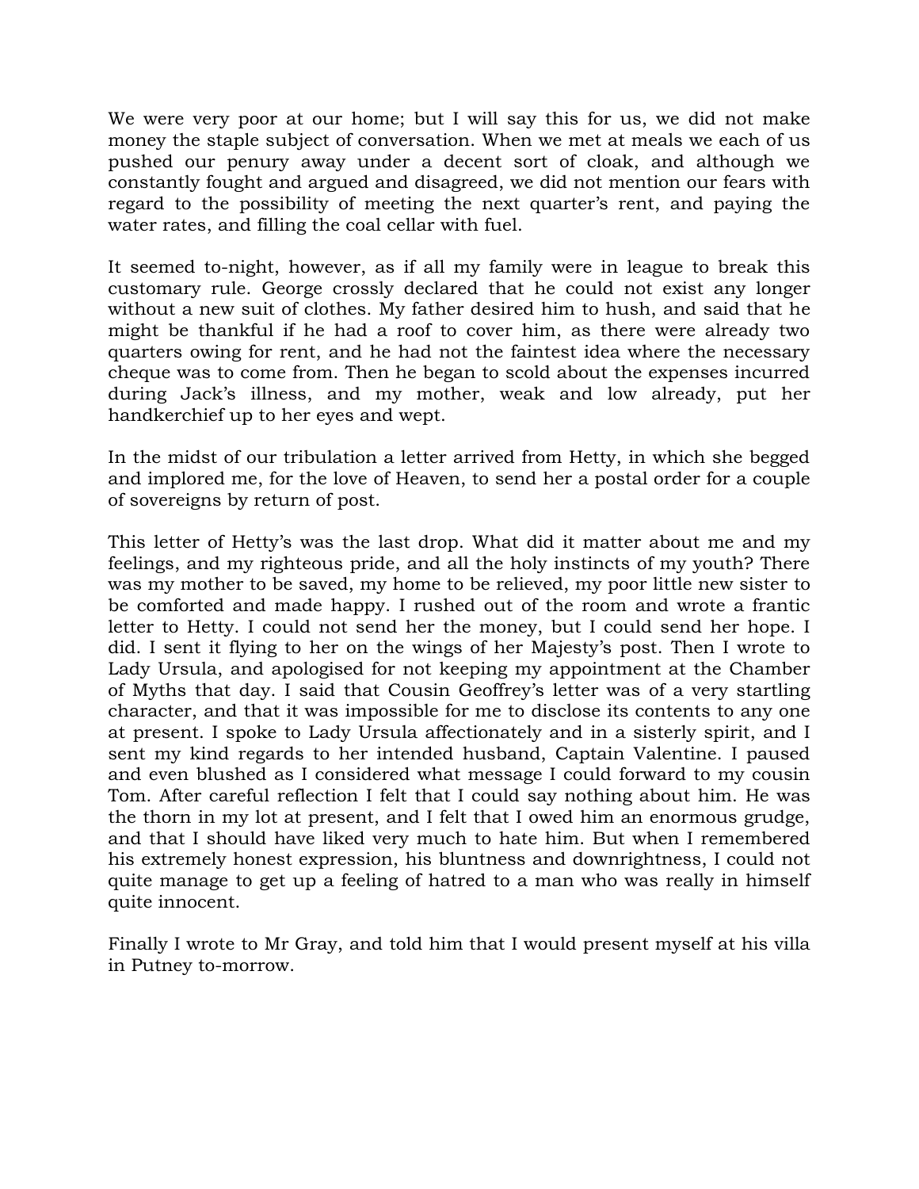We were very poor at our home; but I will say this for us, we did not make money the staple subject of conversation. When we met at meals we each of us pushed our penury away under a decent sort of cloak, and although we constantly fought and argued and disagreed, we did not mention our fears with regard to the possibility of meeting the next quarter's rent, and paying the water rates, and filling the coal cellar with fuel.

It seemed to-night, however, as if all my family were in league to break this customary rule. George crossly declared that he could not exist any longer without a new suit of clothes. My father desired him to hush, and said that he might be thankful if he had a roof to cover him, as there were already two quarters owing for rent, and he had not the faintest idea where the necessary cheque was to come from. Then he began to scold about the expenses incurred during Jack's illness, and my mother, weak and low already, put her handkerchief up to her eyes and wept.

In the midst of our tribulation a letter arrived from Hetty, in which she begged and implored me, for the love of Heaven, to send her a postal order for a couple of sovereigns by return of post.

This letter of Hetty's was the last drop. What did it matter about me and my feelings, and my righteous pride, and all the holy instincts of my youth? There was my mother to be saved, my home to be relieved, my poor little new sister to be comforted and made happy. I rushed out of the room and wrote a frantic letter to Hetty. I could not send her the money, but I could send her hope. I did. I sent it flying to her on the wings of her Majesty's post. Then I wrote to Lady Ursula, and apologised for not keeping my appointment at the Chamber of Myths that day. I said that Cousin Geoffrey's letter was of a very startling character, and that it was impossible for me to disclose its contents to any one at present. I spoke to Lady Ursula affectionately and in a sisterly spirit, and I sent my kind regards to her intended husband, Captain Valentine. I paused and even blushed as I considered what message I could forward to my cousin Tom. After careful reflection I felt that I could say nothing about him. He was the thorn in my lot at present, and I felt that I owed him an enormous grudge, and that I should have liked very much to hate him. But when I remembered his extremely honest expression, his bluntness and downrightness, I could not quite manage to get up a feeling of hatred to a man who was really in himself quite innocent.

Finally I wrote to Mr Gray, and told him that I would present myself at his villa in Putney to-morrow.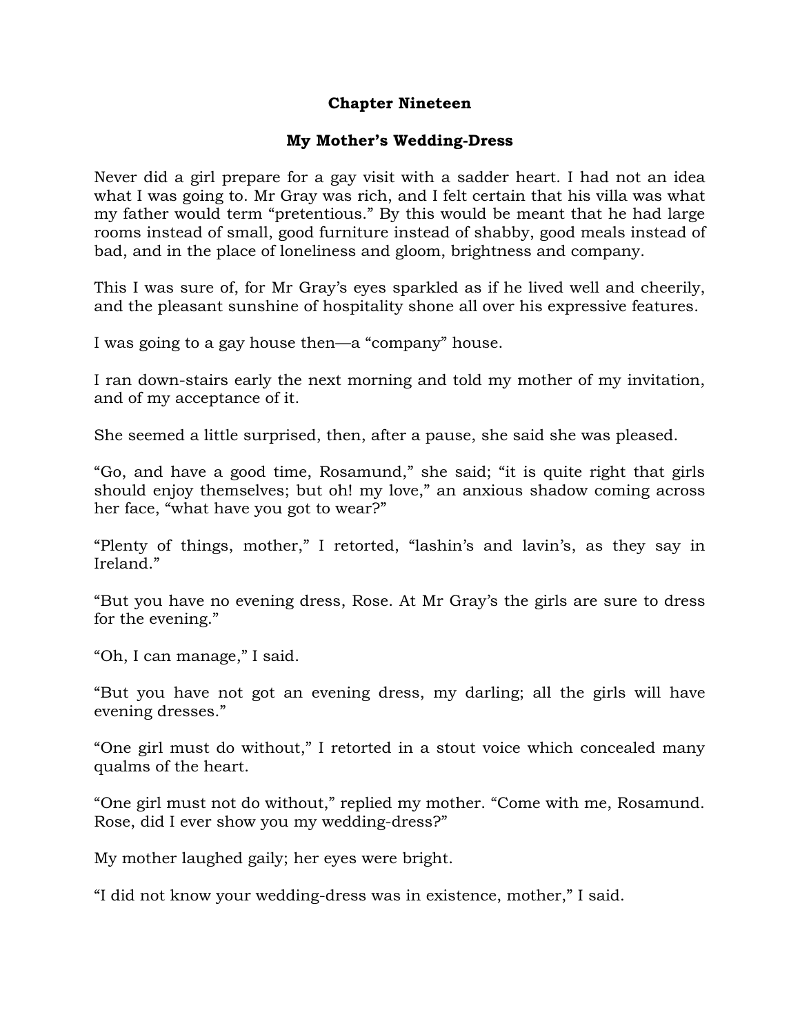## Chapter Nineteen

### My Mother's Wedding-Dress

Never did a girl prepare for a gay visit with a sadder heart. I had not an idea what I was going to. Mr Gray was rich, and I felt certain that his villa was what my father would term "pretentious." By this would be meant that he had large rooms instead of small, good furniture instead of shabby, good meals instead of bad, and in the place of loneliness and gloom, brightness and company.

This I was sure of, for Mr Gray's eyes sparkled as if he lived well and cheerily, and the pleasant sunshine of hospitality shone all over his expressive features.

I was going to a gay house then—a "company" house.

I ran down-stairs early the next morning and told my mother of my invitation, and of my acceptance of it.

She seemed a little surprised, then, after a pause, she said she was pleased.

"Go, and have a good time, Rosamund," she said; "it is quite right that girls should enjoy themselves; but oh! my love," an anxious shadow coming across her face, "what have you got to wear?"

"Plenty of things, mother," I retorted, "lashin's and lavin's, as they say in Ireland."

"But you have no evening dress, Rose. At Mr Gray's the girls are sure to dress for the evening."

"Oh, I can manage," I said.

"But you have not got an evening dress, my darling; all the girls will have evening dresses."

"One girl must do without," I retorted in a stout voice which concealed many qualms of the heart.

"One girl must not do without," replied my mother. "Come with me, Rosamund. Rose, did I ever show you my wedding-dress?"

My mother laughed gaily; her eyes were bright.

"I did not know your wedding-dress was in existence, mother," I said.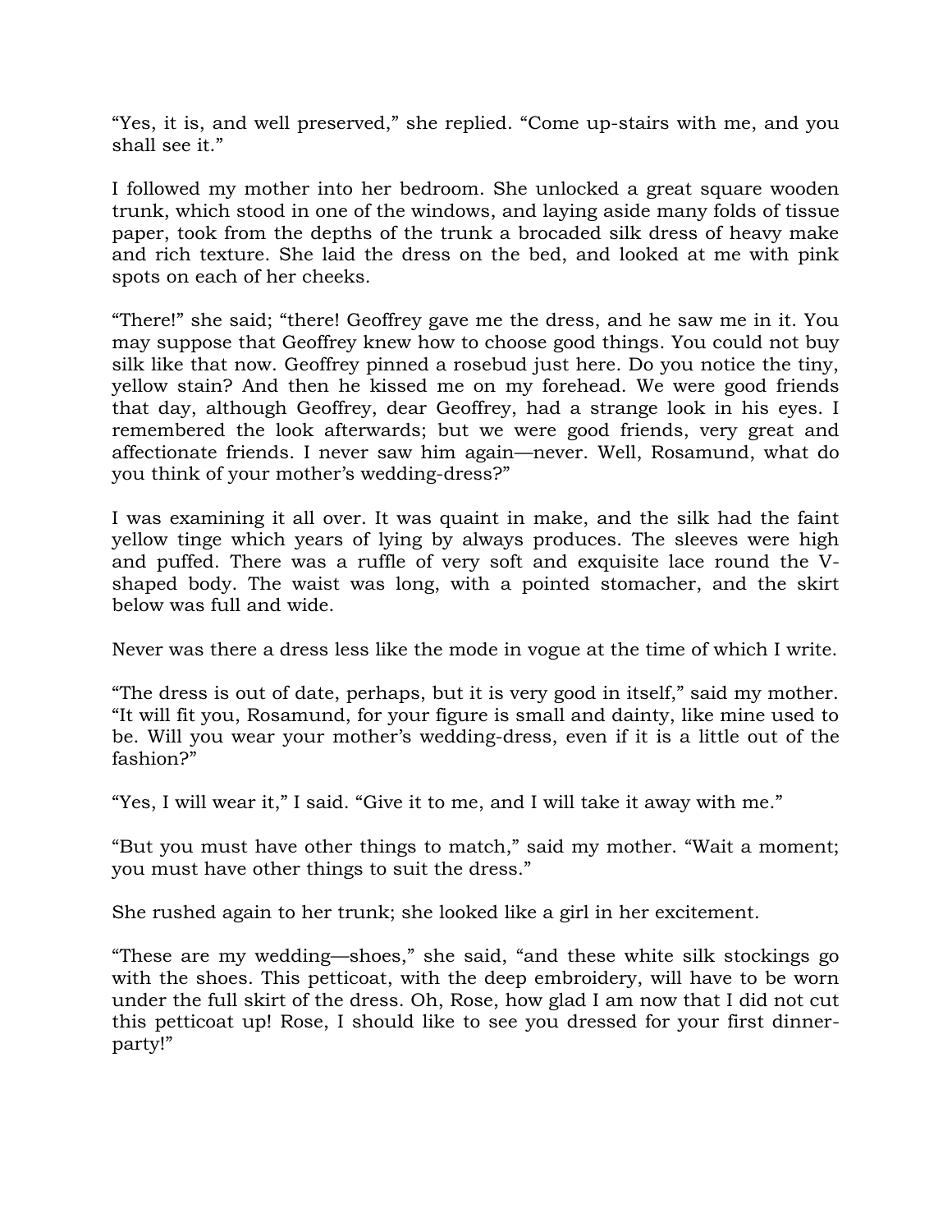"Yes, it is, and well preserved," she replied. "Come up-stairs with me, and you shall see it."

I followed my mother into her bedroom. She unlocked a great square wooden trunk, which stood in one of the windows, and laying aside many folds of tissue paper, took from the depths of the trunk a brocaded silk dress of heavy make and rich texture. She laid the dress on the bed, and looked at me with pink spots on each of her cheeks.

"There!" she said; "there! Geoffrey gave me the dress, and he saw me in it. You may suppose that Geoffrey knew how to choose good things. You could not buy silk like that now. Geoffrey pinned a rosebud just here. Do you notice the tiny, yellow stain? And then he kissed me on my forehead. We were good friends that day, although Geoffrey, dear Geoffrey, had a strange look in his eyes. I remembered the look afterwards; but we were good friends, very great and affectionate friends. I never saw him again—never. Well, Rosamund, what do you think of your mother's wedding-dress?"

I was examining it all over. It was quaint in make, and the silk had the faint yellow tinge which years of lying by always produces. The sleeves were high and puffed. There was a ruffle of very soft and exquisite lace round the V-shaped body. The waist was long, with a pointed stomacher, and the skirt below was full and wide.

Never was there a dress less like the mode in vogue at the time of which I write.

"The dress is out of date, perhaps, but it is very good in itself," said my mother. "It will fit you, Rosamund, for your figure is small and dainty, like mine used to be. Will you wear your mother's wedding-dress, even if it is a little out of the fashion?"

"Yes, I will wear it," I said. "Give it to me, and I will take it away with me."

"But you must have other things to match," said my mother. "Wait a moment; you must have other things to suit the dress."

She rushed again to her trunk; she looked like a girl in her excitement.

"These are my wedding—shoes," she said, "and these white silk stockings go with the shoes. This petticoat, with the deep embroidery, will have to be worn under the full skirt of the dress. Oh, Rose, how glad I am now that I did not cut this petticoat up! Rose, I should like to see you dressed for your first dinner-party!"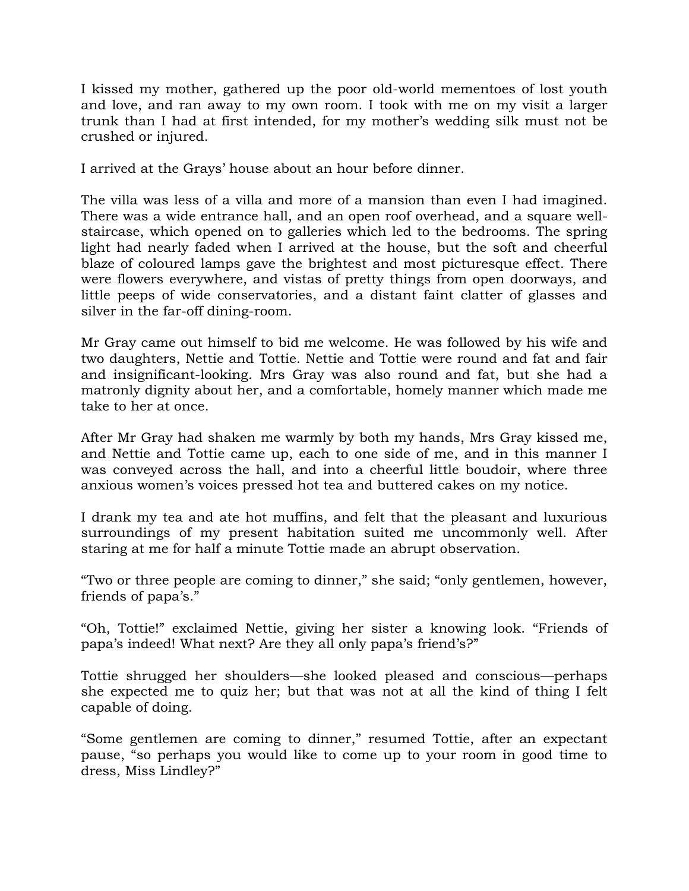I kissed my mother, gathered up the poor old-world mementoes of lost youth and love, and ran away to my own room. I took with me on my visit a larger trunk than I had at first intended, for my mother's wedding silk must not be crushed or injured.

I arrived at the Grays' house about an hour before dinner.

The villa was less of a villa and more of a mansion than even I had imagined. There was a wide entrance hall, and an open roof overhead, and a square well-staircase, which opened on to galleries which led to the bedrooms. The spring light had nearly faded when I arrived at the house, but the soft and cheerful blaze of coloured lamps gave the brightest and most picturesque effect. There were flowers everywhere, and vistas of pretty things from open doorways, and little peeps of wide conservatories, and a distant faint clatter of glasses and silver in the far-off dining-room.

Mr Gray came out himself to bid me welcome. He was followed by his wife and two daughters, Nettie and Tottie. Nettie and Tottie were round and fat and fair and insignificant-looking. Mrs Gray was also round and fat, but she had a matronly dignity about her, and a comfortable, homely manner which made me take to her at once.

After Mr Gray had shaken me warmly by both my hands, Mrs Gray kissed me, and Nettie and Tottie came up, each to one side of me, and in this manner I was conveyed across the hall, and into a cheerful little boudoir, where three anxious women's voices pressed hot tea and buttered cakes on my notice.

I drank my tea and ate hot muffins, and felt that the pleasant and luxurious surroundings of my present habitation suited me uncommonly well. After staring at me for half a minute Tottie made an abrupt observation.

"Two or three people are coming to dinner," she said; "only gentlemen, however, friends of papa's."

"Oh, Tottie!" exclaimed Nettie, giving her sister a knowing look. "Friends of papa's indeed! What next? Are they all only papa's friend's?"

Tottie shrugged her shoulders—she looked pleased and conscious—perhaps she expected me to quiz her; but that was not at all the kind of thing I felt capable of doing.

"Some gentlemen are coming to dinner," resumed Tottie, after an expectant pause, "so perhaps you would like to come up to your room in good time to dress, Miss Lindley?"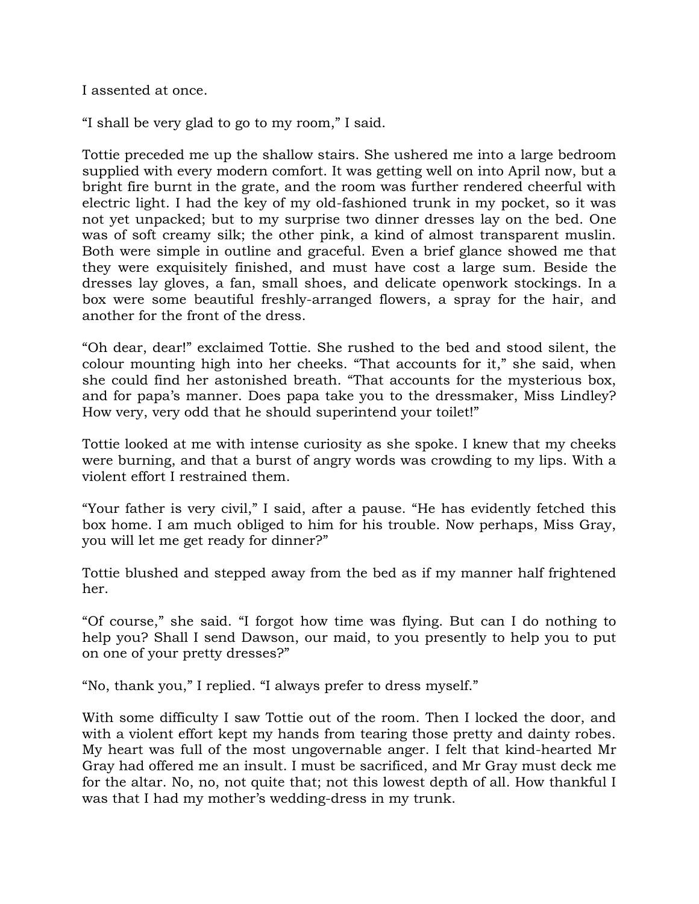I assented at once.

"I shall be very glad to go to my room," I said.

Tottie preceded me up the shallow stairs. She ushered me into a large bedroom supplied with every modern comfort. It was getting well on into April now, but a bright fire burnt in the grate, and the room was further rendered cheerful with electric light. I had the key of my old-fashioned trunk in my pocket, so it was not yet unpacked; but to my surprise two dinner dresses lay on the bed. One was of soft creamy silk; the other pink, a kind of almost transparent muslin. Both were simple in outline and graceful. Even a brief glance showed me that they were exquisitely finished, and must have cost a large sum. Beside the dresses lay gloves, a fan, small shoes, and delicate openwork stockings. In a box were some beautiful freshly-arranged flowers, a spray for the hair, and another for the front of the dress.

"Oh dear, dear!" exclaimed Tottie. She rushed to the bed and stood silent, the colour mounting high into her cheeks. "That accounts for it," she said, when she could find her astonished breath. "That accounts for the mysterious box, and for papa's manner. Does papa take you to the dressmaker, Miss Lindley? How very, very odd that he should superintend your toilet!"

Tottie looked at me with intense curiosity as she spoke. I knew that my cheeks were burning, and that a burst of angry words was crowding to my lips. With a violent effort I restrained them.

"Your father is very civil," I said, after a pause. "He has evidently fetched this box home. I am much obliged to him for his trouble. Now perhaps, Miss Gray, you will let me get ready for dinner?"

Tottie blushed and stepped away from the bed as if my manner half frightened her.

"Of course," she said. "I forgot how time was flying. But can I do nothing to help you? Shall I send Dawson, our maid, to you presently to help you to put on one of your pretty dresses?"

"No, thank you," I replied. "I always prefer to dress myself."

With some difficulty I saw Tottie out of the room. Then I locked the door, and with a violent effort kept my hands from tearing those pretty and dainty robes. My heart was full of the most ungovernable anger. I felt that kind-hearted Mr Gray had offered me an insult. I must be sacrificed, and Mr Gray must deck me for the altar. No, no, not quite that; not this lowest depth of all. How thankful I was that I had my mother's wedding-dress in my trunk.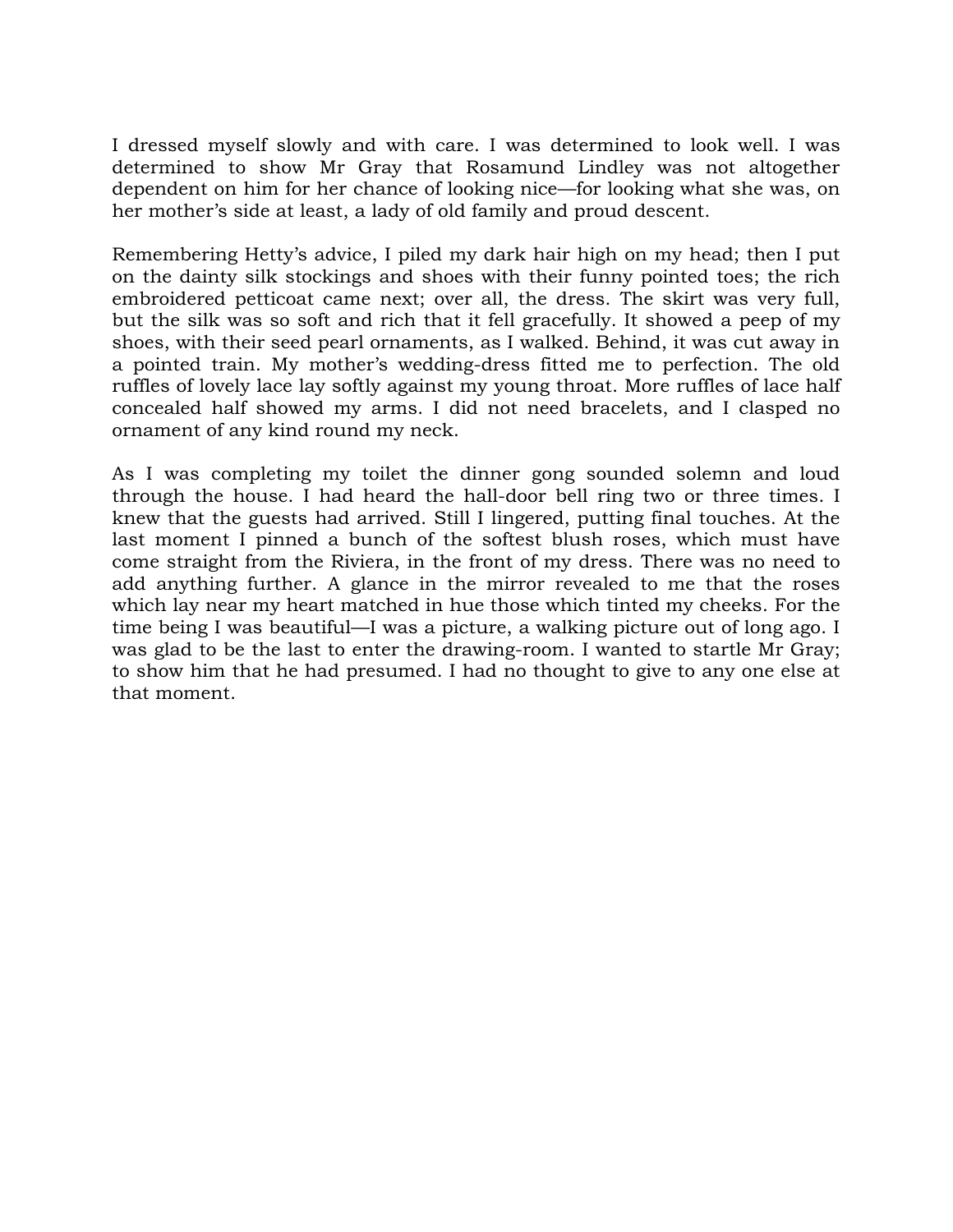I dressed myself slowly and with care. I was determined to look well. I was determined to show Mr Gray that Rosamund Lindley was not altogether dependent on him for her chance of looking nice—for looking what she was, on her mother's side at least, a lady of old family and proud descent.

Remembering Hetty's advice, I piled my dark hair high on my head; then I put on the dainty silk stockings and shoes with their funny pointed toes; the rich embroidered petticoat came next; over all, the dress. The skirt was very full, but the silk was so soft and rich that it fell gracefully. It showed a peep of my shoes, with their seed pearl ornaments, as I walked. Behind, it was cut away in a pointed train. My mother's wedding-dress fitted me to perfection. The old ruffles of lovely lace lay softly against my young throat. More ruffles of lace half concealed half showed my arms. I did not need bracelets, and I clasped no ornament of any kind round my neck.

As I was completing my toilet the dinner gong sounded solemn and loud through the house. I had heard the hall-door bell ring two or three times. I knew that the guests had arrived. Still I lingered, putting final touches. At the last moment I pinned a bunch of the softest blush roses, which must have come straight from the Riviera, in the front of my dress. There was no need to add anything further. A glance in the mirror revealed to me that the roses which lay near my heart matched in hue those which tinted my cheeks. For the time being I was beautiful—I was a picture, a walking picture out of long ago. I was glad to be the last to enter the drawing-room. I wanted to startle Mr Gray; to show him that he had presumed. I had no thought to give to any one else at that moment.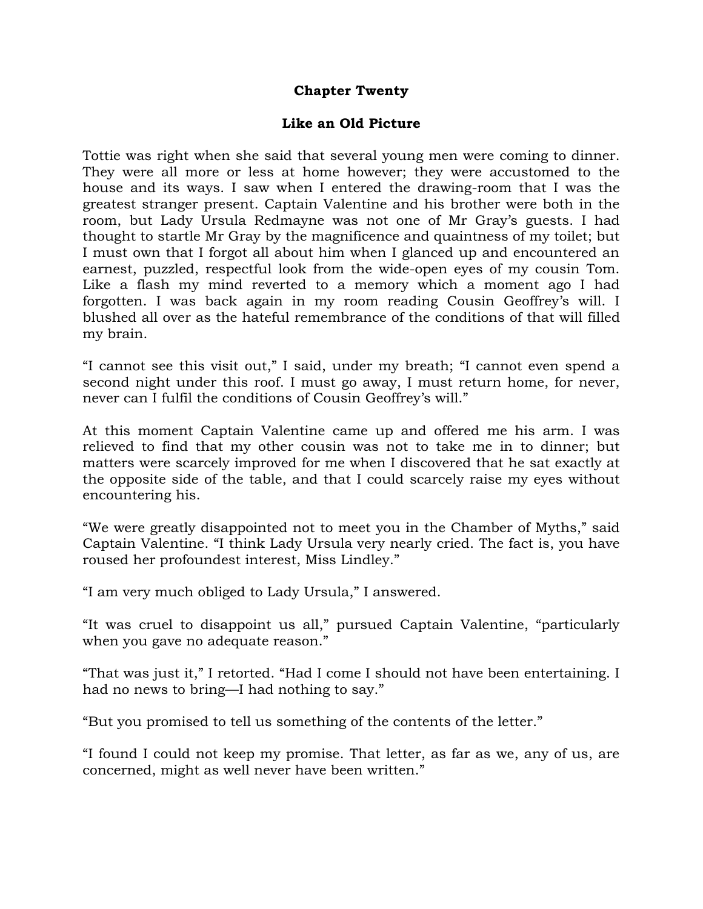## Chapter Twenty

### Like an Old Picture

Tottie was right when she said that several young men were coming to dinner. They were all more or less at home however; they were accustomed to the house and its ways. I saw when I entered the drawing-room that I was the greatest stranger present. Captain Valentine and his brother were both in the room, but Lady Ursula Redmayne was not one of Mr Gray's guests. I had thought to startle Mr Gray by the magnificence and quaintness of my toilet; but I must own that I forgot all about him when I glanced up and encountered an earnest, puzzled, respectful look from the wide-open eyes of my cousin Tom. Like a flash my mind reverted to a memory which a moment ago I had forgotten. I was back again in my room reading Cousin Geoffrey's will. I blushed all over as the hateful remembrance of the conditions of that will filled my brain.

"I cannot see this visit out," I said, under my breath; "I cannot even spend a second night under this roof. I must go away, I must return home, for never, never can I fulfil the conditions of Cousin Geoffrey's will."

At this moment Captain Valentine came up and offered me his arm. I was relieved to find that my other cousin was not to take me in to dinner; but matters were scarcely improved for me when I discovered that he sat exactly at the opposite side of the table, and that I could scarcely raise my eyes without encountering his.

"We were greatly disappointed not to meet you in the Chamber of Myths," said Captain Valentine. "I think Lady Ursula very nearly cried. The fact is, you have roused her profoundest interest, Miss Lindley."

"I am very much obliged to Lady Ursula," I answered.

"It was cruel to disappoint us all," pursued Captain Valentine, "particularly when you gave no adequate reason."

"That was just it," I retorted. "Had I come I should not have been entertaining. I had no news to bring—I had nothing to say."

"But you promised to tell us something of the contents of the letter."

"I found I could not keep my promise. That letter, as far as we, any of us, are concerned, might as well never have been written."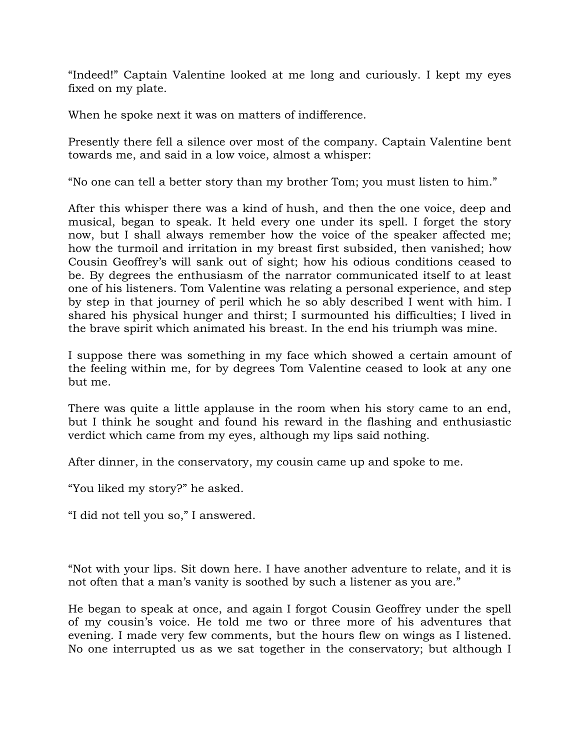"Indeed!" Captain Valentine looked at me long and curiously. I kept my eyes fixed on my plate.

When he spoke next it was on matters of indifference.

Presently there fell a silence over most of the company. Captain Valentine bent towards me, and said in a low voice, almost a whisper:

"No one can tell a better story than my brother Tom; you must listen to him."

After this whisper there was a kind of hush, and then the one voice, deep and musical, began to speak. It held every one under its spell. I forget the story now, but I shall always remember how the voice of the speaker affected me; how the turmoil and irritation in my breast first subsided, then vanished; how Cousin Geoffrey's will sank out of sight; how his odious conditions ceased to be. By degrees the enthusiasm of the narrator communicated itself to at least one of his listeners. Tom Valentine was relating a personal experience, and step by step in that journey of peril which he so ably described I went with him. I shared his physical hunger and thirst; I surmounted his difficulties; I lived in the brave spirit which animated his breast. In the end his triumph was mine.

I suppose there was something in my face which showed a certain amount of the feeling within me, for by degrees Tom Valentine ceased to look at any one but me.

There was quite a little applause in the room when his story came to an end, but I think he sought and found his reward in the flashing and enthusiastic verdict which came from my eyes, although my lips said nothing.

After dinner, in the conservatory, my cousin came up and spoke to me.

"You liked my story?" he asked.

"I did not tell you so," I answered.

"Not with your lips. Sit down here. I have another adventure to relate, and it is not often that a man's vanity is soothed by such a listener as you are."

He began to speak at once, and again I forgot Cousin Geoffrey under the spell of my cousin's voice. He told me two or three more of his adventures that evening. I made very few comments, but the hours flew on wings as I listened. No one interrupted us as we sat together in the conservatory; but although I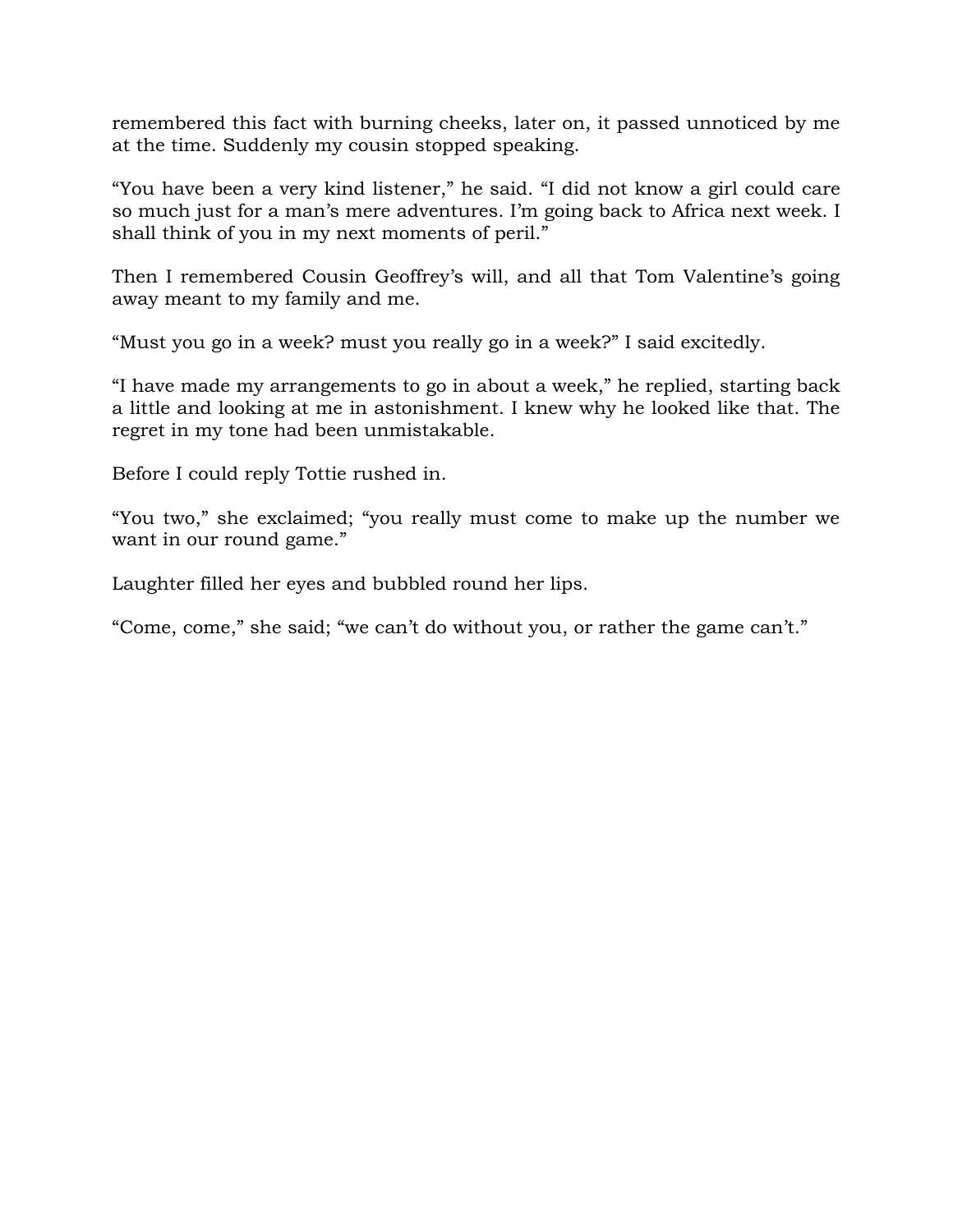remembered this fact with burning cheeks, later on, it passed unnoticed by me at the time. Suddenly my cousin stopped speaking.

“You have been a very kind listener,” he said. “I did not know a girl could care so much just for a man’s mere adventures. I’m going back to Africa next week. I shall think of you in my next moments of peril.”

Then I remembered Cousin Geoffrey’s will, and all that Tom Valentine’s going away meant to my family and me.

“Must you go in a week? must you really go in a week?” I said excitedly.

“I have made my arrangements to go in about a week,” he replied, starting back a little and looking at me in astonishment. I knew why he looked like that. The regret in my tone had been unmistakable.

Before I could reply Tottie rushed in.

“You two,” she exclaimed; “you really must come to make up the number we want in our round game.”

Laughter filled her eyes and bubbled round her lips.

“Come, come,” she said; “we can’t do without you, or rather the game can’t.”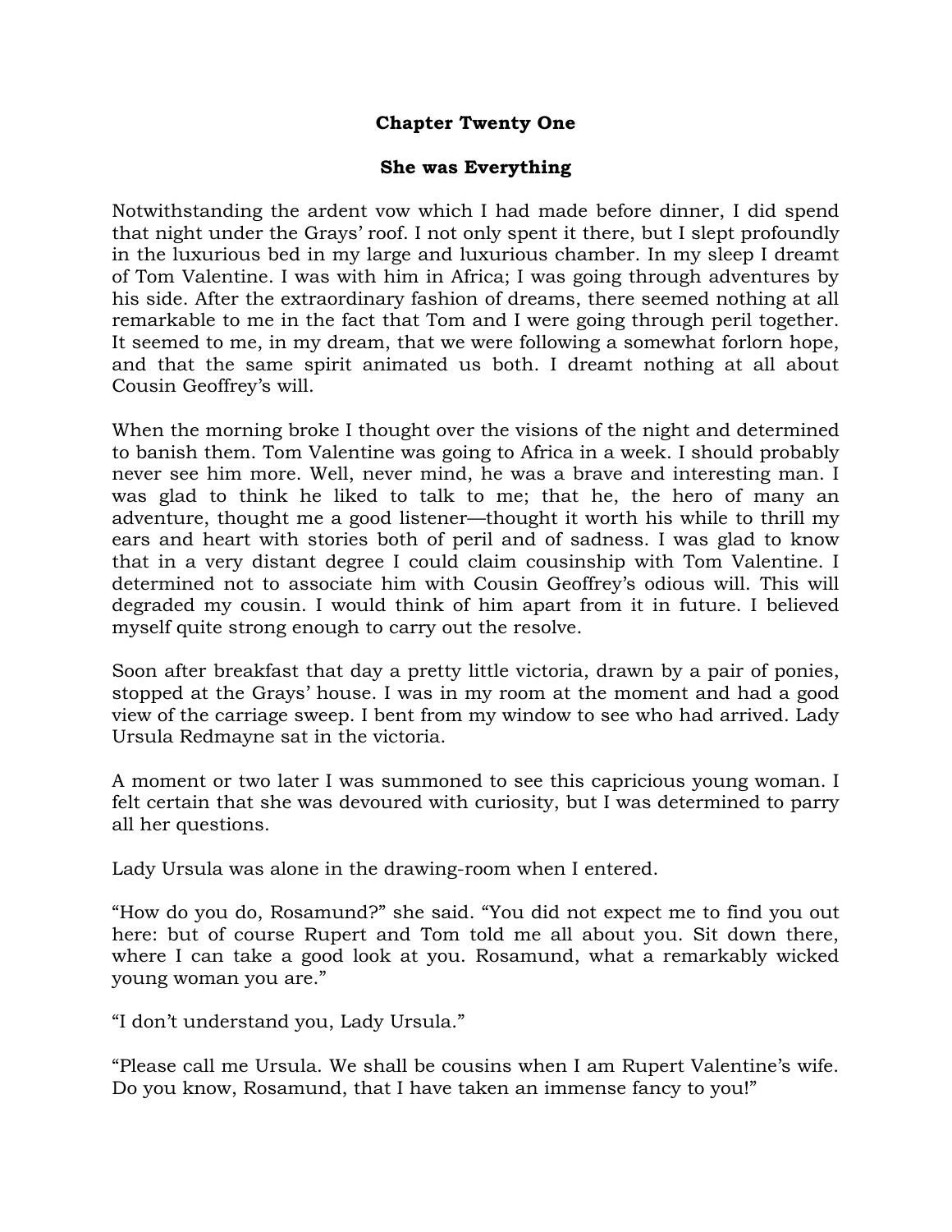## Chapter Twenty One

### She was Everything

Notwithstanding the ardent vow which I had made before dinner, I did spend that night under the Grays' roof. I not only spent it there, but I slept profoundly in the luxurious bed in my large and luxurious chamber. In my sleep I dreamt of Tom Valentine. I was with him in Africa; I was going through adventures by his side. After the extraordinary fashion of dreams, there seemed nothing at all remarkable to me in the fact that Tom and I were going through peril together. It seemed to me, in my dream, that we were following a somewhat forlorn hope, and that the same spirit animated us both. I dreamt nothing at all about Cousin Geoffrey's will.

When the morning broke I thought over the visions of the night and determined to banish them. Tom Valentine was going to Africa in a week. I should probably never see him more. Well, never mind, he was a brave and interesting man. I was glad to think he liked to talk to me; that he, the hero of many an adventure, thought me a good listener—thought it worth his while to thrill my ears and heart with stories both of peril and of sadness. I was glad to know that in a very distant degree I could claim cousinship with Tom Valentine. I determined not to associate him with Cousin Geoffrey's odious will. This will degraded my cousin. I would think of him apart from it in future. I believed myself quite strong enough to carry out the resolve.

Soon after breakfast that day a pretty little victoria, drawn by a pair of ponies, stopped at the Grays' house. I was in my room at the moment and had a good view of the carriage sweep. I bent from my window to see who had arrived. Lady Ursula Redmayne sat in the victoria.

A moment or two later I was summoned to see this capricious young woman. I felt certain that she was devoured with curiosity, but I was determined to parry all her questions.

Lady Ursula was alone in the drawing-room when I entered.

"How do you do, Rosamund?" she said. "You did not expect me to find you out here: but of course Rupert and Tom told me all about you. Sit down there, where I can take a good look at you. Rosamund, what a remarkably wicked young woman you are."

"I don't understand you, Lady Ursula."

"Please call me Ursula. We shall be cousins when I am Rupert Valentine's wife. Do you know, Rosamund, that I have taken an immense fancy to you!"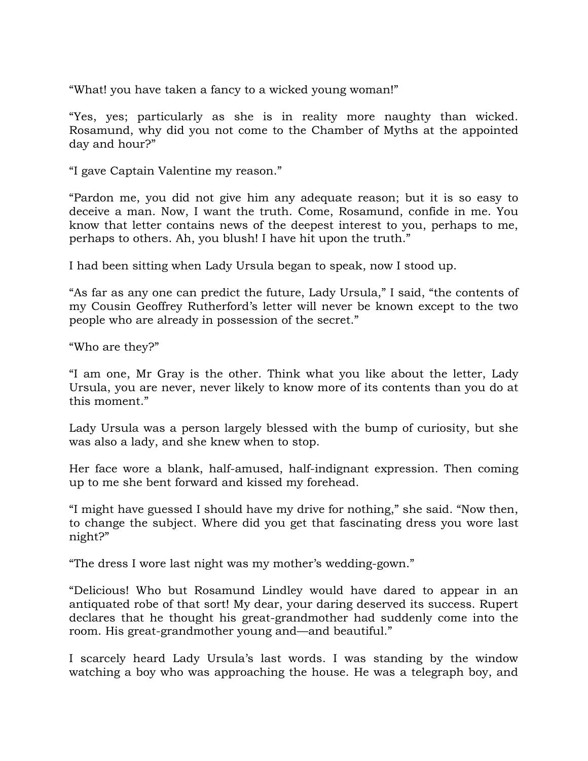"What! you have taken a fancy to a wicked young woman!"

"Yes, yes; particularly as she is in reality more naughty than wicked. Rosamund, why did you not come to the Chamber of Myths at the appointed day and hour?"

"I gave Captain Valentine my reason."

"Pardon me, you did not give him any adequate reason; but it is so easy to deceive a man. Now, I want the truth. Come, Rosamund, confide in me. You know that letter contains news of the deepest interest to you, perhaps to me, perhaps to others. Ah, you blush! I have hit upon the truth."

I had been sitting when Lady Ursula began to speak, now I stood up.

"As far as any one can predict the future, Lady Ursula," I said, "the contents of my Cousin Geoffrey Rutherford's letter will never be known except to the two people who are already in possession of the secret."

"Who are they?"

"I am one, Mr Gray is the other. Think what you like about the letter, Lady Ursula, you are never, never likely to know more of its contents than you do at this moment."

Lady Ursula was a person largely blessed with the bump of curiosity, but she was also a lady, and she knew when to stop.

Her face wore a blank, half-amused, half-indignant expression. Then coming up to me she bent forward and kissed my forehead.

"I might have guessed I should have my drive for nothing," she said. "Now then, to change the subject. Where did you get that fascinating dress you wore last night?"

"The dress I wore last night was my mother's wedding-gown."

"Delicious! Who but Rosamund Lindley would have dared to appear in an antiquated robe of that sort! My dear, your daring deserved its success. Rupert declares that he thought his great-grandmother had suddenly come into the room. His great-grandmother young and—and beautiful."

I scarcely heard Lady Ursula's last words. I was standing by the window watching a boy who was approaching the house. He was a telegraph boy, and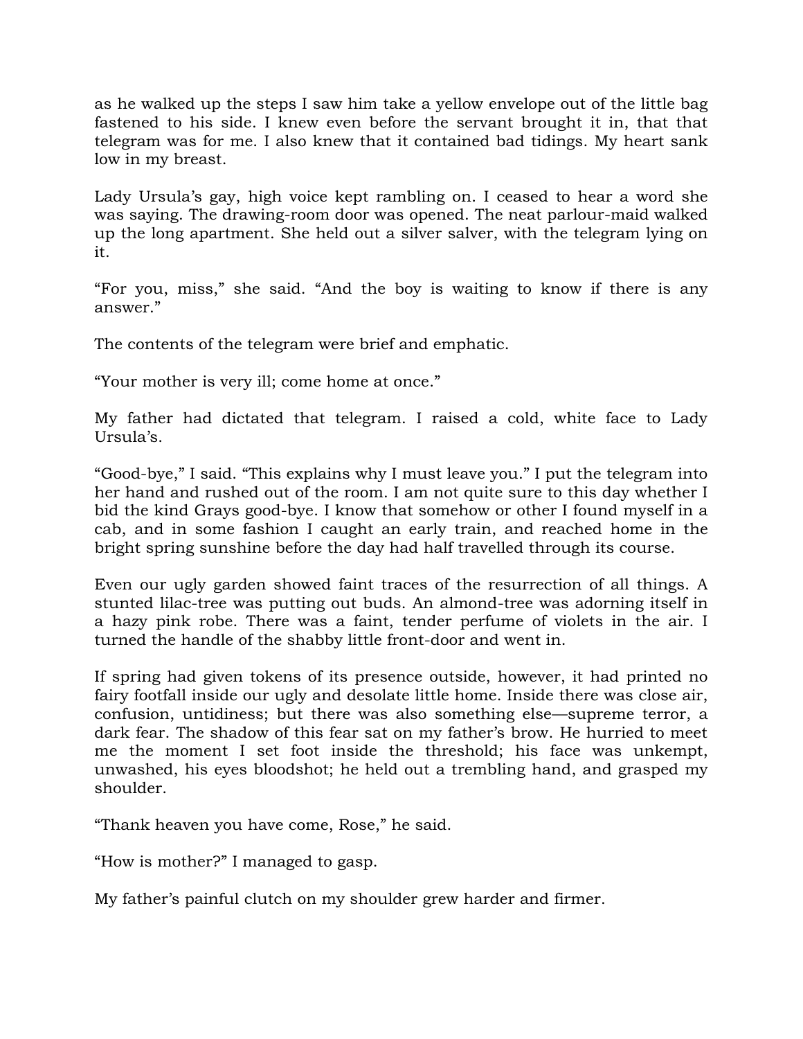as he walked up the steps I saw him take a yellow envelope out of the little bag fastened to his side. I knew even before the servant brought it in, that that telegram was for me. I also knew that it contained bad tidings. My heart sank low in my breast.

Lady Ursula's gay, high voice kept rambling on. I ceased to hear a word she was saying. The drawing-room door was opened. The neat parlour-maid walked up the long apartment. She held out a silver salver, with the telegram lying on it.

"For you, miss," she said. "And the boy is waiting to know if there is any answer."

The contents of the telegram were brief and emphatic.

"Your mother is very ill; come home at once."

My father had dictated that telegram. I raised a cold, white face to Lady Ursula's.

"Good-bye," I said. "This explains why I must leave you." I put the telegram into her hand and rushed out of the room. I am not quite sure to this day whether I bid the kind Grays good-bye. I know that somehow or other I found myself in a cab, and in some fashion I caught an early train, and reached home in the bright spring sunshine before the day had half travelled through its course.

Even our ugly garden showed faint traces of the resurrection of all things. A stunted lilac-tree was putting out buds. An almond-tree was adorning itself in a hazy pink robe. There was a faint, tender perfume of violets in the air. I turned the handle of the shabby little front-door and went in.

If spring had given tokens of its presence outside, however, it had printed no fairy footfall inside our ugly and desolate little home. Inside there was close air, confusion, untidiness; but there was also something else—supreme terror, a dark fear. The shadow of this fear sat on my father's brow. He hurried to meet me the moment I set foot inside the threshold; his face was unkempt, unwashed, his eyes bloodshot; he held out a trembling hand, and grasped my shoulder.

"Thank heaven you have come, Rose," he said.

"How is mother?" I managed to gasp.

My father's painful clutch on my shoulder grew harder and firmer.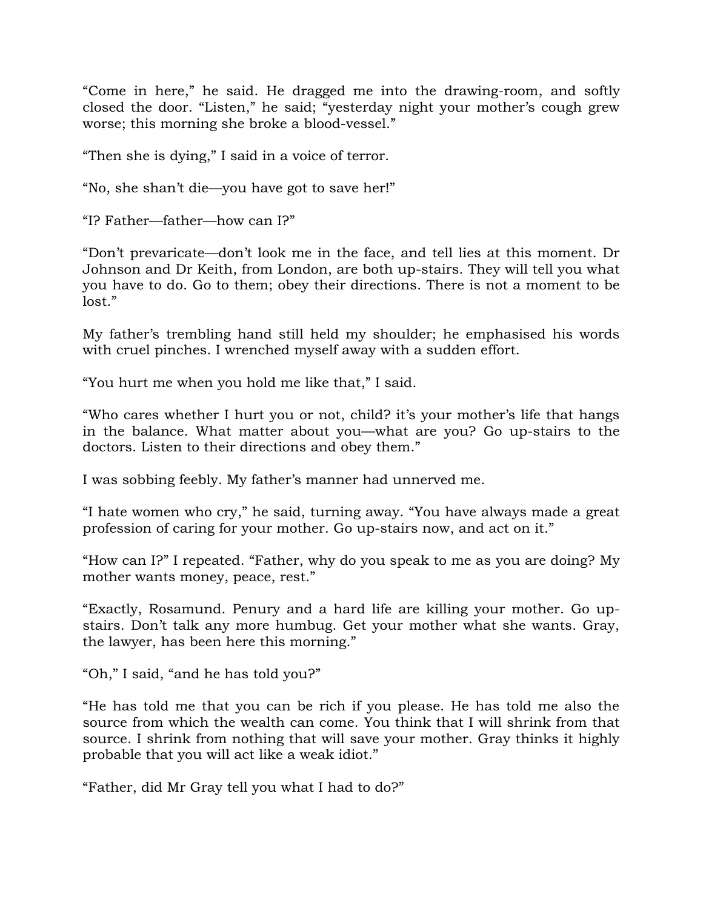"Come in here," he said. He dragged me into the drawing-room, and softly closed the door. "Listen," he said; "yesterday night your mother's cough grew worse; this morning she broke a blood-vessel."

"Then she is dying," I said in a voice of terror.

"No, she shan't die—you have got to save her!"

"I? Father—father—how can I?"

"Don't prevaricate—don't look me in the face, and tell lies at this moment. Dr Johnson and Dr Keith, from London, are both up-stairs. They will tell you what you have to do. Go to them; obey their directions. There is not a moment to be lost."

My father's trembling hand still held my shoulder; he emphasised his words with cruel pinches. I wrenched myself away with a sudden effort.

"You hurt me when you hold me like that," I said.

"Who cares whether I hurt you or not, child? it's your mother's life that hangs in the balance. What matter about you—what are you? Go up-stairs to the doctors. Listen to their directions and obey them."

I was sobbing feebly. My father's manner had unnerved me.

"I hate women who cry," he said, turning away. "You have always made a great profession of caring for your mother. Go up-stairs now, and act on it."

"How can I?" I repeated. "Father, why do you speak to me as you are doing? My mother wants money, peace, rest."

"Exactly, Rosamund. Penury and a hard life are killing your mother. Go up-stairs. Don't talk any more humbug. Get your mother what she wants. Gray, the lawyer, has been here this morning."

"Oh," I said, "and he has told you?"

"He has told me that you can be rich if you please. He has told me also the source from which the wealth can come. You think that I will shrink from that source. I shrink from nothing that will save your mother. Gray thinks it highly probable that you will act like a weak idiot."

"Father, did Mr Gray tell you what I had to do?"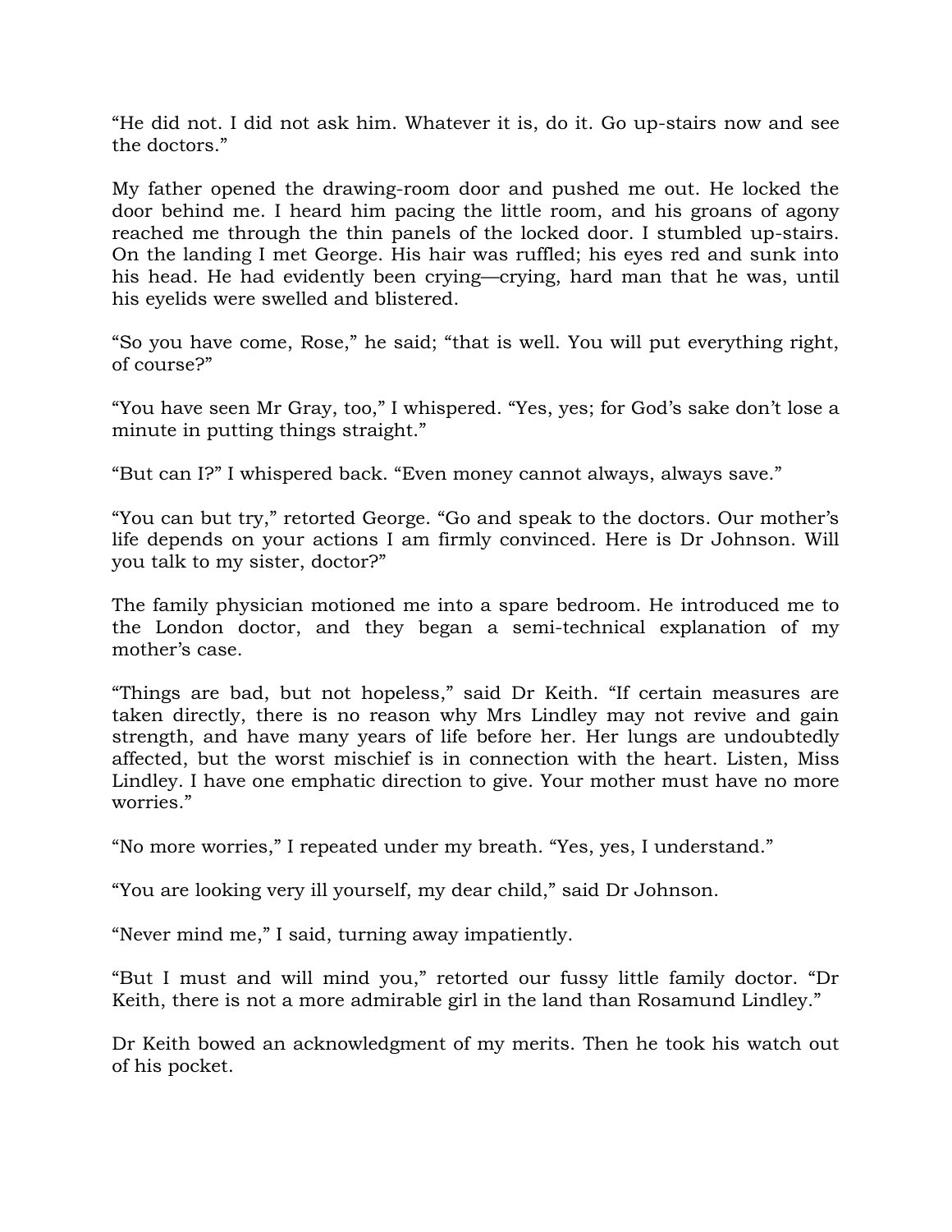"He did not. I did not ask him. Whatever it is, do it. Go up-stairs now and see the doctors."

My father opened the drawing-room door and pushed me out. He locked the door behind me. I heard him pacing the little room, and his groans of agony reached me through the thin panels of the locked door. I stumbled up-stairs. On the landing I met George. His hair was ruffled; his eyes red and sunk into his head. He had evidently been crying—crying, hard man that he was, until his eyelids were swelled and blistered.

"So you have come, Rose," he said; "that is well. You will put everything right, of course?"

"You have seen Mr Gray, too," I whispered. "Yes, yes; for God's sake don't lose a minute in putting things straight."

"But can I?" I whispered back. "Even money cannot always, always save."

"You can but try," retorted George. "Go and speak to the doctors. Our mother's life depends on your actions I am firmly convinced. Here is Dr Johnson. Will you talk to my sister, doctor?"

The family physician motioned me into a spare bedroom. He introduced me to the London doctor, and they began a semi-technical explanation of my mother's case.

"Things are bad, but not hopeless," said Dr Keith. "If certain measures are taken directly, there is no reason why Mrs Lindley may not revive and gain strength, and have many years of life before her. Her lungs are undoubtedly affected, but the worst mischief is in connection with the heart. Listen, Miss Lindley. I have one emphatic direction to give. Your mother must have no more worries."

"No more worries," I repeated under my breath. "Yes, yes, I understand."

"You are looking very ill yourself, my dear child," said Dr Johnson.

"Never mind me," I said, turning away impatiently.

"But I must and will mind you," retorted our fussy little family doctor. "Dr Keith, there is not a more admirable girl in the land than Rosamund Lindley."

Dr Keith bowed an acknowledgment of my merits. Then he took his watch out of his pocket.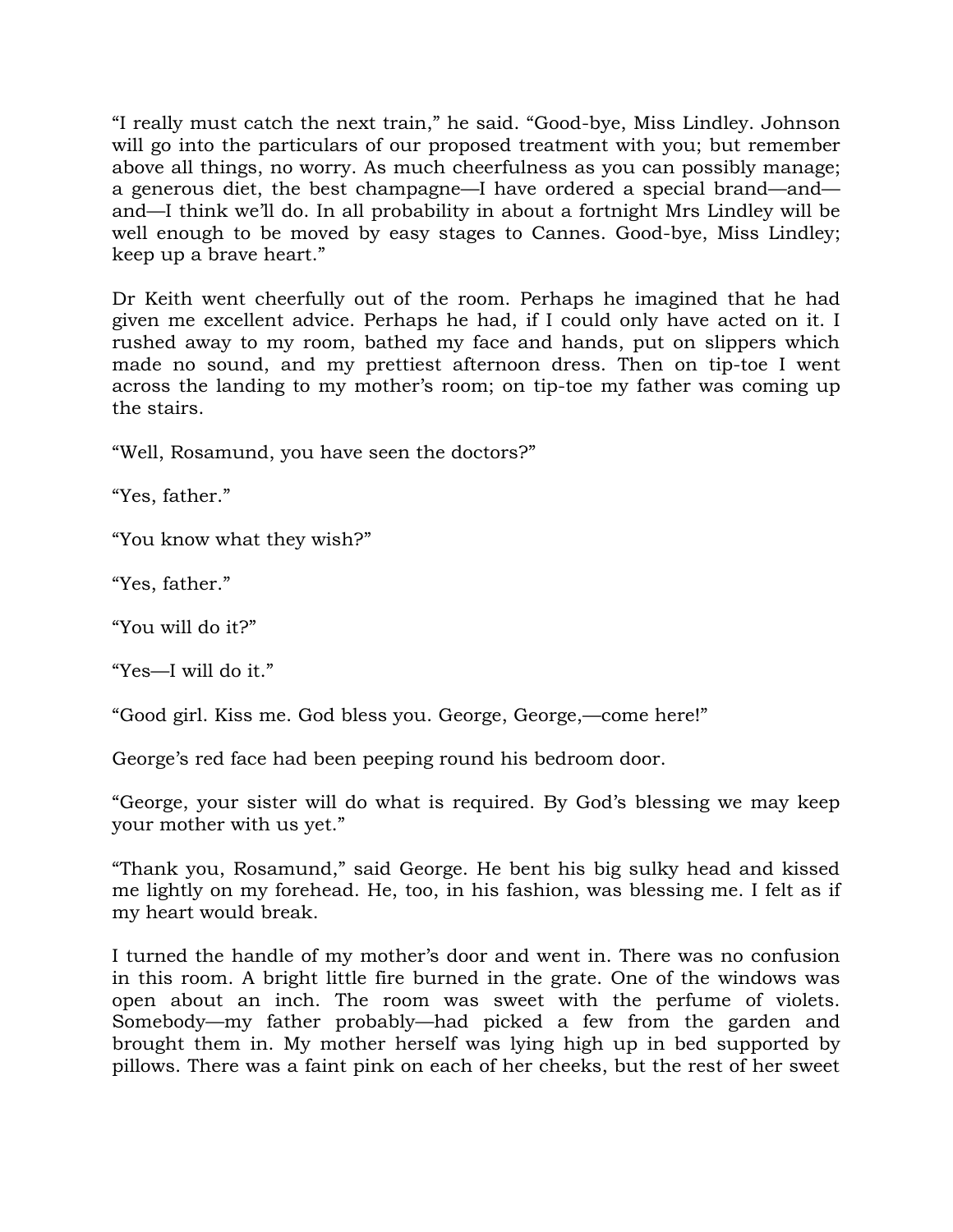"I really must catch the next train," he said. "Good-bye, Miss Lindley. Johnson will go into the particulars of our proposed treatment with you; but remember above all things, no worry. As much cheerfulness as you can possibly manage; a generous diet, the best champagne—I have ordered a special brand—and—and—I think we'll do. In all probability in about a fortnight Mrs Lindley will be well enough to be moved by easy stages to Cannes. Good-bye, Miss Lindley; keep up a brave heart."

Dr Keith went cheerfully out of the room. Perhaps he imagined that he had given me excellent advice. Perhaps he had, if I could only have acted on it. I rushed away to my room, bathed my face and hands, put on slippers which made no sound, and my prettiest afternoon dress. Then on tip-toe I went across the landing to my mother's room; on tip-toe my father was coming up the stairs.

"Well, Rosamund, you have seen the doctors?"

"Yes, father."

"You know what they wish?"

"Yes, father."

"You will do it?"

"Yes—I will do it."

"Good girl. Kiss me. God bless you. George, George,—come here!"

George's red face had been peeping round his bedroom door.

"George, your sister will do what is required. By God's blessing we may keep your mother with us yet."

"Thank you, Rosamund," said George. He bent his big sulky head and kissed me lightly on my forehead. He, too, in his fashion, was blessing me. I felt as if my heart would break.

I turned the handle of my mother's door and went in. There was no confusion in this room. A bright little fire burned in the grate. One of the windows was open about an inch. The room was sweet with the perfume of violets. Somebody—my father probably—had picked a few from the garden and brought them in. My mother herself was lying high up in bed supported by pillows. There was a faint pink on each of her cheeks, but the rest of her sweet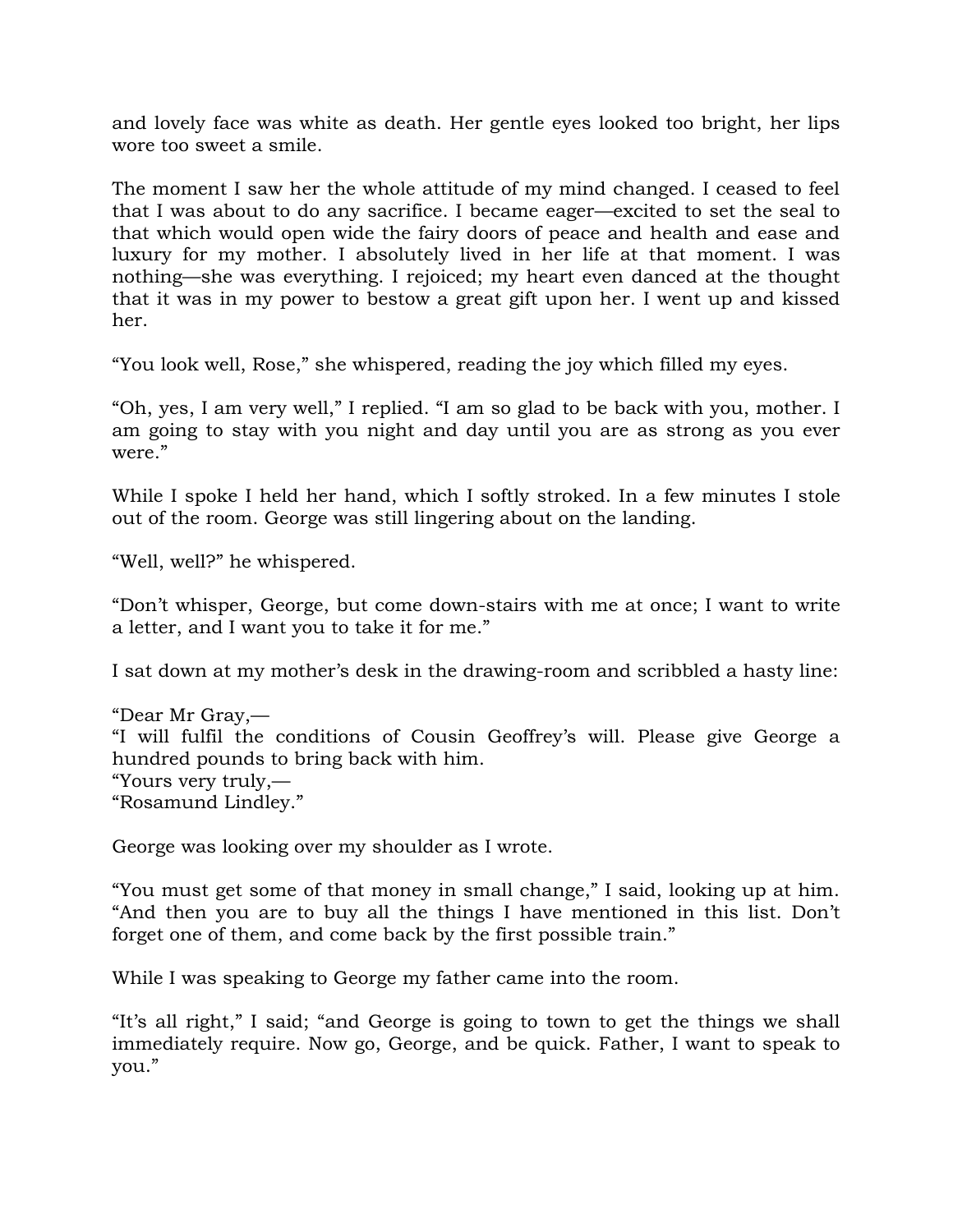and lovely face was white as death. Her gentle eyes looked too bright, her lips wore too sweet a smile.

The moment I saw her the whole attitude of my mind changed. I ceased to feel that I was about to do any sacrifice. I became eager—excited to set the seal to that which would open wide the fairy doors of peace and health and ease and luxury for my mother. I absolutely lived in her life at that moment. I was nothing—she was everything. I rejoiced; my heart even danced at the thought that it was in my power to bestow a great gift upon her. I went up and kissed her.

"You look well, Rose," she whispered, reading the joy which filled my eyes.

"Oh, yes, I am very well," I replied. "I am so glad to be back with you, mother. I am going to stay with you night and day until you are as strong as you ever were."

While I spoke I held her hand, which I softly stroked. In a few minutes I stole out of the room. George was still lingering about on the landing.

"Well, well?" he whispered.

"Don't whisper, George, but come down-stairs with me at once; I want to write a letter, and I want you to take it for me."

I sat down at my mother's desk in the drawing-room and scribbled a hasty line:

"Dear Mr Gray,—
"I will fulfil the conditions of Cousin Geoffrey's will. Please give George a hundred pounds to bring back with him.
"Yours very truly,—
"Rosamund Lindley."

George was looking over my shoulder as I wrote.

"You must get some of that money in small change," I said, looking up at him. "And then you are to buy all the things I have mentioned in this list. Don't forget one of them, and come back by the first possible train."

While I was speaking to George my father came into the room.

"It's all right," I said; "and George is going to town to get the things we shall immediately require. Now go, George, and be quick. Father, I want to speak to you."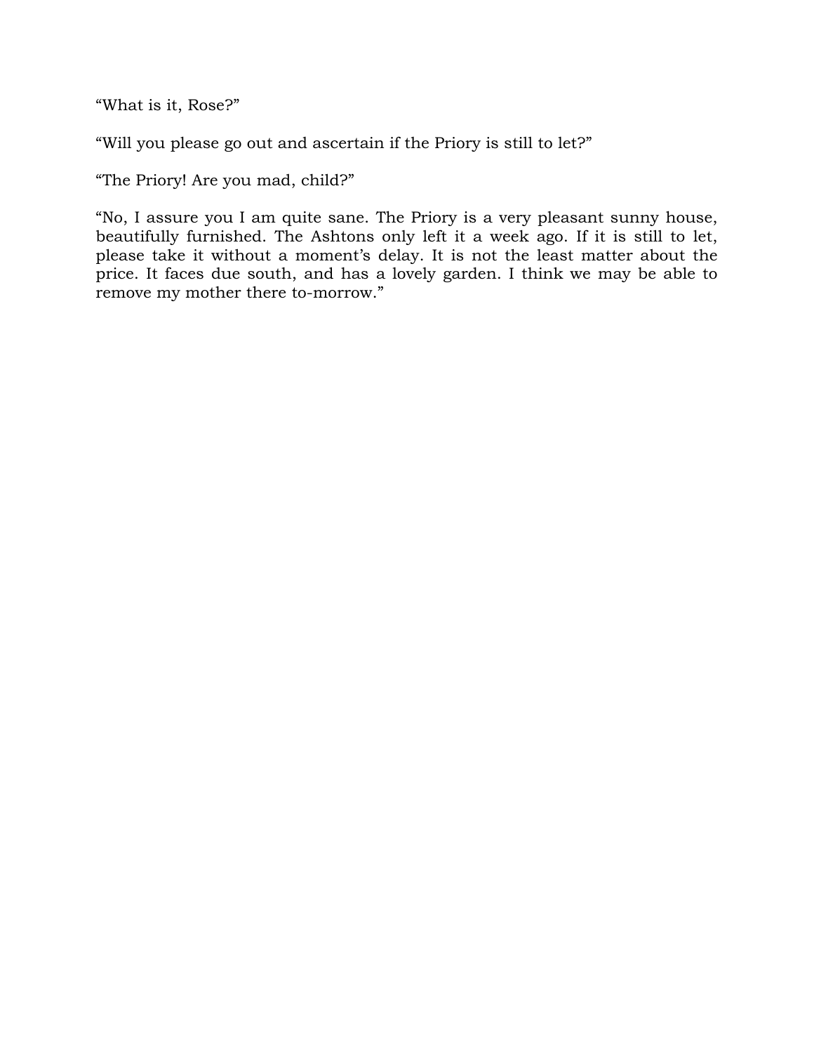“What is it, Rose?”

“Will you please go out and ascertain if the Priory is still to let?”

“The Priory! Are you mad, child?”

“No, I assure you I am quite sane. The Priory is a very pleasant sunny house, beautifully furnished. The Ashtons only left it a week ago. If it is still to let, please take it without a moment’s delay. It is not the least matter about the price. It faces due south, and has a lovely garden. I think we may be able to remove my mother there to-morrow.”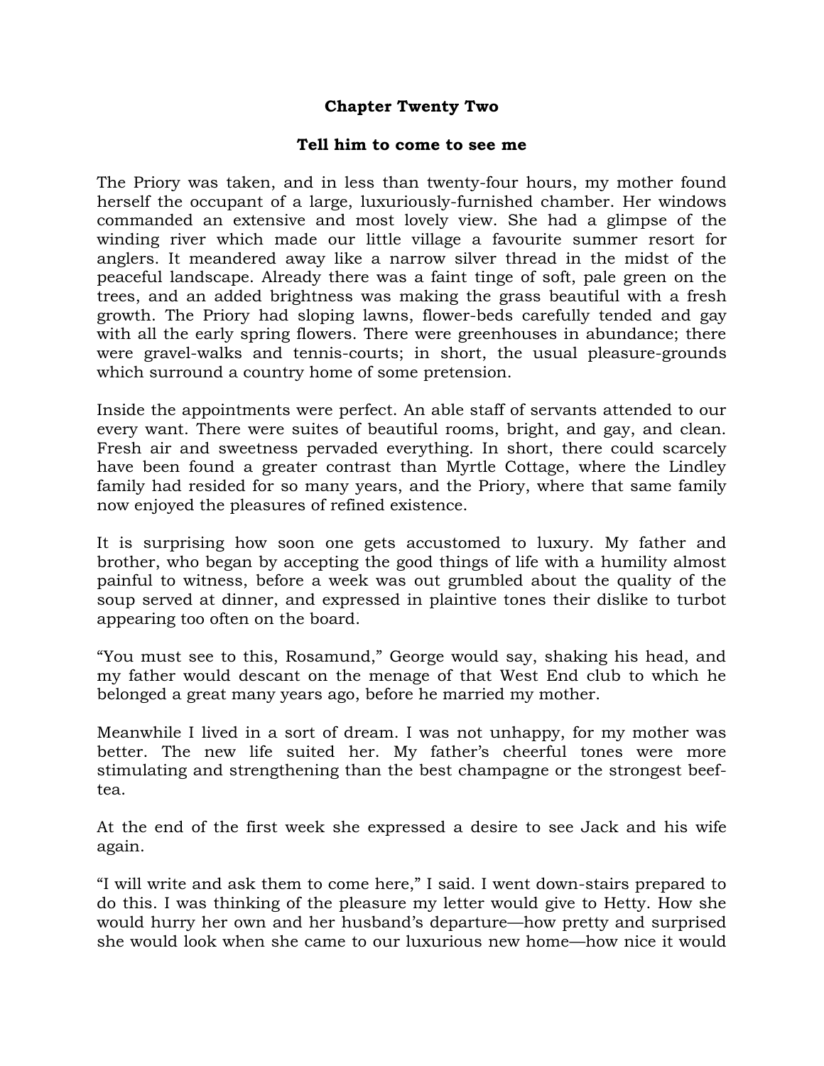## Chapter Twenty Two

### Tell him to come to see me

The Priory was taken, and in less than twenty-four hours, my mother found herself the occupant of a large, luxuriously-furnished chamber. Her windows commanded an extensive and most lovely view. She had a glimpse of the winding river which made our little village a favourite summer resort for anglers. It meandered away like a narrow silver thread in the midst of the peaceful landscape. Already there was a faint tinge of soft, pale green on the trees, and an added brightness was making the grass beautiful with a fresh growth. The Priory had sloping lawns, flower-beds carefully tended and gay with all the early spring flowers. There were greenhouses in abundance; there were gravel-walks and tennis-courts; in short, the usual pleasure-grounds which surround a country home of some pretension.

Inside the appointments were perfect. An able staff of servants attended to our every want. There were suites of beautiful rooms, bright, and gay, and clean. Fresh air and sweetness pervaded everything. In short, there could scarcely have been found a greater contrast than Myrtle Cottage, where the Lindley family had resided for so many years, and the Priory, where that same family now enjoyed the pleasures of refined existence.

It is surprising how soon one gets accustomed to luxury. My father and brother, who began by accepting the good things of life with a humility almost painful to witness, before a week was out grumbled about the quality of the soup served at dinner, and expressed in plaintive tones their dislike to turbot appearing too often on the board.

“You must see to this, Rosamund,” George would say, shaking his head, and my father would descant on the menage of that West End club to which he belonged a great many years ago, before he married my mother.

Meanwhile I lived in a sort of dream. I was not unhappy, for my mother was better. The new life suited her. My father’s cheerful tones were more stimulating and strengthening than the best champagne or the strongest beef-tea.

At the end of the first week she expressed a desire to see Jack and his wife again.

“I will write and ask them to come here,” I said. I went down-stairs prepared to do this. I was thinking of the pleasure my letter would give to Hetty. How she would hurry her own and her husband’s departure—how pretty and surprised she would look when she came to our luxurious new home—how nice it would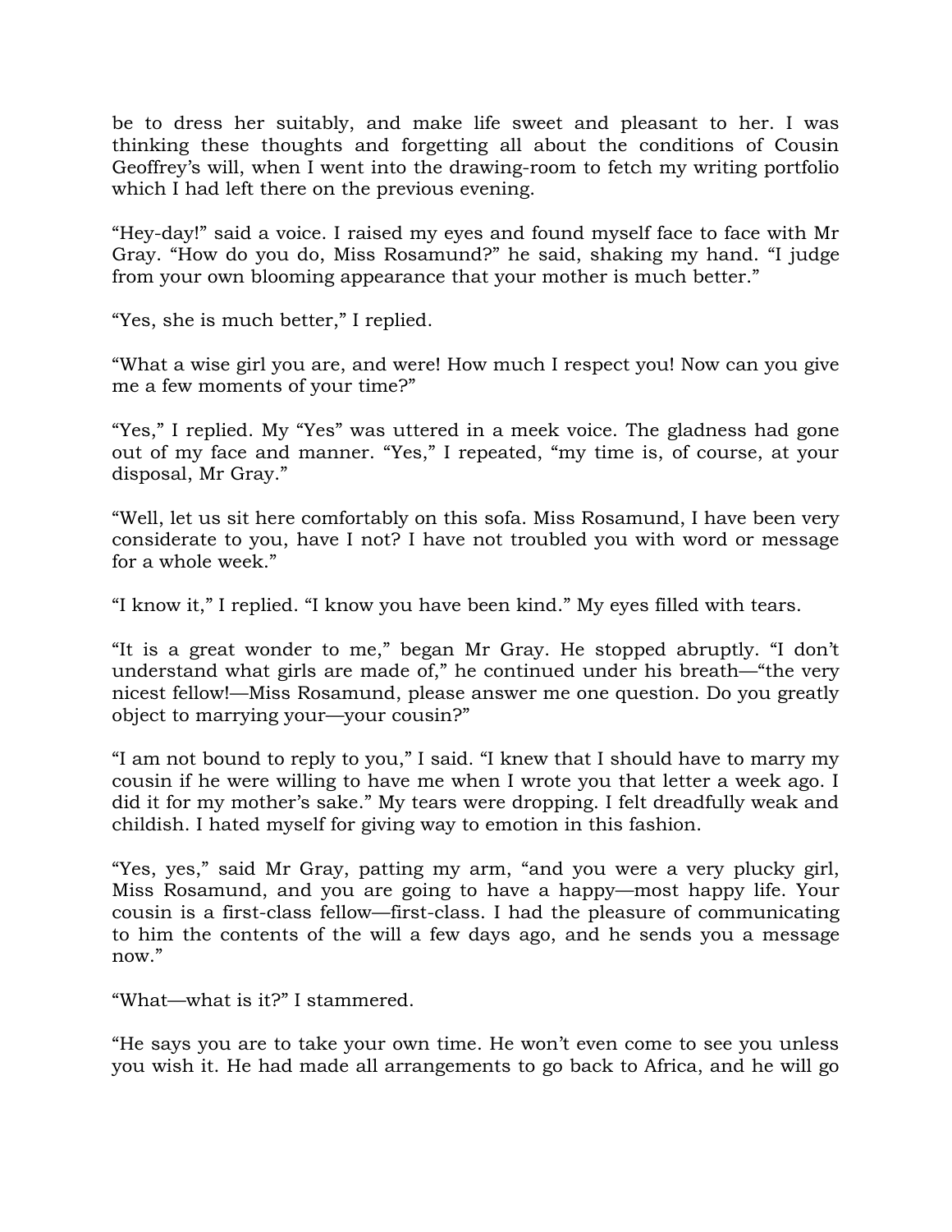be to dress her suitably, and make life sweet and pleasant to her. I was thinking these thoughts and forgetting all about the conditions of Cousin Geoffrey's will, when I went into the drawing-room to fetch my writing portfolio which I had left there on the previous evening.

"Hey-day!" said a voice. I raised my eyes and found myself face to face with Mr Gray. "How do you do, Miss Rosamund?" he said, shaking my hand. "I judge from your own blooming appearance that your mother is much better."

"Yes, she is much better," I replied.

"What a wise girl you are, and were! How much I respect you! Now can you give me a few moments of your time?"

"Yes," I replied. My "Yes" was uttered in a meek voice. The gladness had gone out of my face and manner. "Yes," I repeated, "my time is, of course, at your disposal, Mr Gray."

"Well, let us sit here comfortably on this sofa. Miss Rosamund, I have been very considerate to you, have I not? I have not troubled you with word or message for a whole week."

"I know it," I replied. "I know you have been kind." My eyes filled with tears.

"It is a great wonder to me," began Mr Gray. He stopped abruptly. "I don't understand what girls are made of," he continued under his breath—"the very nicest fellow!—Miss Rosamund, please answer me one question. Do you greatly object to marrying your—your cousin?"

"I am not bound to reply to you," I said. "I knew that I should have to marry my cousin if he were willing to have me when I wrote you that letter a week ago. I did it for my mother's sake." My tears were dropping. I felt dreadfully weak and childish. I hated myself for giving way to emotion in this fashion.

"Yes, yes," said Mr Gray, patting my arm, "and you were a very plucky girl, Miss Rosamund, and you are going to have a happy—most happy life. Your cousin is a first-class fellow—first-class. I had the pleasure of communicating to him the contents of the will a few days ago, and he sends you a message now."

"What—what is it?" I stammered.

"He says you are to take your own time. He won't even come to see you unless you wish it. He had made all arrangements to go back to Africa, and he will go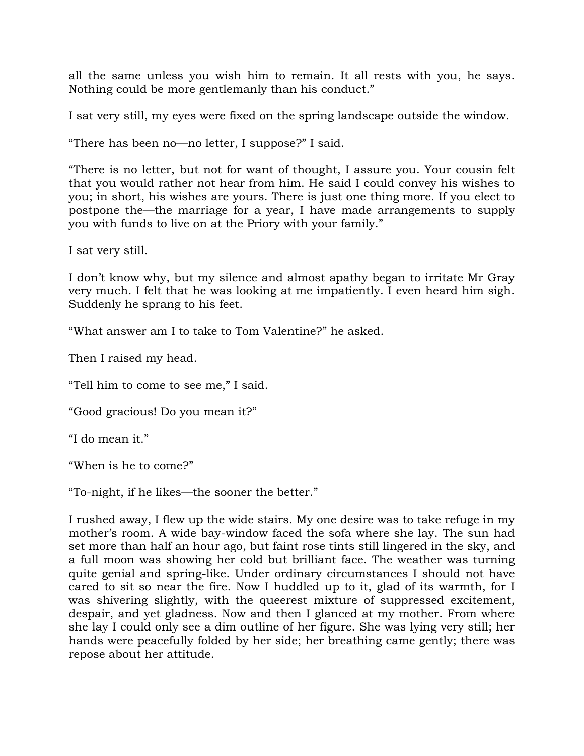all the same unless you wish him to remain. It all rests with you, he says. Nothing could be more gentlemanly than his conduct."

I sat very still, my eyes were fixed on the spring landscape outside the window.

"There has been no—no letter, I suppose?" I said.

"There is no letter, but not for want of thought, I assure you. Your cousin felt that you would rather not hear from him. He said I could convey his wishes to you; in short, his wishes are yours. There is just one thing more. If you elect to postpone the—the marriage for a year, I have made arrangements to supply you with funds to live on at the Priory with your family."

I sat very still.

I don't know why, but my silence and almost apathy began to irritate Mr Gray very much. I felt that he was looking at me impatiently. I even heard him sigh. Suddenly he sprang to his feet.

"What answer am I to take to Tom Valentine?" he asked.

Then I raised my head.

"Tell him to come to see me," I said.

"Good gracious! Do you mean it?"

"I do mean it."

"When is he to come?"

"To-night, if he likes—the sooner the better."

I rushed away, I flew up the wide stairs. My one desire was to take refuge in my mother's room. A wide bay-window faced the sofa where she lay. The sun had set more than half an hour ago, but faint rose tints still lingered in the sky, and a full moon was showing her cold but brilliant face. The weather was turning quite genial and spring-like. Under ordinary circumstances I should not have cared to sit so near the fire. Now I huddled up to it, glad of its warmth, for I was shivering slightly, with the queerest mixture of suppressed excitement, despair, and yet gladness. Now and then I glanced at my mother. From where she lay I could only see a dim outline of her figure. She was lying very still; her hands were peacefully folded by her side; her breathing came gently; there was repose about her attitude.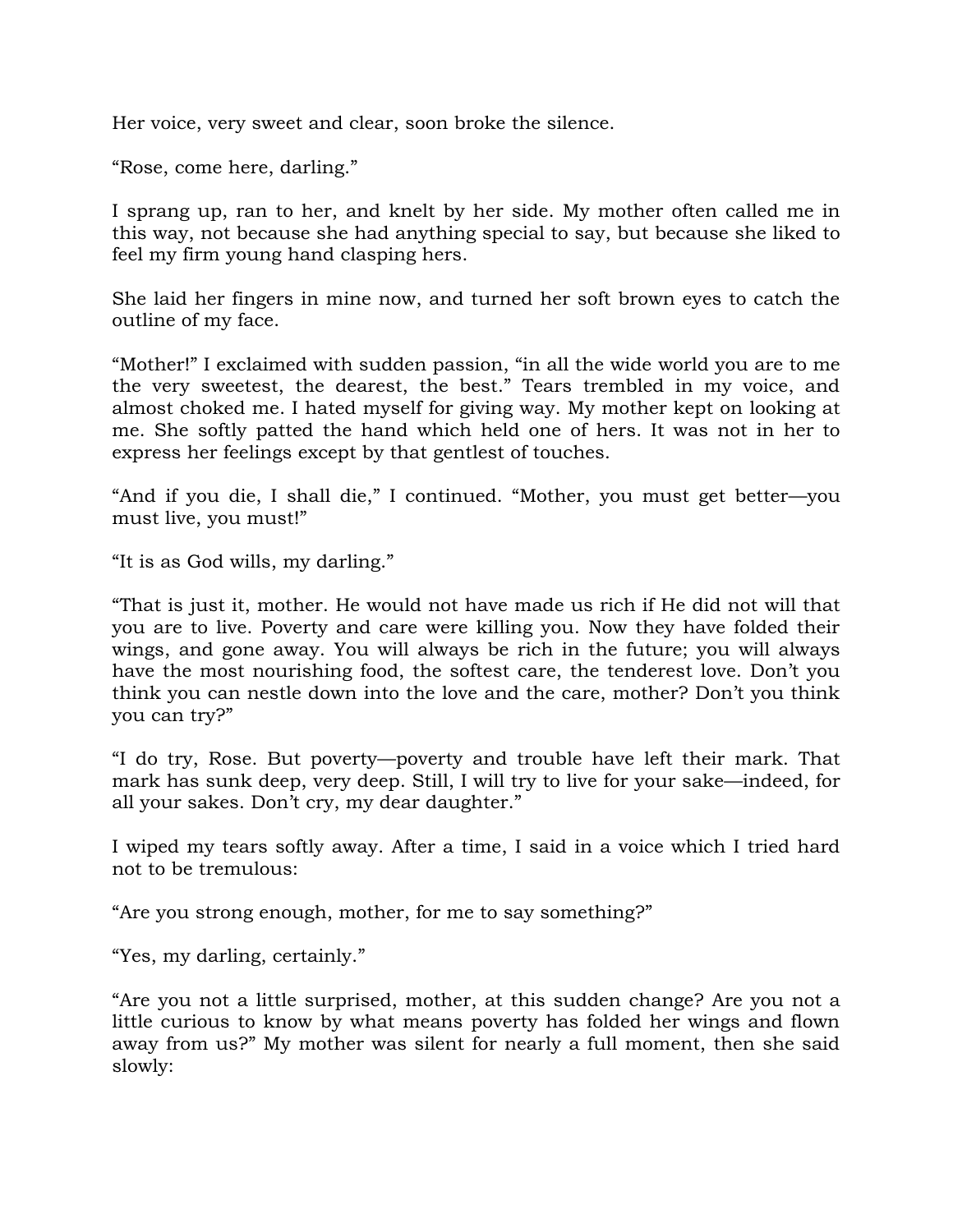Her voice, very sweet and clear, soon broke the silence.

“Rose, come here, darling.”

I sprang up, ran to her, and knelt by her side. My mother often called me in this way, not because she had anything special to say, but because she liked to feel my firm young hand clasping hers.

She laid her fingers in mine now, and turned her soft brown eyes to catch the outline of my face.

“Mother!” I exclaimed with sudden passion, “in all the wide world you are to me the very sweetest, the dearest, the best.” Tears trembled in my voice, and almost choked me. I hated myself for giving way. My mother kept on looking at me. She softly patted the hand which held one of hers. It was not in her to express her feelings except by that gentlest of touches.

“And if you die, I shall die,” I continued. “Mother, you must get better—you must live, you must!”

“It is as God wills, my darling.”

“That is just it, mother. He would not have made us rich if He did not will that you are to live. Poverty and care were killing you. Now they have folded their wings, and gone away. You will always be rich in the future; you will always have the most nourishing food, the softest care, the tenderest love. Don’t you think you can nestle down into the love and the care, mother? Don’t you think you can try?”

“I do try, Rose. But poverty—poverty and trouble have left their mark. That mark has sunk deep, very deep. Still, I will try to live for your sake—indeed, for all your sakes. Don’t cry, my dear daughter.”

I wiped my tears softly away. After a time, I said in a voice which I tried hard not to be tremulous:

“Are you strong enough, mother, for me to say something?”

“Yes, my darling, certainly.”

“Are you not a little surprised, mother, at this sudden change? Are you not a little curious to know by what means poverty has folded her wings and flown away from us?” My mother was silent for nearly a full moment, then she said slowly: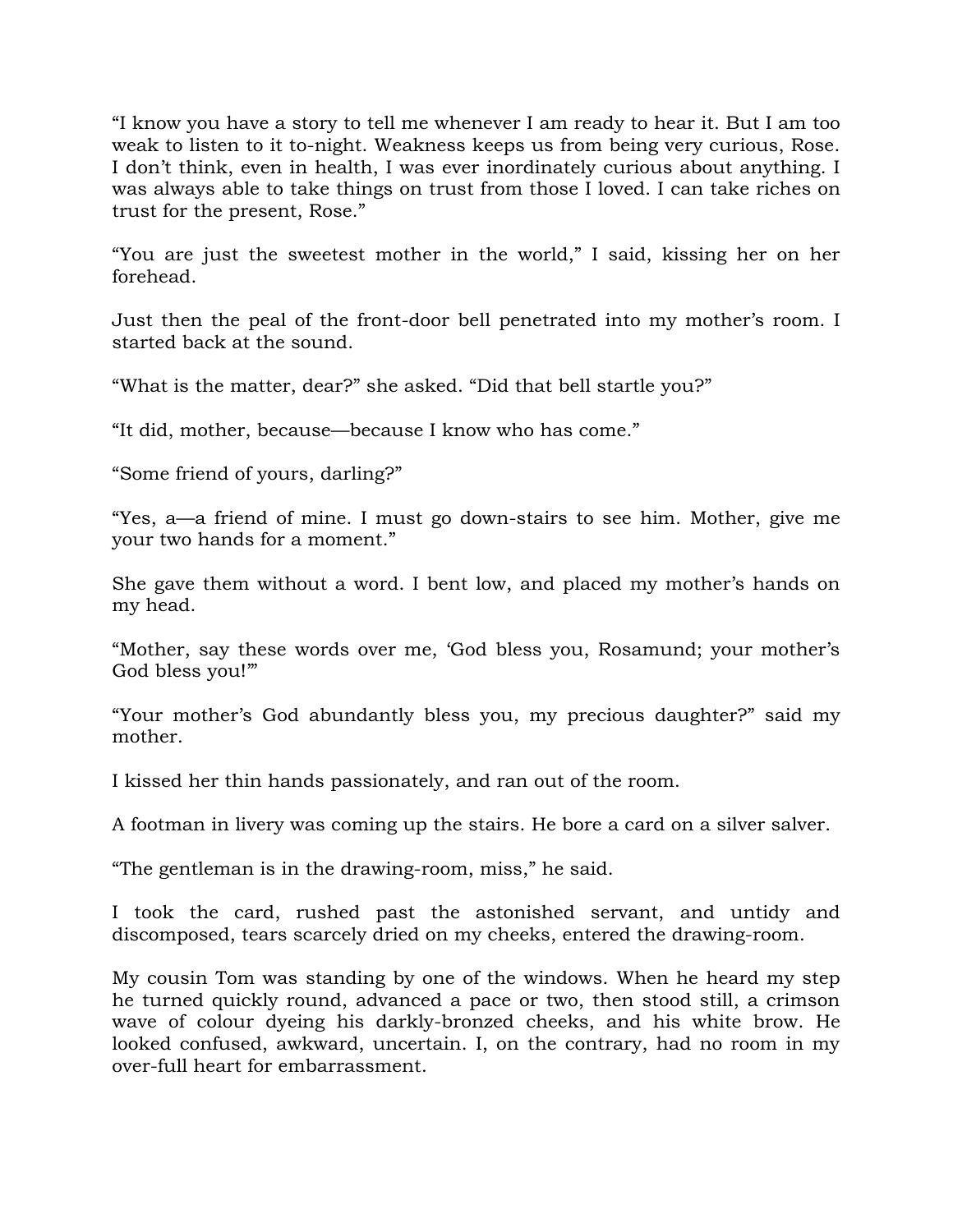“I know you have a story to tell me whenever I am ready to hear it. But I am too weak to listen to it to-night. Weakness keeps us from being very curious, Rose. I don’t think, even in health, I was ever inordinately curious about anything. I was always able to take things on trust from those I loved. I can take riches on trust for the present, Rose.”

“You are just the sweetest mother in the world,” I said, kissing her on her forehead.

Just then the peal of the front-door bell penetrated into my mother’s room. I started back at the sound.

“What is the matter, dear?” she asked. “Did that bell startle you?”

“It did, mother, because—because I know who has come.”

“Some friend of yours, darling?”

“Yes, a—a friend of mine. I must go down-stairs to see him. Mother, give me your two hands for a moment.”

She gave them without a word. I bent low, and placed my mother’s hands on my head.

“Mother, say these words over me, ‘God bless you, Rosamund; your mother’s God bless you!’”

“Your mother’s God abundantly bless you, my precious daughter?” said my mother.

I kissed her thin hands passionately, and ran out of the room.

A footman in livery was coming up the stairs. He bore a card on a silver salver.

“The gentleman is in the drawing-room, miss,” he said.

I took the card, rushed past the astonished servant, and untidy and discomposed, tears scarcely dried on my cheeks, entered the drawing-room.

My cousin Tom was standing by one of the windows. When he heard my step he turned quickly round, advanced a pace or two, then stood still, a crimson wave of colour dyeing his darkly-bronzed cheeks, and his white brow. He looked confused, awkward, uncertain. I, on the contrary, had no room in my over-full heart for embarrassment.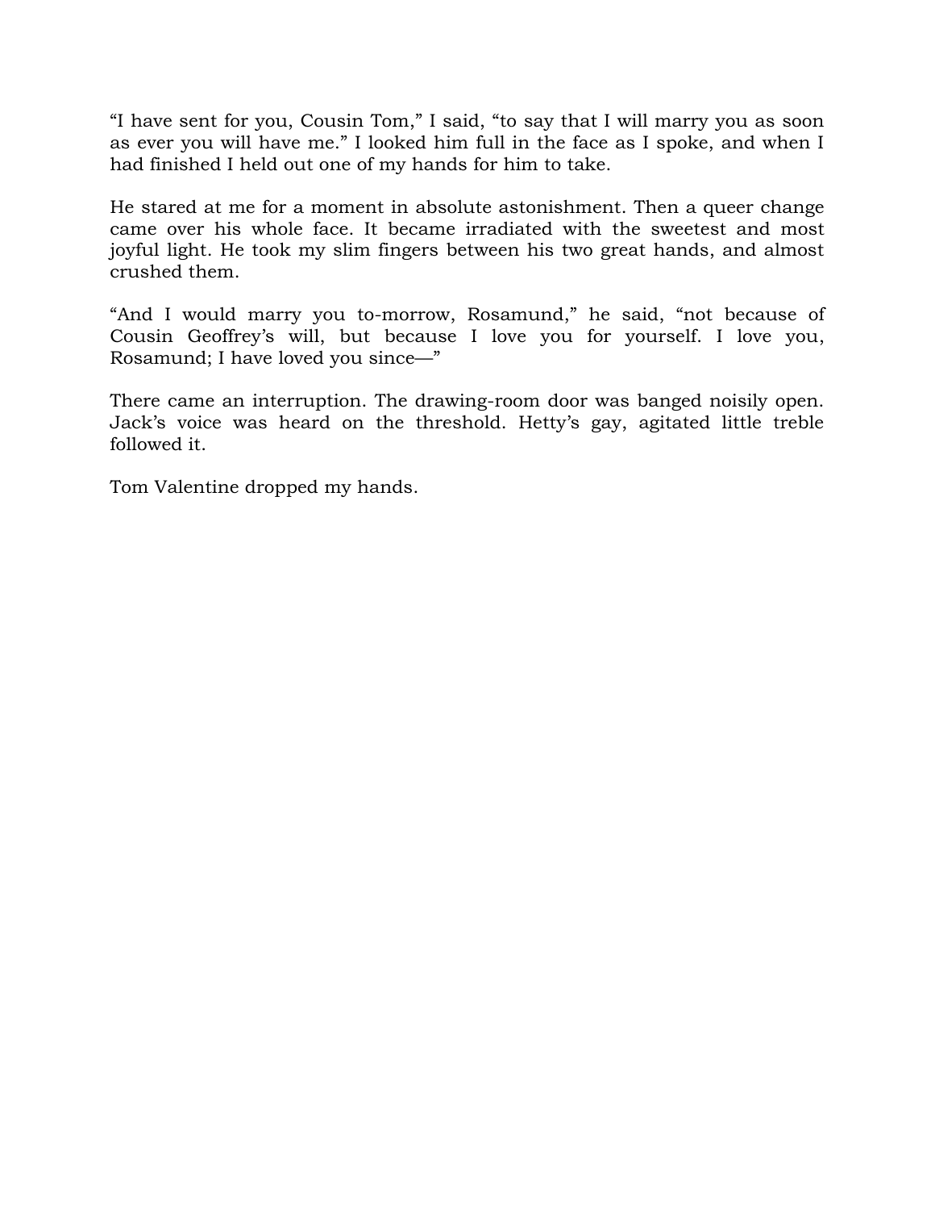“I have sent for you, Cousin Tom,” I said, “to say that I will marry you as soon as ever you will have me.” I looked him full in the face as I spoke, and when I had finished I held out one of my hands for him to take.

He stared at me for a moment in absolute astonishment. Then a queer change came over his whole face. It became irradiated with the sweetest and most joyful light. He took my slim fingers between his two great hands, and almost crushed them.

“And I would marry you to-morrow, Rosamund,” he said, “not because of Cousin Geoffrey’s will, but because I love you for yourself. I love you, Rosamund; I have loved you since—”

There came an interruption. The drawing-room door was banged noisily open. Jack’s voice was heard on the threshold. Hetty’s gay, agitated little treble followed it.

Tom Valentine dropped my hands.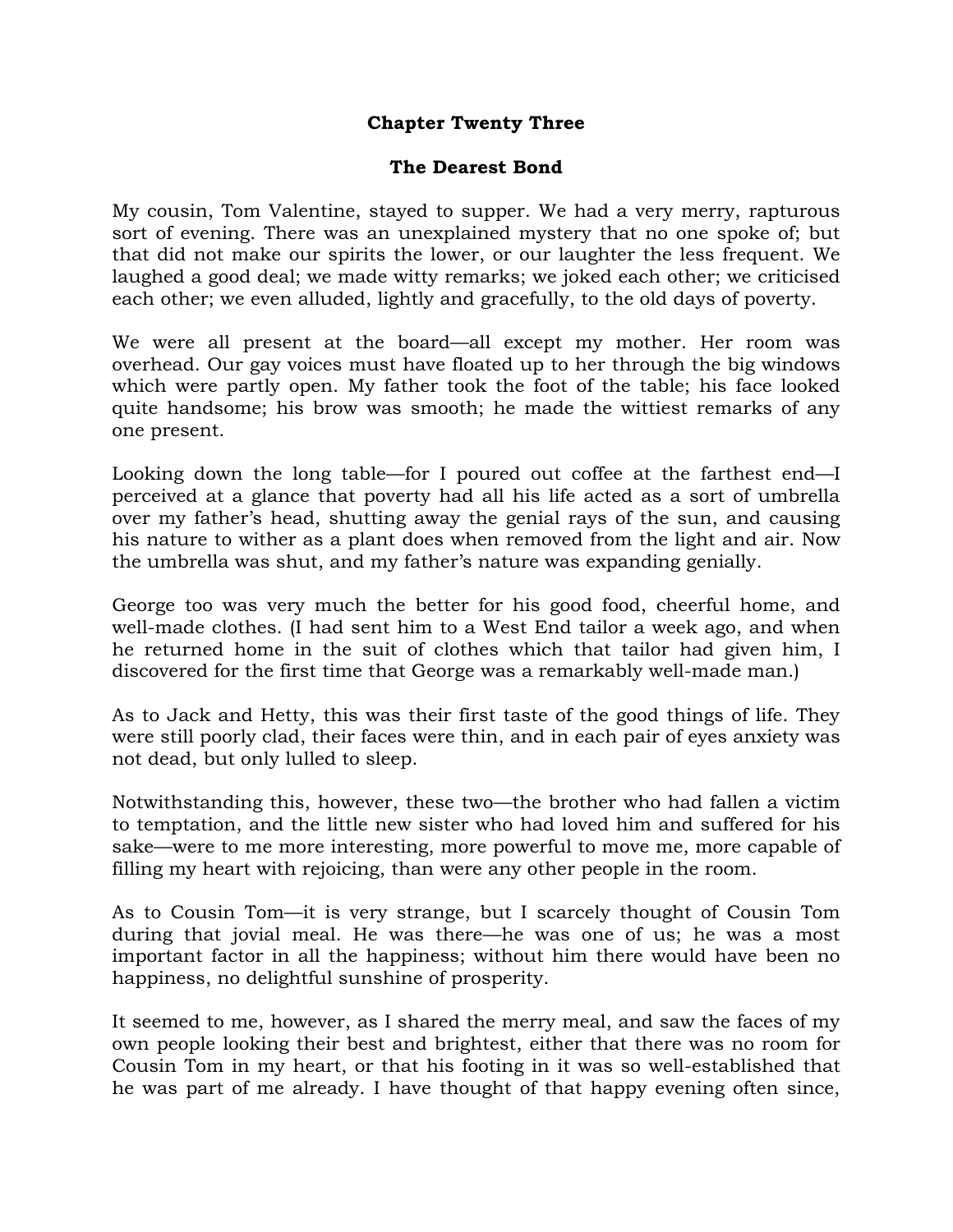## Chapter Twenty Three

## The Dearest Bond

My cousin, Tom Valentine, stayed to supper. We had a very merry, rapturous sort of evening. There was an unexplained mystery that no one spoke of; but that did not make our spirits the lower, or our laughter the less frequent. We laughed a good deal; we made witty remarks; we joked each other; we criticised each other; we even alluded, lightly and gracefully, to the old days of poverty.

We were all present at the board—all except my mother. Her room was overhead. Our gay voices must have floated up to her through the big windows which were partly open. My father took the foot of the table; his face looked quite handsome; his brow was smooth; he made the wittiest remarks of any one present.

Looking down the long table—for I poured out coffee at the farthest end—I perceived at a glance that poverty had all his life acted as a sort of umbrella over my father's head, shutting away the genial rays of the sun, and causing his nature to wither as a plant does when removed from the light and air. Now the umbrella was shut, and my father's nature was expanding genially.

George too was very much the better for his good food, cheerful home, and well-made clothes. (I had sent him to a West End tailor a week ago, and when he returned home in the suit of clothes which that tailor had given him, I discovered for the first time that George was a remarkably well-made man.)

As to Jack and Hetty, this was their first taste of the good things of life. They were still poorly clad, their faces were thin, and in each pair of eyes anxiety was not dead, but only lulled to sleep.

Notwithstanding this, however, these two—the brother who had fallen a victim to temptation, and the little new sister who had loved him and suffered for his sake—were to me more interesting, more powerful to move me, more capable of filling my heart with rejoicing, than were any other people in the room.

As to Cousin Tom—it is very strange, but I scarcely thought of Cousin Tom during that jovial meal. He was there—he was one of us; he was a most important factor in all the happiness; without him there would have been no happiness, no delightful sunshine of prosperity.

It seemed to me, however, as I shared the merry meal, and saw the faces of my own people looking their best and brightest, either that there was no room for Cousin Tom in my heart, or that his footing in it was so well-established that he was part of me already. I have thought of that happy evening often since,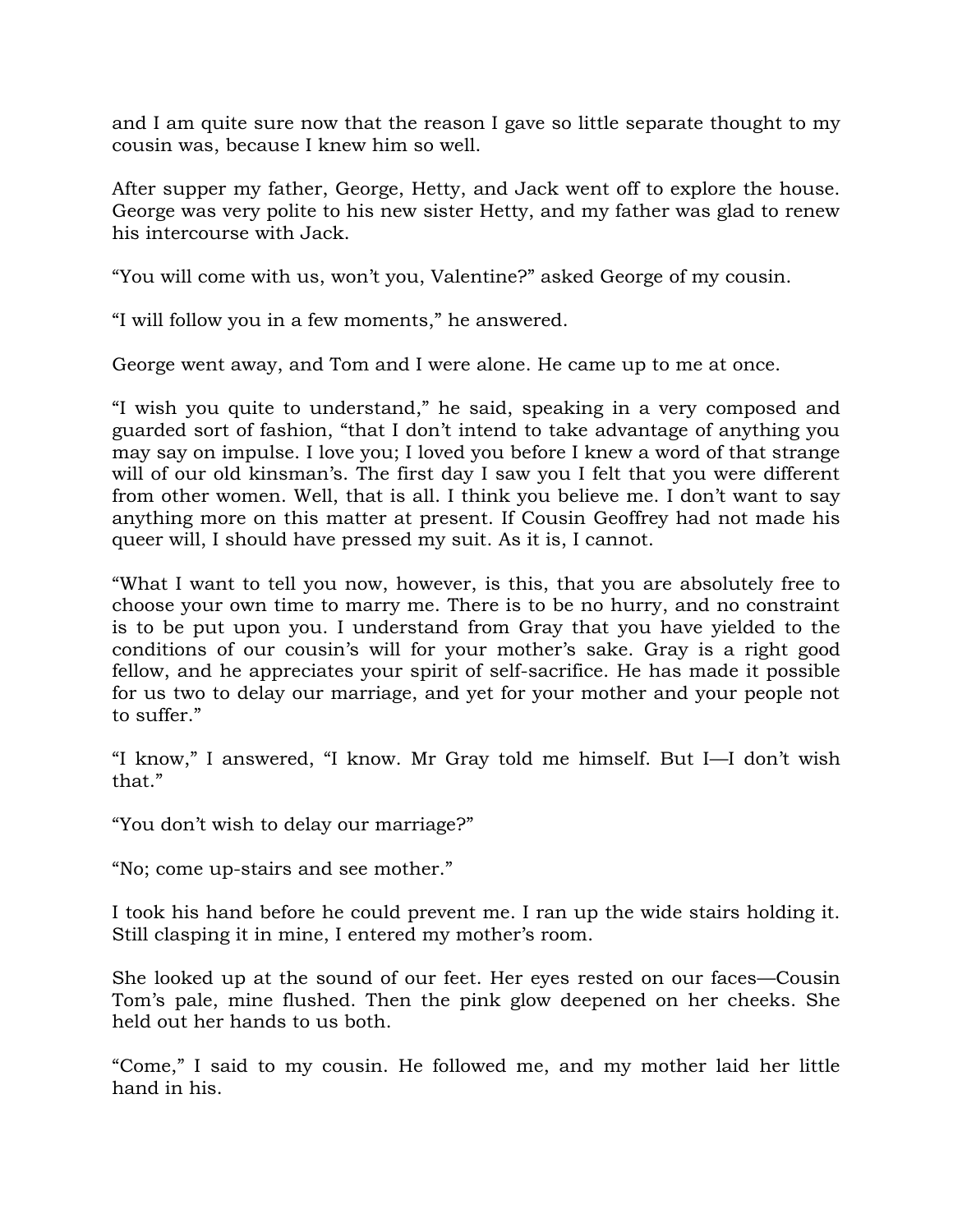and I am quite sure now that the reason I gave so little separate thought to my cousin was, because I knew him so well.

After supper my father, George, Hetty, and Jack went off to explore the house. George was very polite to his new sister Hetty, and my father was glad to renew his intercourse with Jack.

“You will come with us, won’t you, Valentine?” asked George of my cousin.

“I will follow you in a few moments,” he answered.

George went away, and Tom and I were alone. He came up to me at once.

“I wish you quite to understand,” he said, speaking in a very composed and guarded sort of fashion, “that I don’t intend to take advantage of anything you may say on impulse. I love you; I loved you before I knew a word of that strange will of our old kinsman’s. The first day I saw you I felt that you were different from other women. Well, that is all. I think you believe me. I don’t want to say anything more on this matter at present. If Cousin Geoffrey had not made his queer will, I should have pressed my suit. As it is, I cannot.

“What I want to tell you now, however, is this, that you are absolutely free to choose your own time to marry me. There is to be no hurry, and no constraint is to be put upon you. I understand from Gray that you have yielded to the conditions of our cousin’s will for your mother’s sake. Gray is a right good fellow, and he appreciates your spirit of self-sacrifice. He has made it possible for us two to delay our marriage, and yet for your mother and your people not to suffer.”

“I know,” I answered, “I know. Mr Gray told me himself. But I—I don’t wish that.”

“You don’t wish to delay our marriage?”

“No; come up-stairs and see mother.”

I took his hand before he could prevent me. I ran up the wide stairs holding it. Still clasping it in mine, I entered my mother’s room.

She looked up at the sound of our feet. Her eyes rested on our faces—Cousin Tom’s pale, mine flushed. Then the pink glow deepened on her cheeks. She held out her hands to us both.

“Come,” I said to my cousin. He followed me, and my mother laid her little hand in his.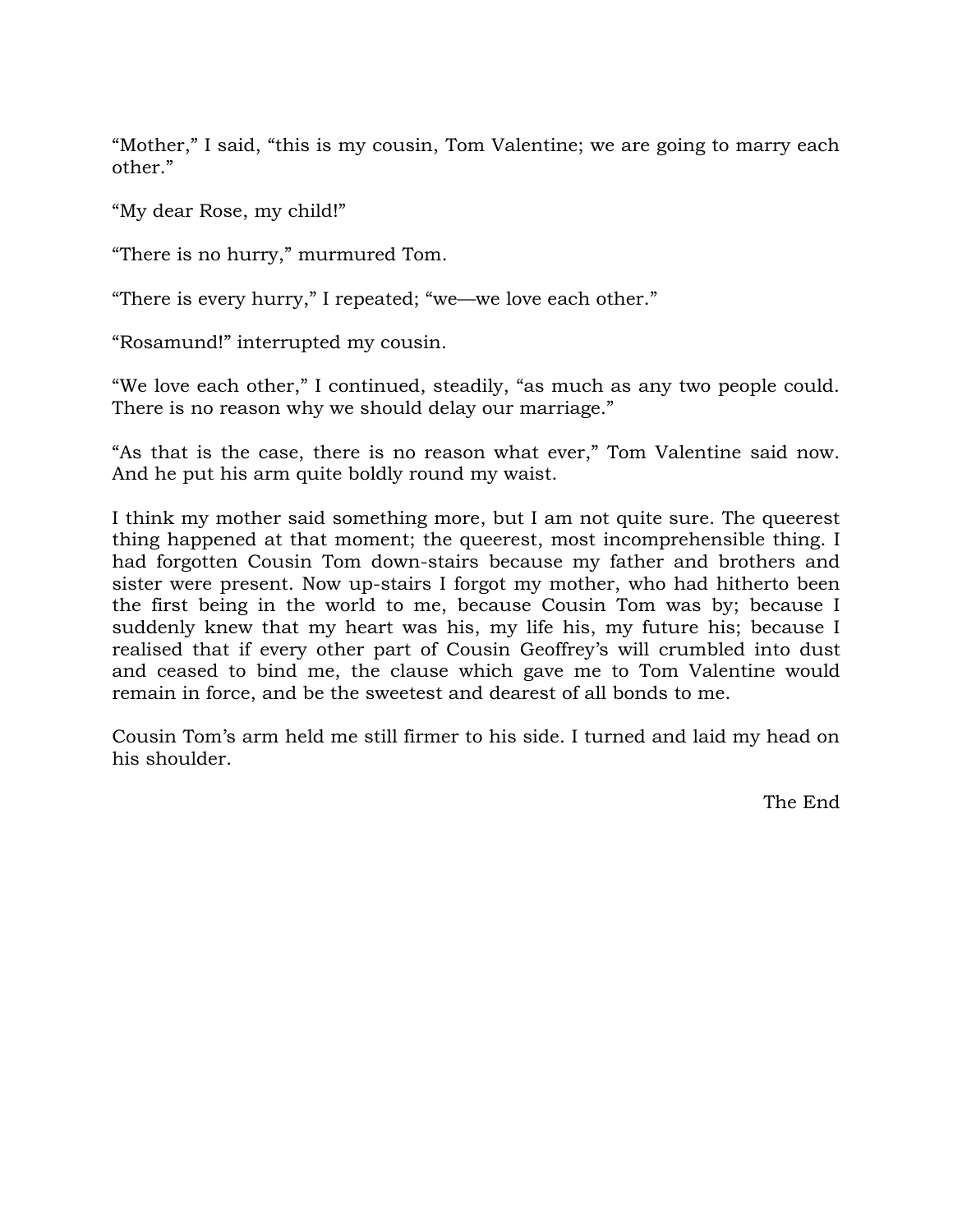“Mother,” I said, “this is my cousin, Tom Valentine; we are going to marry each other.”

“My dear Rose, my child!”

“There is no hurry,” murmured Tom.

“There is every hurry,” I repeated; “we—we love each other.”

“Rosamund!” interrupted my cousin.

“We love each other,” I continued, steadily, “as much as any two people could. There is no reason why we should delay our marriage.”

“As that is the case, there is no reason what ever,” Tom Valentine said now. And he put his arm quite boldly round my waist.

I think my mother said something more, but I am not quite sure. The queerest thing happened at that moment; the queerest, most incomprehensible thing. I had forgotten Cousin Tom down-stairs because my father and brothers and sister were present. Now up-stairs I forgot my mother, who had hitherto been the first being in the world to me, because Cousin Tom was by; because I suddenly knew that my heart was his, my life his, my future his; because I realised that if every other part of Cousin Geoffrey’s will crumbled into dust and ceased to bind me, the clause which gave me to Tom Valentine would remain in force, and be the sweetest and dearest of all bonds to me.

Cousin Tom’s arm held me still firmer to his side. I turned and laid my head on his shoulder.

The End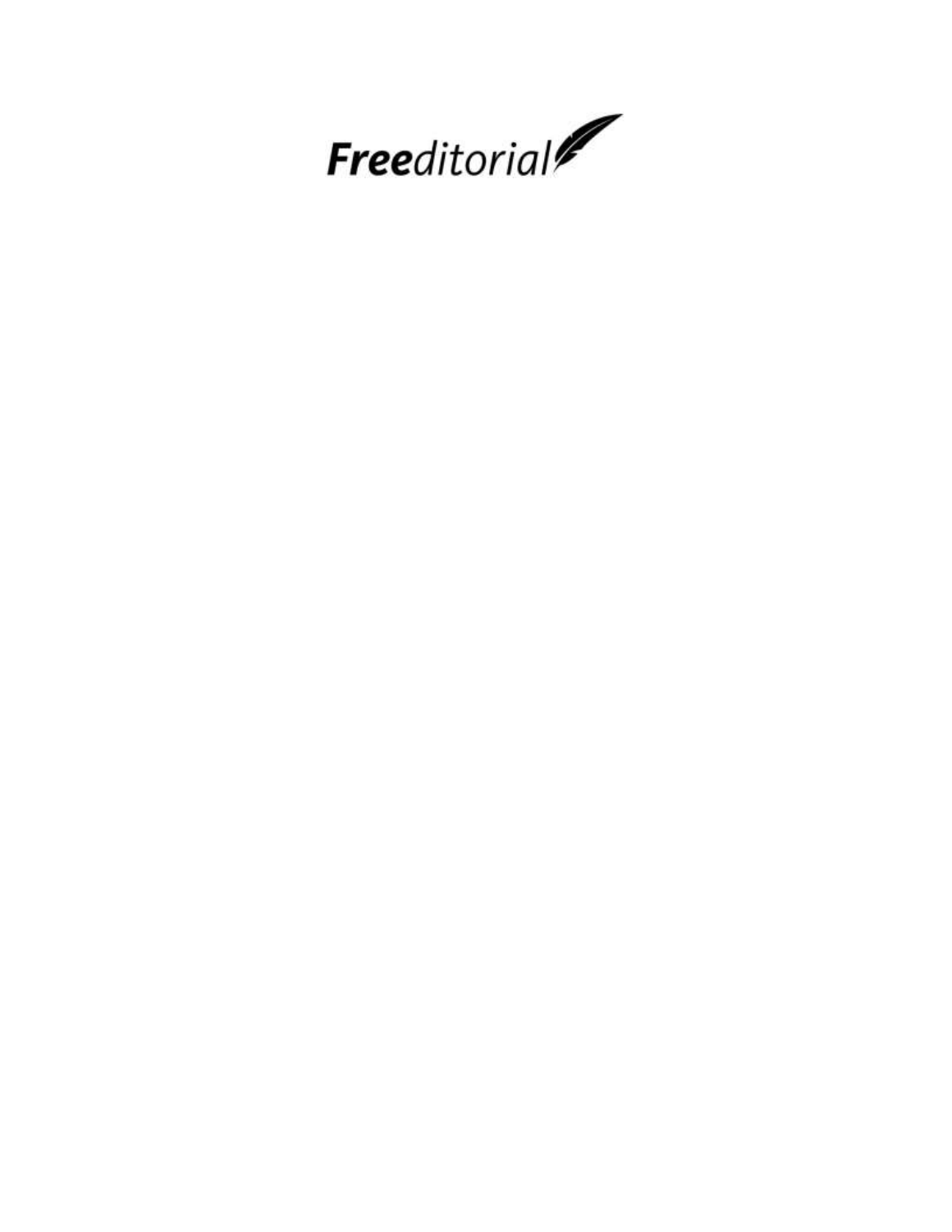Freeditorial